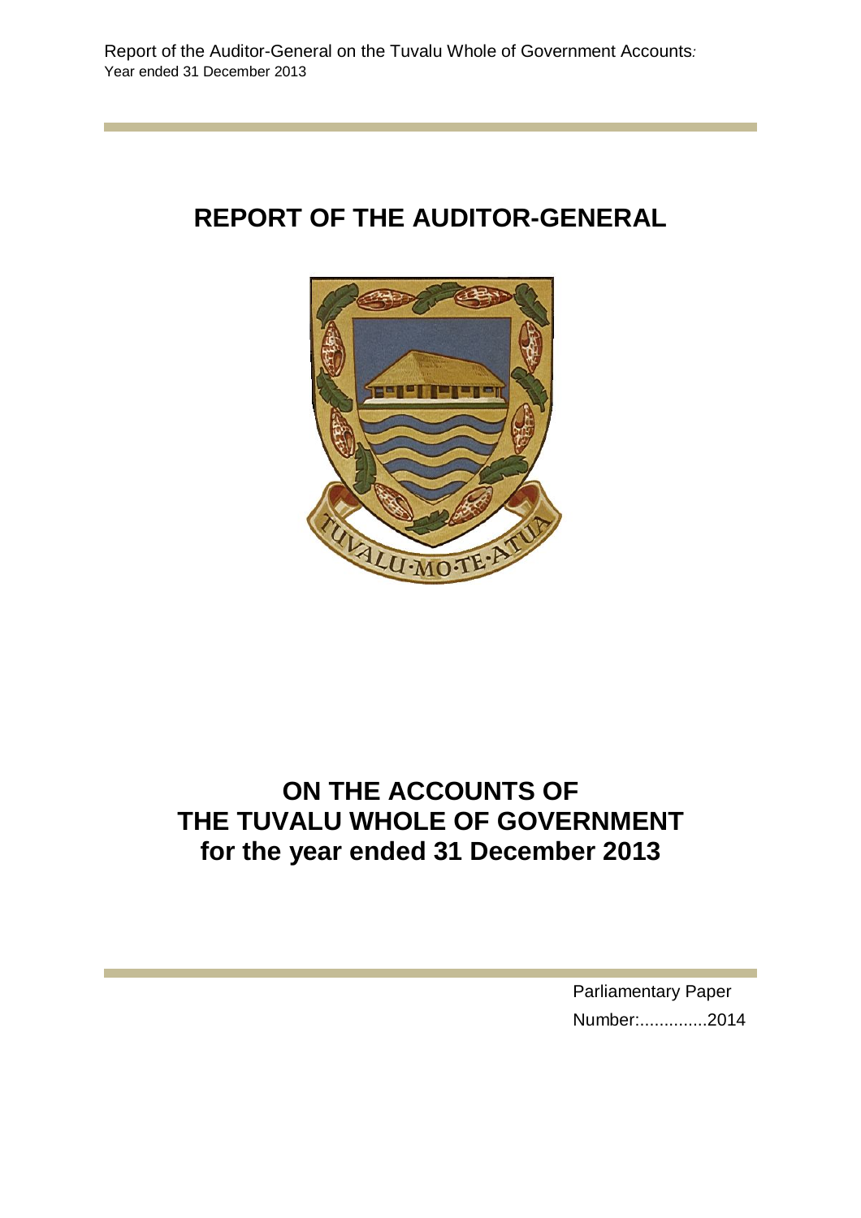# REPORT OF THE AUDITOR-GENERAL

# ON THE ACCOUNTS OF THE TUVALU WHOLE OF GOVERNMENT for the year ended 31 December 2013

Parliamentary Paper

Number:..............2014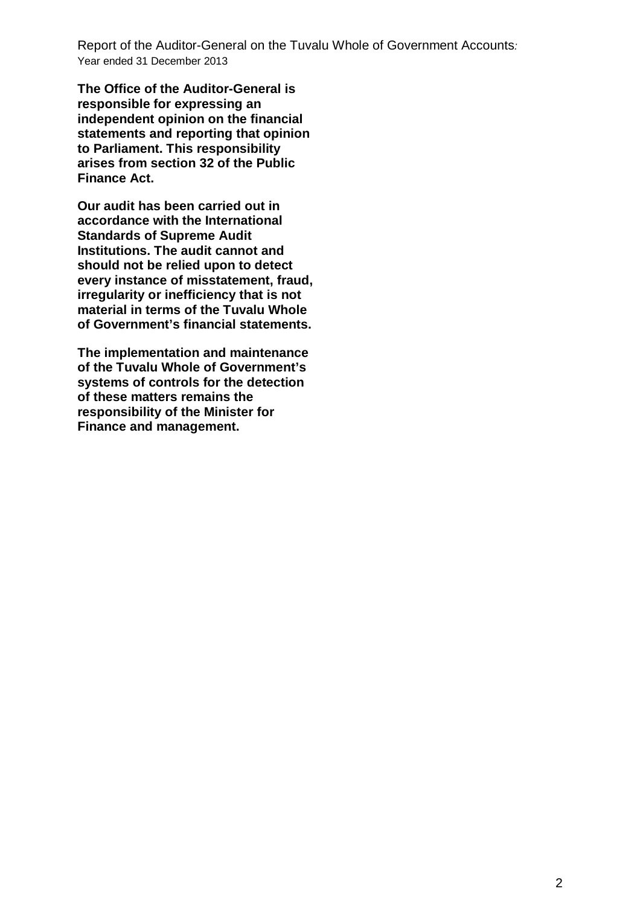**The Office of the Auditor-General is responsible for expressing an independent opinion on the financial statements and reporting that opinion to Parliament. This responsibility arises from section 32 of the Public Finance Act.**

**Our audit has been carried out in accordance with the International Standards of Supreme Audit Institutions. The audit cannot and should not be relied upon to detect every instance of misstatement, fraud, irregularity or inefficiency that is not material in terms of the Tuvalu Whole of Government's financial statements.**

**The implementation and maintenance of the Tuvalu Whole of Government's systems of controls for the detection of these matters remains the responsibility of the Minister for Finance and management.**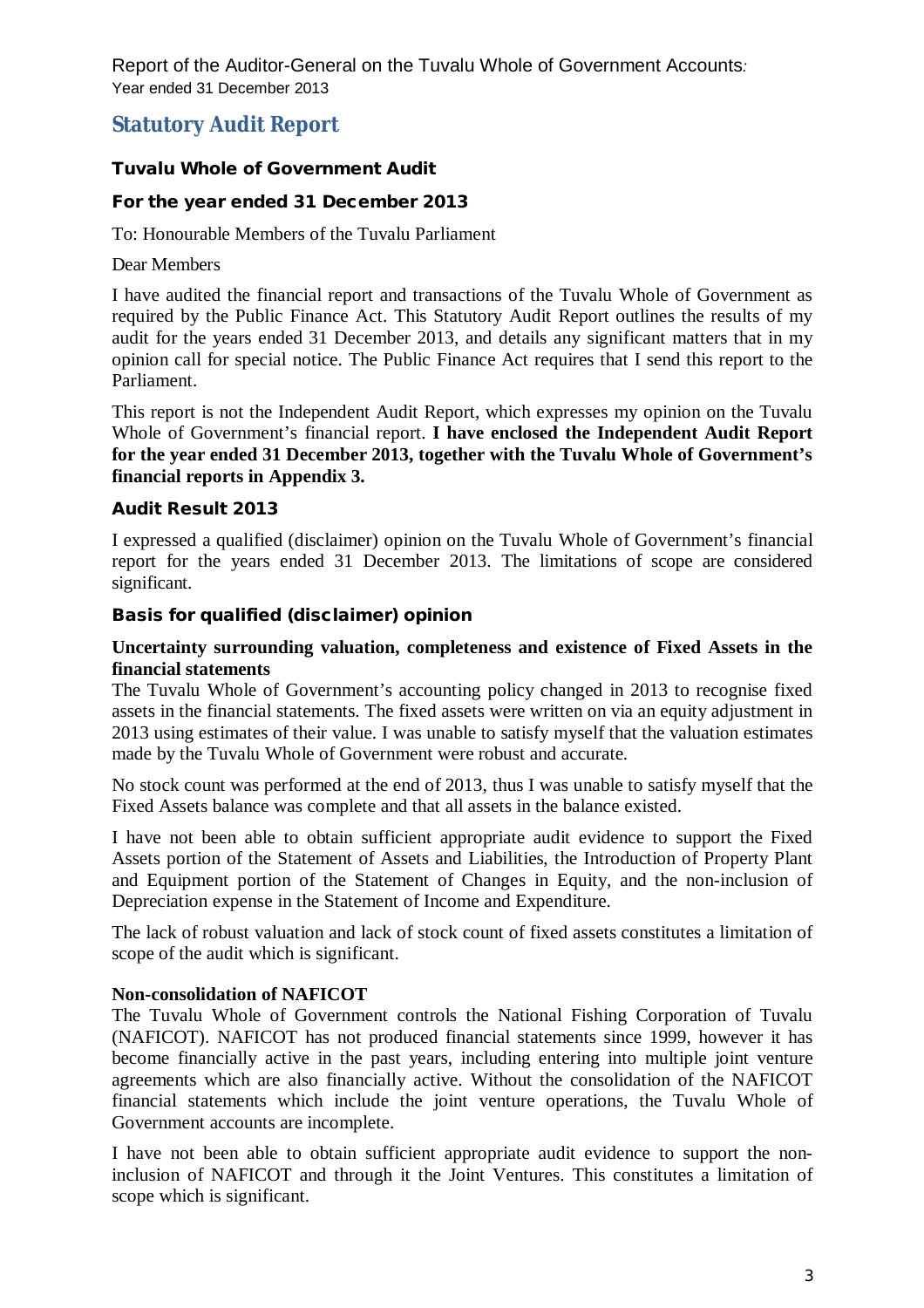## Statutory Audit Report

### Tuvalu Whole of Government Audit

### For the year ended 31 December 2013

To: Honourable Members of the Tuvalu Parliament

Dear Members

I have audited the financial report and transactions of the Tuvalu Whole of Government as required by the Public Finance Act. This Statutory Audit Report outlines the results of my audit for the years ended 31 December 2013, and details any significant matters that in my opinion call for special notice. The Public Finance Act requires that I send this report to the Parliament.

This report is not the Independent Audit Report, which expresses my opinion on the Tuvalu Whole of Government's financial report. **I have enclosed the Independent Audit Report for the year ended 31 December 2013, together with the Tuvalu Whole of Government's financial reports in Appendix 3.**

### Audit Result 2013

I expressed a qualified (disclaimer) opinion on the Tuvalu Whole of Government's financial report for the years ended 31 December 2013. The limitations of scope are considered significant.

### Basis for qualified (disclaimer) opinion

**Uncertainty surrounding valuation, completeness and existence of Fixed Assets in the financial statements**

The Tuvalu Whole of Government's accounting policy changed in 2013 to recognise fixed assets in the financial statements. The fixed assets were written on via an equity adjustment in 2013 using estimates of their value. I was unable to satisfy myself that the valuation estimates made by the Tuvalu Whole of Government were robust and accurate.

No stock count was performed at the end of 2013, thus I was unable to satisfy myself that the Fixed Assets balance was complete and that all assets in the balance existed.

I have not been able to obtain sufficient appropriate audit evidence to support the Fixed Assets portion of the Statement of Assets and Liabilities, the Introduction of Property Plant and Equipment portion of the Statement of Changes in Equity, and the non-inclusion of Depreciation expense in the Statement of Income and Expenditure.

The lack of robust valuation and lack of stock count of fixed assets constitutes a limitation of scope of the audit which is significant.

**Non-consolidation of NAFICOT**

The Tuvalu Whole of Government controls the National Fishing Corporation of Tuvalu (NAFICOT). NAFICOT has not produced financial statements since 1999, however it has become financially active in the past years, including entering into multiple joint venture agreements which are also financially active. Without the consolidation of the NAFICOT financial statements which include the joint venture operations, the Tuvalu Whole of Government accounts are incomplete.

I have not been able to obtain sufficient appropriate audit evidence to support the non-inclusion of NAFICOT and through it the Joint Ventures. This constitutes a limitation of scope which is significant.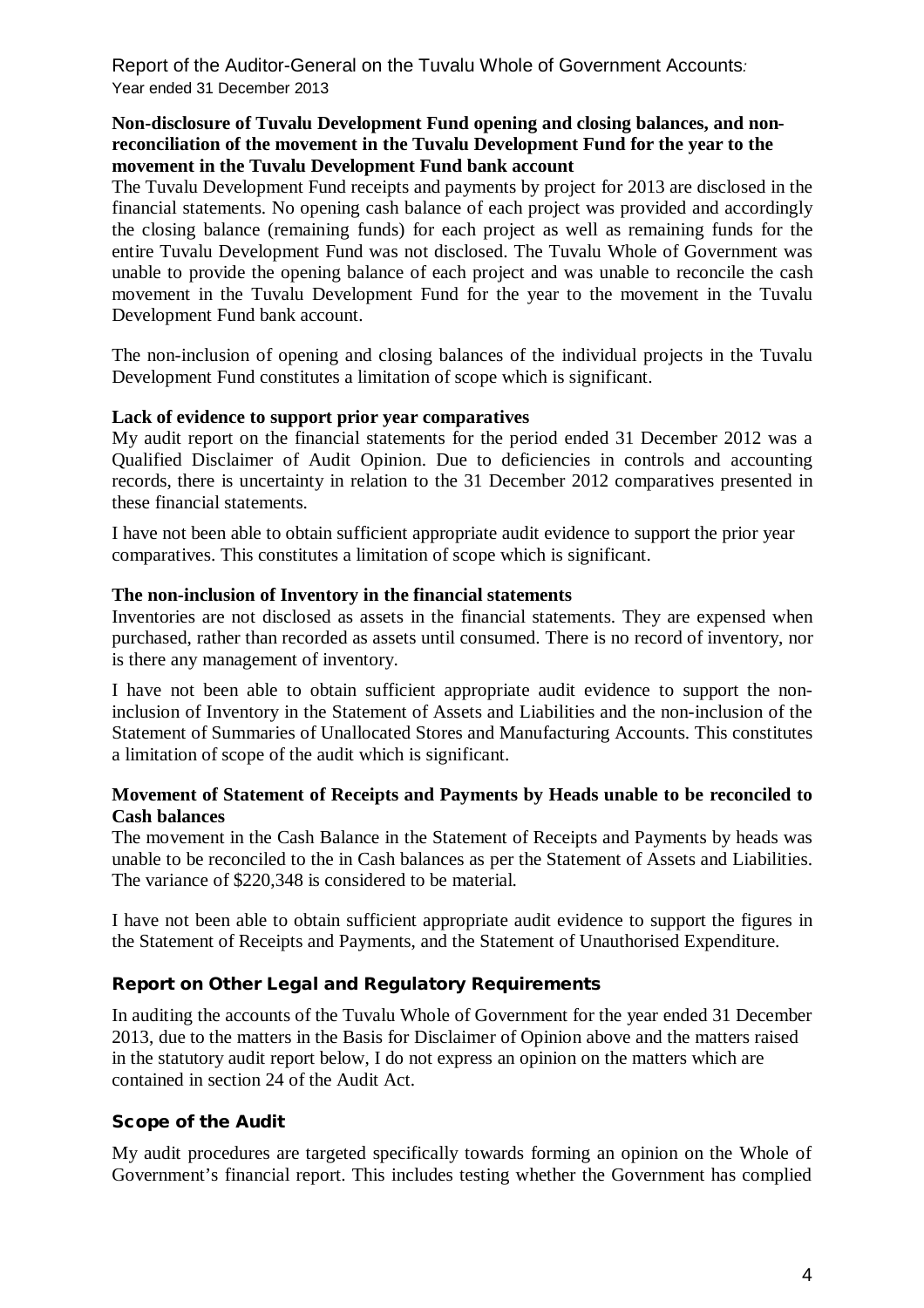**Non-disclosure of Tuvalu Development Fund opening and closing balances, and non-reconciliation of the movement in the Tuvalu Development Fund for the year to the movement in the Tuvalu Development Fund bank account**

The Tuvalu Development Fund receipts and payments by project for 2013 are disclosed in the financial statements. No opening cash balance of each project was provided and accordingly the closing balance (remaining funds) for each project as well as remaining funds for the entire Tuvalu Development Fund was not disclosed. The Tuvalu Whole of Government was unable to provide the opening balance of each project and was unable to reconcile the cash movement in the Tuvalu Development Fund for the year to the movement in the Tuvalu Development Fund bank account.

The non-inclusion of opening and closing balances of the individual projects in the Tuvalu Development Fund constitutes a limitation of scope which is significant.

**Lack of evidence to support prior year comparatives**

My audit report on the financial statements for the period ended 31 December 2012 was a Qualified Disclaimer of Audit Opinion. Due to deficiencies in controls and accounting records, there is uncertainty in relation to the 31 December 2012 comparatives presented in these financial statements.

I have not been able to obtain sufficient appropriate audit evidence to support the prior year comparatives. This constitutes a limitation of scope which is significant.

**The non-inclusion of Inventory in the financial statements**

Inventories are not disclosed as assets in the financial statements. They are expensed when purchased, rather than recorded as assets until consumed. There is no record of inventory, nor is there any management of inventory.

I have not been able to obtain sufficient appropriate audit evidence to support the non-inclusion of Inventory in the Statement of Assets and Liabilities and the non-inclusion of the Statement of Summaries of Unallocated Stores and Manufacturing Accounts. This constitutes a limitation of scope of the audit which is significant.

**Movement of Statement of Receipts and Payments by Heads unable to be reconciled to Cash balances**

The movement in the Cash Balance in the Statement of Receipts and Payments by heads was unable to be reconciled to the in Cash balances as per the Statement of Assets and Liabilities. The variance of $220,348 is considered to be material.

I have not been able to obtain sufficient appropriate audit evidence to support the figures in the Statement of Receipts and Payments, and the Statement of Unauthorised Expenditure.

## Report on Other Legal and Regulatory Requirements

In auditing the accounts of the Tuvalu Whole of Government for the year ended 31 December 2013, due to the matters in the Basis for Disclaimer of Opinion above and the matters raised in the statutory audit report below, I do not express an opinion on the matters which are contained in section 24 of the Audit Act.

## Scope of the Audit

My audit procedures are targeted specifically towards forming an opinion on the Whole of Government's financial report. This includes testing whether the Government has complied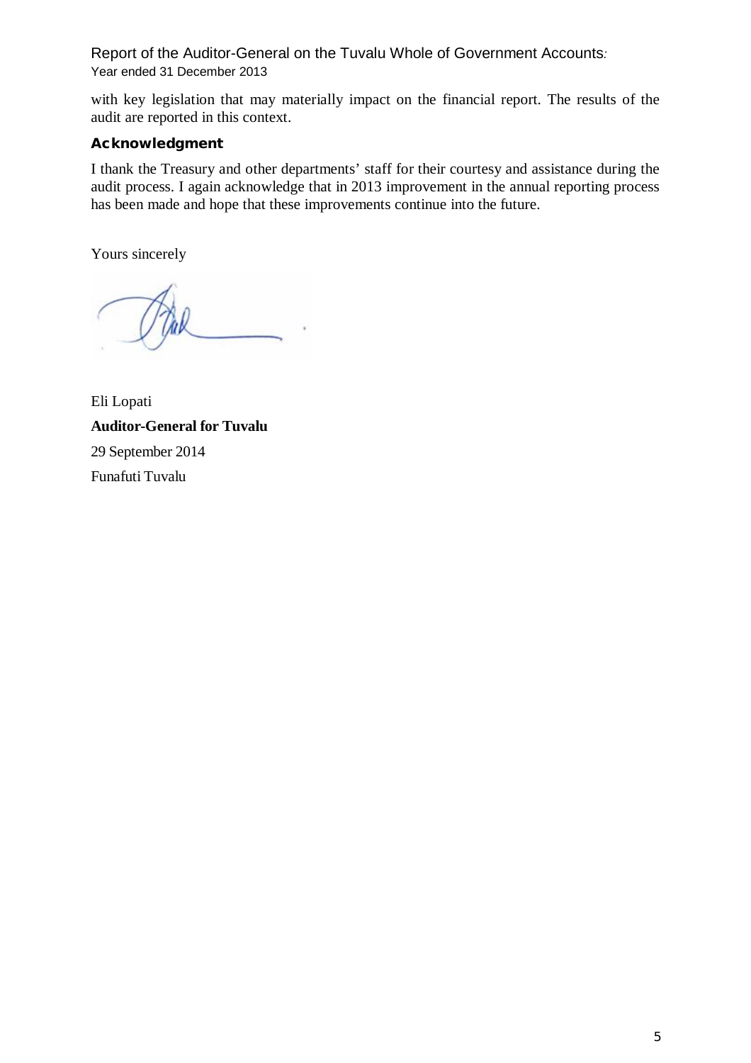with key legislation that may materially impact on the financial report. The results of the audit are reported in this context.

## Acknowledgment

I thank the Treasury and other departments' staff for their courtesy and assistance during the audit process. I again acknowledge that in 2013 improvement in the annual reporting process has been made and hope that these improvements continue into the future.

Yours sincerely

Eli Lopati

**Auditor-General for Tuvalu**

29 September 2014

Funafuti Tuvalu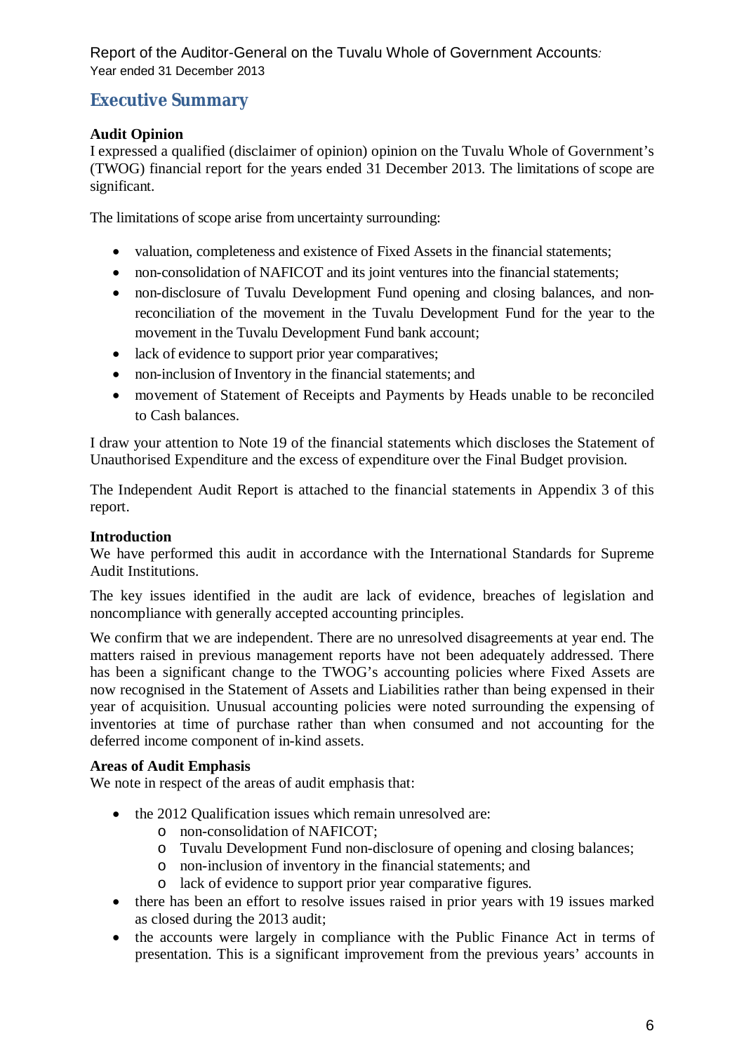## Executive Summary

**Audit Opinion**

I expressed a qualified (disclaimer of opinion) opinion on the Tuvalu Whole of Government's (TWOG) financial report for the years ended 31 December 2013. The limitations of scope are significant.

The limitations of scope arise from uncertainty surrounding:

- valuation, completeness and existence of Fixed Assets in the financial statements;
- non-consolidation of NAFICOT and its joint ventures into the financial statements;
- non-disclosure of Tuvalu Development Fund opening and closing balances, and non-reconciliation of the movement in the Tuvalu Development Fund for the year to the movement in the Tuvalu Development Fund bank account;
- lack of evidence to support prior year comparatives;
- non-inclusion of Inventory in the financial statements; and
- movement of Statement of Receipts and Payments by Heads unable to be reconciled to Cash balances.

I draw your attention to Note 19 of the financial statements which discloses the Statement of Unauthorised Expenditure and the excess of expenditure over the Final Budget provision.

The Independent Audit Report is attached to the financial statements in Appendix 3 of this report.

**Introduction**

We have performed this audit in accordance with the International Standards for Supreme Audit Institutions.

The key issues identified in the audit are lack of evidence, breaches of legislation and noncompliance with generally accepted accounting principles.

We confirm that we are independent. There are no unresolved disagreements at year end. The matters raised in previous management reports have not been adequately addressed. There has been a significant change to the TWOG's accounting policies where Fixed Assets are now recognised in the Statement of Assets and Liabilities rather than being expensed in their year of acquisition. Unusual accounting policies were noted surrounding the expensing of inventories at time of purchase rather than when consumed and not accounting for the deferred income component of in-kind assets.

**Areas of Audit Emphasis**

We note in respect of the areas of audit emphasis that:

- the 2012 Qualification issues which remain unresolved are:
  - non-consolidation of NAFICOT;
  - Tuvalu Development Fund non-disclosure of opening and closing balances;
  - non-inclusion of inventory in the financial statements; and
  - lack of evidence to support prior year comparative figures.
- there has been an effort to resolve issues raised in prior years with 19 issues marked as closed during the 2013 audit;
- the accounts were largely in compliance with the Public Finance Act in terms of presentation. This is a significant improvement from the previous years' accounts in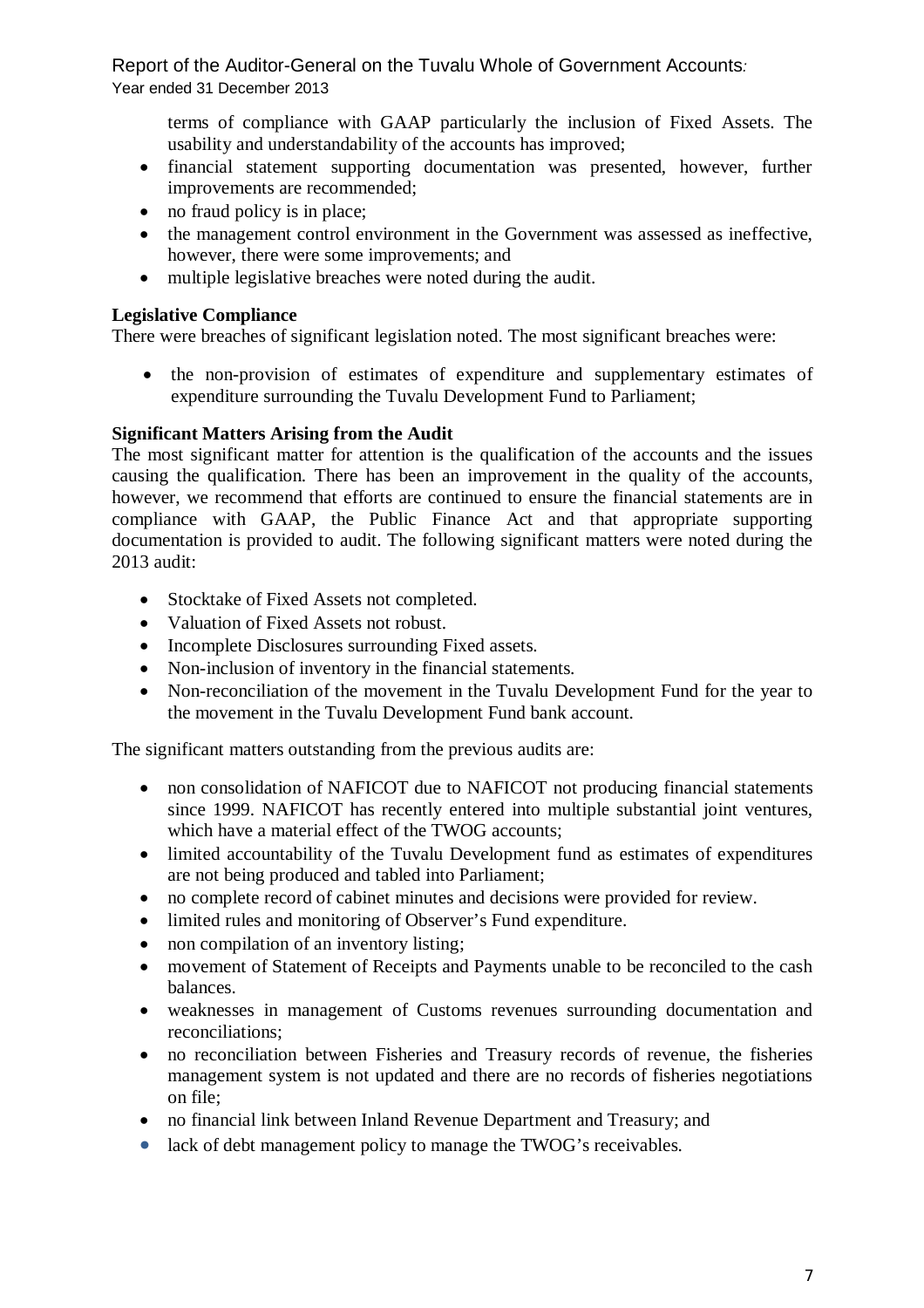terms of compliance with GAAP particularly the inclusion of Fixed Assets. The usability and understandability of the accounts has improved;

- financial statement supporting documentation was presented, however, further improvements are recommended;
- no fraud policy is in place;
- the management control environment in the Government was assessed as ineffective, however, there were some improvements; and
- multiple legislative breaches were noted during the audit.

**Legislative Compliance**

There were breaches of significant legislation noted. The most significant breaches were:

- the non-provision of estimates of expenditure and supplementary estimates of expenditure surrounding the Tuvalu Development Fund to Parliament;

**Significant Matters Arising from the Audit**

The most significant matter for attention is the qualification of the accounts and the issues causing the qualification. There has been an improvement in the quality of the accounts, however, we recommend that efforts are continued to ensure the financial statements are in compliance with GAAP, the Public Finance Act and that appropriate supporting documentation is provided to audit. The following significant matters were noted during the 2013 audit:

- Stocktake of Fixed Assets not completed.
- Valuation of Fixed Assets not robust.
- Incomplete Disclosures surrounding Fixed assets.
- Non-inclusion of inventory in the financial statements.
- Non-reconciliation of the movement in the Tuvalu Development Fund for the year to the movement in the Tuvalu Development Fund bank account.

The significant matters outstanding from the previous audits are:

- non consolidation of NAFICOT due to NAFICOT not producing financial statements since 1999. NAFICOT has recently entered into multiple substantial joint ventures, which have a material effect of the TWOG accounts;
- limited accountability of the Tuvalu Development fund as estimates of expenditures are not being produced and tabled into Parliament;
- no complete record of cabinet minutes and decisions were provided for review.
- limited rules and monitoring of Observer's Fund expenditure.
- non compilation of an inventory listing;
- movement of Statement of Receipts and Payments unable to be reconciled to the cash balances.
- weaknesses in management of Customs revenues surrounding documentation and reconciliations;
- no reconciliation between Fisheries and Treasury records of revenue, the fisheries management system is not updated and there are no records of fisheries negotiations on file;
- no financial link between Inland Revenue Department and Treasury; and
- lack of debt management policy to manage the TWOG's receivables.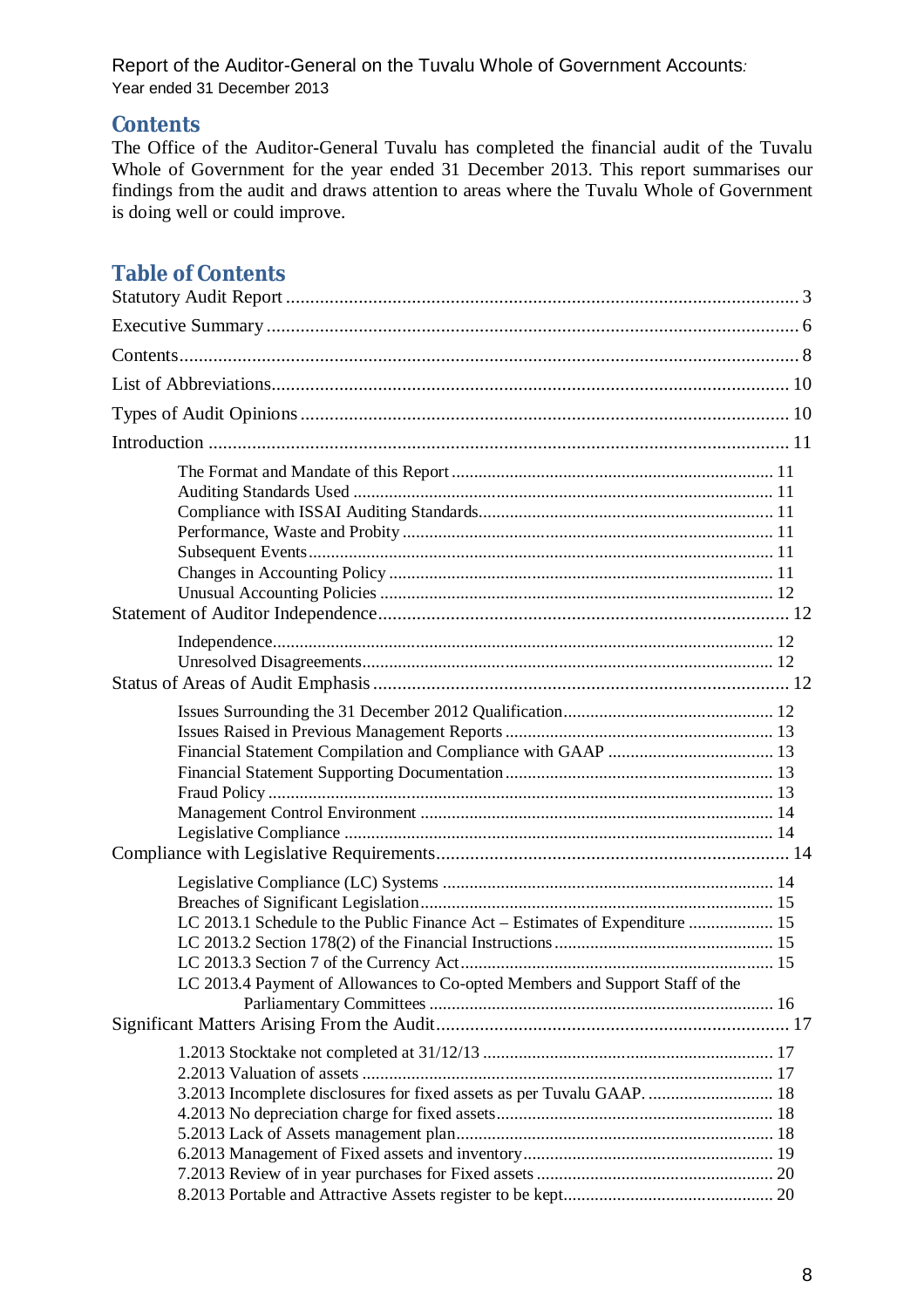## Contents

The Office of the Auditor-General Tuvalu has completed the financial audit of the Tuvalu Whole of Government for the year ended 31 December 2013. This report summarises our findings from the audit and draws attention to areas where the Tuvalu Whole of Government is doing well or could improve.

## Table of Contents

Statutory Audit Report ........ 3

Executive Summary ........ 6

Contents ........ 8

List of Abbreviations ........ 10

Types of Audit Opinions ........ 10

Introduction ........ 11

- The Format and Mandate of this Report ........ 11
- Auditing Standards Used ........ 11
- Compliance with ISSAI Auditing Standards ........ 11
- Performance, Waste and Probity ........ 11
- Subsequent Events ........ 11
- Changes in Accounting Policy ........ 11
- Unusual Accounting Policies ........ 12

Statement of Auditor Independence ........ 12

- Independence ........ 12
- Unresolved Disagreements ........ 12

Status of Areas of Audit Emphasis ........ 12

- Issues Surrounding the 31 December 2012 Qualification ........ 12
- Issues Raised in Previous Management Reports ........ 13
- Financial Statement Compilation and Compliance with GAAP ........ 13
- Financial Statement Supporting Documentation ........ 13
- Fraud Policy ........ 13
- Management Control Environment ........ 14
- Legislative Compliance ........ 14

Compliance with Legislative Requirements ........ 14

- Legislative Compliance (LC) Systems ........ 14
- Breaches of Significant Legislation ........ 15
- LC 2013.1 Schedule to the Public Finance Act – Estimates of Expenditure ........ 15
- LC 2013.2 Section 178(2) of the Financial Instructions ........ 15
- LC 2013.3 Section 7 of the Currency Act ........ 15
- LC 2013.4 Payment of Allowances to Co-opted Members and Support Staff of the Parliamentary Committees ........ 16

Significant Matters Arising From the Audit ........ 17

- 1.2013 Stocktake not completed at 31/12/13 ........ 17
- 2.2013 Valuation of assets ........ 17
- 3.2013 Incomplete disclosures for fixed assets as per Tuvalu GAAP. ........ 18
- 4.2013 No depreciation charge for fixed assets ........ 18
- 5.2013 Lack of Assets management plan ........ 18
- 6.2013 Management of Fixed assets and inventory ........ 19
- 7.2013 Review of in year purchases for Fixed assets ........ 20
- 8.2013 Portable and Attractive Assets register to be kept ........ 20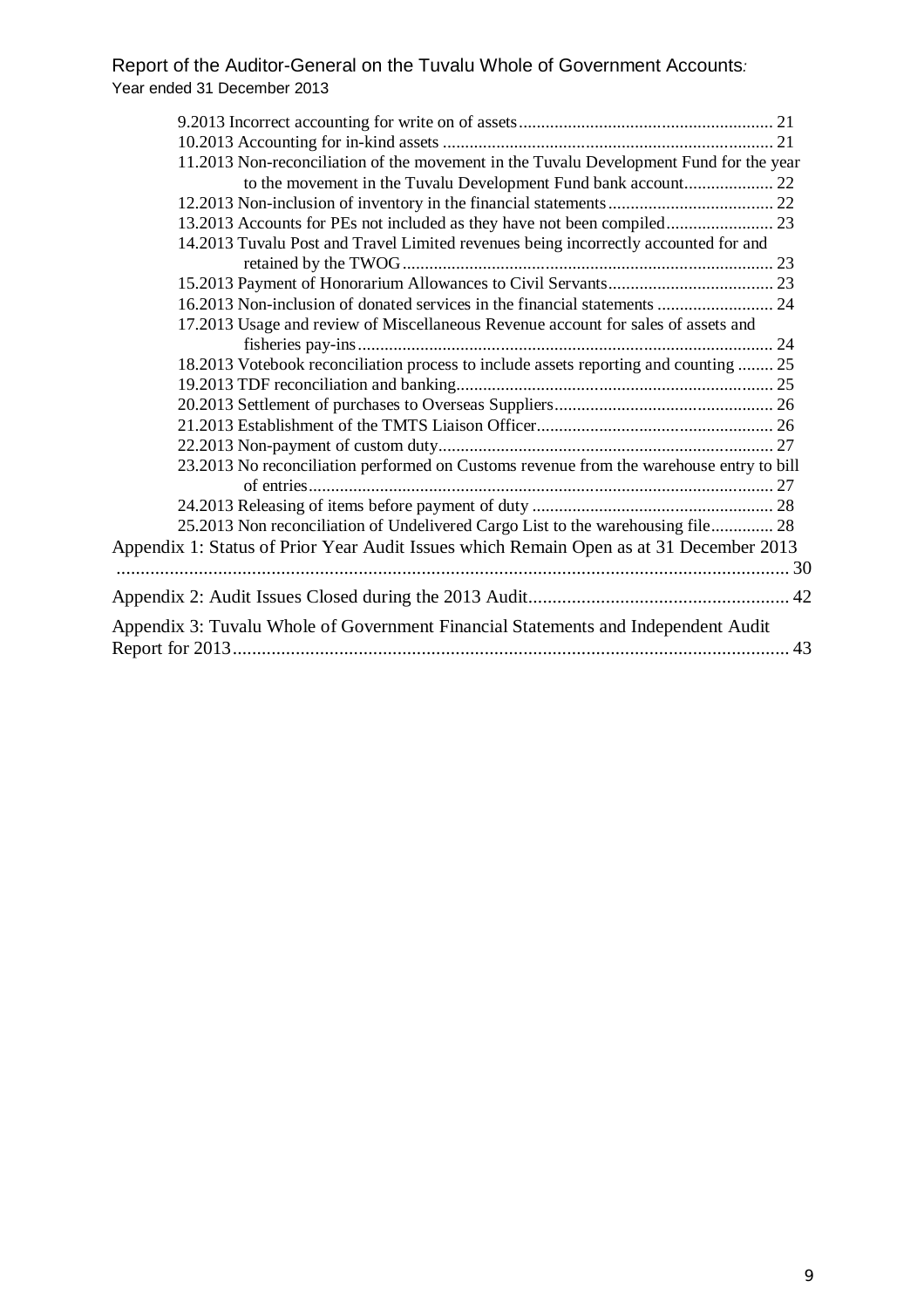9.2013 Incorrect accounting for write on of assets ........................................................ 21
10.2013 Accounting for in-kind assets .......................................................................... 21
11.2013 Non-reconciliation of the movement in the Tuvalu Development Fund for the year to the movement in the Tuvalu Development Fund bank account.................... 22
12.2013 Non-inclusion of inventory in the financial statements ..................................... 22
13.2013 Accounts for PEs not included as they have not been compiled........................ 23
14.2013 Tuvalu Post and Travel Limited revenues being incorrectly accounted for and retained by the TWOG .................................................................................. 23
15.2013 Payment of Honorarium Allowances to Civil Servants..................................... 23
16.2013 Non-inclusion of donated services in the financial statements .......................... 24
17.2013 Usage and review of Miscellaneous Revenue account for sales of assets and fisheries pay-ins ............................................................................................ 24
18.2013 Votebook reconciliation process to include assets reporting and counting ........ 25
19.2013 TDF reconciliation and banking....................................................................... 25
20.2013 Settlement of purchases to Overseas Suppliers ................................................ 26
21.2013 Establishment of the TMTS Liaison Officer.................................................... 26
22.2013 Non-payment of custom duty........................................................................... 27
23.2013 No reconciliation performed on Customs revenue from the warehouse entry to bill of entries........................................................................................................ 27
24.2013 Releasing of items before payment of duty ...................................................... 28
25.2013 Non reconciliation of Undelivered Cargo List to the warehousing file.............. 28

Appendix 1: Status of Prior Year Audit Issues which Remain Open as at 31 December 2013 ............................................................................................................................. 30

Appendix 2: Audit Issues Closed during the 2013 Audit...................................................... 42

Appendix 3: Tuvalu Whole of Government Financial Statements and Independent Audit Report for 2013.................................................................................................................... 43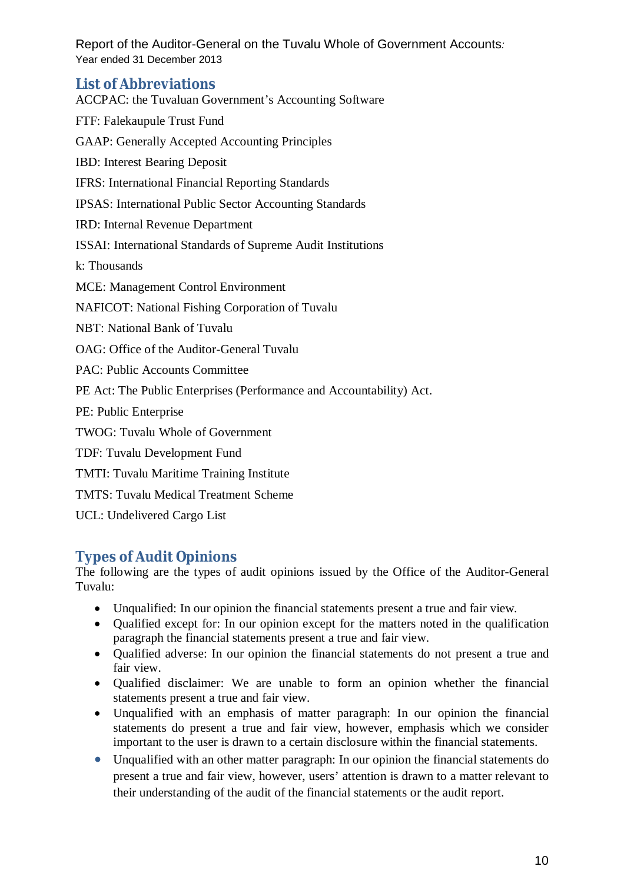## List of Abbreviations

ACCPAC: the Tuvaluan Government's Accounting Software

FTF: Falekaupule Trust Fund

GAAP: Generally Accepted Accounting Principles

IBD: Interest Bearing Deposit

IFRS: International Financial Reporting Standards

IPSAS: International Public Sector Accounting Standards

IRD: Internal Revenue Department

ISSAI: International Standards of Supreme Audit Institutions

k: Thousands

MCE: Management Control Environment

NAFICOT: National Fishing Corporation of Tuvalu

NBT: National Bank of Tuvalu

OAG: Office of the Auditor-General Tuvalu

PAC: Public Accounts Committee

PE Act: The Public Enterprises (Performance and Accountability) Act.

PE: Public Enterprise

TWOG: Tuvalu Whole of Government

TDF: Tuvalu Development Fund

TMTI: Tuvalu Maritime Training Institute

TMTS: Tuvalu Medical Treatment Scheme

UCL: Undelivered Cargo List

## Types of Audit Opinions

The following are the types of audit opinions issued by the Office of the Auditor-General Tuvalu:

- Unqualified: In our opinion the financial statements present a true and fair view.
- Qualified except for: In our opinion except for the matters noted in the qualification paragraph the financial statements present a true and fair view.
- Qualified adverse: In our opinion the financial statements do not present a true and fair view.
- Qualified disclaimer: We are unable to form an opinion whether the financial statements present a true and fair view.
- Unqualified with an emphasis of matter paragraph: In our opinion the financial statements do present a true and fair view, however, emphasis which we consider important to the user is drawn to a certain disclosure within the financial statements.
- Unqualified with an other matter paragraph: In our opinion the financial statements do present a true and fair view, however, users' attention is drawn to a matter relevant to their understanding of the audit of the financial statements or the audit report.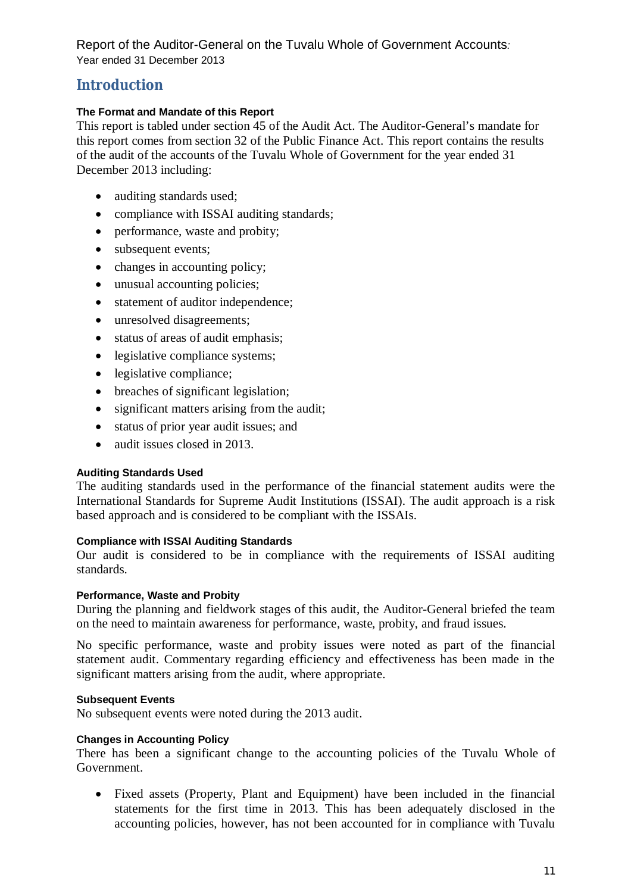# Introduction

#### The Format and Mandate of this Report

This report is tabled under section 45 of the Audit Act. The Auditor-General's mandate for this report comes from section 32 of the Public Finance Act. This report contains the results of the audit of the accounts of the Tuvalu Whole of Government for the year ended 31 December 2013 including:

- auditing standards used;
- compliance with ISSAI auditing standards;
- performance, waste and probity;
- subsequent events;
- changes in accounting policy;
- unusual accounting policies;
- statement of auditor independence;
- unresolved disagreements;
- status of areas of audit emphasis;
- legislative compliance systems;
- legislative compliance;
- breaches of significant legislation;
- significant matters arising from the audit;
- status of prior year audit issues; and
- audit issues closed in 2013.

#### Auditing Standards Used

The auditing standards used in the performance of the financial statement audits were the International Standards for Supreme Audit Institutions (ISSAI). The audit approach is a risk based approach and is considered to be compliant with the ISSAIs.

#### Compliance with ISSAI Auditing Standards

Our audit is considered to be in compliance with the requirements of ISSAI auditing standards.

#### Performance, Waste and Probity

During the planning and fieldwork stages of this audit, the Auditor-General briefed the team on the need to maintain awareness for performance, waste, probity, and fraud issues.

No specific performance, waste and probity issues were noted as part of the financial statement audit. Commentary regarding efficiency and effectiveness has been made in the significant matters arising from the audit, where appropriate.

#### Subsequent Events

No subsequent events were noted during the 2013 audit.

#### Changes in Accounting Policy

There has been a significant change to the accounting policies of the Tuvalu Whole of Government.

- Fixed assets (Property, Plant and Equipment) have been included in the financial statements for the first time in 2013. This has been adequately disclosed in the accounting policies, however, has not been accounted for in compliance with Tuvalu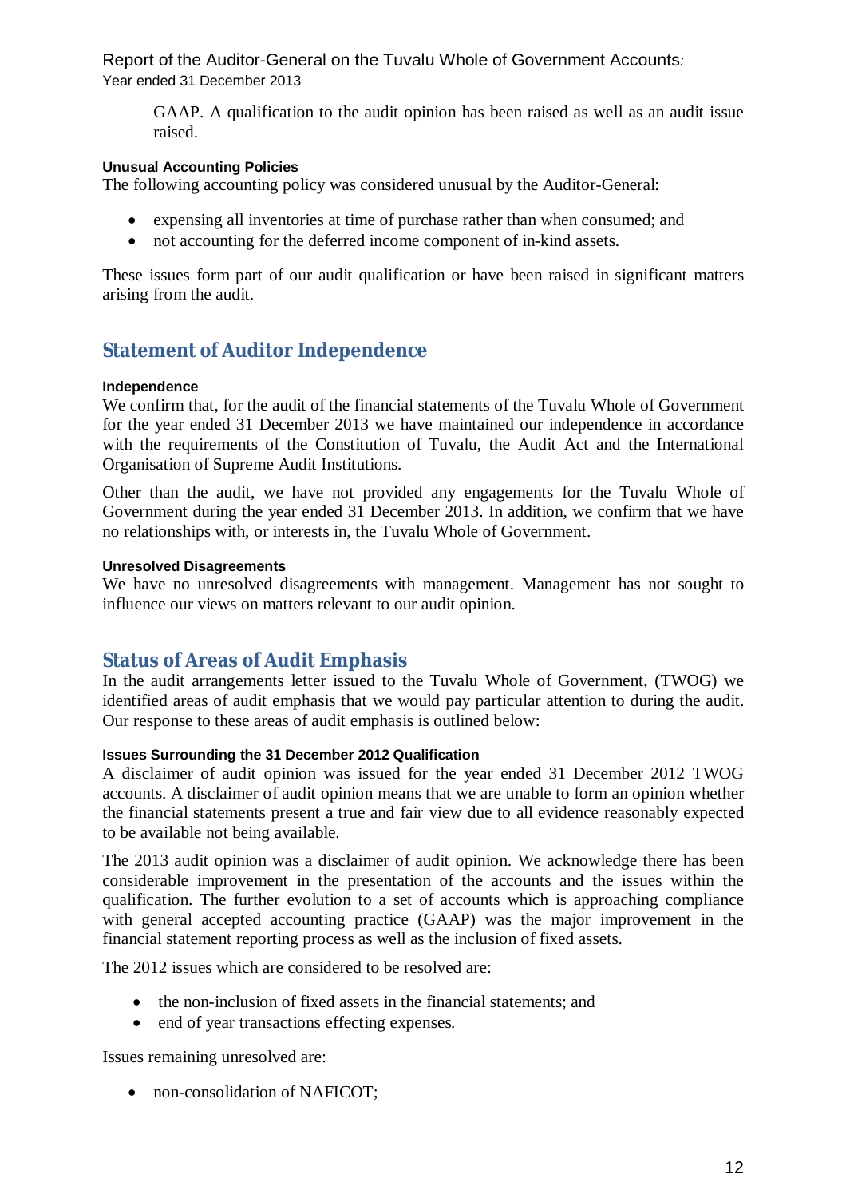GAAP. A qualification to the audit opinion has been raised as well as an audit issue raised.

#### Unusual Accounting Policies

The following accounting policy was considered unusual by the Auditor-General:

- expensing all inventories at time of purchase rather than when consumed; and
- not accounting for the deferred income component of in-kind assets.

These issues form part of our audit qualification or have been raised in significant matters arising from the audit.

## Statement of Auditor Independence

#### Independence

We confirm that, for the audit of the financial statements of the Tuvalu Whole of Government for the year ended 31 December 2013 we have maintained our independence in accordance with the requirements of the Constitution of Tuvalu, the Audit Act and the International Organisation of Supreme Audit Institutions.

Other than the audit, we have not provided any engagements for the Tuvalu Whole of Government during the year ended 31 December 2013. In addition, we confirm that we have no relationships with, or interests in, the Tuvalu Whole of Government.

#### Unresolved Disagreements

We have no unresolved disagreements with management. Management has not sought to influence our views on matters relevant to our audit opinion.

## Status of Areas of Audit Emphasis

In the audit arrangements letter issued to the Tuvalu Whole of Government, (TWOG) we identified areas of audit emphasis that we would pay particular attention to during the audit. Our response to these areas of audit emphasis is outlined below:

#### Issues Surrounding the 31 December 2012 Qualification

A disclaimer of audit opinion was issued for the year ended 31 December 2012 TWOG accounts. A disclaimer of audit opinion means that we are unable to form an opinion whether the financial statements present a true and fair view due to all evidence reasonably expected to be available not being available.

The 2013 audit opinion was a disclaimer of audit opinion. We acknowledge there has been considerable improvement in the presentation of the accounts and the issues within the qualification. The further evolution to a set of accounts which is approaching compliance with general accepted accounting practice (GAAP) was the major improvement in the financial statement reporting process as well as the inclusion of fixed assets.

The 2012 issues which are considered to be resolved are:

- the non-inclusion of fixed assets in the financial statements; and
- end of year transactions effecting expenses.

Issues remaining unresolved are:

- non-consolidation of NAFICOT;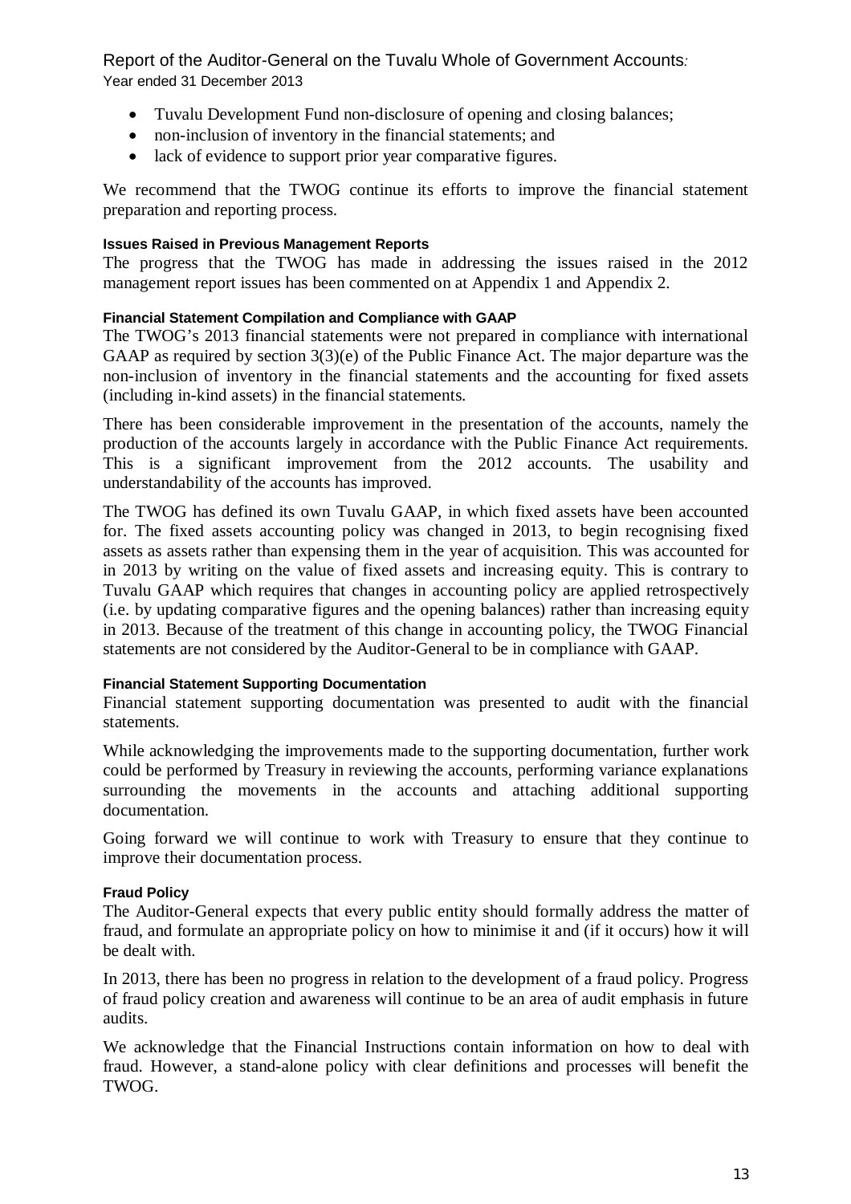- Tuvalu Development Fund non-disclosure of opening and closing balances;
- non-inclusion of inventory in the financial statements; and
- lack of evidence to support prior year comparative figures.

We recommend that the TWOG continue its efforts to improve the financial statement preparation and reporting process.

#### Issues Raised in Previous Management Reports

The progress that the TWOG has made in addressing the issues raised in the 2012 management report issues has been commented on at Appendix 1 and Appendix 2.

#### Financial Statement Compilation and Compliance with GAAP

The TWOG's 2013 financial statements were not prepared in compliance with international GAAP as required by section 3(3)(e) of the Public Finance Act. The major departure was the non-inclusion of inventory in the financial statements and the accounting for fixed assets (including in-kind assets) in the financial statements.

There has been considerable improvement in the presentation of the accounts, namely the production of the accounts largely in accordance with the Public Finance Act requirements. This is a significant improvement from the 2012 accounts. The usability and understandability of the accounts has improved.

The TWOG has defined its own Tuvalu GAAP, in which fixed assets have been accounted for. The fixed assets accounting policy was changed in 2013, to begin recognising fixed assets as assets rather than expensing them in the year of acquisition. This was accounted for in 2013 by writing on the value of fixed assets and increasing equity. This is contrary to Tuvalu GAAP which requires that changes in accounting policy are applied retrospectively (i.e. by updating comparative figures and the opening balances) rather than increasing equity in 2013. Because of the treatment of this change in accounting policy, the TWOG Financial statements are not considered by the Auditor-General to be in compliance with GAAP.

#### Financial Statement Supporting Documentation

Financial statement supporting documentation was presented to audit with the financial statements.

While acknowledging the improvements made to the supporting documentation, further work could be performed by Treasury in reviewing the accounts, performing variance explanations surrounding the movements in the accounts and attaching additional supporting documentation.

Going forward we will continue to work with Treasury to ensure that they continue to improve their documentation process.

#### Fraud Policy

The Auditor-General expects that every public entity should formally address the matter of fraud, and formulate an appropriate policy on how to minimise it and (if it occurs) how it will be dealt with.

In 2013, there has been no progress in relation to the development of a fraud policy. Progress of fraud policy creation and awareness will continue to be an area of audit emphasis in future audits.

We acknowledge that the Financial Instructions contain information on how to deal with fraud. However, a stand-alone policy with clear definitions and processes will benefit the TWOG.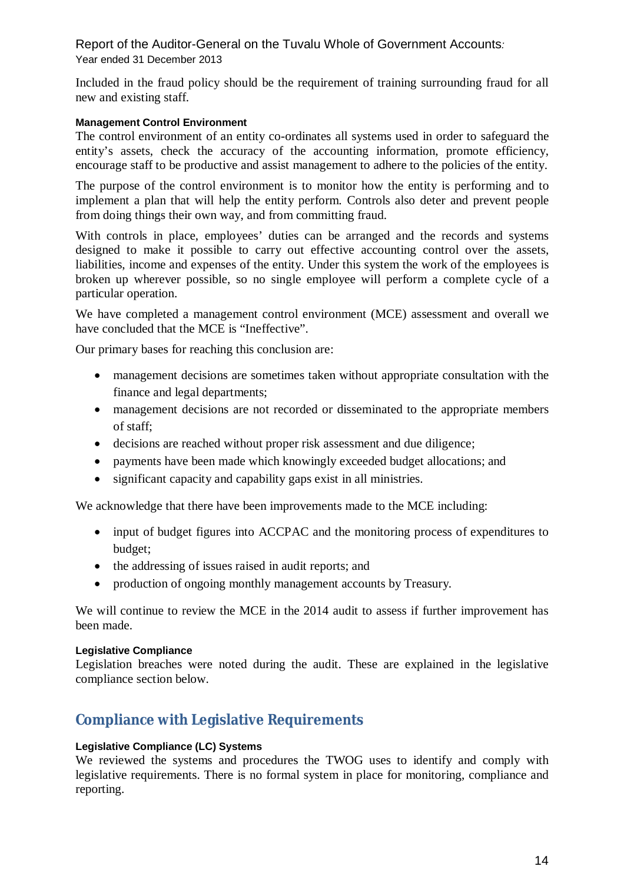Included in the fraud policy should be the requirement of training surrounding fraud for all new and existing staff.

#### Management Control Environment

The control environment of an entity co-ordinates all systems used in order to safeguard the entity's assets, check the accuracy of the accounting information, promote efficiency, encourage staff to be productive and assist management to adhere to the policies of the entity.

The purpose of the control environment is to monitor how the entity is performing and to implement a plan that will help the entity perform. Controls also deter and prevent people from doing things their own way, and from committing fraud.

With controls in place, employees' duties can be arranged and the records and systems designed to make it possible to carry out effective accounting control over the assets, liabilities, income and expenses of the entity. Under this system the work of the employees is broken up wherever possible, so no single employee will perform a complete cycle of a particular operation.

We have completed a management control environment (MCE) assessment and overall we have concluded that the MCE is "Ineffective".

Our primary bases for reaching this conclusion are:

- management decisions are sometimes taken without appropriate consultation with the finance and legal departments;
- management decisions are not recorded or disseminated to the appropriate members of staff;
- decisions are reached without proper risk assessment and due diligence;
- payments have been made which knowingly exceeded budget allocations; and
- significant capacity and capability gaps exist in all ministries.

We acknowledge that there have been improvements made to the MCE including:

- input of budget figures into ACCPAC and the monitoring process of expenditures to budget;
- the addressing of issues raised in audit reports; and
- production of ongoing monthly management accounts by Treasury.

We will continue to review the MCE in the 2014 audit to assess if further improvement has been made.

#### Legislative Compliance

Legislation breaches were noted during the audit. These are explained in the legislative compliance section below.

## Compliance with Legislative Requirements

#### Legislative Compliance (LC) Systems

We reviewed the systems and procedures the TWOG uses to identify and comply with legislative requirements. There is no formal system in place for monitoring, compliance and reporting.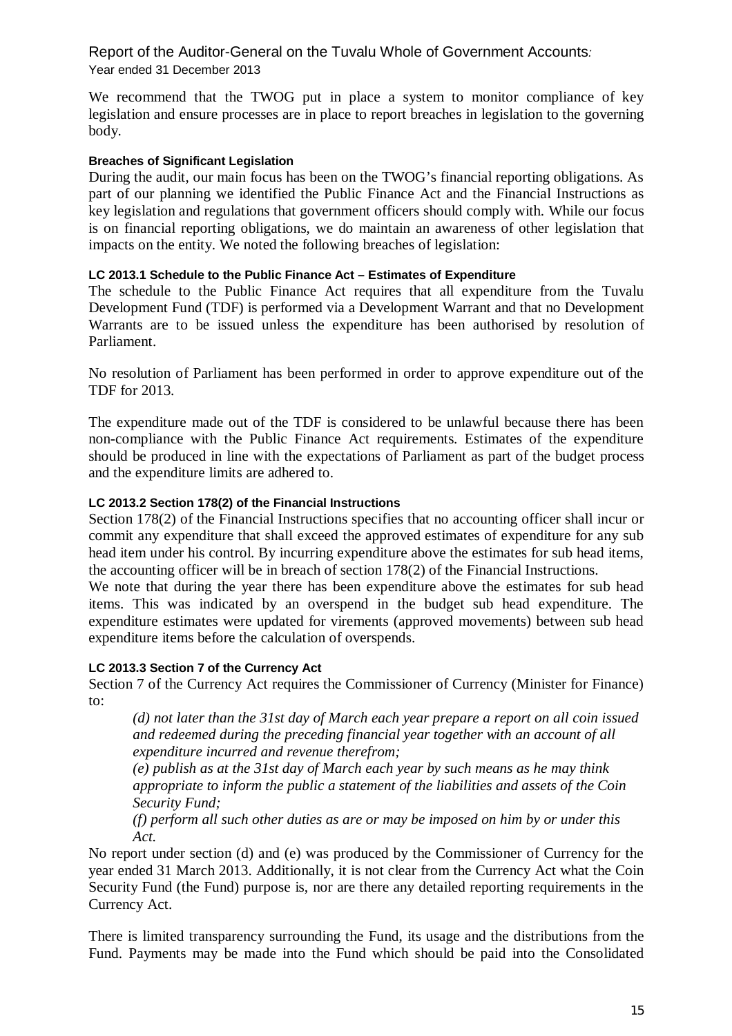We recommend that the TWOG put in place a system to monitor compliance of key legislation and ensure processes are in place to report breaches in legislation to the governing body.

#### Breaches of Significant Legislation

During the audit, our main focus has been on the TWOG's financial reporting obligations. As part of our planning we identified the Public Finance Act and the Financial Instructions as key legislation and regulations that government officers should comply with. While our focus is on financial reporting obligations, we do maintain an awareness of other legislation that impacts on the entity. We noted the following breaches of legislation:

#### LC 2013.1 Schedule to the Public Finance Act – Estimates of Expenditure

The schedule to the Public Finance Act requires that all expenditure from the Tuvalu Development Fund (TDF) is performed via a Development Warrant and that no Development Warrants are to be issued unless the expenditure has been authorised by resolution of Parliament.

No resolution of Parliament has been performed in order to approve expenditure out of the TDF for 2013.

The expenditure made out of the TDF is considered to be unlawful because there has been non-compliance with the Public Finance Act requirements. Estimates of the expenditure should be produced in line with the expectations of Parliament as part of the budget process and the expenditure limits are adhered to.

#### LC 2013.2 Section 178(2) of the Financial Instructions

Section 178(2) of the Financial Instructions specifies that no accounting officer shall incur or commit any expenditure that shall exceed the approved estimates of expenditure for any sub head item under his control. By incurring expenditure above the estimates for sub head items, the accounting officer will be in breach of section 178(2) of the Financial Instructions.

We note that during the year there has been expenditure above the estimates for sub head items. This was indicated by an overspend in the budget sub head expenditure. The expenditure estimates were updated for virements (approved movements) between sub head expenditure items before the calculation of overspends.

#### LC 2013.3 Section 7 of the Currency Act

Section 7 of the Currency Act requires the Commissioner of Currency (Minister for Finance) to:

> *(d) not later than the 31st day of March each year prepare a report on all coin issued and redeemed during the preceding financial year together with an account of all expenditure incurred and revenue therefrom;*
>
> *(e) publish as at the 31st day of March each year by such means as he may think appropriate to inform the public a statement of the liabilities and assets of the Coin Security Fund;*
>
> *(f) perform all such other duties as are or may be imposed on him by or under this Act.*

No report under section (d) and (e) was produced by the Commissioner of Currency for the year ended 31 March 2013. Additionally, it is not clear from the Currency Act what the Coin Security Fund (the Fund) purpose is, nor are there any detailed reporting requirements in the Currency Act.

There is limited transparency surrounding the Fund, its usage and the distributions from the Fund. Payments may be made into the Fund which should be paid into the Consolidated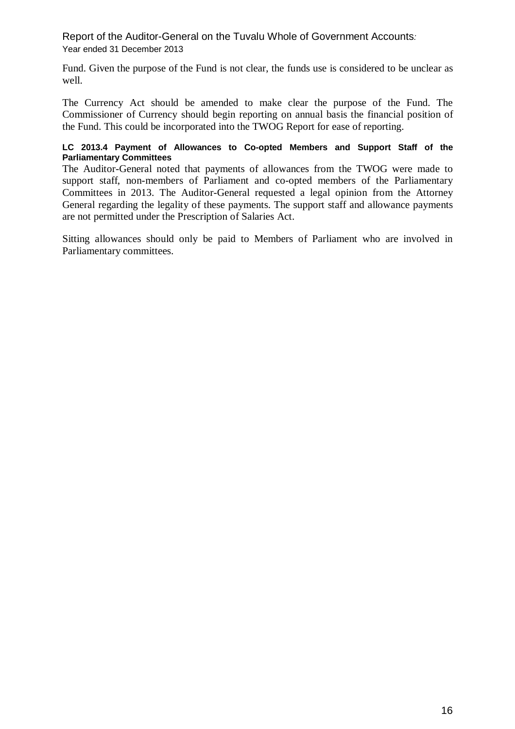Fund. Given the purpose of the Fund is not clear, the funds use is considered to be unclear as well.

The Currency Act should be amended to make clear the purpose of the Fund. The Commissioner of Currency should begin reporting on annual basis the financial position of the Fund. This could be incorporated into the TWOG Report for ease of reporting.

#### LC 2013.4 Payment of Allowances to Co-opted Members and Support Staff of the Parliamentary Committees

The Auditor-General noted that payments of allowances from the TWOG were made to support staff, non-members of Parliament and co-opted members of the Parliamentary Committees in 2013. The Auditor-General requested a legal opinion from the Attorney General regarding the legality of these payments. The support staff and allowance payments are not permitted under the Prescription of Salaries Act.

Sitting allowances should only be paid to Members of Parliament who are involved in Parliamentary committees.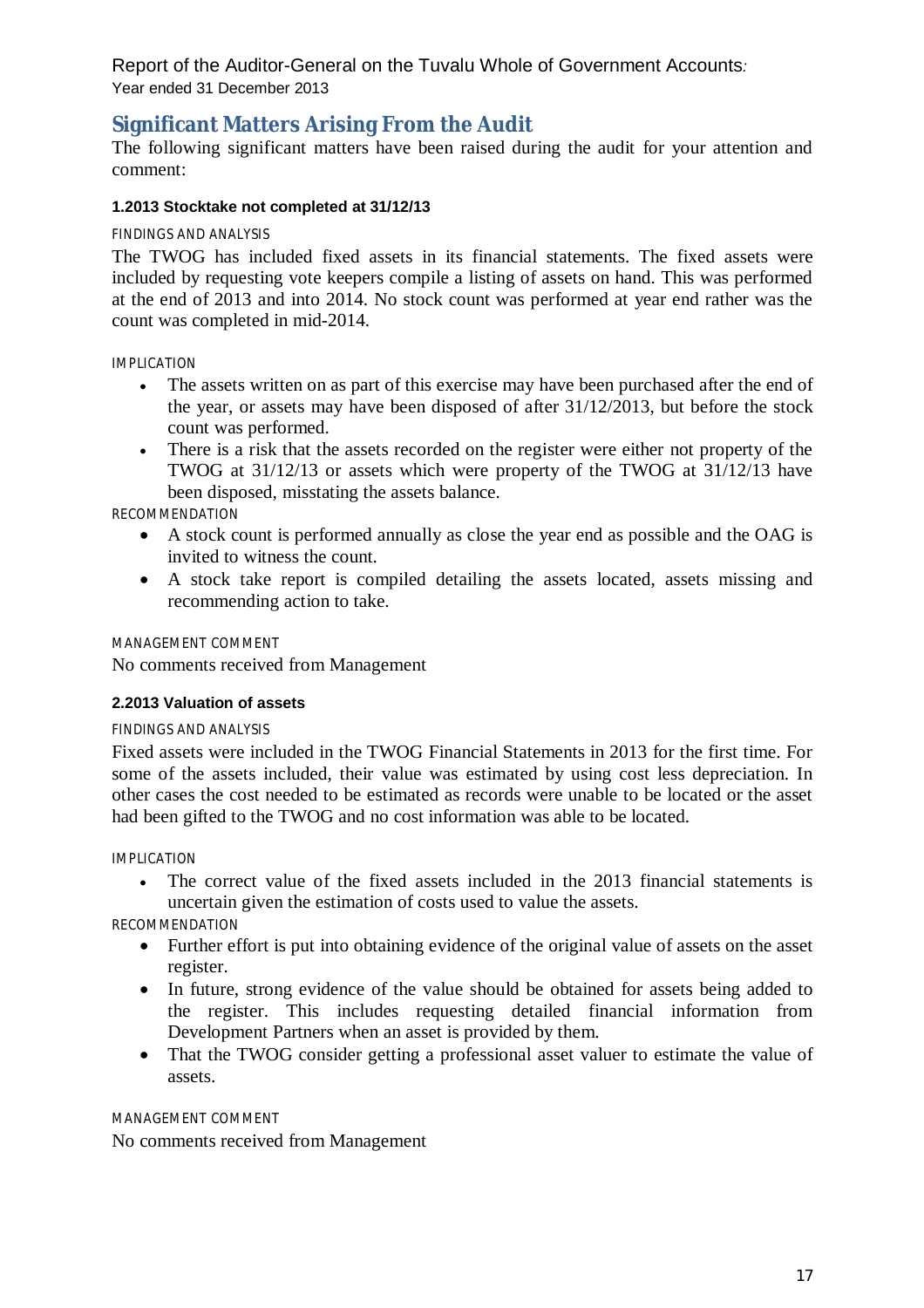## Significant Matters Arising From the Audit

The following significant matters have been raised during the audit for your attention and comment:

### 1.2013 Stocktake not completed at 31/12/13

FINDINGS AND ANALYSIS

The TWOG has included fixed assets in its financial statements. The fixed assets were included by requesting vote keepers compile a listing of assets on hand. This was performed at the end of 2013 and into 2014. No stock count was performed at year end rather was the count was completed in mid-2014.

IMPLICATION

- The assets written on as part of this exercise may have been purchased after the end of the year, or assets may have been disposed of after 31/12/2013, but before the stock count was performed.
- There is a risk that the assets recorded on the register were either not property of the TWOG at 31/12/13 or assets which were property of the TWOG at 31/12/13 have been disposed, misstating the assets balance.

RECOMMENDATION

- A stock count is performed annually as close the year end as possible and the OAG is invited to witness the count.
- A stock take report is compiled detailing the assets located, assets missing and recommending action to take.

MANAGEMENT COMMENT

No comments received from Management

### 2.2013 Valuation of assets

FINDINGS AND ANALYSIS

Fixed assets were included in the TWOG Financial Statements in 2013 for the first time. For some of the assets included, their value was estimated by using cost less depreciation. In other cases the cost needed to be estimated as records were unable to be located or the asset had been gifted to the TWOG and no cost information was able to be located.

IMPLICATION

- The correct value of the fixed assets included in the 2013 financial statements is uncertain given the estimation of costs used to value the assets.

RECOMMENDATION

- Further effort is put into obtaining evidence of the original value of assets on the asset register.
- In future, strong evidence of the value should be obtained for assets being added to the register. This includes requesting detailed financial information from Development Partners when an asset is provided by them.
- That the TWOG consider getting a professional asset valuer to estimate the value of assets.

MANAGEMENT COMMENT

No comments received from Management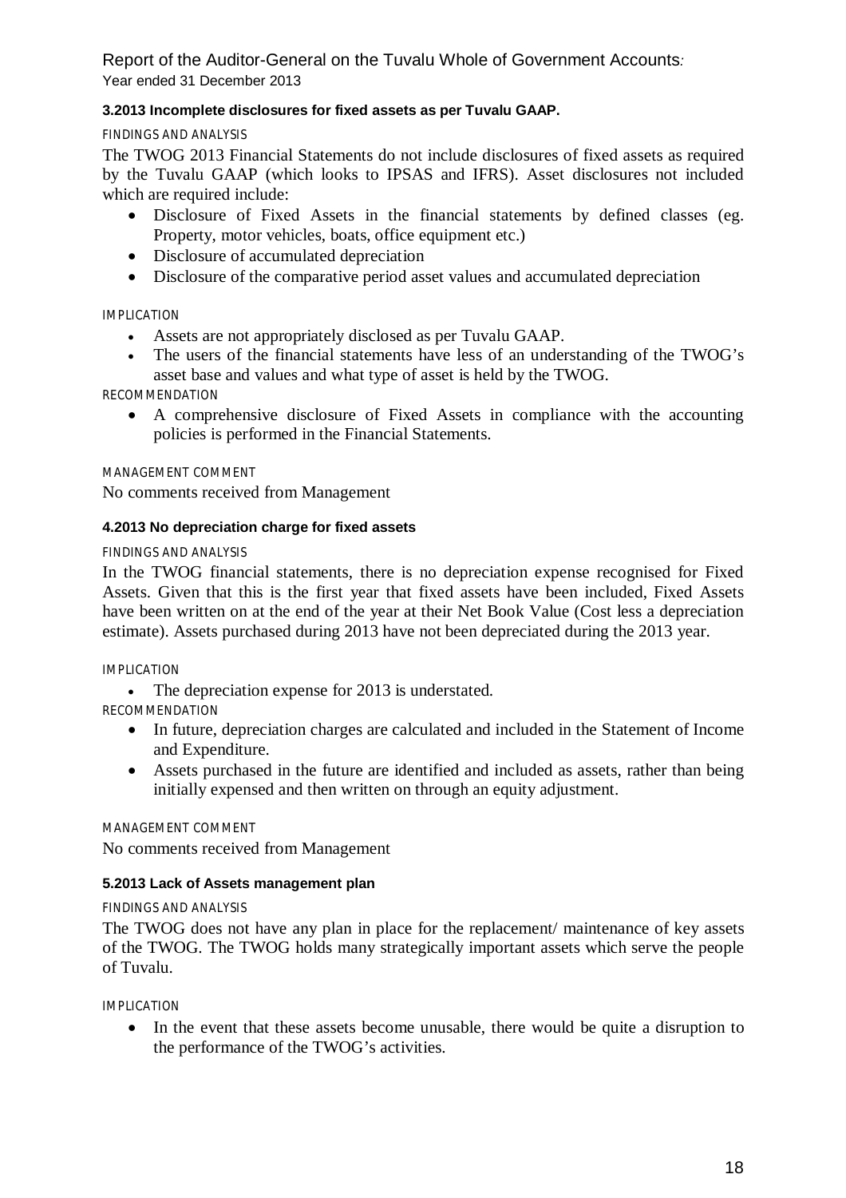### 3.2013 Incomplete disclosures for fixed assets as per Tuvalu GAAP.

FINDINGS AND ANALYSIS

The TWOG 2013 Financial Statements do not include disclosures of fixed assets as required by the Tuvalu GAAP (which looks to IPSAS and IFRS). Asset disclosures not included which are required include:

- Disclosure of Fixed Assets in the financial statements by defined classes (eg. Property, motor vehicles, boats, office equipment etc.)
- Disclosure of accumulated depreciation
- Disclosure of the comparative period asset values and accumulated depreciation

IMPLICATION

- Assets are not appropriately disclosed as per Tuvalu GAAP.
- The users of the financial statements have less of an understanding of the TWOG's asset base and values and what type of asset is held by the TWOG.

RECOMMENDATION

- A comprehensive disclosure of Fixed Assets in compliance with the accounting policies is performed in the Financial Statements.

MANAGEMENT COMMENT

No comments received from Management

### 4.2013 No depreciation charge for fixed assets

FINDINGS AND ANALYSIS

In the TWOG financial statements, there is no depreciation expense recognised for Fixed Assets. Given that this is the first year that fixed assets have been included, Fixed Assets have been written on at the end of the year at their Net Book Value (Cost less a depreciation estimate). Assets purchased during 2013 have not been depreciated during the 2013 year.

IMPLICATION

- The depreciation expense for 2013 is understated.

RECOMMENDATION

- In future, depreciation charges are calculated and included in the Statement of Income and Expenditure.
- Assets purchased in the future are identified and included as assets, rather than being initially expensed and then written on through an equity adjustment.

MANAGEMENT COMMENT

No comments received from Management

### 5.2013 Lack of Assets management plan

FINDINGS AND ANALYSIS

The TWOG does not have any plan in place for the replacement/ maintenance of key assets of the TWOG. The TWOG holds many strategically important assets which serve the people of Tuvalu.

IMPLICATION

- In the event that these assets become unusable, there would be quite a disruption to the performance of the TWOG's activities.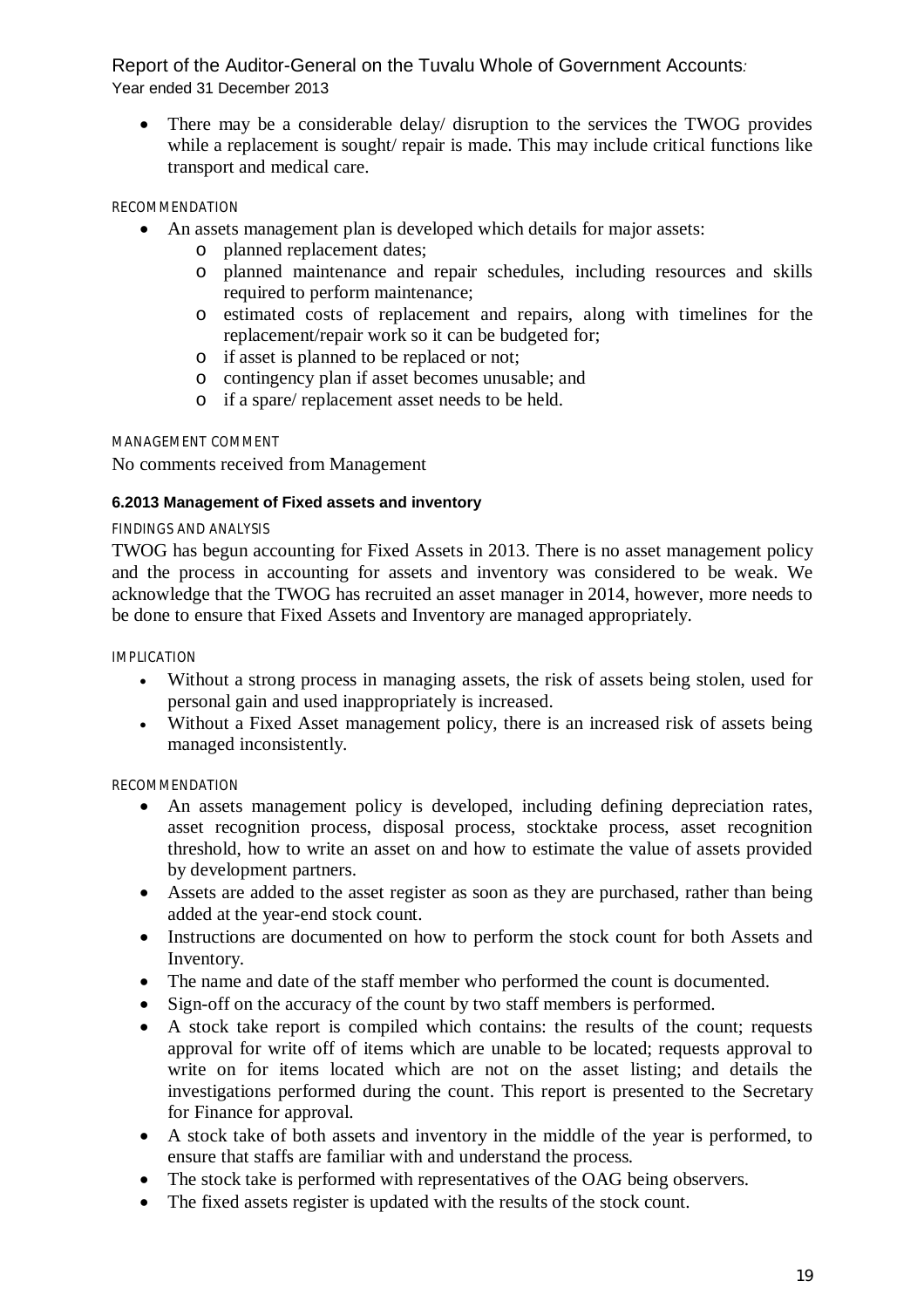- There may be a considerable delay/ disruption to the services the TWOG provides while a replacement is sought/ repair is made. This may include critical functions like transport and medical care.

RECOMMENDATION

- An assets management plan is developed which details for major assets:
  - planned replacement dates;
  - planned maintenance and repair schedules, including resources and skills required to perform maintenance;
  - estimated costs of replacement and repairs, along with timelines for the replacement/repair work so it can be budgeted for;
  - if asset is planned to be replaced or not;
  - contingency plan if asset becomes unusable; and
  - if a spare/ replacement asset needs to be held.

MANAGEMENT COMMENT

No comments received from Management

#### 6.2013 Management of Fixed assets and inventory

FINDINGS AND ANALYSIS

TWOG has begun accounting for Fixed Assets in 2013. There is no asset management policy and the process in accounting for assets and inventory was considered to be weak. We acknowledge that the TWOG has recruited an asset manager in 2014, however, more needs to be done to ensure that Fixed Assets and Inventory are managed appropriately.

IMPLICATION

- Without a strong process in managing assets, the risk of assets being stolen, used for personal gain and used inappropriately is increased.
- Without a Fixed Asset management policy, there is an increased risk of assets being managed inconsistently.

RECOMMENDATION

- An assets management policy is developed, including defining depreciation rates, asset recognition process, disposal process, stocktake process, asset recognition threshold, how to write an asset on and how to estimate the value of assets provided by development partners.
- Assets are added to the asset register as soon as they are purchased, rather than being added at the year-end stock count.
- Instructions are documented on how to perform the stock count for both Assets and Inventory.
- The name and date of the staff member who performed the count is documented.
- Sign-off on the accuracy of the count by two staff members is performed.
- A stock take report is compiled which contains: the results of the count; requests approval for write off of items which are unable to be located; requests approval to write on for items located which are not on the asset listing; and details the investigations performed during the count. This report is presented to the Secretary for Finance for approval.
- A stock take of both assets and inventory in the middle of the year is performed, to ensure that staffs are familiar with and understand the process.
- The stock take is performed with representatives of the OAG being observers.
- The fixed assets register is updated with the results of the stock count.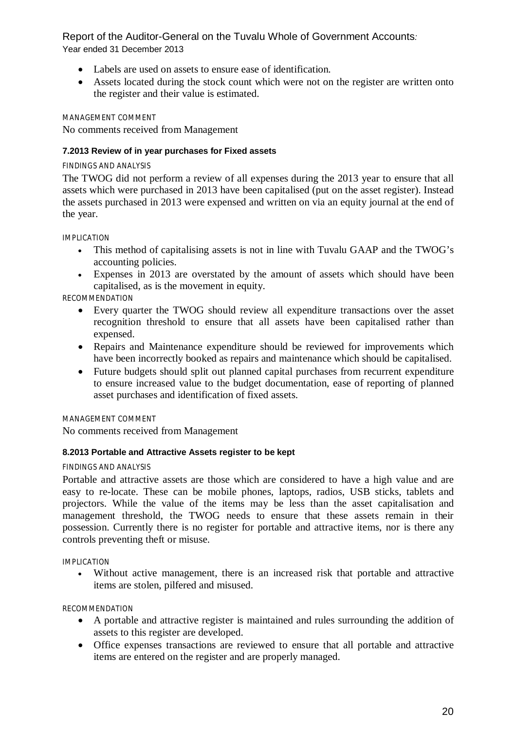- Labels are used on assets to ensure ease of identification.
- Assets located during the stock count which were not on the register are written onto the register and their value is estimated.

MANAGEMENT COMMENT

No comments received from Management

### 7.2013 Review of in year purchases for Fixed assets

FINDINGS AND ANALYSIS

The TWOG did not perform a review of all expenses during the 2013 year to ensure that all assets which were purchased in 2013 have been capitalised (put on the asset register). Instead the assets purchased in 2013 were expensed and written on via an equity journal at the end of the year.

IMPLICATION

- This method of capitalising assets is not in line with Tuvalu GAAP and the TWOG's accounting policies.
- Expenses in 2013 are overstated by the amount of assets which should have been capitalised, as is the movement in equity.

RECOMMENDATION

- Every quarter the TWOG should review all expenditure transactions over the asset recognition threshold to ensure that all assets have been capitalised rather than expensed.
- Repairs and Maintenance expenditure should be reviewed for improvements which have been incorrectly booked as repairs and maintenance which should be capitalised.
- Future budgets should split out planned capital purchases from recurrent expenditure to ensure increased value to the budget documentation, ease of reporting of planned asset purchases and identification of fixed assets.

MANAGEMENT COMMENT

No comments received from Management

### 8.2013 Portable and Attractive Assets register to be kept

FINDINGS AND ANALYSIS

Portable and attractive assets are those which are considered to have a high value and are easy to re-locate. These can be mobile phones, laptops, radios, USB sticks, tablets and projectors. While the value of the items may be less than the asset capitalisation and management threshold, the TWOG needs to ensure that these assets remain in their possession. Currently there is no register for portable and attractive items, nor is there any controls preventing theft or misuse.

IMPLICATION

- Without active management, there is an increased risk that portable and attractive items are stolen, pilfered and misused.

RECOMMENDATION

- A portable and attractive register is maintained and rules surrounding the addition of assets to this register are developed.
- Office expenses transactions are reviewed to ensure that all portable and attractive items are entered on the register and are properly managed.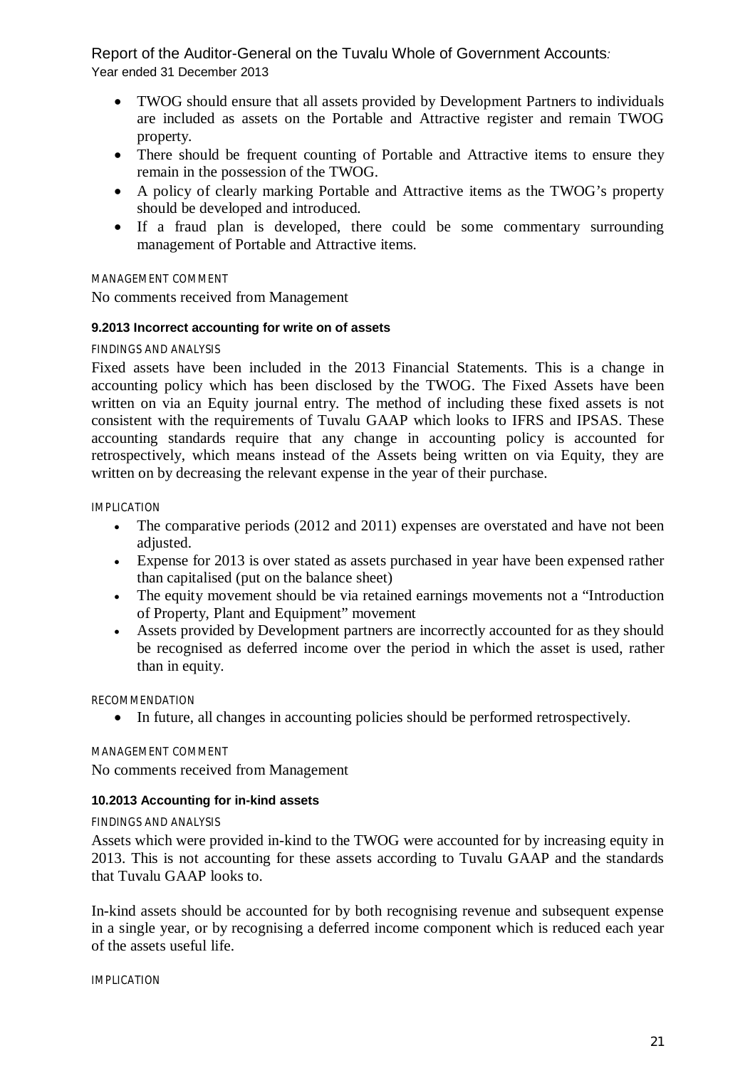- TWOG should ensure that all assets provided by Development Partners to individuals are included as assets on the Portable and Attractive register and remain TWOG property.
- There should be frequent counting of Portable and Attractive items to ensure they remain in the possession of the TWOG.
- A policy of clearly marking Portable and Attractive items as the TWOG's property should be developed and introduced.
- If a fraud plan is developed, there could be some commentary surrounding management of Portable and Attractive items.

MANAGEMENT COMMENT

No comments received from Management

#### 9.2013 Incorrect accounting for write on of assets

FINDINGS AND ANALYSIS

Fixed assets have been included in the 2013 Financial Statements. This is a change in accounting policy which has been disclosed by the TWOG. The Fixed Assets have been written on via an Equity journal entry. The method of including these fixed assets is not consistent with the requirements of Tuvalu GAAP which looks to IFRS and IPSAS. These accounting standards require that any change in accounting policy is accounted for retrospectively, which means instead of the Assets being written on via Equity, they are written on by decreasing the relevant expense in the year of their purchase.

IMPLICATION

- The comparative periods (2012 and 2011) expenses are overstated and have not been adjusted.
- Expense for 2013 is over stated as assets purchased in year have been expensed rather than capitalised (put on the balance sheet)
- The equity movement should be via retained earnings movements not a "Introduction of Property, Plant and Equipment" movement
- Assets provided by Development partners are incorrectly accounted for as they should be recognised as deferred income over the period in which the asset is used, rather than in equity.

RECOMMENDATION

- In future, all changes in accounting policies should be performed retrospectively.

MANAGEMENT COMMENT

No comments received from Management

#### 10.2013 Accounting for in-kind assets

FINDINGS AND ANALYSIS

Assets which were provided in-kind to the TWOG were accounted for by increasing equity in 2013. This is not accounting for these assets according to Tuvalu GAAP and the standards that Tuvalu GAAP looks to.

In-kind assets should be accounted for by both recognising revenue and subsequent expense in a single year, or by recognising a deferred income component which is reduced each year of the assets useful life.

IMPLICATION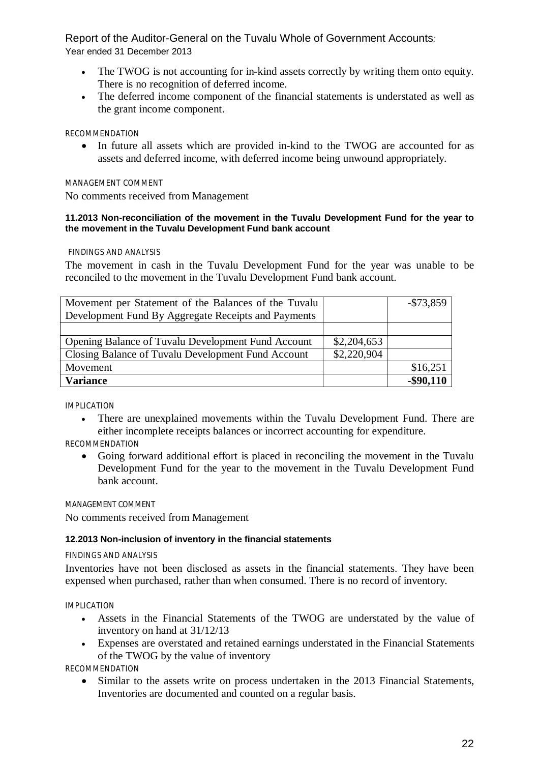- The TWOG is not accounting for in-kind assets correctly by writing them onto equity. There is no recognition of deferred income.
- The deferred income component of the financial statements is understated as well as the grant income component.

RECOMMENDATION

- In future all assets which are provided in-kind to the TWOG are accounted for as assets and deferred income, with deferred income being unwound appropriately.

MANAGEMENT COMMENT

No comments received from Management

#### 11.2013 Non-reconciliation of the movement in the Tuvalu Development Fund for the year to the movement in the Tuvalu Development Fund bank account

FINDINGS AND ANALYSIS

The movement in cash in the Tuvalu Development Fund for the year was unable to be reconciled to the movement in the Tuvalu Development Fund bank account.

| | | |
|---|---|---|
| Movement per Statement of the Balances of the Tuvalu Development Fund By Aggregate Receipts and Payments | | -$73,859 |
| | | |
| Opening Balance of Tuvalu Development Fund Account | $2,204,653 | |
| Closing Balance of Tuvalu Development Fund Account | $2,220,904 | |
| Movement | | $16,251 |
| **Variance** | | **-$90,110** |

IMPLICATION

- There are unexplained movements within the Tuvalu Development Fund. There are either incomplete receipts balances or incorrect accounting for expenditure.

RECOMMENDATION

- Going forward additional effort is placed in reconciling the movement in the Tuvalu Development Fund for the year to the movement in the Tuvalu Development Fund bank account.

MANAGEMENT COMMENT

No comments received from Management

#### 12.2013 Non-inclusion of inventory in the financial statements

FINDINGS AND ANALYSIS

Inventories have not been disclosed as assets in the financial statements. They have been expensed when purchased, rather than when consumed. There is no record of inventory.

IMPLICATION

- Assets in the Financial Statements of the TWOG are understated by the value of inventory on hand at 31/12/13
- Expenses are overstated and retained earnings understated in the Financial Statements of the TWOG by the value of inventory

RECOMMENDATION

- Similar to the assets write on process undertaken in the 2013 Financial Statements, Inventories are documented and counted on a regular basis.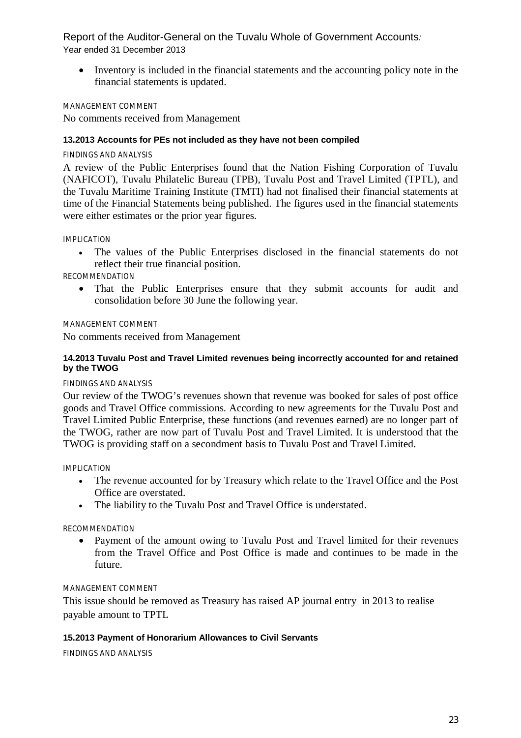- Inventory is included in the financial statements and the accounting policy note in the financial statements is updated.

MANAGEMENT COMMENT

No comments received from Management

#### 13.2013 Accounts for PEs not included as they have not been compiled

FINDINGS AND ANALYSIS

A review of the Public Enterprises found that the Nation Fishing Corporation of Tuvalu (NAFICOT), Tuvalu Philatelic Bureau (TPB), Tuvalu Post and Travel Limited (TPTL), and the Tuvalu Maritime Training Institute (TMTI) had not finalised their financial statements at time of the Financial Statements being published. The figures used in the financial statements were either estimates or the prior year figures.

IMPLICATION

- The values of the Public Enterprises disclosed in the financial statements do not reflect their true financial position.

RECOMMENDATION

- That the Public Enterprises ensure that they submit accounts for audit and consolidation before 30 June the following year.

MANAGEMENT COMMENT

No comments received from Management

#### 14.2013 Tuvalu Post and Travel Limited revenues being incorrectly accounted for and retained by the TWOG

FINDINGS AND ANALYSIS

Our review of the TWOG's revenues shown that revenue was booked for sales of post office goods and Travel Office commissions. According to new agreements for the Tuvalu Post and Travel Limited Public Enterprise, these functions (and revenues earned) are no longer part of the TWOG, rather are now part of Tuvalu Post and Travel Limited. It is understood that the TWOG is providing staff on a secondment basis to Tuvalu Post and Travel Limited.

IMPLICATION

- The revenue accounted for by Treasury which relate to the Travel Office and the Post Office are overstated.
- The liability to the Tuvalu Post and Travel Office is understated.

RECOMMENDATION

- Payment of the amount owing to Tuvalu Post and Travel limited for their revenues from the Travel Office and Post Office is made and continues to be made in the future.

MANAGEMENT COMMENT

This issue should be removed as Treasury has raised AP journal entry in 2013 to realise payable amount to TPTL

#### 15.2013 Payment of Honorarium Allowances to Civil Servants

FINDINGS AND ANALYSIS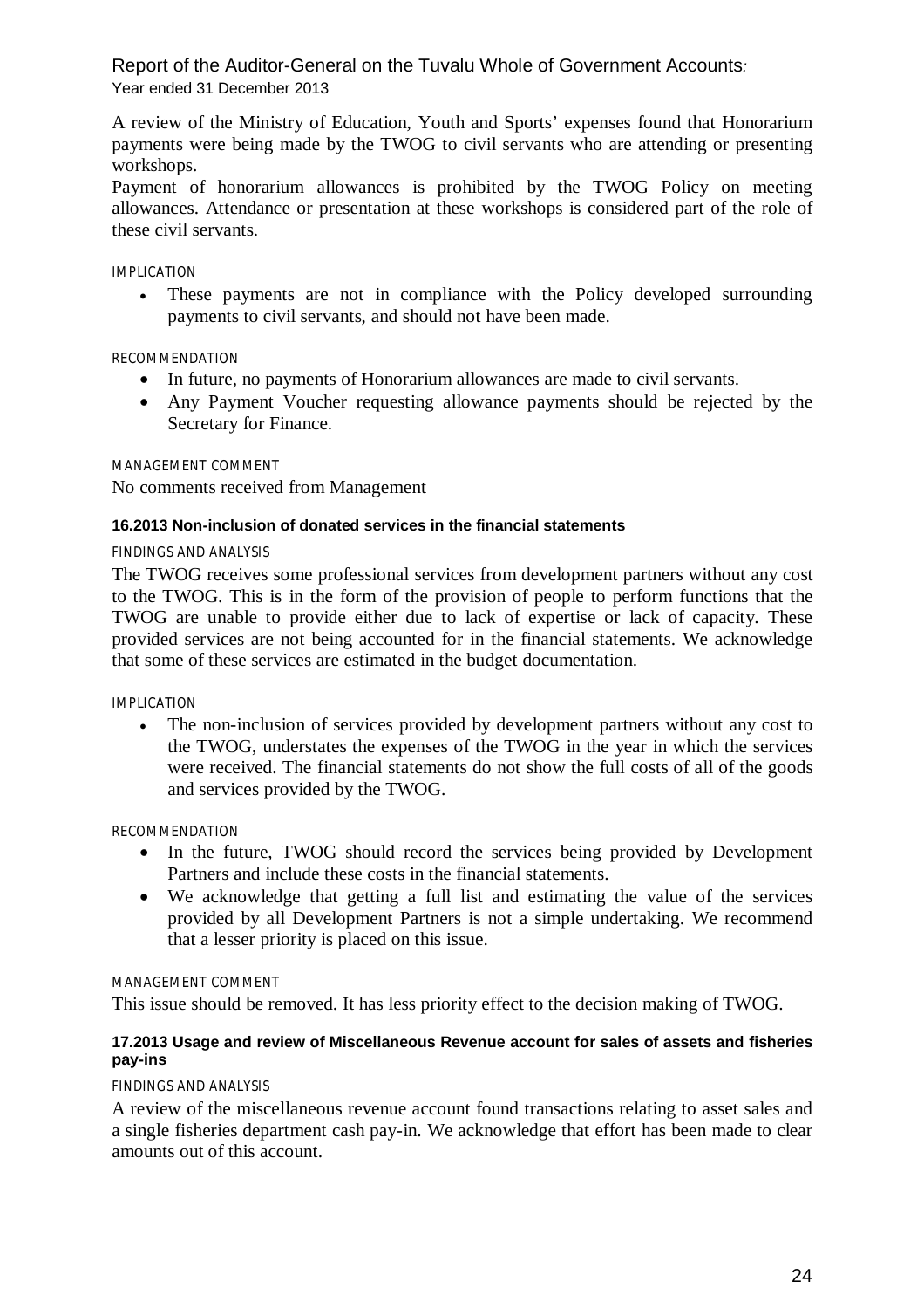A review of the Ministry of Education, Youth and Sports' expenses found that Honorarium payments were being made by the TWOG to civil servants who are attending or presenting workshops.

Payment of honorarium allowances is prohibited by the TWOG Policy on meeting allowances. Attendance or presentation at these workshops is considered part of the role of these civil servants.

IMPLICATION

- These payments are not in compliance with the Policy developed surrounding payments to civil servants, and should not have been made.

RECOMMENDATION

- In future, no payments of Honorarium allowances are made to civil servants.
- Any Payment Voucher requesting allowance payments should be rejected by the Secretary for Finance.

MANAGEMENT COMMENT

No comments received from Management

#### 16.2013 Non-inclusion of donated services in the financial statements

FINDINGS AND ANALYSIS

The TWOG receives some professional services from development partners without any cost to the TWOG. This is in the form of the provision of people to perform functions that the TWOG are unable to provide either due to lack of expertise or lack of capacity. These provided services are not being accounted for in the financial statements. We acknowledge that some of these services are estimated in the budget documentation.

IMPLICATION

- The non-inclusion of services provided by development partners without any cost to the TWOG, understates the expenses of the TWOG in the year in which the services were received. The financial statements do not show the full costs of all of the goods and services provided by the TWOG.

RECOMMENDATION

- In the future, TWOG should record the services being provided by Development Partners and include these costs in the financial statements.
- We acknowledge that getting a full list and estimating the value of the services provided by all Development Partners is not a simple undertaking. We recommend that a lesser priority is placed on this issue.

MANAGEMENT COMMENT

This issue should be removed. It has less priority effect to the decision making of TWOG.

#### 17.2013 Usage and review of Miscellaneous Revenue account for sales of assets and fisheries pay-ins

FINDINGS AND ANALYSIS

A review of the miscellaneous revenue account found transactions relating to asset sales and a single fisheries department cash pay-in. We acknowledge that effort has been made to clear amounts out of this account.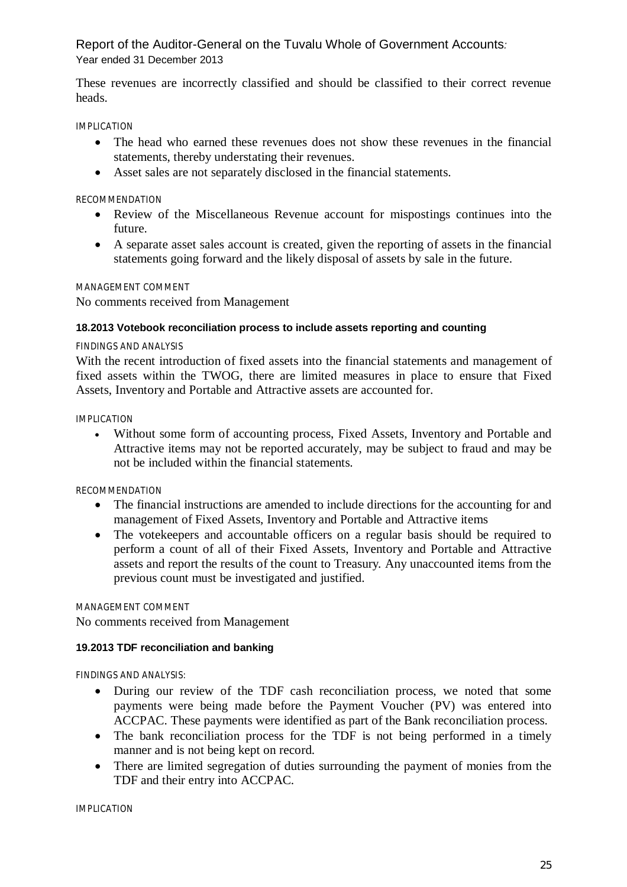These revenues are incorrectly classified and should be classified to their correct revenue heads.

IMPLICATION

- The head who earned these revenues does not show these revenues in the financial statements, thereby understating their revenues.
- Asset sales are not separately disclosed in the financial statements.

RECOMMENDATION

- Review of the Miscellaneous Revenue account for mispostings continues into the future.
- A separate asset sales account is created, given the reporting of assets in the financial statements going forward and the likely disposal of assets by sale in the future.

MANAGEMENT COMMENT

No comments received from Management

**18.2013 Votebook reconciliation process to include assets reporting and counting**

FINDINGS AND ANALYSIS

With the recent introduction of fixed assets into the financial statements and management of fixed assets within the TWOG, there are limited measures in place to ensure that Fixed Assets, Inventory and Portable and Attractive assets are accounted for.

IMPLICATION

- Without some form of accounting process, Fixed Assets, Inventory and Portable and Attractive items may not be reported accurately, may be subject to fraud and may be not be included within the financial statements.

RECOMMENDATION

- The financial instructions are amended to include directions for the accounting for and management of Fixed Assets, Inventory and Portable and Attractive items
- The votekeepers and accountable officers on a regular basis should be required to perform a count of all of their Fixed Assets, Inventory and Portable and Attractive assets and report the results of the count to Treasury. Any unaccounted items from the previous count must be investigated and justified.

MANAGEMENT COMMENT

No comments received from Management

**19.2013 TDF reconciliation and banking**

FINDINGS AND ANALYSIS:

- During our review of the TDF cash reconciliation process, we noted that some payments were being made before the Payment Voucher (PV) was entered into ACCPAC. These payments were identified as part of the Bank reconciliation process.
- The bank reconciliation process for the TDF is not being performed in a timely manner and is not being kept on record.
- There are limited segregation of duties surrounding the payment of monies from the TDF and their entry into ACCPAC.

IMPLICATION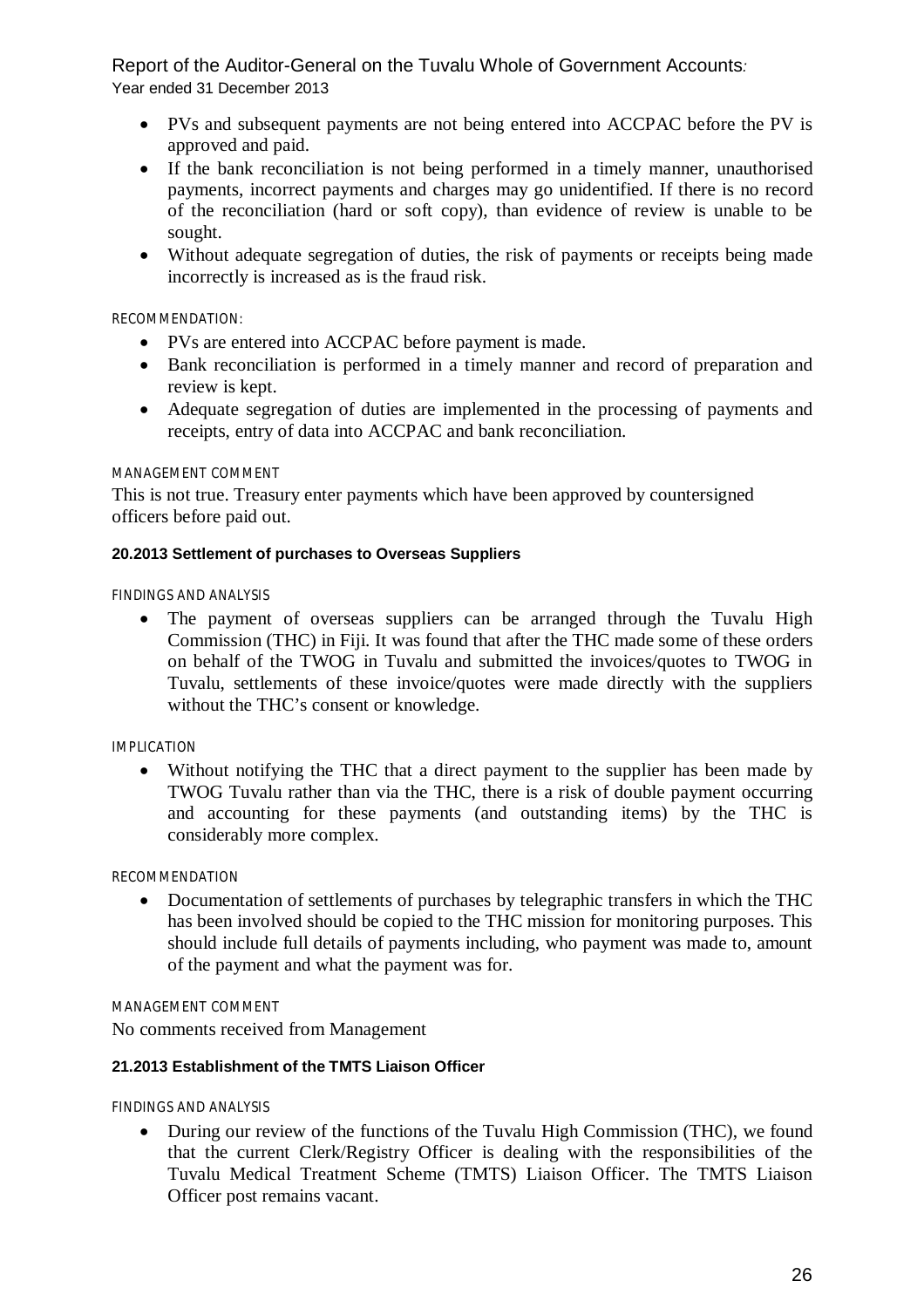- PVs and subsequent payments are not being entered into ACCPAC before the PV is approved and paid.
- If the bank reconciliation is not being performed in a timely manner, unauthorised payments, incorrect payments and charges may go unidentified. If there is no record of the reconciliation (hard or soft copy), than evidence of review is unable to be sought.
- Without adequate segregation of duties, the risk of payments or receipts being made incorrectly is increased as is the fraud risk.

RECOMMENDATION:

- PVs are entered into ACCPAC before payment is made.
- Bank reconciliation is performed in a timely manner and record of preparation and review is kept.
- Adequate segregation of duties are implemented in the processing of payments and receipts, entry of data into ACCPAC and bank reconciliation.

MANAGEMENT COMMENT

This is not true. Treasury enter payments which have been approved by countersigned officers before paid out.

#### 20.2013 Settlement of purchases to Overseas Suppliers

FINDINGS AND ANALYSIS

- The payment of overseas suppliers can be arranged through the Tuvalu High Commission (THC) in Fiji. It was found that after the THC made some of these orders on behalf of the TWOG in Tuvalu and submitted the invoices/quotes to TWOG in Tuvalu, settlements of these invoice/quotes were made directly with the suppliers without the THC's consent or knowledge.

IMPLICATION

- Without notifying the THC that a direct payment to the supplier has been made by TWOG Tuvalu rather than via the THC, there is a risk of double payment occurring and accounting for these payments (and outstanding items) by the THC is considerably more complex.

RECOMMENDATION

- Documentation of settlements of purchases by telegraphic transfers in which the THC has been involved should be copied to the THC mission for monitoring purposes. This should include full details of payments including, who payment was made to, amount of the payment and what the payment was for.

MANAGEMENT COMMENT

No comments received from Management

#### 21.2013 Establishment of the TMTS Liaison Officer

FINDINGS AND ANALYSIS

- During our review of the functions of the Tuvalu High Commission (THC), we found that the current Clerk/Registry Officer is dealing with the responsibilities of the Tuvalu Medical Treatment Scheme (TMTS) Liaison Officer. The TMTS Liaison Officer post remains vacant.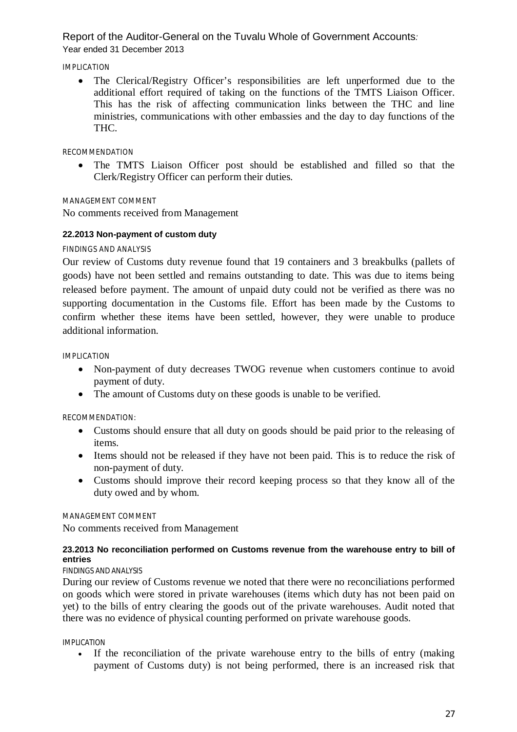IMPLICATION

- The Clerical/Registry Officer's responsibilities are left unperformed due to the additional effort required of taking on the functions of the TMTS Liaison Officer. This has the risk of affecting communication links between the THC and line ministries, communications with other embassies and the day to day functions of the THC.

RECOMMENDATION

- The TMTS Liaison Officer post should be established and filled so that the Clerk/Registry Officer can perform their duties.

MANAGEMENT COMMENT

No comments received from Management

#### 22.2013 Non-payment of custom duty

FINDINGS AND ANALYSIS

Our review of Customs duty revenue found that 19 containers and 3 breakbulks (pallets of goods) have not been settled and remains outstanding to date. This was due to items being released before payment. The amount of unpaid duty could not be verified as there was no supporting documentation in the Customs file. Effort has been made by the Customs to confirm whether these items have been settled, however, they were unable to produce additional information.

IMPLICATION

- Non-payment of duty decreases TWOG revenue when customers continue to avoid payment of duty.
- The amount of Customs duty on these goods is unable to be verified.

RECOMMENDATION:

- Customs should ensure that all duty on goods should be paid prior to the releasing of items.
- Items should not be released if they have not been paid. This is to reduce the risk of non-payment of duty.
- Customs should improve their record keeping process so that they know all of the duty owed and by whom.

MANAGEMENT COMMENT

No comments received from Management

#### 23.2013 No reconciliation performed on Customs revenue from the warehouse entry to bill of entries

FINDINGS AND ANALYSIS

During our review of Customs revenue we noted that there were no reconciliations performed on goods which were stored in private warehouses (items which duty has not been paid on yet) to the bills of entry clearing the goods out of the private warehouses. Audit noted that there was no evidence of physical counting performed on private warehouse goods.

IMPLICATION

- If the reconciliation of the private warehouse entry to the bills of entry (making payment of Customs duty) is not being performed, there is an increased risk that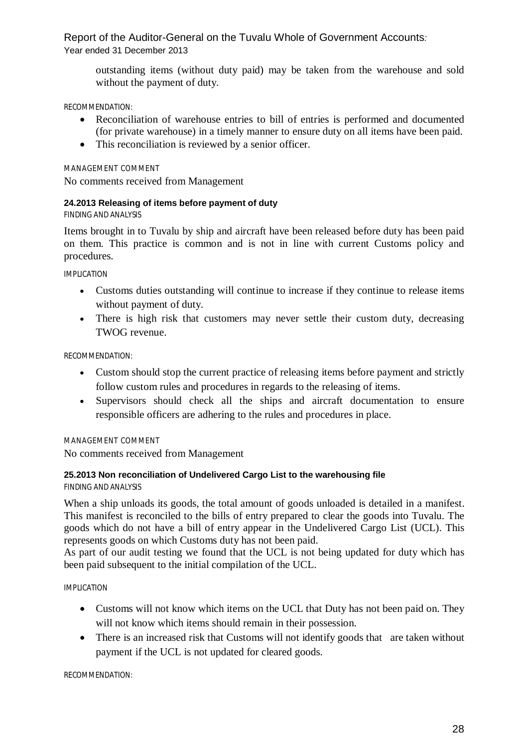outstanding items (without duty paid) may be taken from the warehouse and sold without the payment of duty.

RECOMMENDATION:

- Reconciliation of warehouse entries to bill of entries is performed and documented (for private warehouse) in a timely manner to ensure duty on all items have been paid.
- This reconciliation is reviewed by a senior officer.

MANAGEMENT COMMENT

No comments received from Management

### 24.2013 Releasing of items before payment of duty

FINDING AND ANALYSIS

Items brought in to Tuvalu by ship and aircraft have been released before duty has been paid on them. This practice is common and is not in line with current Customs policy and procedures.

IMPLICATION

- Customs duties outstanding will continue to increase if they continue to release items without payment of duty.
- There is high risk that customers may never settle their custom duty, decreasing TWOG revenue.

RECOMMENDATION:

- Custom should stop the current practice of releasing items before payment and strictly follow custom rules and procedures in regards to the releasing of items.
- Supervisors should check all the ships and aircraft documentation to ensure responsible officers are adhering to the rules and procedures in place.

MANAGEMENT COMMENT

No comments received from Management

### 25.2013 Non reconciliation of Undelivered Cargo List to the warehousing file

FINDING AND ANALYSIS

When a ship unloads its goods, the total amount of goods unloaded is detailed in a manifest. This manifest is reconciled to the bills of entry prepared to clear the goods into Tuvalu. The goods which do not have a bill of entry appear in the Undelivered Cargo List (UCL). This represents goods on which Customs duty has not been paid.

As part of our audit testing we found that the UCL is not being updated for duty which has been paid subsequent to the initial compilation of the UCL.

IMPLICATION

- Customs will not know which items on the UCL that Duty has not been paid on. They will not know which items should remain in their possession.
- There is an increased risk that Customs will not identify goods that are taken without payment if the UCL is not updated for cleared goods.

RECOMMENDATION: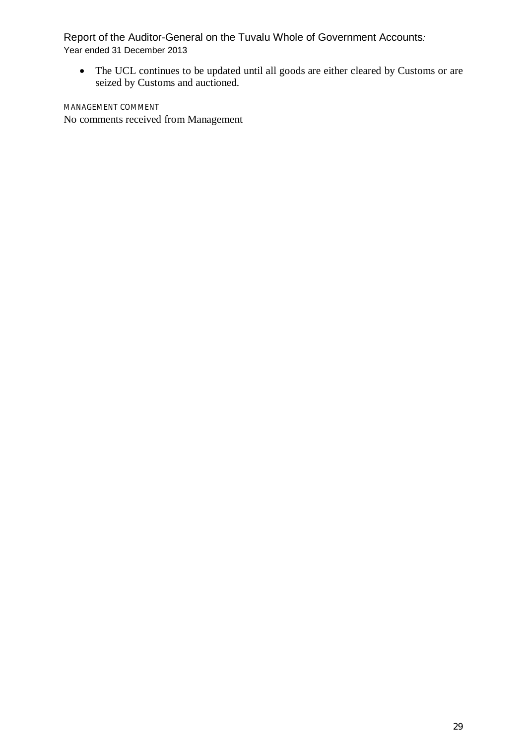- The UCL continues to be updated until all goods are either cleared by Customs or are seized by Customs and auctioned.

MANAGEMENT COMMENT

No comments received from Management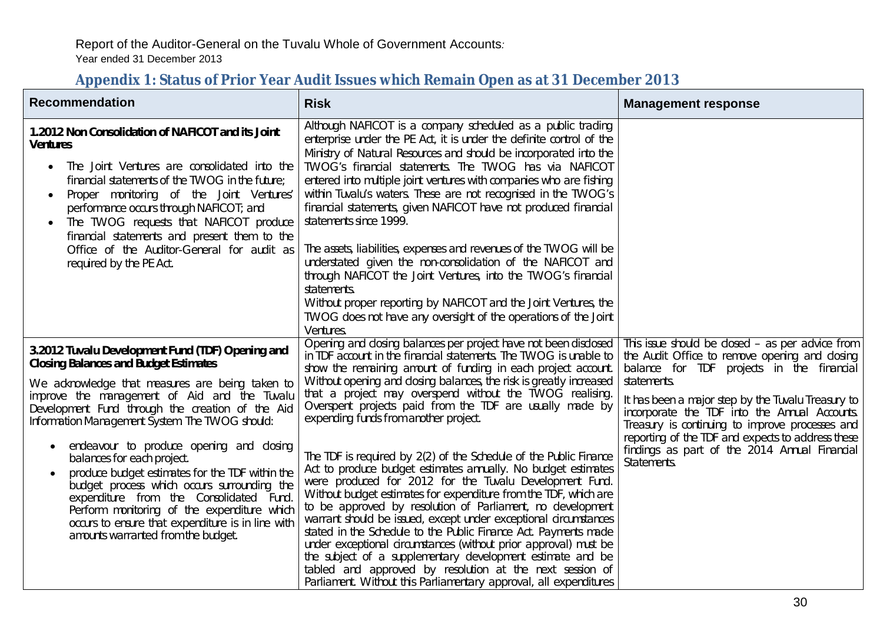## Appendix 1: Status of Prior Year Audit Issues which Remain Open as at 31 December 2013

| Recommendation | Risk | Management response |
|---|---|---|
| **1.2012 Non Consolidation of NAFICOT and its Joint Ventures**<br><br>• The Joint Ventures are consolidated into the financial statements of the TWOG in the future;<br>• Proper monitoring of the Joint Ventures' performance occurs through NAFICOT; and<br>• The TWOG requests that NAFICOT produce financial statements and present them to the Office of the Auditor-General for audit as required by the PE Act. | Although NAFICOT is a company scheduled as a public trading enterprise under the PE Act, it is under the definite control of the Ministry of Natural Resources and should be incorporated into the TWOG's financial statements. The TWOG has via NAFICOT entered into multiple joint ventures with companies who are fishing within Tuvalu's waters. These are not recognised in the TWOG's financial statements, given NAFICOT have not produced financial statements since 1999.<br><br>The assets, liabilities, expenses and revenues of the TWOG will be understated given the non-consolidation of the NAFICOT and through NAFICOT the Joint Ventures, into the TWOG's financial statements.<br>Without proper reporting by NAFICOT and the Joint Ventures, the TWOG does not have any oversight of the operations of the Joint Ventures. | |
| **3.2012 Tuvalu Development Fund (TDF) Opening and Closing Balances and Budget Estimates**<br><br>We acknowledge that measures are being taken to improve the management of Aid and the Tuvalu Development Fund through the creation of the Aid Information Management System The TWOG should:<br><br>• endeavour to produce opening and closing balances for each project.<br>• produce budget estimates for the TDF within the budget process which occurs surrounding the expenditure from the Consolidated Fund. Perform monitoring of the expenditure which occurs to ensure that expenditure is in line with amounts warranted from the budget. | Opening and closing balances per project have not been disclosed in TDF account in the financial statements. The TWOG is unable to show the remaining amount of funding in each project account. Without opening and closing balances, the risk is greatly increased that a project may overspend without the TWOG realising. Overspent projects paid from the TDF are usually made by expending funds from another project.<br><br>The TDF is required by 2(2) of the Schedule of the Public Finance Act to produce budget estimates annually. No budget estimates were produced for 2012 for the Tuvalu Development Fund. Without budget estimates for expenditure from the TDF, which are to be approved by resolution of Parliament, no development warrant should be issued, except under exceptional circumstances stated in the Schedule to the Public Finance Act. Payments made under exceptional circumstances (without prior approval) must be the subject of a supplementary development estimate and be tabled and approved by resolution at the next session of Parliament. Without this Parliamentary approval, all expenditures | This issue should be closed – as per advice from the Audit Office to remove opening and closing balance for TDF projects in the financial statements.<br><br>It has been a major step by the Tuvalu Treasury to incorporate the TDF into the Annual Accounts. Treasury is continuing to improve processes and reporting of the TDF and expects to address these findings as part of the 2014 Annual Financial Statements. |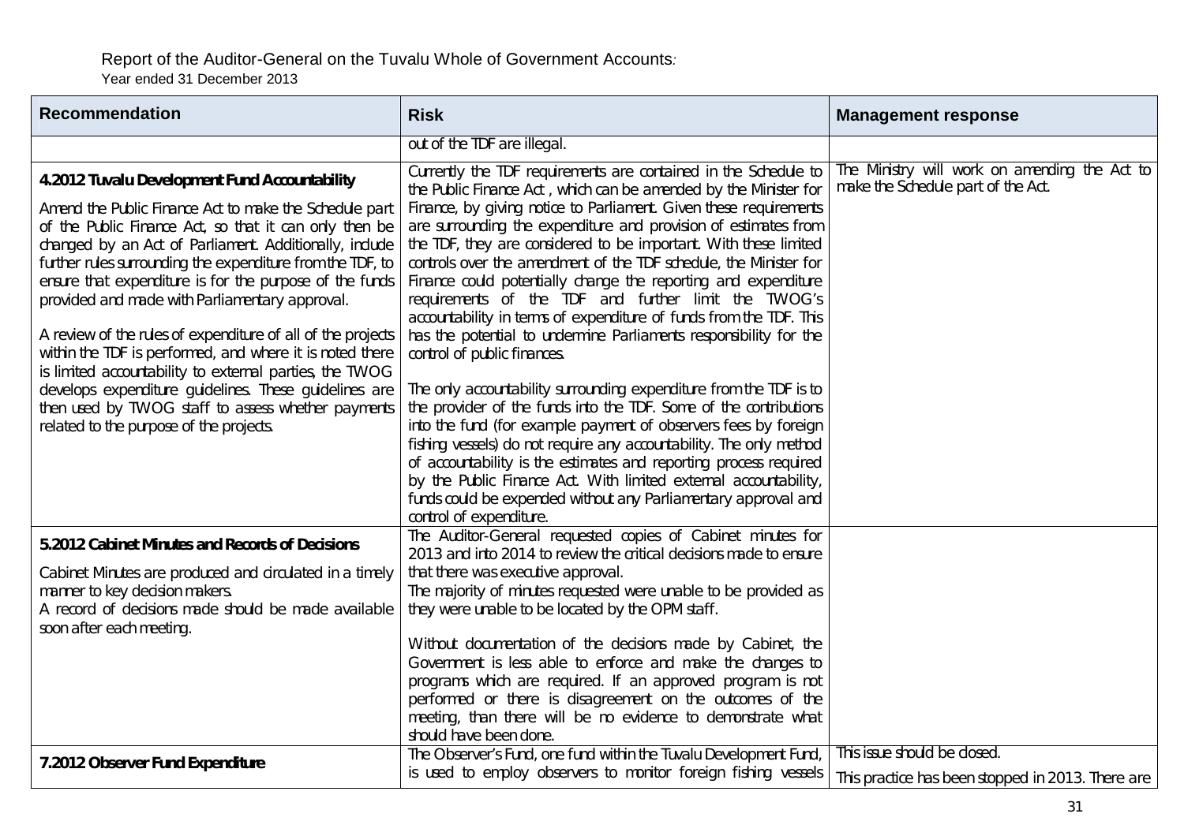| Recommendation | Risk | Management response |
|---|---|---|
| | out of the TDF are illegal. | |
| **4.2012 Tuvalu Development Fund Accountability**<br><br>Amend the Public Finance Act to make the Schedule part of the Public Finance Act, so that it can only then be changed by an Act of Parliament. Additionally, include further rules surrounding the expenditure from the TDF, to ensure that expenditure is for the purpose of the funds provided and made with Parliamentary approval.<br><br>A review of the rules of expenditure of all of the projects within the TDF is performed, and where it is noted there is limited accountability to external parties, the TWOG develops expenditure guidelines. These guidelines are then used by TWOG staff to assess whether payments related to the purpose of the projects. | Currently the TDF requirements are contained in the Schedule to the Public Finance Act , which can be amended by the Minister for Finance, by giving notice to Parliament. Given these requirements are surrounding the expenditure and provision of estimates from the TDF, they are considered to be important. With these limited controls over the amendment of the TDF schedule, the Minister for Finance could potentially change the reporting and expenditure requirements of the TDF and further limit the TWOG's accountability in terms of expenditure of funds from the TDF. This has the potential to undermine Parliaments responsibility for the control of public finances.<br><br>The only accountability surrounding expenditure from the TDF is to the provider of the funds into the TDF. Some of the contributions into the fund (for example payment of observers fees by foreign fishing vessels) do not require any accountability. The only method of accountability is the estimates and reporting process required by the Public Finance Act. With limited external accountability, funds could be expended without any Parliamentary approval and control of expenditure. | The Ministry will work on amending the Act to make the Schedule part of the Act. |
| **5.2012 Cabinet Minutes and Records of Decisions**<br><br>Cabinet Minutes are produced and circulated in a timely manner to key decision makers.<br>A record of decisions made should be made available soon after each meeting. | The Auditor-General requested copies of Cabinet minutes for 2013 and into 2014 to review the critical decisions made to ensure that there was executive approval.<br>The majority of minutes requested were unable to be provided as they were unable to be located by the OPM staff.<br><br>Without documentation of the decisions made by Cabinet, the Government is less able to enforce and make the changes to programs which are required. If an approved program is not performed or there is disagreement on the outcomes of the meeting, than there will be no evidence to demonstrate what should have been done. | |
| **7.2012 Observer Fund Expenditure** | The Observer's Fund, one fund within the Tuvalu Development Fund, is used to employ observers to monitor foreign fishing vessels | This issue should be closed.<br><br>This practice has been stopped in 2013. There are |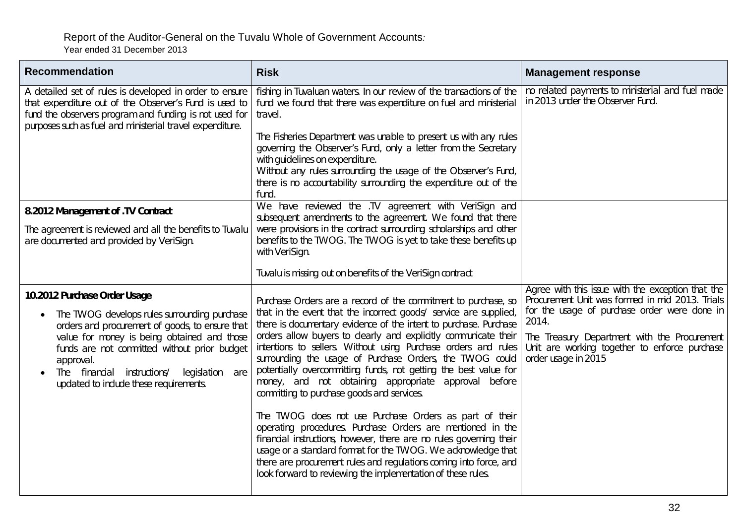| Recommendation | Risk | Management response |
|---|---|---|
| A detailed set of rules is developed in order to ensure that expenditure out of the Observer's Fund is used to fund the observers program and funding is not used for purposes such as fuel and ministerial travel expenditure. | fishing in Tuvaluan waters. In our review of the transactions of the fund we found that there was expenditure on fuel and ministerial travel.<br><br>The Fisheries Department was unable to present us with any rules governing the Observer's Fund, only a letter from the Secretary with guidelines on expenditure.<br>Without any rules surrounding the usage of the Observer's Fund, there is no accountability surrounding the expenditure out of the fund. | no related payments to ministerial and fuel made in 2013 under the Observer Fund. |
| **8.2012 Management of .TV Contract**<br><br>The agreement is reviewed and all the benefits to Tuvalu are documented and provided by VeriSign. | We have reviewed the .TV agreement with VeriSign and subsequent amendments to the agreement. We found that there were provisions in the contract surrounding scholarships and other benefits to the TWOG. The TWOG is yet to take these benefits up with VeriSign.<br><br>Tuvalu is missing out on benefits of the VeriSign contract | |
| **10.2012 Purchase Order Usage**<br><br>• The TWOG develops rules surrounding purchase orders and procurement of goods, to ensure that value for money is being obtained and those funds are not committed without prior budget approval.<br>• The financial instructions/ legislation are updated to include these requirements. | Purchase Orders are a record of the commitment to purchase, so that in the event that the incorrect goods/ service are supplied, there is documentary evidence of the intent to purchase. Purchase orders allow buyers to clearly and explicitly communicate their intentions to sellers. Without using Purchase orders and rules surrounding the usage of Purchase Orders, the TWOG could potentially overcommitting funds, not getting the best value for money, and not obtaining appropriate approval before committing to purchase goods and services.<br><br>The TWOG does not use Purchase Orders as part of their operating procedures. Purchase Orders are mentioned in the financial instructions, however, there are no rules governing their usage or a standard format for the TWOG. We acknowledge that there are procurement rules and regulations coming into force, and look forward to reviewing the implementation of these rules. | Agree with this issue with the exception that the Procurement Unit was formed in mid 2013. Trials for the usage of purchase order were done in 2014.<br><br>The Treasury Department with the Procurement Unit are working together to enforce purchase order usage in 2015 |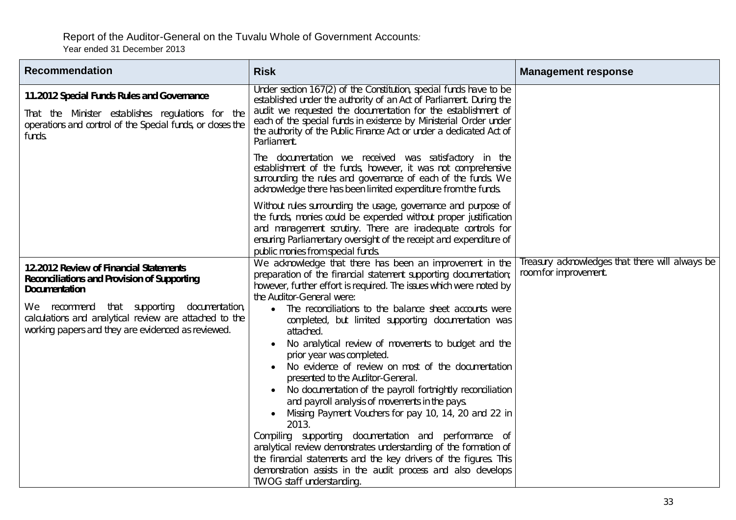| Recommendation | Risk | Management response |
|---|---|---|
| **11.2012 Special Funds Rules and Governance**<br><br>That the Minister establishes regulations for the operations and control of the Special funds, or closes the funds. | Under section 167(2) of the Constitution, special funds have to be established under the authority of an Act of Parliament. During the audit we requested the documentation for the establishment of each of the special funds in existence by Ministerial Order under the authority of the Public Finance Act or under a dedicated Act of Parliament.<br><br>The documentation we received was satisfactory in the establishment of the funds, however, it was not comprehensive surrounding the rules and governance of each of the funds. We acknowledge there has been limited expenditure from the funds.<br><br>Without rules surrounding the usage, governance and purpose of the funds, monies could be expended without proper justification and management scrutiny. There are inadequate controls for ensuring Parliamentary oversight of the receipt and expenditure of public monies from special funds. | |
| **12.2012 Review of Financial Statements Reconciliations and Provision of Supporting Documentation**<br><br>We recommend that supporting documentation, calculations and analytical review are attached to the working papers and they are evidenced as reviewed. | We acknowledge that there has been an improvement in the preparation of the financial statement supporting documentation; however, further effort is required. The issues which were noted by the Auditor-General were:<br>• The reconciliations to the balance sheet accounts were completed, but limited supporting documentation was attached.<br>• No analytical review of movements to budget and the prior year was completed.<br>• No evidence of review on most of the documentation presented to the Auditor-General.<br>• No documentation of the payroll fortnightly reconciliation and payroll analysis of movements in the pays.<br>• Missing Payment Vouchers for pay 10, 14, 20 and 22 in 2013.<br><br>Compiling supporting documentation and performance of analytical review demonstrates understanding of the formation of the financial statements and the key drivers of the figures. This demonstration assists in the audit process and also develops TWOG staff understanding. | Treasury acknowledges that there will always be room for improvement. |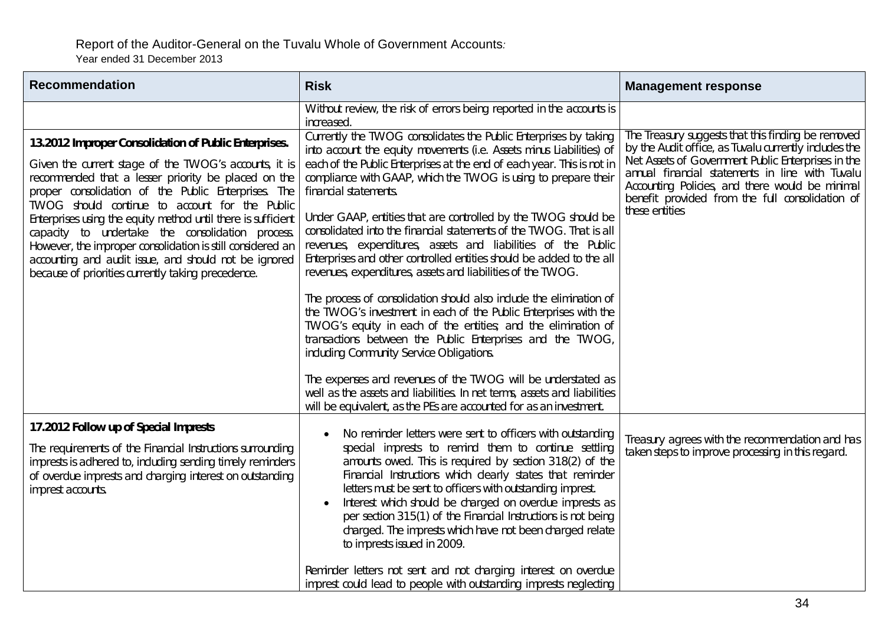Report of the Auditor-General on the Tuvalu Whole of Government Accounts:
Year ended 31 December 2013

| Recommendation | Risk | Management response |
|---|---|---|
| | Without review, the risk of errors being reported in the accounts is increased. | |
| **13.2012 Improper Consolidation of Public Enterprises.**<br><br>Given the current stage of the TWOG's accounts, it is recommended that a lesser priority be placed on the proper consolidation of the Public Enterprises. The TWOG should continue to account for the Public Enterprises using the equity method until there is sufficient capacity to undertake the consolidation process. However, the improper consolidation is still considered an accounting and audit issue, and should not be ignored because of priorities currently taking precedence. | Currently the TWOG consolidates the Public Enterprises by taking into account the equity movements (i.e. Assets minus Liabilities) of each of the Public Enterprises at the end of each year. This is not in compliance with GAAP, which the TWOG is using to prepare their financial statements.<br><br>Under GAAP, entities that are controlled by the TWOG should be consolidated into the financial statements of the TWOG. That is all revenues, expenditures, assets and liabilities of the Public Enterprises and other controlled entities should be added to the all revenues, expenditures, assets and liabilities of the TWOG.<br><br>The process of consolidation should also include the elimination of the TWOG's investment in each of the Public Enterprises with the TWOG's equity in each of the entities; and the elimination of transactions between the Public Enterprises and the TWOG, including Community Service Obligations.<br><br>The expenses and revenues of the TWOG will be understated as well as the assets and liabilities. In net terms, assets and liabilities will be equivalent, as the PEs are accounted for as an investment. | The Treasury suggests that this finding be removed by the Audit office, as Tuvalu currently includes the Net Assets of Government Public Enterprises in the annual financial statements in line with Tuvalu Accounting Policies, and there would be minimal benefit provided from the full consolidation of these entities |
| **17.2012 Follow up of Special Imprests**<br><br>The requirements of the Financial Instructions surrounding imprests is adhered to, including sending timely reminders of overdue imprests and charging interest on outstanding imprest accounts. | • No reminder letters were sent to officers with outstanding special imprests to remind them to continue settling amounts owed. This is required by section 318(2) of the Financial Instructions which clearly states that reminder letters must be sent to officers with outstanding imprest.<br>• Interest which should be charged on overdue imprests as per section 315(1) of the Financial Instructions is not being charged. The imprests which have not been charged relate to imprests issued in 2009.<br><br>Reminder letters not sent and not charging interest on overdue imprest could lead to people with outstanding imprests neglecting | Treasury agrees with the recommendation and has taken steps to improve processing in this regard. |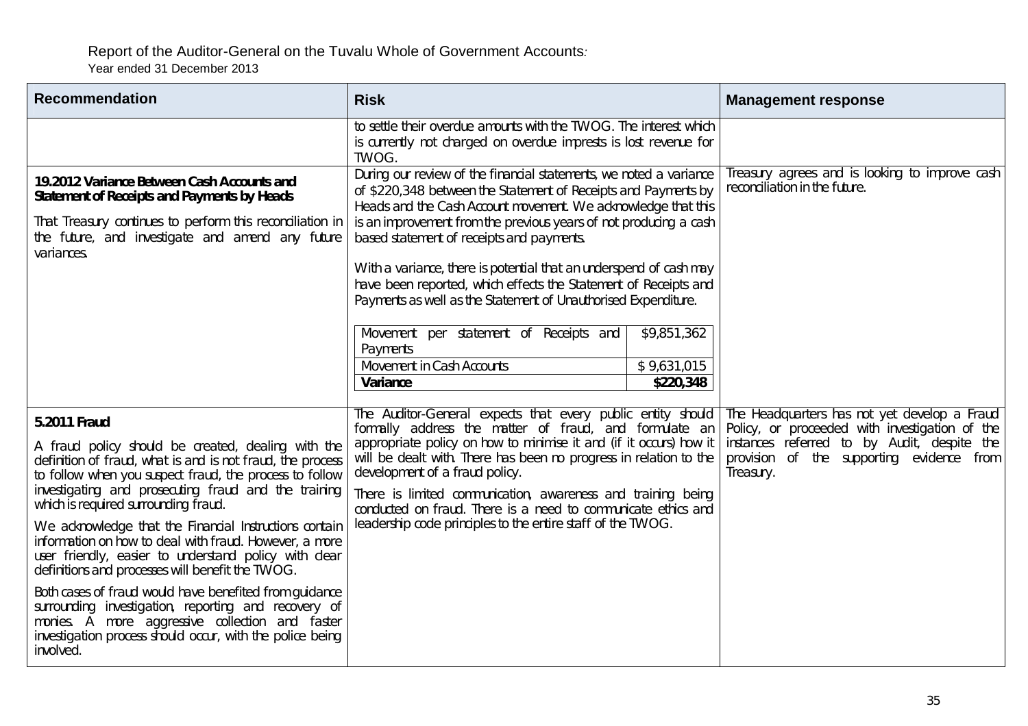Report of the Auditor-General on the Tuvalu Whole of Government Accounts:
Year ended 31 December 2013

| Recommendation | Risk | Management response |
|---|---|---|
| | to settle their overdue amounts with the TWOG. The interest which is currently not charged on overdue imprests is lost revenue for TWOG. | |
| **19.2012 Variance Between Cash Accounts and Statement of Receipts and Payments by Heads**<br><br>That Treasury continues to perform this reconciliation in the future, and investigate and amend any future variances. | During our review of the financial statements, we noted a variance of $220,348 between the Statement of Receipts and Payments by Heads and the Cash Account movement. We acknowledge that this is an improvement from the previous years of not producing a cash based statement of receipts and payments.<br><br>With a variance, there is potential that an underspend of cash may have been reported, which effects the Statement of Receipts and Payments as well as the Statement of Unauthorised Expenditure.<br><br>Movement per statement of Receipts and Payments: $9,851,362<br>Movement in Cash Accounts: $ 9,631,015<br>**Variance: $220,348** | Treasury agrees and is looking to improve cash reconciliation in the future. |
| **5.2011 Fraud**<br><br>A fraud policy should be created, dealing with the definition of fraud, what is and is not fraud, the process to follow when you suspect fraud, the process to follow investigating and prosecuting fraud and the training which is required surrounding fraud.<br><br>We acknowledge that the Financial Instructions contain information on how to deal with fraud. However, a more user friendly, easier to understand policy with clear definitions and processes will benefit the TWOG.<br><br>Both cases of fraud would have benefited from guidance surrounding investigation, reporting and recovery of monies. A more aggressive collection and faster investigation process should occur, with the police being involved. | The Auditor-General expects that every public entity should formally address the matter of fraud, and formulate an appropriate policy on how to minimise it and (if it occurs) how it will be dealt with. There has been no progress in relation to the development of a fraud policy.<br><br>There is limited communication, awareness and training being conducted on fraud. There is a need to communicate ethics and leadership code principles to the entire staff of the TWOG. | The Headquarters has not yet develop a Fraud Policy, or proceeded with investigation of the instances referred to by Audit, despite the provision of the supporting evidence from Treasury. |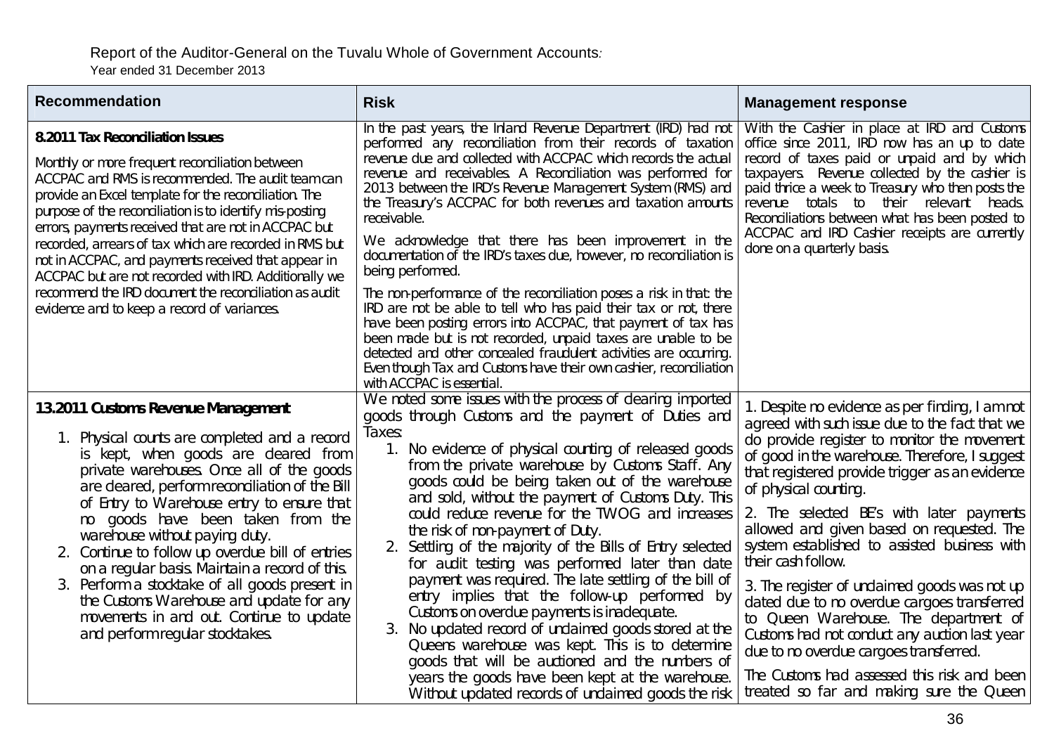| Recommendation | Risk | Management response |
|---|---|---|
| **8.2011 Tax Reconciliation Issues**<br><br>Monthly or more frequent reconciliation between ACCPAC and RMS is recommended. The audit team can provide an Excel template for the reconciliation. The purpose of the reconciliation is to identify mis-posting errors, payments received that are not in ACCPAC but recorded, arrears of tax which are recorded in RMS but not in ACCPAC, and payments received that appear in ACCPAC but are not recorded with IRD. Additionally we recommend the IRD document the reconciliation as audit evidence and to keep a record of variances. | In the past years, the Inland Revenue Department (IRD) had not performed any reconciliation from their records of taxation revenue due and collected with ACCPAC which records the actual revenue and receivables. A Reconciliation was performed for 2013 between the IRD's Revenue Management System (RMS) and the Treasury's ACCPAC for both revenues and taxation amounts receivable.<br><br>We acknowledge that there has been improvement in the documentation of the IRD's taxes due, however, no reconciliation is being performed.<br><br>The non-performance of the reconciliation poses a risk in that: the IRD are not be able to tell who has paid their tax or not, there have been posting errors into ACCPAC, that payment of tax has been made but is not recorded, unpaid taxes are unable to be detected and other concealed fraudulent activities are occurring. Even though Tax and Customs have their own cashier, reconciliation with ACCPAC is essential. | With the Cashier in place at IRD and Customs office since 2011, IRD now has an up to date record of taxes paid or unpaid and by which taxpayers. Revenue collected by the cashier is paid thrice a week to Treasury who then posts the revenue totals to their relevant heads. Reconciliations between what has been posted to ACCPAC and IRD Cashier receipts are currently done on a quarterly basis. |
| **13.2011 Customs Revenue Management**<br><br>1. Physical counts are completed and a record is kept, when goods are cleared from private warehouses. Once all of the goods are cleared, perform reconciliation of the Bill of Entry to Warehouse entry to ensure that no goods have been taken from the warehouse without paying duty.<br>2. Continue to follow up overdue bill of entries on a regular basis. Maintain a record of this.<br>3. Perform a stocktake of all goods present in the Customs Warehouse and update for any movements in and out. Continue to update and perform regular stocktakes. | We noted some issues with the process of clearing imported goods through Customs and the payment of Duties and Taxes:<br>1. No evidence of physical counting of released goods from the private warehouse by Customs Staff. Any goods could be being taken out of the warehouse and sold, without the payment of Customs Duty. This could reduce revenue for the TWOG and increases the risk of non-payment of Duty.<br>2. Settling of the majority of the Bills of Entry selected for audit testing was performed later than date payment was required. The late settling of the bill of entry implies that the follow-up performed by Customs on overdue payments is inadequate.<br>3. No updated record of unclaimed goods stored at the Queens warehouse was kept. This is to determine goods that will be auctioned and the numbers of years the goods have been kept at the warehouse. Without updated records of unclaimed goods the risk | 1. Despite no evidence as per finding, I am not agreed with such issue due to the fact that we do provide register to monitor the movement of good in the warehouse. Therefore, I suggest that registered provide trigger as an evidence of physical counting.<br><br>2. The selected BE's with later payments allowed and given based on requested. The system established to assisted business with their cash follow.<br><br>3. The register of unclaimed goods was not up dated due to no overdue cargoes transferred to Queen Warehouse. The department of Customs had not conduct any auction last year due to no overdue cargoes transferred.<br><br>The Customs had assessed this risk and been treated so far and making sure the Queen |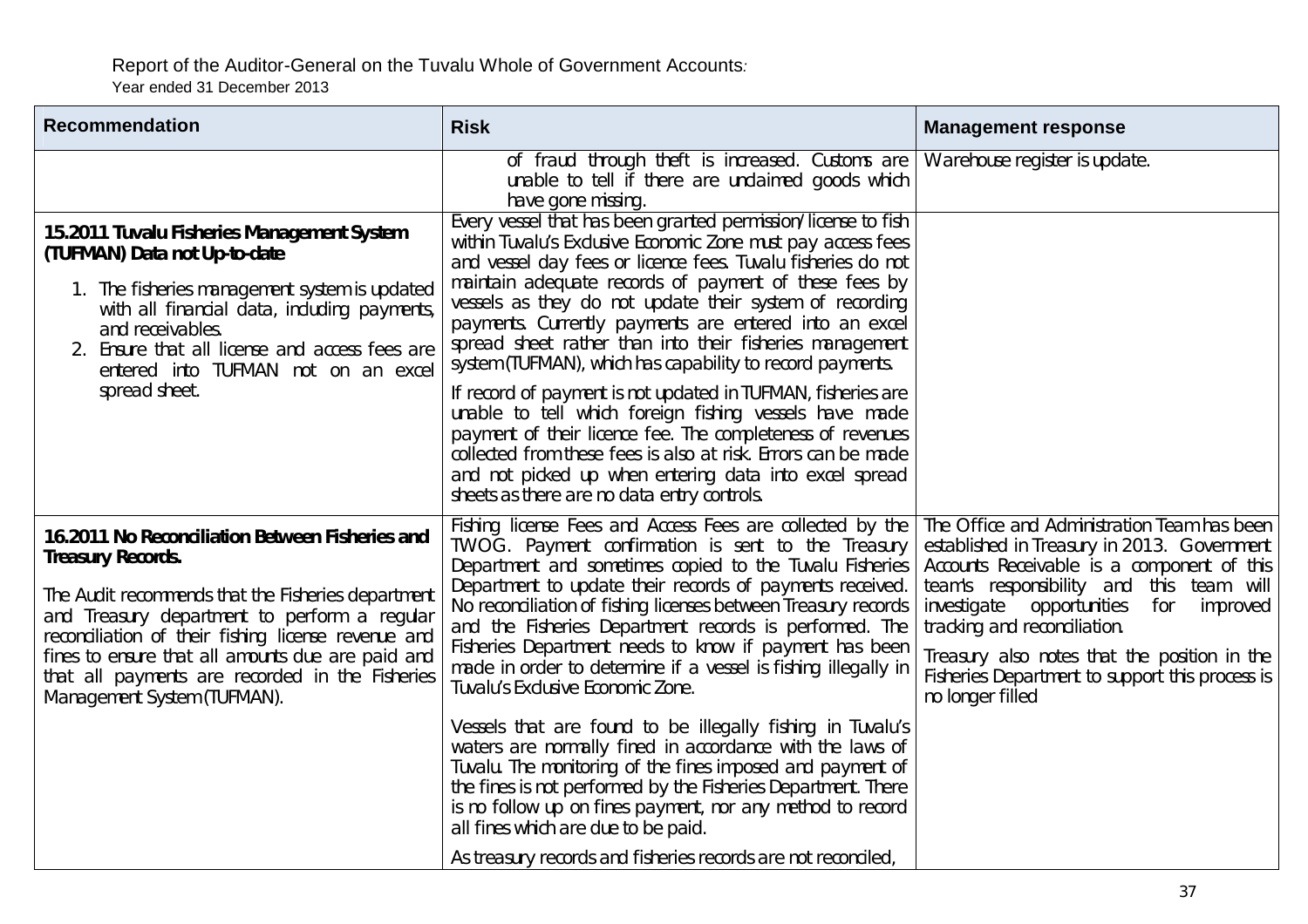| Recommendation | Risk | Management response |
|---|---|---|
| | of fraud through theft is increased. Customs are unable to tell if there are unclaimed goods which have gone missing. | Warehouse register is update. |
| **15.2011 Tuvalu Fisheries Management System (TUFMAN) Data not Up-to-date**<br><br>1. The fisheries management system is updated with all financial data, including payments, and receivables.<br>2. Ensure that all license and access fees are entered into TUFMAN not on an excel spread sheet. | Every vessel that has been granted permission/license to fish within Tuvalu's Exclusive Economic Zone must pay access fees and vessel day fees or licence fees. Tuvalu fisheries do not maintain adequate records of payment of these fees by vessels as they do not update their system of recording payments. Currently payments are entered into an excel spread sheet rather than into their fisheries management system (TUFMAN), which has capability to record payments.<br><br>If record of payment is not updated in TUFMAN, fisheries are unable to tell which foreign fishing vessels have made payment of their licence fee. The completeness of revenues collected from these fees is also at risk. Errors can be made and not picked up when entering data into excel spread sheets as there are no data entry controls. | |
| **16.2011 No Reconciliation Between Fisheries and Treasury Records.**<br><br>The Audit recommends that the Fisheries department and Treasury department to perform a regular reconciliation of their fishing license revenue and fines to ensure that all amounts due are paid and that all payments are recorded in the Fisheries Management System (TUFMAN). | Fishing license Fees and Access Fees are collected by the TWOG. Payment confirmation is sent to the Treasury Department and sometimes copied to the Tuvalu Fisheries Department to update their records of payments received. No reconciliation of fishing licenses between Treasury records and the Fisheries Department records is performed. The Fisheries Department needs to know if payment has been made in order to determine if a vessel is fishing illegally in Tuvalu's Exclusive Economic Zone.<br><br>Vessels that are found to be illegally fishing in Tuvalu's waters are normally fined in accordance with the laws of Tuvalu. The monitoring of the fines imposed and payment of the fines is not performed by the Fisheries Department. There is no follow up on fines payment, nor any method to record all fines which are due to be paid.<br><br>As treasury records and fisheries records are not reconciled, | The Office and Administration Team has been established in Treasury in 2013. Government Accounts Receivable is a component of this team's responsibility and this team will investigate opportunities for improved tracking and reconciliation.<br><br>Treasury also notes that the position in the Fisheries Department to support this process is no longer filled |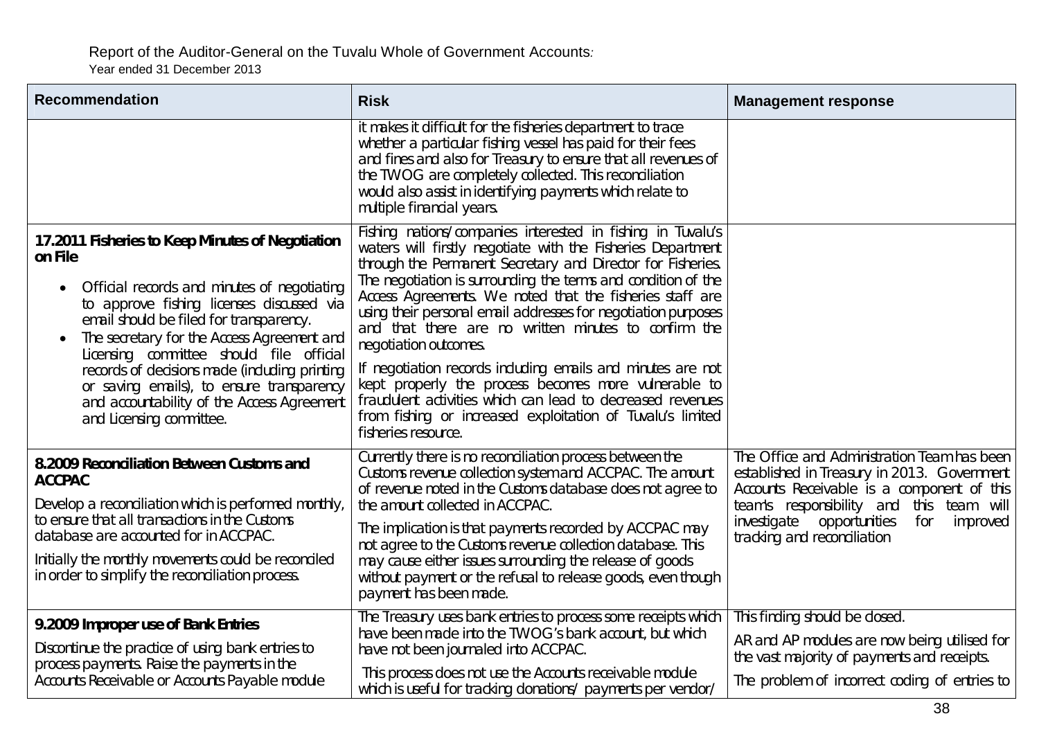| Recommendation | Risk | Management response |
|---|---|---|
| | it makes it difficult for the fisheries department to trace whether a particular fishing vessel has paid for their fees and fines and also for Treasury to ensure that all revenues of the TWOG are completely collected. This reconciliation would also assist in identifying payments which relate to multiple financial years. | |
| **17.2011 Fisheries to Keep Minutes of Negotiation on File**<br><br>• Official records and minutes of negotiating to approve fishing licenses discussed via email should be filed for transparency.<br>• The secretary for the Access Agreement and Licensing committee should file official records of decisions made (including printing or saving emails), to ensure transparency and accountability of the Access Agreement and Licensing committee. | Fishing nations/companies interested in fishing in Tuvalu's waters will firstly negotiate with the Fisheries Department through the Permanent Secretary and Director for Fisheries. The negotiation is surrounding the terms and condition of the Access Agreements. We noted that the fisheries staff are using their personal email addresses for negotiation purposes and that there are no written minutes to confirm the negotiation outcomes.<br><br>If negotiation records including emails and minutes are not kept properly the process becomes more vulnerable to fraudulent activities which can lead to decreased revenues from fishing or increased exploitation of Tuvalu's limited fisheries resource. | |
| **8.2009 Reconciliation Between Customs and ACCPAC**<br><br>Develop a reconciliation which is performed monthly, to ensure that all transactions in the Customs database are accounted for in ACCPAC.<br><br>Initially the monthly movements could be reconciled in order to simplify the reconciliation process. | Currently there is no reconciliation process between the Customs revenue collection system and ACCPAC. The amount of revenue noted in the Customs database does not agree to the amount collected in ACCPAC.<br><br>The implication is that payments recorded by ACCPAC may not agree to the Customs revenue collection database. This may cause either issues surrounding the release of goods without payment or the refusal to release goods, even though payment has been made. | The Office and Administration Team has been established in Treasury in 2013. Government Accounts Receivable is a component of this team's responsibility and this team will investigate opportunities for improved tracking and reconciliation |
| **9.2009 Improper use of Bank Entries**<br><br>Discontinue the practice of using bank entries to process payments. Raise the payments in the Accounts Receivable or Accounts Payable module | The Treasury uses bank entries to process some receipts which have been made into the TWOG's bank account, but which have not been journaled into ACCPAC.<br><br>This process does not use the Accounts receivable module which is useful for tracking donations/ payments per vendor/ | This finding should be closed.<br><br>AR and AP modules are now being utilised for the vast majority of payments and receipts.<br><br>The problem of incorrect coding of entries to |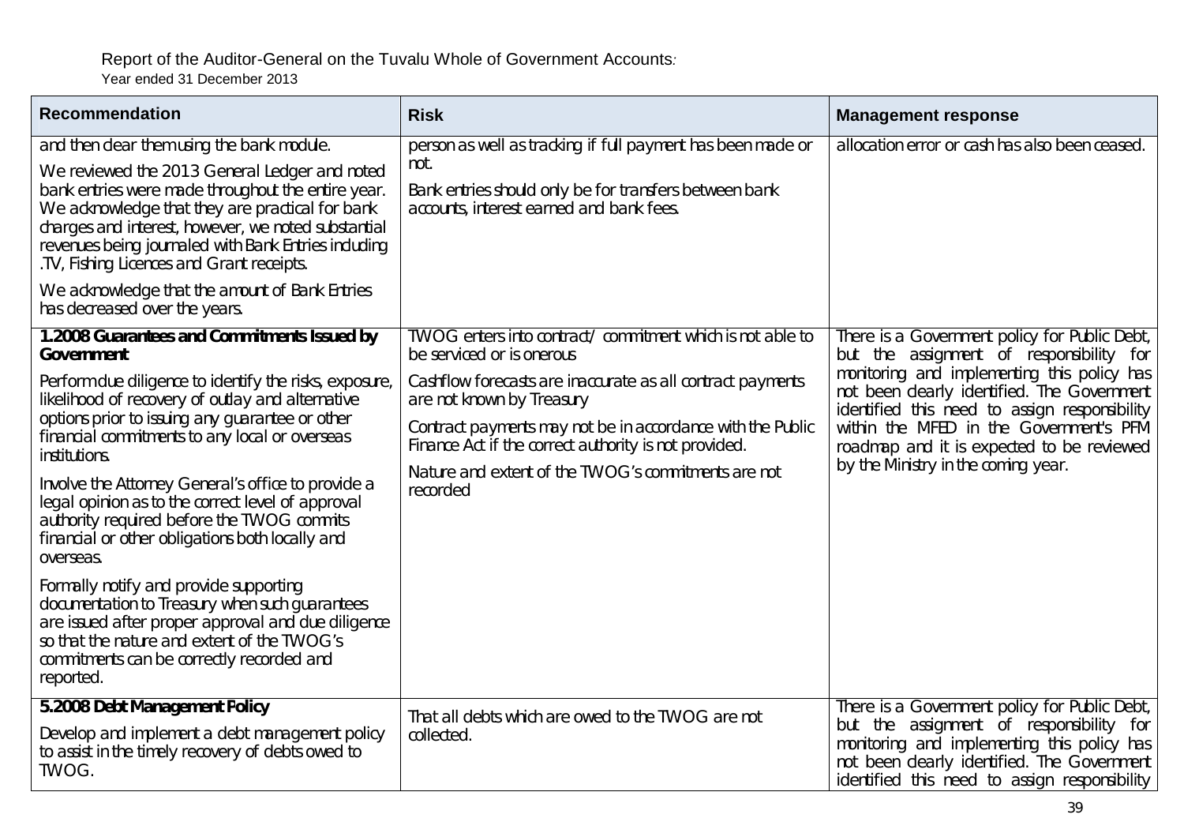| Recommendation | Risk | Management response |
|---|---|---|
| and then clear them using the bank module.<br><br>We reviewed the 2013 General Ledger and noted bank entries were made throughout the entire year. We acknowledge that they are practical for bank charges and interest, however, we noted substantial revenues being journaled with Bank Entries including .TV, Fishing Licences and Grant receipts.<br><br>We acknowledge that the amount of Bank Entries has decreased over the years. | person as well as tracking if full payment has been made or not.<br><br>Bank entries should only be for transfers between bank accounts, interest earned and bank fees. | allocation error or cash has also been ceased. |
| **1.2008 Guarantees and Commitments Issued by Government**<br><br>Perform due diligence to identify the risks, exposure, likelihood of recovery of outlay and alternative options prior to issuing any guarantee or other financial commitments to any local or overseas institutions.<br><br>Involve the Attorney General's office to provide a legal opinion as to the correct level of approval authority required before the TWOG commits financial or other obligations both locally and overseas.<br><br>Formally notify and provide supporting documentation to Treasury when such guarantees are issued after proper approval and due diligence so that the nature and extent of the TWOG's commitments can be correctly recorded and reported. | TWOG enters into contract/ commitment which is not able to be serviced or is onerous<br><br>Cashflow forecasts are inaccurate as all contract payments are not known by Treasury<br><br>Contract payments may not be in accordance with the Public Finance Act if the correct authority is not provided.<br><br>Nature and extent of the TWOG's commitments are not recorded | There is a Government policy for Public Debt, but the assignment of responsibility for monitoring and implementing this policy has not been clearly identified. The Government identified this need to assign responsibility within the MFED in the Government's PFM roadmap and it is expected to be reviewed by the Ministry in the coming year. |
| **5.2008 Debt Management Policy**<br><br>Develop and implement a debt management policy to assist in the timely recovery of debts owed to TWOG. | That all debts which are owed to the TWOG are not collected. | There is a Government policy for Public Debt, but the assignment of responsibility for monitoring and implementing this policy has not been clearly identified. The Government identified this need to assign responsibility |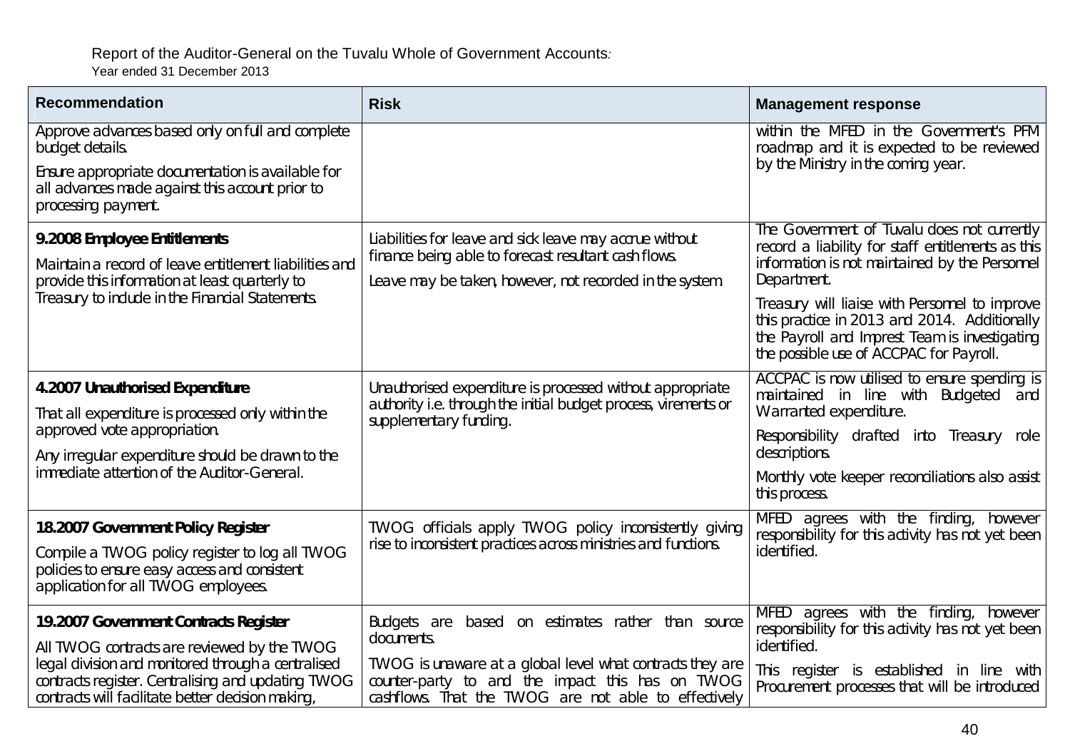| Recommendation | Risk | Management response |
|---|---|---|
| Approve advances based only on full and complete budget details.<br><br>Ensure appropriate documentation is available for all advances made against this account prior to processing payment. | | within the MFED in the Government's PFM roadmap and it is expected to be reviewed by the Ministry in the coming year. |
| **9.2008 Employee Entitlements**<br><br>Maintain a record of leave entitlement liabilities and provide this information at least quarterly to Treasury to include in the Financial Statements. | Liabilities for leave and sick leave may accrue without finance being able to forecast resultant cash flows.<br><br>Leave may be taken, however, not recorded in the system | The Government of Tuvalu does not currently record a liability for staff entitlements as this information is not maintained by the Personnel Department.<br><br>Treasury will liaise with Personnel to improve this practice in 2013 and 2014. Additionally the Payroll and Imprest Team is investigating the possible use of ACCPAC for Payroll. |
| **4.2007 Unauthorised Expenditure**<br><br>That all expenditure is processed only within the approved vote appropriation.<br><br>Any irregular expenditure should be drawn to the immediate attention of the Auditor-General. | Unauthorised expenditure is processed without appropriate authority i.e. through the initial budget process, virements or supplementary funding. | ACCPAC is now utilised to ensure spending is maintained in line with Budgeted and Warranted expenditure.<br><br>Responsibility drafted into Treasury role descriptions.<br><br>Monthly vote keeper reconciliations also assist this process. |
| **18.2007 Government Policy Register**<br><br>Compile a TWOG policy register to log all TWOG policies to ensure easy access and consistent application for all TWOG employees. | TWOG officials apply TWOG policy inconsistently giving rise to inconsistent practices across ministries and functions. | MFED agrees with the finding, however responsibility for this activity has not yet been identified. |
| **19.2007 Government Contracts Register**<br><br>All TWOG contracts are reviewed by the TWOG legal division and monitored through a centralised contracts register. Centralising and updating TWOG contracts will facilitate better decision making, | Budgets are based on estimates rather than source documents.<br><br>TWOG is unaware at a global level what contracts they are counter-party to and the impact this has on TWOG cashflows. That the TWOG are not able to effectively | MFED agrees with the finding, however responsibility for this activity has not yet been identified.<br><br>This register is established in line with Procurement processes that will be introduced |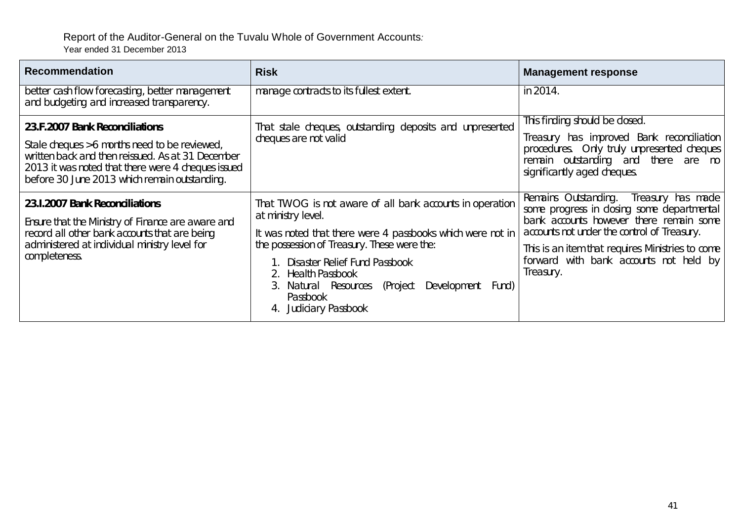| Recommendation | Risk | Management response |
| --- | --- | --- |
| better cash flow forecasting, better management and budgeting and increased transparency. | manage contracts to its fullest extent. | in 2014. |
| **23.F.2007 Bank Reconciliations**<br><br>Stale cheques >6 months need to be reviewed, written back and then reissued. As at 31 December 2013 it was noted that there were 4 cheques issued before 30 June 2013 which remain outstanding. | That stale cheques, outstanding deposits and unpresented cheques are not valid | This finding should be closed.<br><br>Treasury has improved Bank reconciliation procedures. Only truly unpresented cheques remain outstanding and there are no significantly aged cheques. |
| **23.I.2007 Bank Reconciliations**<br><br>Ensure that the Ministry of Finance are aware and record all other bank accounts that are being administered at individual ministry level for completeness. | That TWOG is not aware of all bank accounts in operation at ministry level.<br><br>It was noted that there were 4 passbooks which were not in the possession of Treasury. These were the:<br><br>1. Disaster Relief Fund Passbook<br>2. Health Passbook<br>3. Natural Resources (Project Development Fund) Passbook<br>4. Judiciary Passbook | Remains Outstanding. Treasury has made some progress in closing some departmental bank accounts however there remain some accounts not under the control of Treasury.<br><br>This is an item that requires Ministries to come forward with bank accounts not held by Treasury. |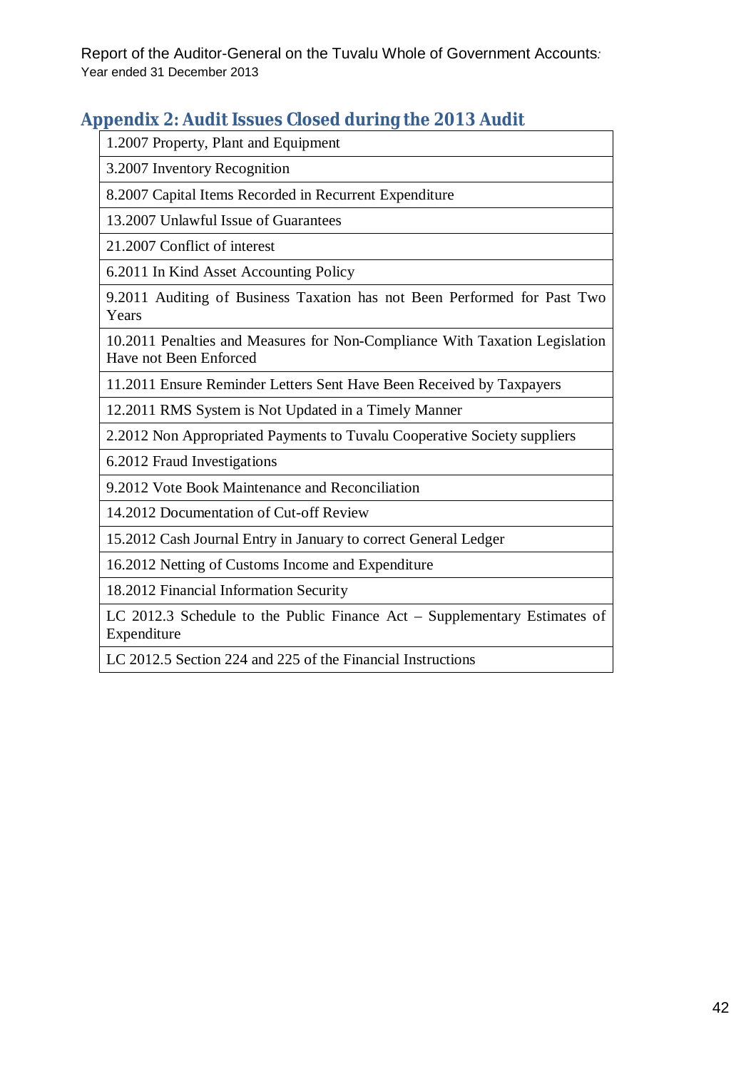## Appendix 2: Audit Issues Closed during the 2013 Audit

| 1.2007 Property, Plant and Equipment |
|---|
| 3.2007 Inventory Recognition |
| 8.2007 Capital Items Recorded in Recurrent Expenditure |
| 13.2007 Unlawful Issue of Guarantees |
| 21.2007 Conflict of interest |
| 6.2011 In Kind Asset Accounting Policy |
| 9.2011 Auditing of Business Taxation has not Been Performed for Past Two Years |
| 10.2011 Penalties and Measures for Non-Compliance With Taxation Legislation Have not Been Enforced |
| 11.2011 Ensure Reminder Letters Sent Have Been Received by Taxpayers |
| 12.2011 RMS System is Not Updated in a Timely Manner |
| 2.2012 Non Appropriated Payments to Tuvalu Cooperative Society suppliers |
| 6.2012 Fraud Investigations |
| 9.2012 Vote Book Maintenance and Reconciliation |
| 14.2012 Documentation of Cut-off Review |
| 15.2012 Cash Journal Entry in January to correct General Ledger |
| 16.2012 Netting of Customs Income and Expenditure |
| 18.2012 Financial Information Security |
| LC 2012.3 Schedule to the Public Finance Act – Supplementary Estimates of Expenditure |
| LC 2012.5 Section 224 and 225 of the Financial Instructions |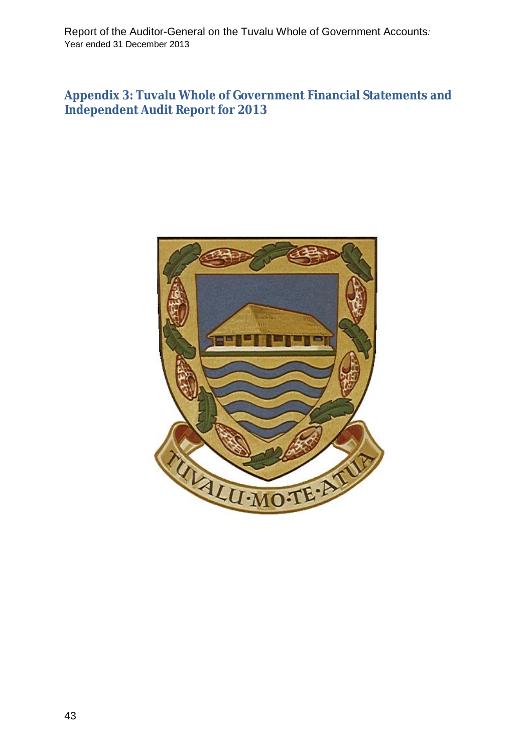# Appendix 3: Tuvalu Whole of Government Financial Statements and Independent Audit Report for 2013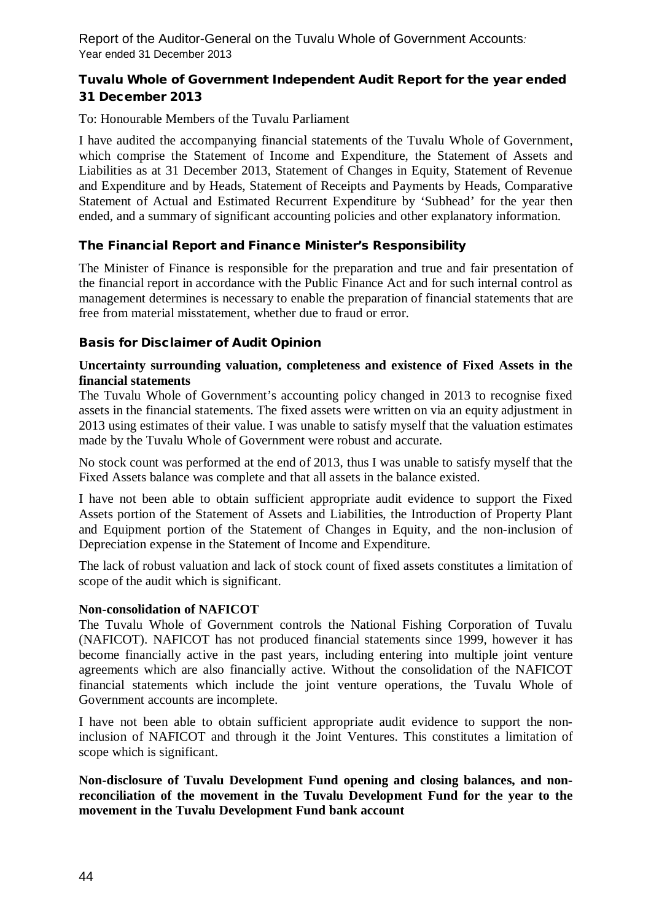## Tuvalu Whole of Government Independent Audit Report for the year ended 31 December 2013

To: Honourable Members of the Tuvalu Parliament

I have audited the accompanying financial statements of the Tuvalu Whole of Government, which comprise the Statement of Income and Expenditure, the Statement of Assets and Liabilities as at 31 December 2013, Statement of Changes in Equity, Statement of Revenue and Expenditure and by Heads, Statement of Receipts and Payments by Heads, Comparative Statement of Actual and Estimated Recurrent Expenditure by 'Subhead' for the year then ended, and a summary of significant accounting policies and other explanatory information.

### The Financial Report and Finance Minister's Responsibility

The Minister of Finance is responsible for the preparation and true and fair presentation of the financial report in accordance with the Public Finance Act and for such internal control as management determines is necessary to enable the preparation of financial statements that are free from material misstatement, whether due to fraud or error.

### Basis for Disclaimer of Audit Opinion

**Uncertainty surrounding valuation, completeness and existence of Fixed Assets in the financial statements**

The Tuvalu Whole of Government's accounting policy changed in 2013 to recognise fixed assets in the financial statements. The fixed assets were written on via an equity adjustment in 2013 using estimates of their value. I was unable to satisfy myself that the valuation estimates made by the Tuvalu Whole of Government were robust and accurate.

No stock count was performed at the end of 2013, thus I was unable to satisfy myself that the Fixed Assets balance was complete and that all assets in the balance existed.

I have not been able to obtain sufficient appropriate audit evidence to support the Fixed Assets portion of the Statement of Assets and Liabilities, the Introduction of Property Plant and Equipment portion of the Statement of Changes in Equity, and the non-inclusion of Depreciation expense in the Statement of Income and Expenditure.

The lack of robust valuation and lack of stock count of fixed assets constitutes a limitation of scope of the audit which is significant.

**Non-consolidation of NAFICOT**

The Tuvalu Whole of Government controls the National Fishing Corporation of Tuvalu (NAFICOT). NAFICOT has not produced financial statements since 1999, however it has become financially active in the past years, including entering into multiple joint venture agreements which are also financially active. Without the consolidation of the NAFICOT financial statements which include the joint venture operations, the Tuvalu Whole of Government accounts are incomplete.

I have not been able to obtain sufficient appropriate audit evidence to support the non-inclusion of NAFICOT and through it the Joint Ventures. This constitutes a limitation of scope which is significant.

**Non-disclosure of Tuvalu Development Fund opening and closing balances, and non-reconciliation of the movement in the Tuvalu Development Fund for the year to the movement in the Tuvalu Development Fund bank account**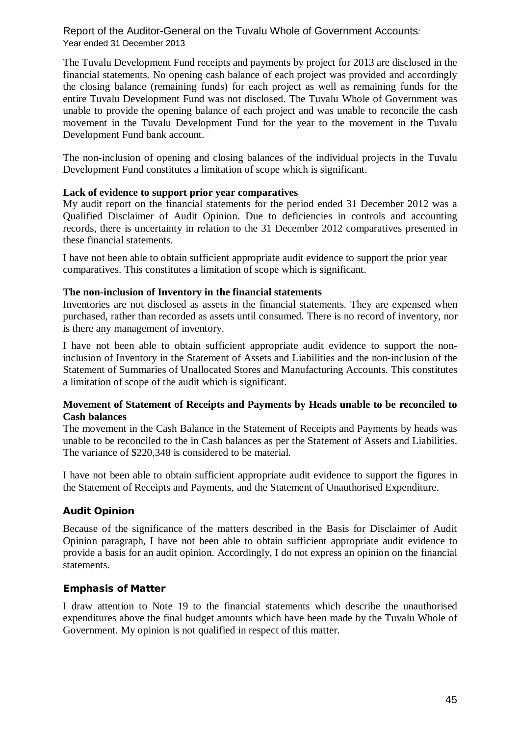The Tuvalu Development Fund receipts and payments by project for 2013 are disclosed in the financial statements. No opening cash balance of each project was provided and accordingly the closing balance (remaining funds) for each project as well as remaining funds for the entire Tuvalu Development Fund was not disclosed. The Tuvalu Whole of Government was unable to provide the opening balance of each project and was unable to reconcile the cash movement in the Tuvalu Development Fund for the year to the movement in the Tuvalu Development Fund bank account.

The non-inclusion of opening and closing balances of the individual projects in the Tuvalu Development Fund constitutes a limitation of scope which is significant.

**Lack of evidence to support prior year comparatives**

My audit report on the financial statements for the period ended 31 December 2012 was a Qualified Disclaimer of Audit Opinion. Due to deficiencies in controls and accounting records, there is uncertainty in relation to the 31 December 2012 comparatives presented in these financial statements.

I have not been able to obtain sufficient appropriate audit evidence to support the prior year comparatives. This constitutes a limitation of scope which is significant.

**The non-inclusion of Inventory in the financial statements**

Inventories are not disclosed as assets in the financial statements. They are expensed when purchased, rather than recorded as assets until consumed. There is no record of inventory, nor is there any management of inventory.

I have not been able to obtain sufficient appropriate audit evidence to support the non-inclusion of Inventory in the Statement of Assets and Liabilities and the non-inclusion of the Statement of Summaries of Unallocated Stores and Manufacturing Accounts. This constitutes a limitation of scope of the audit which is significant.

**Movement of Statement of Receipts and Payments by Heads unable to be reconciled to Cash balances**

The movement in the Cash Balance in the Statement of Receipts and Payments by heads was unable to be reconciled to the in Cash balances as per the Statement of Assets and Liabilities. The variance of $220,348 is considered to be material.

I have not been able to obtain sufficient appropriate audit evidence to support the figures in the Statement of Receipts and Payments, and the Statement of Unauthorised Expenditure.

## Audit Opinion

Because of the significance of the matters described in the Basis for Disclaimer of Audit Opinion paragraph, I have not been able to obtain sufficient appropriate audit evidence to provide a basis for an audit opinion. Accordingly, I do not express an opinion on the financial statements.

## Emphasis of Matter

I draw attention to Note 19 to the financial statements which describe the unauthorised expenditures above the final budget amounts which have been made by the Tuvalu Whole of Government. My opinion is not qualified in respect of this matter.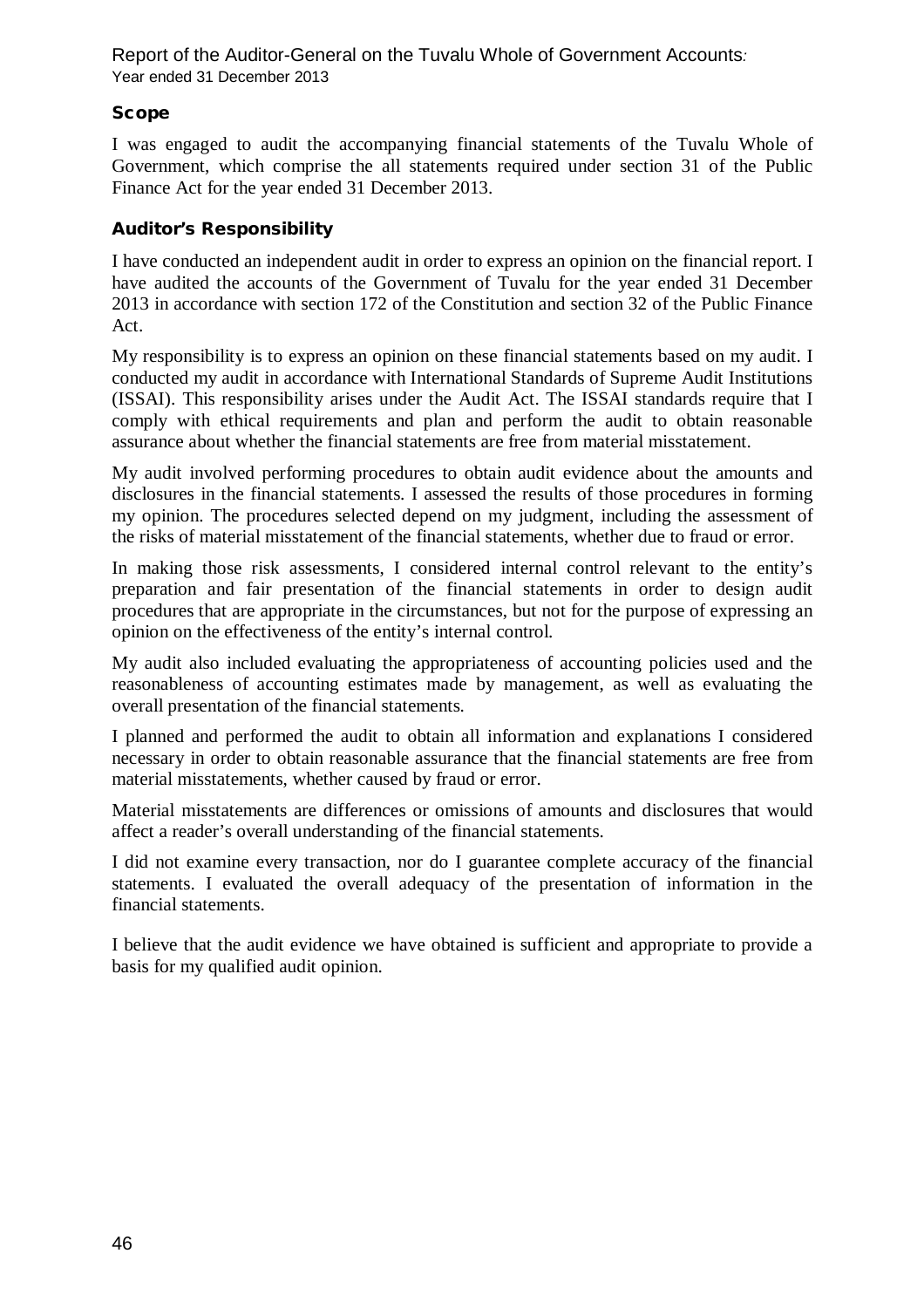## Scope

I was engaged to audit the accompanying financial statements of the Tuvalu Whole of Government, which comprise the all statements required under section 31 of the Public Finance Act for the year ended 31 December 2013.

## Auditor's Responsibility

I have conducted an independent audit in order to express an opinion on the financial report. I have audited the accounts of the Government of Tuvalu for the year ended 31 December 2013 in accordance with section 172 of the Constitution and section 32 of the Public Finance Act.

My responsibility is to express an opinion on these financial statements based on my audit. I conducted my audit in accordance with International Standards of Supreme Audit Institutions (ISSAI). This responsibility arises under the Audit Act. The ISSAI standards require that I comply with ethical requirements and plan and perform the audit to obtain reasonable assurance about whether the financial statements are free from material misstatement.

My audit involved performing procedures to obtain audit evidence about the amounts and disclosures in the financial statements. I assessed the results of those procedures in forming my opinion. The procedures selected depend on my judgment, including the assessment of the risks of material misstatement of the financial statements, whether due to fraud or error.

In making those risk assessments, I considered internal control relevant to the entity's preparation and fair presentation of the financial statements in order to design audit procedures that are appropriate in the circumstances, but not for the purpose of expressing an opinion on the effectiveness of the entity's internal control.

My audit also included evaluating the appropriateness of accounting policies used and the reasonableness of accounting estimates made by management, as well as evaluating the overall presentation of the financial statements.

I planned and performed the audit to obtain all information and explanations I considered necessary in order to obtain reasonable assurance that the financial statements are free from material misstatements, whether caused by fraud or error.

Material misstatements are differences or omissions of amounts and disclosures that would affect a reader's overall understanding of the financial statements.

I did not examine every transaction, nor do I guarantee complete accuracy of the financial statements. I evaluated the overall adequacy of the presentation of information in the financial statements.

I believe that the audit evidence we have obtained is sufficient and appropriate to provide a basis for my qualified audit opinion.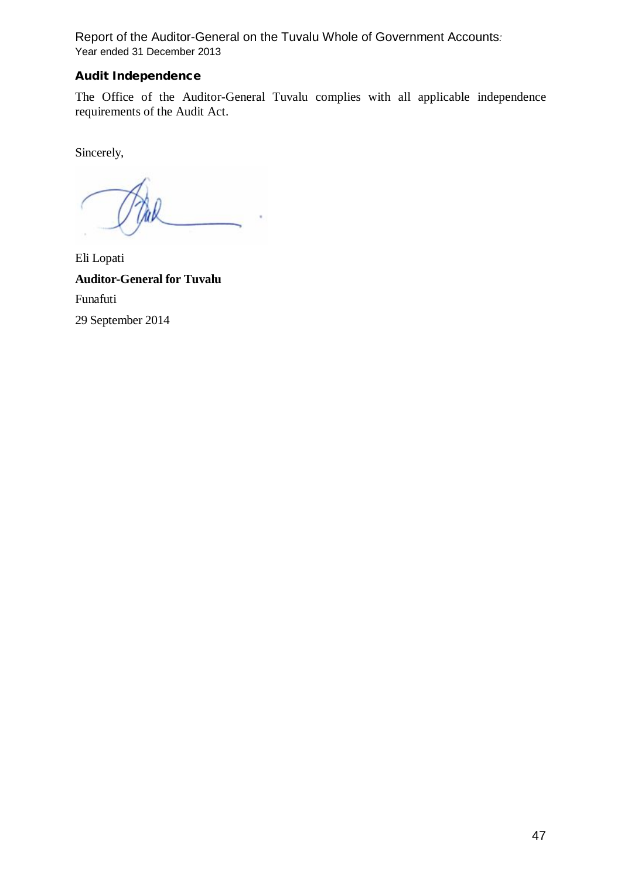## Audit Independence

The Office of the Auditor-General Tuvalu complies with all applicable independence requirements of the Audit Act.

Sincerely,

Eli Lopati

**Auditor-General for Tuvalu**

Funafuti

29 September 2014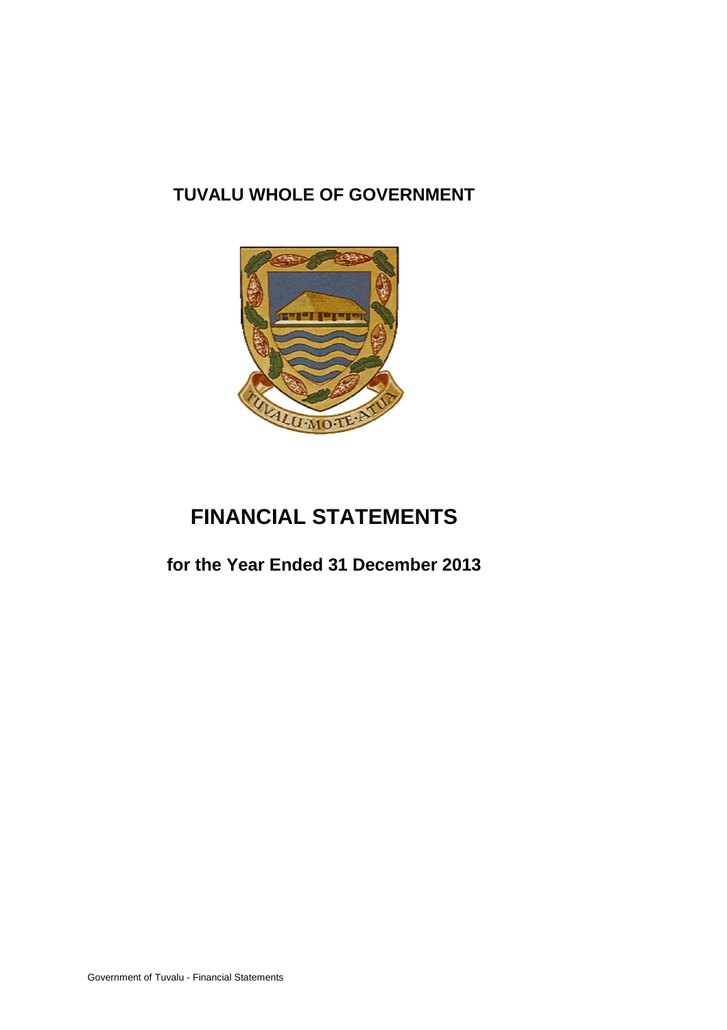# TUVALU WHOLE OF GOVERNMENT

# FINANCIAL STATEMENTS

## for the Year Ended 31 December 2013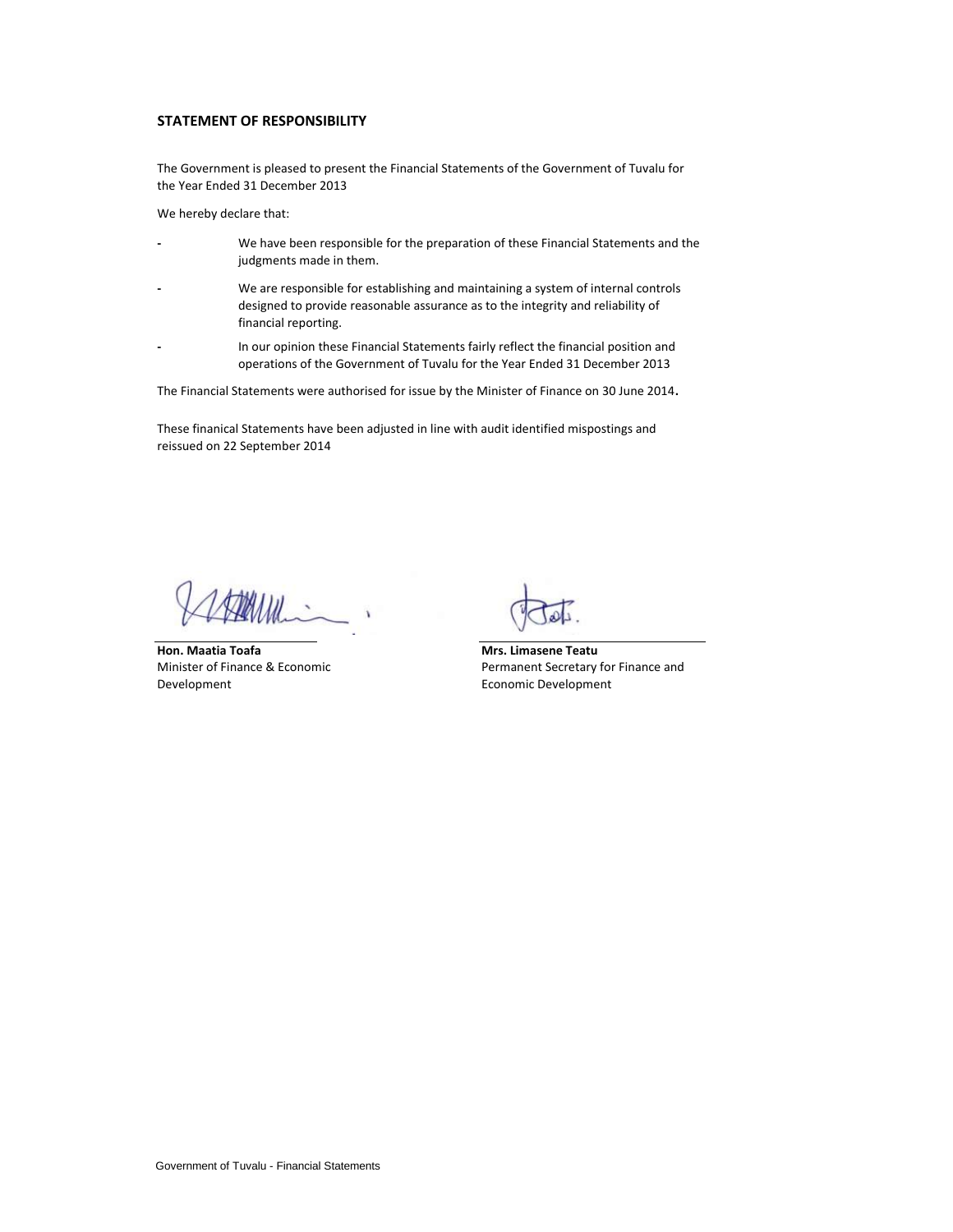## STATEMENT OF RESPONSIBILITY

The Government is pleased to present the Financial Statements of the Government of Tuvalu for the Year Ended 31 December 2013

We hereby declare that:

- We have been responsible for the preparation of these Financial Statements and the judgments made in them.
- We are responsible for establishing and maintaining a system of internal controls designed to provide reasonable assurance as to the integrity and reliability of financial reporting.
- In our opinion these Financial Statements fairly reflect the financial position and operations of the Government of Tuvalu for the Year Ended 31 December 2013

The Financial Statements were authorised for issue by the Minister of Finance on 30 June 2014.

These finanical Statements have been adjusted in line with audit identified mispostings and reissued on 22 September 2014

| | |
|---|---|
| **Hon. Maatia Toafa** | **Mrs. Limasene Teatu** |
| Minister of Finance & Economic Development | Permanent Secretary for Finance and Economic Development |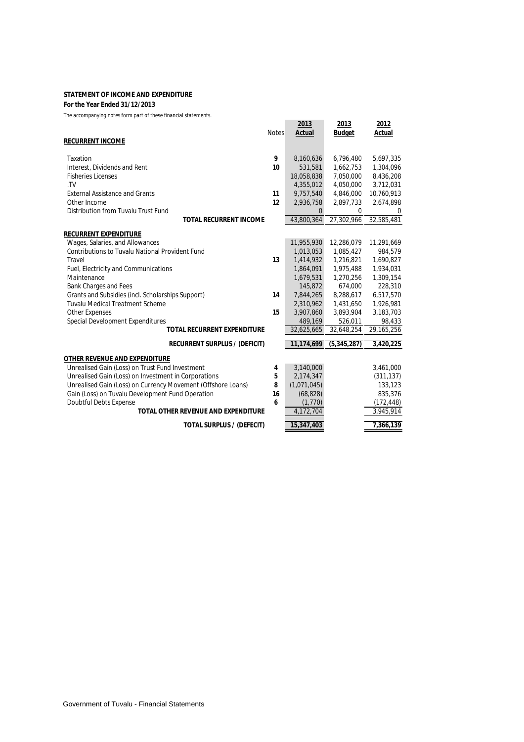**STATEMENT OF INCOME AND EXPENDITURE**

**For the Year Ended 31/12/2013**

The accompanying notes form part of these financial statements.

| | Notes | 2013 Actual | 2013 Budget | 2012 Actual |
|---|---|---|---|---|
| **RECURRENT INCOME** | | | | |
| Taxation | 9 | 8,160,636 | 6,796,480 | 5,697,335 |
| Interest, Dividends and Rent | 10 | 531,581 | 1,662,753 | 1,304,096 |
| Fisheries Licenses | | 18,058,838 | 7,050,000 | 8,436,208 |
| .TV | | 4,355,012 | 4,050,000 | 3,712,031 |
| External Assistance and Grants | 11 | 9,757,540 | 4,846,000 | 10,760,913 |
| Other Income | 12 | 2,936,758 | 2,897,733 | 2,674,898 |
| Distribution from Tuvalu Trust Fund | | 0 | 0 | 0 |
| **TOTAL RECURRENT INCOME** | | 43,800,364 | 27,302,966 | 32,585,481 |
| **RECURRENT EXPENDITURE** | | | | |
| Wages, Salaries, and Allowances | | 11,955,930 | 12,286,079 | 11,291,669 |
| Contributions to Tuvalu National Provident Fund | | 1,013,053 | 1,085,427 | 984,579 |
| Travel | 13 | 1,414,932 | 1,216,821 | 1,690,827 |
| Fuel, Electricity and Communications | | 1,864,091 | 1,975,488 | 1,934,031 |
| Maintenance | | 1,679,531 | 1,270,256 | 1,309,154 |
| Bank Charges and Fees | | 145,872 | 674,000 | 228,310 |
| Grants and Subsidies (incl. Scholarships Support) | 14 | 7,844,265 | 8,288,617 | 6,517,570 |
| Tuvalu Medical Treatment Scheme | | 2,310,962 | 1,431,650 | 1,926,981 |
| Other Expenses | 15 | 3,907,860 | 3,893,904 | 3,183,703 |
| Special Development Expenditures | | 489,169 | 526,011 | 98,433 |
| **TOTAL RECURRENT EXPENDITURE** | | 32,625,665 | 32,648,254 | 29,165,256 |
| **RECURRENT SURPLUS / (DEFICIT)** | | **11,174,699** | **(5,345,287)** | **3,420,225** |
| **OTHER REVENUE AND EXPENDITURE** | | | | |
| Unrealised Gain (Loss) on Trust Fund Investment | 4 | 3,140,000 | | 3,461,000 |
| Unrealised Gain (Loss) on Investment in Corporations | 5 | 2,174,347 | | (311,137) |
| Unrealised Gain (Loss) on Currency Movement (Offshore Loans) | 8 | (1,071,045) | | 133,123 |
| Gain (Loss) on Tuvalu Development Fund Operation | 16 | (68,828) | | 835,376 |
| Doubtful Debts Expense | 6 | (1,770) | | (172,448) |
| **TOTAL OTHER REVENUE AND EXPENDITURE** | | 4,172,704 | | 3,945,914 |
| **TOTAL SURPLUS / (DEFECIT)** | | **15,347,403** | | **7,366,139** |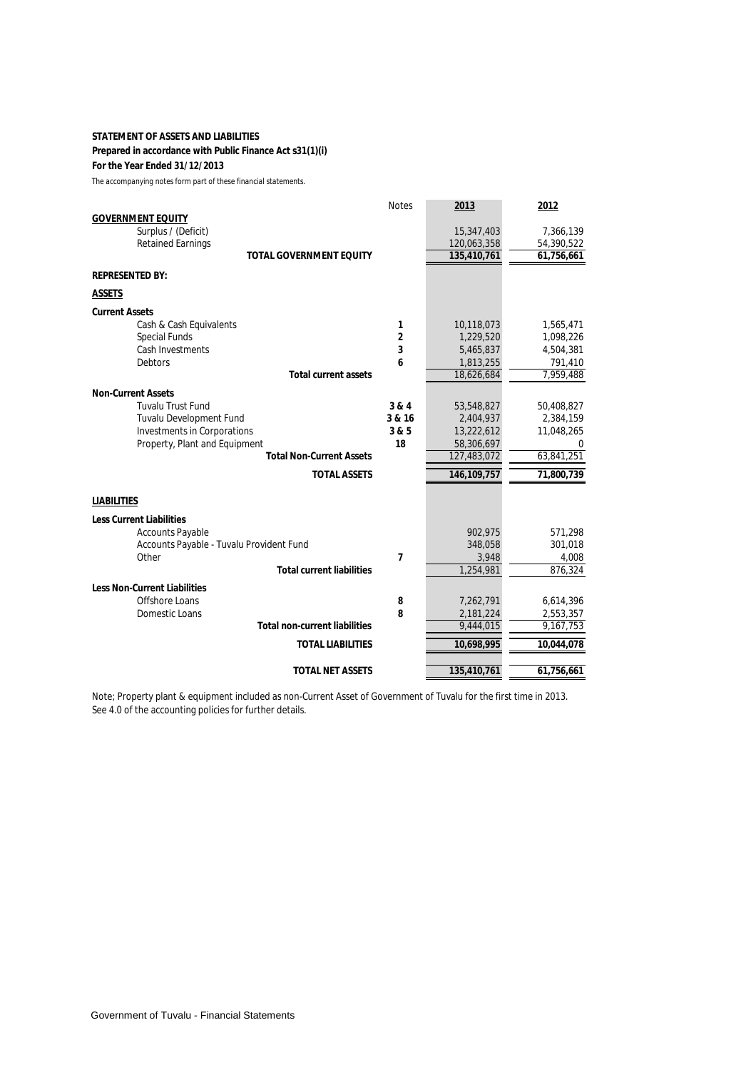**STATEMENT OF ASSETS AND LIABILITIES**
**Prepared in accordance with Public Finance Act s31(1)(i)**
**For the Year Ended 31/12/2013**

The accompanying notes form part of these financial statements.

| | Notes | 2013 | 2012 |
|---|---|---|---|
| **GOVERNMENT EQUITY** | | | |
| Surplus / (Deficit) | | 15,347,403 | 7,366,139 |
| Retained Earnings | | 120,063,358 | 54,390,522 |
| **TOTAL GOVERNMENT EQUITY** | | **135,410,761** | **61,756,661** |
| **REPRESENTED BY:** | | | |
| **ASSETS** | | | |
| **Current Assets** | | | |
| Cash & Cash Equivalents | 1 | 10,118,073 | 1,565,471 |
| Special Funds | 2 | 1,229,520 | 1,098,226 |
| Cash Investments | 3 | 5,465,837 | 4,504,381 |
| Debtors | 6 | 1,813,255 | 791,410 |
| **Total current assets** | | 18,626,684 | 7,959,488 |
| **Non-Current Assets** | | | |
| Tuvalu Trust Fund | 3 & 4 | 53,548,827 | 50,408,827 |
| Tuvalu Development Fund | 3 & 16 | 2,404,937 | 2,384,159 |
| Investments in Corporations | 3 & 5 | 13,222,612 | 11,048,265 |
| Property, Plant and Equipment | 18 | 58,306,697 | 0 |
| **Total Non-Current Assets** | | 127,483,072 | 63,841,251 |
| **TOTAL ASSETS** | | **146,109,757** | **71,800,739** |
| **LIABILITIES** | | | |
| **Less Current Liabilities** | | | |
| Accounts Payable | | 902,975 | 571,298 |
| Accounts Payable - Tuvalu Provident Fund | | 348,058 | 301,018 |
| Other | 7 | 3,948 | 4,008 |
| **Total current liabilities** | | 1,254,981 | 876,324 |
| **Less Non-Current Liabilities** | | | |
| Offshore Loans | 8 | 7,262,791 | 6,614,396 |
| Domestic Loans | 8 | 2,181,224 | 2,553,357 |
| **Total non-current liabilities** | | 9,444,015 | 9,167,753 |
| **TOTAL LIABILITIES** | | **10,698,995** | **10,044,078** |
| **TOTAL NET ASSETS** | | **135,410,761** | **61,756,661** |

Note; Property plant & equipment included as non-Current Asset of Government of Tuvalu for the first time in 2013. See 4.0 of the accounting policies for further details.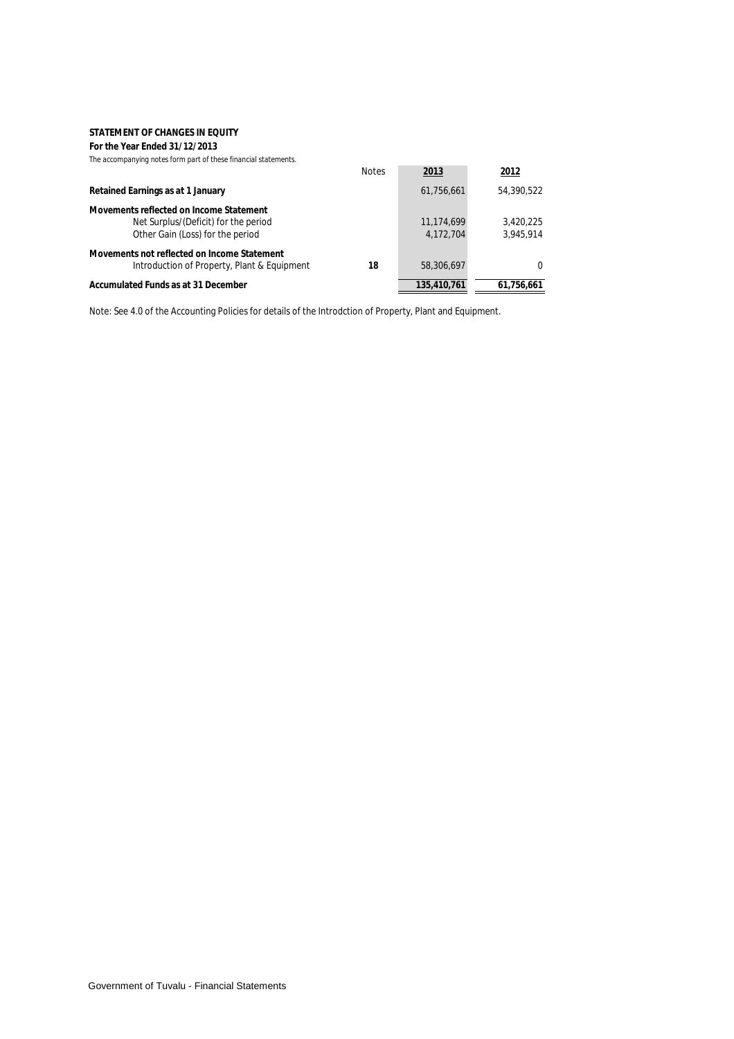**STATEMENT OF CHANGES IN EQUITY**

**For the Year Ended 31/12/2013**

*The accompanying notes form part of these financial statements.*

| | Notes | 2013 | 2012 |
|---|---|---|---|
| **Retained Earnings as at 1 January** | | 61,756,661 | 54,390,522 |
| **Movements reflected on Income Statement** | | | |
| Net Surplus/(Deficit) for the period | | 11,174,699 | 3,420,225 |
| Other Gain (Loss) for the period | | 4,172,704 | 3,945,914 |
| **Movements not reflected on Income Statement** | | | |
| Introduction of Property, Plant & Equipment | **18** | 58,306,697 | 0 |
| **Accumulated Funds as at 31 December** | | **135,410,761** | **61,756,661** |

Note: See 4.0 of the Accounting Policies for details of the Introdction of Property, Plant and Equipment.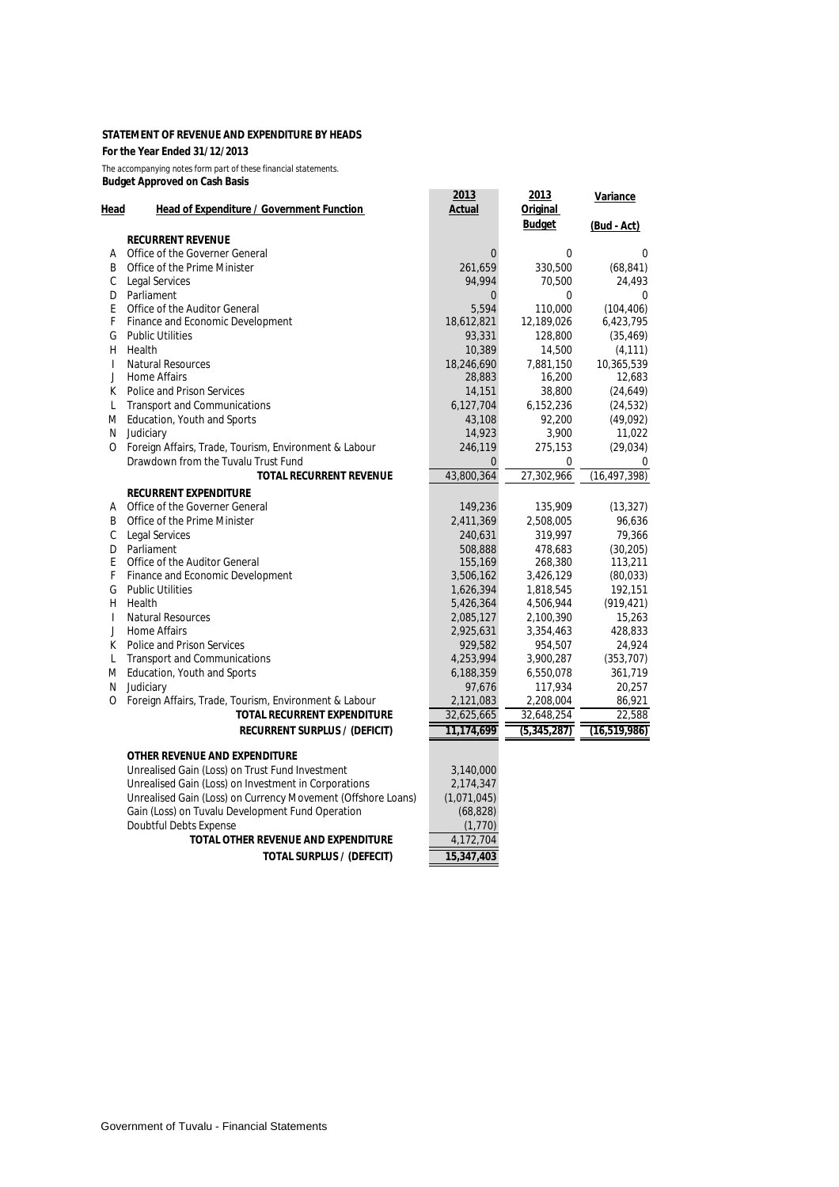**STATEMENT OF REVENUE AND EXPENDITURE BY HEADS**

**For the Year Ended 31/12/2013**

The accompanying notes form part of these financial statements.

**Budget Approved on Cash Basis**

| Head | Head of Expenditure / Government Function | 2013 Actual | 2013 Original Budget | Variance (Bud - Act) |
|---|---|---|---|---|
| | **RECURRENT REVENUE** | | | |
| A | Office of the Governer General | 0 | 0 | 0 |
| B | Office of the Prime Minister | 261,659 | 330,500 | (68,841) |
| C | Legal Services | 94,994 | 70,500 | 24,493 |
| D | Parliament | 0 | 0 | 0 |
| E | Office of the Auditor General | 5,594 | 110,000 | (104,406) |
| F | Finance and Economic Development | 18,612,821 | 12,189,026 | 6,423,795 |
| G | Public Utilities | 93,331 | 128,800 | (35,469) |
| H | Health | 10,389 | 14,500 | (4,111) |
| I | Natural Resources | 18,246,690 | 7,881,150 | 10,365,539 |
| J | Home Affairs | 28,883 | 16,200 | 12,683 |
| K | Police and Prison Services | 14,151 | 38,800 | (24,649) |
| L | Transport and Communications | 6,127,704 | 6,152,236 | (24,532) |
| M | Education, Youth and Sports | 43,108 | 92,200 | (49,092) |
| N | Judiciary | 14,923 | 3,900 | 11,022 |
| O | Foreign Affairs, Trade, Tourism, Environment & Labour | 246,119 | 275,153 | (29,034) |
| | Drawdown from the Tuvalu Trust Fund | 0 | 0 | 0 |
| | **TOTAL RECURRENT REVENUE** | 43,800,364 | 27,302,966 | (16,497,398) |
| | **RECURRENT EXPENDITURE** | | | |
| A | Office of the Governer General | 149,236 | 135,909 | (13,327) |
| B | Office of the Prime Minister | 2,411,369 | 2,508,005 | 96,636 |
| C | Legal Services | 240,631 | 319,997 | 79,366 |
| D | Parliament | 508,888 | 478,683 | (30,205) |
| E | Office of the Auditor General | 155,169 | 268,380 | 113,211 |
| F | Finance and Economic Development | 3,506,162 | 3,426,129 | (80,033) |
| G | Public Utilities | 1,626,394 | 1,818,545 | 192,151 |
| H | Health | 5,426,364 | 4,506,944 | (919,421) |
| I | Natural Resources | 2,085,127 | 2,100,390 | 15,263 |
| J | Home Affairs | 2,925,631 | 3,354,463 | 428,833 |
| K | Police and Prison Services | 929,582 | 954,507 | 24,924 |
| L | Transport and Communications | 4,253,994 | 3,900,287 | (353,707) |
| M | Education, Youth and Sports | 6,188,359 | 6,550,078 | 361,719 |
| N | Judiciary | 97,676 | 117,934 | 20,257 |
| O | Foreign Affairs, Trade, Tourism, Environment & Labour | 2,121,083 | 2,208,004 | 86,921 |
| | **TOTAL RECURRENT EXPENDITURE** | 32,625,665 | 32,648,254 | 22,588 |
| | **RECURRENT SURPLUS / (DEFICIT)** | **11,174,699** | **(5,345,287)** | **(16,519,986)** |
| | **OTHER REVENUE AND EXPENDITURE** | | | |
| | Unrealised Gain (Loss) on Trust Fund Investment | 3,140,000 | | |
| | Unrealised Gain (Loss) on Investment in Corporations | 2,174,347 | | |
| | Unrealised Gain (Loss) on Currency Movement (Offshore Loans) | (1,071,045) | | |
| | Gain (Loss) on Tuvalu Development Fund Operation | (68,828) | | |
| | Doubtful Debts Expense | (1,770) | | |
| | **TOTAL OTHER REVENUE AND EXPENDITURE** | 4,172,704 | | |
| | **TOTAL SURPLUS / (DEFECIT)** | **15,347,403** | | |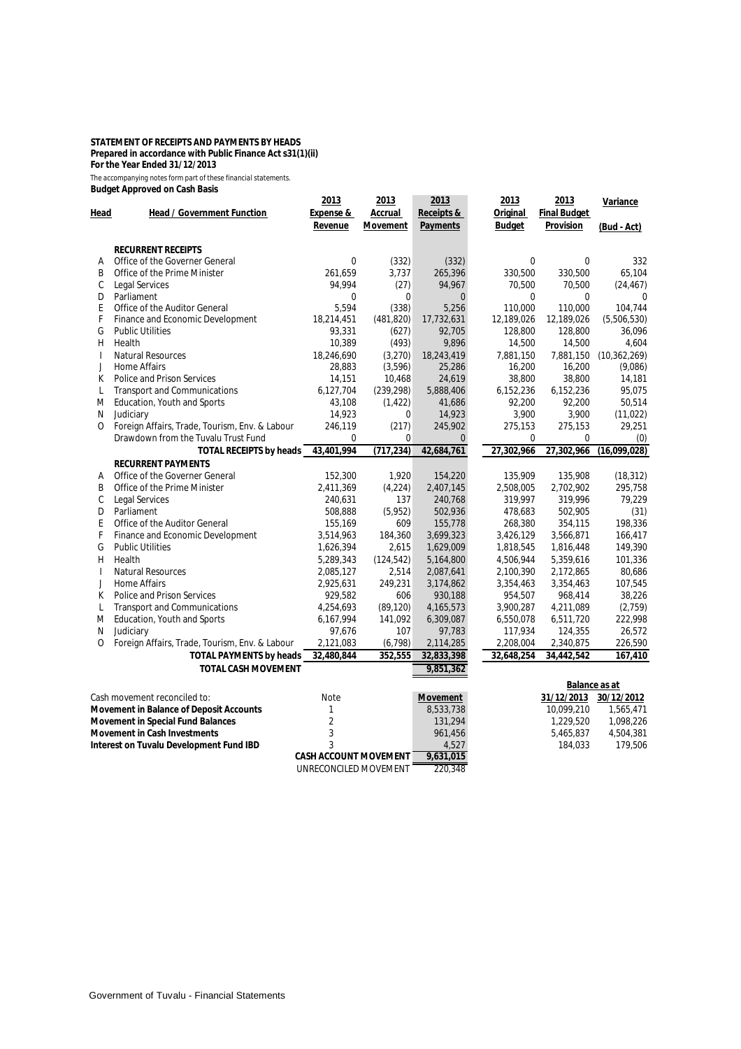**STATEMENT OF RECEIPTS AND PAYMENTS BY HEADS**
**Prepared in accordance with Public Finance Act s31(1)(ii)**
**For the Year Ended 31/12/2013**

The accompanying notes form part of these financial statements.

**Budget Approved on Cash Basis**

| Head | Head / Government Function | 2013 Expense & Revenue | 2013 Accrual Movement | 2013 Receipts & Payments | 2013 Original Budget | 2013 Final Budget Provision | Variance (Bud - Act) |
|---|---|---|---|---|---|---|---|
| | **RECURRENT RECEIPTS** | | | | | | |
| A | Office of the Governer General | 0 | (332) | (332) | 0 | 0 | 332 |
| B | Office of the Prime Minister | 261,659 | 3,737 | 265,396 | 330,500 | 330,500 | 65,104 |
| C | Legal Services | 94,994 | (27) | 94,967 | 70,500 | 70,500 | (24,467) |
| D | Parliament | 0 | 0 | 0 | 0 | 0 | 0 |
| E | Office of the Auditor General | 5,594 | (338) | 5,256 | 110,000 | 110,000 | 104,744 |
| F | Finance and Economic Development | 18,214,451 | (481,820) | 17,732,631 | 12,189,026 | 12,189,026 | (5,506,530) |
| G | Public Utilities | 93,331 | (627) | 92,705 | 128,800 | 128,800 | 36,096 |
| H | Health | 10,389 | (493) | 9,896 | 14,500 | 14,500 | 4,604 |
| I | Natural Resources | 18,246,690 | (3,270) | 18,243,419 | 7,881,150 | 7,881,150 | (10,362,269) |
| J | Home Affairs | 28,883 | (3,596) | 25,286 | 16,200 | 16,200 | (9,086) |
| K | Police and Prison Services | 14,151 | 10,468 | 24,619 | 38,800 | 38,800 | 14,181 |
| L | Transport and Communications | 6,127,704 | (239,298) | 5,888,406 | 6,152,236 | 6,152,236 | 95,075 |
| M | Education, Youth and Sports | 43,108 | (1,422) | 41,686 | 92,200 | 92,200 | 50,514 |
| N | Judiciary | 14,923 | 0 | 14,923 | 3,900 | 3,900 | (11,022) |
| O | Foreign Affairs, Trade, Tourism, Env. & Labour | 246,119 | (217) | 245,902 | 275,153 | 275,153 | 29,251 |
| | Drawdown from the Tuvalu Trust Fund | 0 | 0 | 0 | 0 | 0 | (0) |
| | **TOTAL RECEIPTS by heads** | **43,401,994** | **(717,234)** | **42,684,761** | **27,302,966** | **27,302,966** | **(16,099,028)** |
| | **RECURRENT PAYMENTS** | | | | | | |
| A | Office of the Governer General | 152,300 | 1,920 | 154,220 | 135,909 | 135,908 | (18,312) |
| B | Office of the Prime Minister | 2,411,369 | (4,224) | 2,407,145 | 2,508,005 | 2,702,902 | 295,758 |
| C | Legal Services | 240,631 | 137 | 240,768 | 319,997 | 319,996 | 79,229 |
| D | Parliament | 508,888 | (5,952) | 502,936 | 478,683 | 502,905 | (31) |
| E | Office of the Auditor General | 155,169 | 609 | 155,778 | 268,380 | 354,115 | 198,336 |
| F | Finance and Economic Development | 3,514,963 | 184,360 | 3,699,323 | 3,426,129 | 3,566,871 | 166,417 |
| G | Public Utilities | 1,626,394 | 2,615 | 1,629,009 | 1,818,545 | 1,816,448 | 149,390 |
| H | Health | 5,289,343 | (124,542) | 5,164,800 | 4,506,944 | 5,359,616 | 101,336 |
| I | Natural Resources | 2,085,127 | 2,514 | 2,087,641 | 2,100,390 | 2,172,865 | 80,686 |
| J | Home Affairs | 2,925,631 | 249,231 | 3,174,862 | 3,354,463 | 3,354,463 | 107,545 |
| K | Police and Prison Services | 929,582 | 606 | 930,188 | 954,507 | 968,414 | 38,226 |
| L | Transport and Communications | 4,254,693 | (89,120) | 4,165,573 | 3,900,287 | 4,211,089 | (2,759) |
| M | Education, Youth and Sports | 6,167,994 | 141,092 | 6,309,087 | 6,550,078 | 6,511,720 | 222,998 |
| N | Judiciary | 97,676 | 107 | 97,783 | 117,934 | 124,355 | 26,572 |
| O | Foreign Affairs, Trade, Tourism, Env. & Labour | 2,121,083 | (6,798) | 2,114,285 | 2,208,004 | 2,340,875 | 226,590 |
| | **TOTAL PAYMENTS by heads** | **32,480,844** | **352,555** | **32,833,398** | **32,648,254** | **34,442,542** | **167,410** |
| | **TOTAL CASH MOVEMENT** | | | **9,851,362** | | | |

| Cash movement reconciled to: | Note | Movement | Balance as at 31/12/2013 | Balance as at 30/12/2012 |
|---|---|---|---|---|
| **Movement in Balance of Deposit Accounts** | 1 | 8,533,738 | 10,099,210 | 1,565,471 |
| **Movement in Special Fund Balances** | 2 | 131,294 | 1,229,520 | 1,098,226 |
| **Movement in Cash Investments** | 3 | 961,456 | 5,465,837 | 4,504,381 |
| **Interest on Tuvalu Development Fund IBD** | 3 | 4,527 | 184,033 | 179,506 |
| | **CASH ACCOUNT MOVEMENT** | **9,631,015** | | |
| | UNRECONCILED MOVEMENT | 220,348 | | |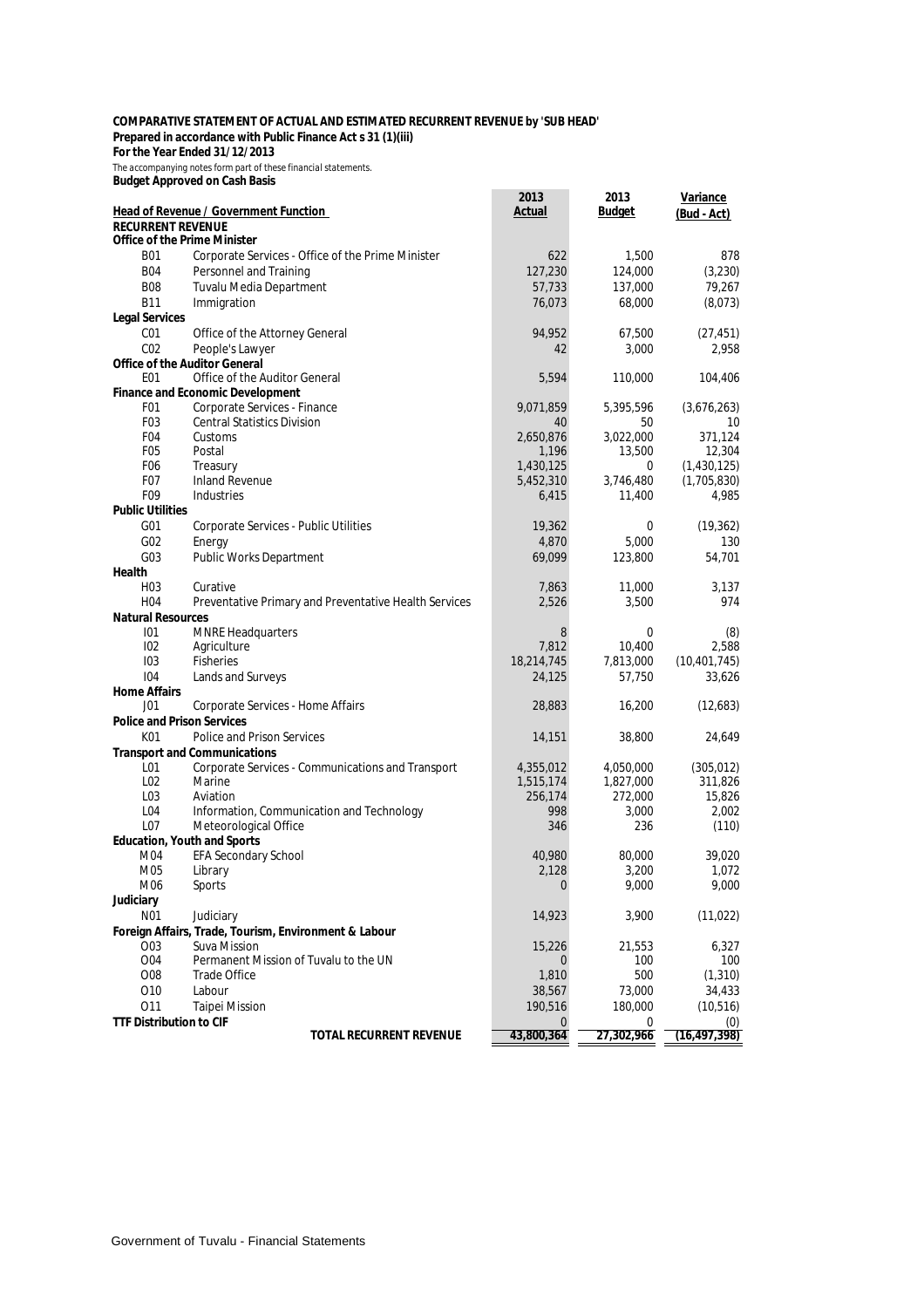**COMPARATIVE STATEMENT OF ACTUAL AND ESTIMATED RECURRENT REVENUE by 'SUB HEAD'**
**Prepared in accordance with Public Finance Act s 31 (1)(iii)**
**For the Year Ended 31/12/2013**
The accompanying notes form part of these financial statements.
**Budget Approved on Cash Basis**

| | Head of Revenue / Government Function | 2013 Actual | 2013 Budget | Variance (Bud - Act) |
|---|---|---|---|---|
| **RECURRENT REVENUE** | | | | |
| **Office of the Prime Minister** | | | | |
| B01 | Corporate Services - Office of the Prime Minister | 622 | 1,500 | 878 |
| B04 | Personnel and Training | 127,230 | 124,000 | (3,230) |
| B08 | Tuvalu Media Department | 57,733 | 137,000 | 79,267 |
| B11 | Immigration | 76,073 | 68,000 | (8,073) |
| **Legal Services** | | | | |
| C01 | Office of the Attorney General | 94,952 | 67,500 | (27,451) |
| C02 | People's Lawyer | 42 | 3,000 | 2,958 |
| **Office of the Auditor General** | | | | |
| E01 | Office of the Auditor General | 5,594 | 110,000 | 104,406 |
| **Finance and Economic Development** | | | | |
| F01 | Corporate Services - Finance | 9,071,859 | 5,395,596 | (3,676,263) |
| F03 | Central Statistics Division | 40 | 50 | 10 |
| F04 | Customs | 2,650,876 | 3,022,000 | 371,124 |
| F05 | Postal | 1,196 | 13,500 | 12,304 |
| F06 | Treasury | 1,430,125 | 0 | (1,430,125) |
| F07 | Inland Revenue | 5,452,310 | 3,746,480 | (1,705,830) |
| F09 | Industries | 6,415 | 11,400 | 4,985 |
| **Public Utilities** | | | | |
| G01 | Corporate Services - Public Utilities | 19,362 | 0 | (19,362) |
| G02 | Energy | 4,870 | 5,000 | 130 |
| G03 | Public Works Department | 69,099 | 123,800 | 54,701 |
| **Health** | | | | |
| H03 | Curative | 7,863 | 11,000 | 3,137 |
| H04 | Preventative Primary and Preventative Health Services | 2,526 | 3,500 | 974 |
| **Natural Resources** | | | | |
| I01 | MNRE Headquarters | 8 | 0 | (8) |
| I02 | Agriculture | 7,812 | 10,400 | 2,588 |
| I03 | Fisheries | 18,214,745 | 7,813,000 | (10,401,745) |
| I04 | Lands and Surveys | 24,125 | 57,750 | 33,626 |
| **Home Affairs** | | | | |
| J01 | Corporate Services - Home Affairs | 28,883 | 16,200 | (12,683) |
| **Police and Prison Services** | | | | |
| K01 | Police and Prison Services | 14,151 | 38,800 | 24,649 |
| **Transport and Communications** | | | | |
| L01 | Corporate Services - Communications and Transport | 4,355,012 | 4,050,000 | (305,012) |
| L02 | Marine | 1,515,174 | 1,827,000 | 311,826 |
| L03 | Aviation | 256,174 | 272,000 | 15,826 |
| L04 | Information, Communication and Technology | 998 | 3,000 | 2,002 |
| L07 | Meteorological Office | 346 | 236 | (110) |
| **Education, Youth and Sports** | | | | |
| M04 | EFA Secondary School | 40,980 | 80,000 | 39,020 |
| M05 | Library | 2,128 | 3,200 | 1,072 |
| M06 | Sports | 0 | 9,000 | 9,000 |
| **Judiciary** | | | | |
| N01 | Judiciary | 14,923 | 3,900 | (11,022) |
| **Foreign Affairs, Trade, Tourism, Environment & Labour** | | | | |
| O03 | Suva Mission | 15,226 | 21,553 | 6,327 |
| O04 | Permanent Mission of Tuvalu to the UN | 0 | 100 | 100 |
| O08 | Trade Office | 1,810 | 500 | (1,310) |
| O10 | Labour | 38,567 | 73,000 | 34,433 |
| O11 | Taipei Mission | 190,516 | 180,000 | (10,516) |
| **TTF Distribution to CIF** | | 0 | 0 | (0) |
| | **TOTAL RECURRENT REVENUE** | **43,800,364** | **27,302,966** | **(16,497,398)** |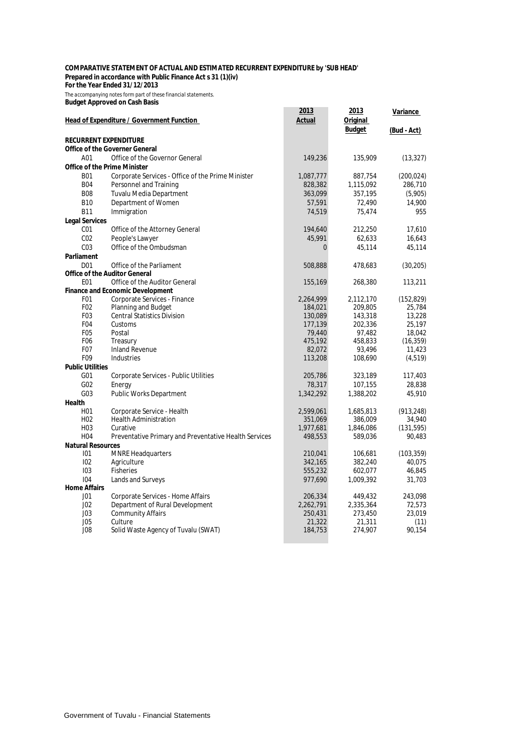**COMPARATIVE STATEMENT OF ACTUAL AND ESTIMATED RECURRENT EXPENDITURE by 'SUB HEAD'**
**Prepared in accordance with Public Finance Act s 31 (1)(iv)**
**For the Year Ended 31/12/2013**

The accompanying notes form part of these financial statements.

**Budget Approved on Cash Basis**

| Head of Expenditure / Government Function | | 2013 Actual | 2013 Original Budget | Variance (Bud - Act) |
|---|---|---|---|---|
| **RECURRENT EXPENDITURE** | | | | |
| **Office of the Governer General** | | | | |
| A01 | Office of the Governor General | 149,236 | 135,909 | (13,327) |
| **Office of the Prime Minister** | | | | |
| B01 | Corporate Services - Office of the Prime Minister | 1,087,777 | 887,754 | (200,024) |
| B04 | Personnel and Training | 828,382 | 1,115,092 | 286,710 |
| B08 | Tuvalu Media Department | 363,099 | 357,195 | (5,905) |
| B10 | Department of Women | 57,591 | 72,490 | 14,900 |
| B11 | Immigration | 74,519 | 75,474 | 955 |
| **Legal Services** | | | | |
| C01 | Office of the Attorney General | 194,640 | 212,250 | 17,610 |
| C02 | People's Lawyer | 45,991 | 62,633 | 16,643 |
| C03 | Office of the Ombudsman | 0 | 45,114 | 45,114 |
| **Parliament** | | | | |
| D01 | Office of the Parliament | 508,888 | 478,683 | (30,205) |
| **Office of the Auditor General** | | | | |
| E01 | Office of the Auditor General | 155,169 | 268,380 | 113,211 |
| **Finance and Economic Development** | | | | |
| F01 | Corporate Services - Finance | 2,264,999 | 2,112,170 | (152,829) |
| F02 | Planning and Budget | 184,021 | 209,805 | 25,784 |
| F03 | Central Statistics Division | 130,089 | 143,318 | 13,228 |
| F04 | Customs | 177,139 | 202,336 | 25,197 |
| F05 | Postal | 79,440 | 97,482 | 18,042 |
| F06 | Treasury | 475,192 | 458,833 | (16,359) |
| F07 | Inland Revenue | 82,072 | 93,496 | 11,423 |
| F09 | Industries | 113,208 | 108,690 | (4,519) |
| **Public Utilities** | | | | |
| G01 | Corporate Services - Public Utilities | 205,786 | 323,189 | 117,403 |
| G02 | Energy | 78,317 | 107,155 | 28,838 |
| G03 | Public Works Department | 1,342,292 | 1,388,202 | 45,910 |
| **Health** | | | | |
| H01 | Corporate Service - Health | 2,599,061 | 1,685,813 | (913,248) |
| H02 | Health Administration | 351,069 | 386,009 | 34,940 |
| H03 | Curative | 1,977,681 | 1,846,086 | (131,595) |
| H04 | Preventative Primary and Preventative Health Services | 498,553 | 589,036 | 90,483 |
| **Natural Resources** | | | | |
| I01 | MNRE Headquarters | 210,041 | 106,681 | (103,359) |
| I02 | Agriculture | 342,165 | 382,240 | 40,075 |
| I03 | Fisheries | 555,232 | 602,077 | 46,845 |
| I04 | Lands and Surveys | 977,690 | 1,009,392 | 31,703 |
| **Home Affairs** | | | | |
| J01 | Corporate Services - Home Affairs | 206,334 | 449,432 | 243,098 |
| J02 | Department of Rural Development | 2,262,791 | 2,335,364 | 72,573 |
| J03 | Community Affairs | 250,431 | 273,450 | 23,019 |
| J05 | Culture | 21,322 | 21,311 | (11) |
| J08 | Solid Waste Agency of Tuvalu (SWAT) | 184,753 | 274,907 | 90,154 |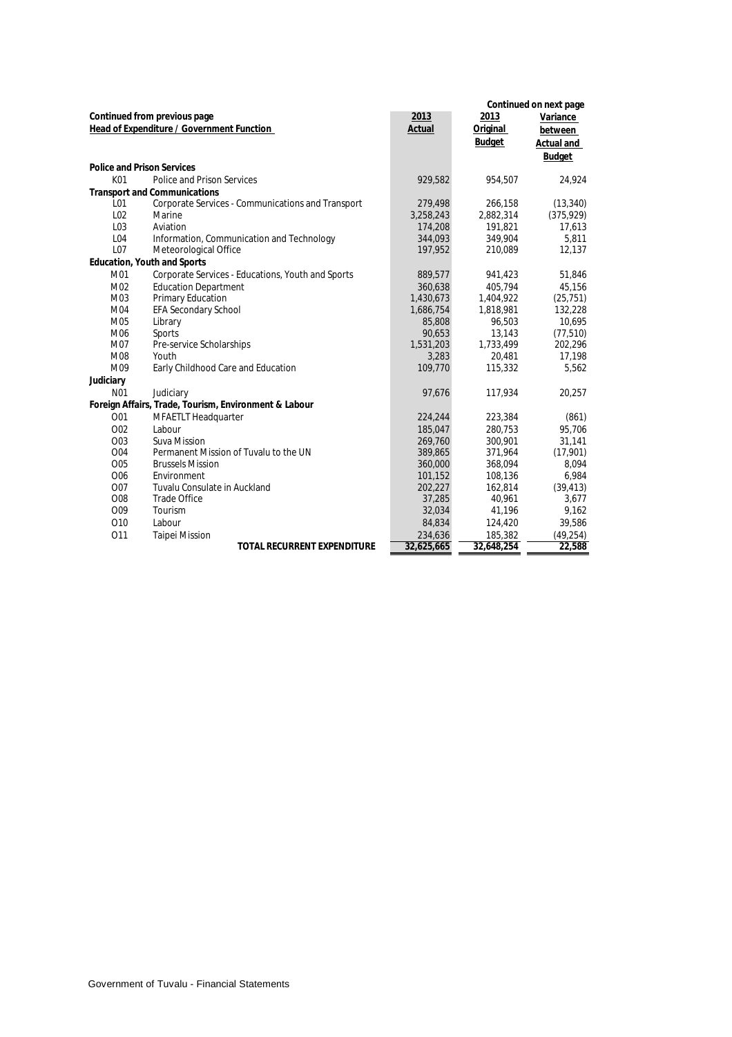| Continued from previous page<br>Head of Expenditure / Government Function | | 2013<br>Actual | 2013<br>Original<br>Budget | Continued on next page<br>Variance<br>between<br>Actual and<br>Budget |
|---|---|---|---|---|
| **Police and Prison Services** | | | | |
| K01 | Police and Prison Services | 929,582 | 954,507 | 24,924 |
| **Transport and Communications** | | | | |
| L01 | Corporate Services - Communications and Transport | 279,498 | 266,158 | (13,340) |
| L02 | Marine | 3,258,243 | 2,882,314 | (375,929) |
| L03 | Aviation | 174,208 | 191,821 | 17,613 |
| L04 | Information, Communication and Technology | 344,093 | 349,904 | 5,811 |
| L07 | Meteorological Office | 197,952 | 210,089 | 12,137 |
| **Education, Youth and Sports** | | | | |
| M01 | Corporate Services - Educations, Youth and Sports | 889,577 | 941,423 | 51,846 |
| M02 | Education Department | 360,638 | 405,794 | 45,156 |
| M03 | Primary Education | 1,430,673 | 1,404,922 | (25,751) |
| M04 | EFA Secondary School | 1,686,754 | 1,818,981 | 132,228 |
| M05 | Library | 85,808 | 96,503 | 10,695 |
| M06 | Sports | 90,653 | 13,143 | (77,510) |
| M07 | Pre-service Scholarships | 1,531,203 | 1,733,499 | 202,296 |
| M08 | Youth | 3,283 | 20,481 | 17,198 |
| M09 | Early Childhood Care and Education | 109,770 | 115,332 | 5,562 |
| **Judiciary** | | | | |
| N01 | Judiciary | 97,676 | 117,934 | 20,257 |
| **Foreign Affairs, Trade, Tourism, Environment & Labour** | | | | |
| O01 | MFAETLT Headquarter | 224,244 | 223,384 | (861) |
| O02 | Labour | 185,047 | 280,753 | 95,706 |
| O03 | Suva Mission | 269,760 | 300,901 | 31,141 |
| O04 | Permanent Mission of Tuvalu to the UN | 389,865 | 371,964 | (17,901) |
| O05 | Brussels Mission | 360,000 | 368,094 | 8,094 |
| O06 | Environment | 101,152 | 108,136 | 6,984 |
| O07 | Tuvalu Consulate in Auckland | 202,227 | 162,814 | (39,413) |
| O08 | Trade Office | 37,285 | 40,961 | 3,677 |
| O09 | Tourism | 32,034 | 41,196 | 9,162 |
| O10 | Labour | 84,834 | 124,420 | 39,586 |
| O11 | Taipei Mission | 234,636 | 185,382 | (49,254) |
| | **TOTAL RECURRENT EXPENDITURE** | **32,625,665** | **32,648,254** | **22,588** |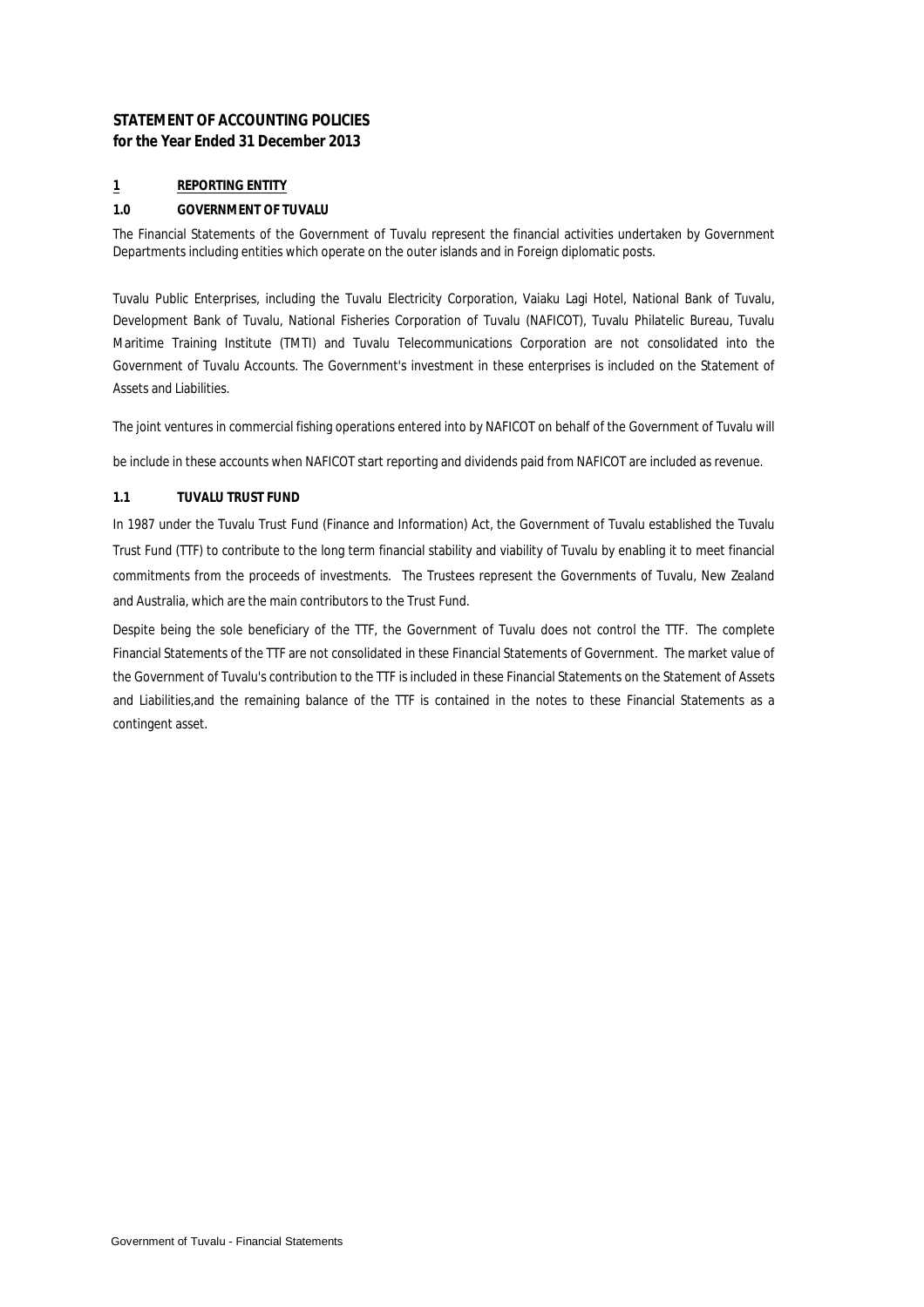# STATEMENT OF ACCOUNTING POLICIES
## for the Year Ended 31 December 2013

### 1 REPORTING ENTITY

#### 1.0 GOVERNMENT OF TUVALU

The Financial Statements of the Government of Tuvalu represent the financial activities undertaken by Government Departments including entities which operate on the outer islands and in Foreign diplomatic posts.

Tuvalu Public Enterprises, including the Tuvalu Electricity Corporation, Vaiaku Lagi Hotel, National Bank of Tuvalu, Development Bank of Tuvalu, National Fisheries Corporation of Tuvalu (NAFICOT), Tuvalu Philatelic Bureau, Tuvalu Maritime Training Institute (TMTI) and Tuvalu Telecommunications Corporation are not consolidated into the Government of Tuvalu Accounts. The Government's investment in these enterprises is included on the Statement of Assets and Liabilities.

The joint ventures in commercial fishing operations entered into by NAFICOT on behalf of the Government of Tuvalu will be include in these accounts when NAFICOT start reporting and dividends paid from NAFICOT are included as revenue.

#### 1.1 TUVALU TRUST FUND

In 1987 under the Tuvalu Trust Fund (Finance and Information) Act, the Government of Tuvalu established the Tuvalu Trust Fund (TTF) to contribute to the long term financial stability and viability of Tuvalu by enabling it to meet financial commitments from the proceeds of investments. The Trustees represent the Governments of Tuvalu, New Zealand and Australia, which are the main contributors to the Trust Fund.

Despite being the sole beneficiary of the TTF, the Government of Tuvalu does not control the TTF. The complete Financial Statements of the TTF are not consolidated in these Financial Statements of Government. The market value of the Government of Tuvalu's contribution to the TTF is included in these Financial Statements on the Statement of Assets and Liabilities,and the remaining balance of the TTF is contained in the notes to these Financial Statements as a contingent asset.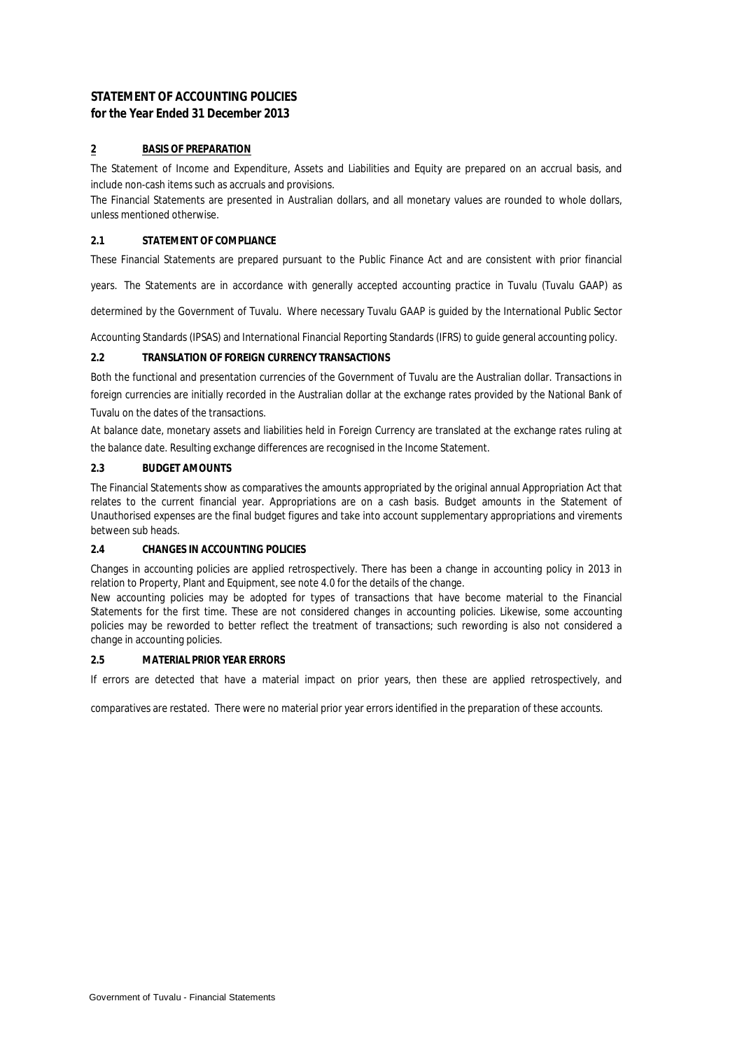## STATEMENT OF ACCOUNTING POLICIES
### for the Year Ended 31 December 2013

### 2 BASIS OF PREPARATION

The Statement of Income and Expenditure, Assets and Liabilities and Equity are prepared on an accrual basis, and include non-cash items such as accruals and provisions.

The Financial Statements are presented in Australian dollars, and all monetary values are rounded to whole dollars, unless mentioned otherwise.

#### 2.1 STATEMENT OF COMPLIANCE

These Financial Statements are prepared pursuant to the Public Finance Act and are consistent with prior financial years. The Statements are in accordance with generally accepted accounting practice in Tuvalu (Tuvalu GAAP) as determined by the Government of Tuvalu. Where necessary Tuvalu GAAP is guided by the International Public Sector Accounting Standards (IPSAS) and International Financial Reporting Standards (IFRS) to guide general accounting policy.

#### 2.2 TRANSLATION OF FOREIGN CURRENCY TRANSACTIONS

Both the functional and presentation currencies of the Government of Tuvalu are the Australian dollar. Transactions in foreign currencies are initially recorded in the Australian dollar at the exchange rates provided by the National Bank of Tuvalu on the dates of the transactions.

At balance date, monetary assets and liabilities held in Foreign Currency are translated at the exchange rates ruling at the balance date. Resulting exchange differences are recognised in the Income Statement.

#### 2.3 BUDGET AMOUNTS

The Financial Statements show as comparatives the amounts appropriated by the original annual Appropriation Act that relates to the current financial year. Appropriations are on a cash basis. Budget amounts in the Statement of Unauthorised expenses are the final budget figures and take into account supplementary appropriations and virements between sub heads.

#### 2.4 CHANGES IN ACCOUNTING POLICIES

Changes in accounting policies are applied retrospectively. There has been a change in accounting policy in 2013 in relation to Property, Plant and Equipment, see note 4.0 for the details of the change.

New accounting policies may be adopted for types of transactions that have become material to the Financial Statements for the first time. These are not considered changes in accounting policies. Likewise, some accounting policies may be reworded to better reflect the treatment of transactions; such rewording is also not considered a change in accounting policies.

#### 2.5 MATERIAL PRIOR YEAR ERRORS

If errors are detected that have a material impact on prior years, then these are applied retrospectively, and comparatives are restated. There were no material prior year errors identified in the preparation of these accounts.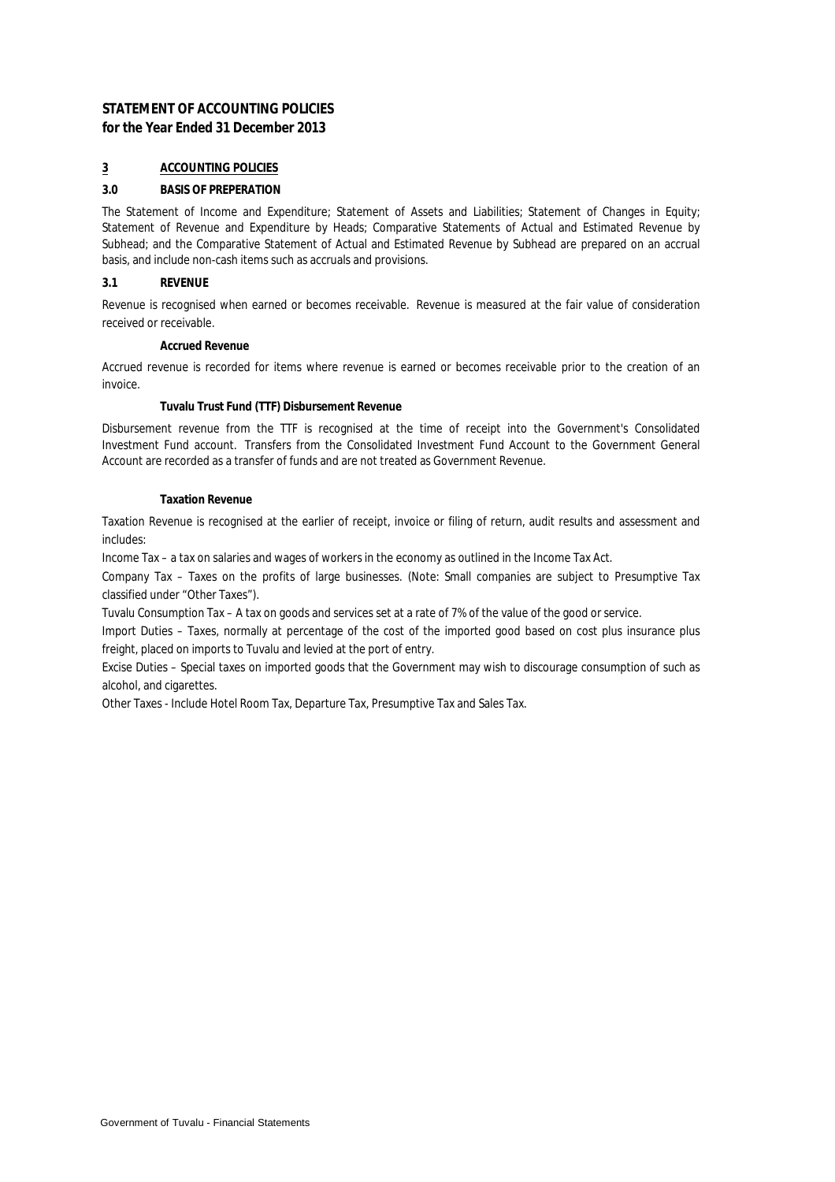# STATEMENT OF ACCOUNTING POLICIES
**for the Year Ended 31 December 2013**

## 3 ACCOUNTING POLICIES

### 3.0 BASIS OF PREPERATION

The Statement of Income and Expenditure; Statement of Assets and Liabilities; Statement of Changes in Equity; Statement of Revenue and Expenditure by Heads; Comparative Statements of Actual and Estimated Revenue by Subhead; and the Comparative Statement of Actual and Estimated Revenue by Subhead are prepared on an accrual basis, and include non-cash items such as accruals and provisions.

### 3.1 REVENUE

Revenue is recognised when earned or becomes receivable. Revenue is measured at the fair value of consideration received or receivable.

**Accrued Revenue**

Accrued revenue is recorded for items where revenue is earned or becomes receivable prior to the creation of an invoice.

**Tuvalu Trust Fund (TTF) Disbursement Revenue**

Disbursement revenue from the TTF is recognised at the time of receipt into the Government's Consolidated Investment Fund account. Transfers from the Consolidated Investment Fund Account to the Government General Account are recorded as a transfer of funds and are not treated as Government Revenue.

**Taxation Revenue**

Taxation Revenue is recognised at the earlier of receipt, invoice or filing of return, audit results and assessment and includes:

Income Tax – a tax on salaries and wages of workers in the economy as outlined in the Income Tax Act.

Company Tax – Taxes on the profits of large businesses. (Note: Small companies are subject to Presumptive Tax classified under "Other Taxes").

Tuvalu Consumption Tax – A tax on goods and services set at a rate of 7% of the value of the good or service.

Import Duties – Taxes, normally at percentage of the cost of the imported good based on cost plus insurance plus freight, placed on imports to Tuvalu and levied at the port of entry.

Excise Duties – Special taxes on imported goods that the Government may wish to discourage consumption of such as alcohol, and cigarettes.

Other Taxes - Include Hotel Room Tax, Departure Tax, Presumptive Tax and Sales Tax.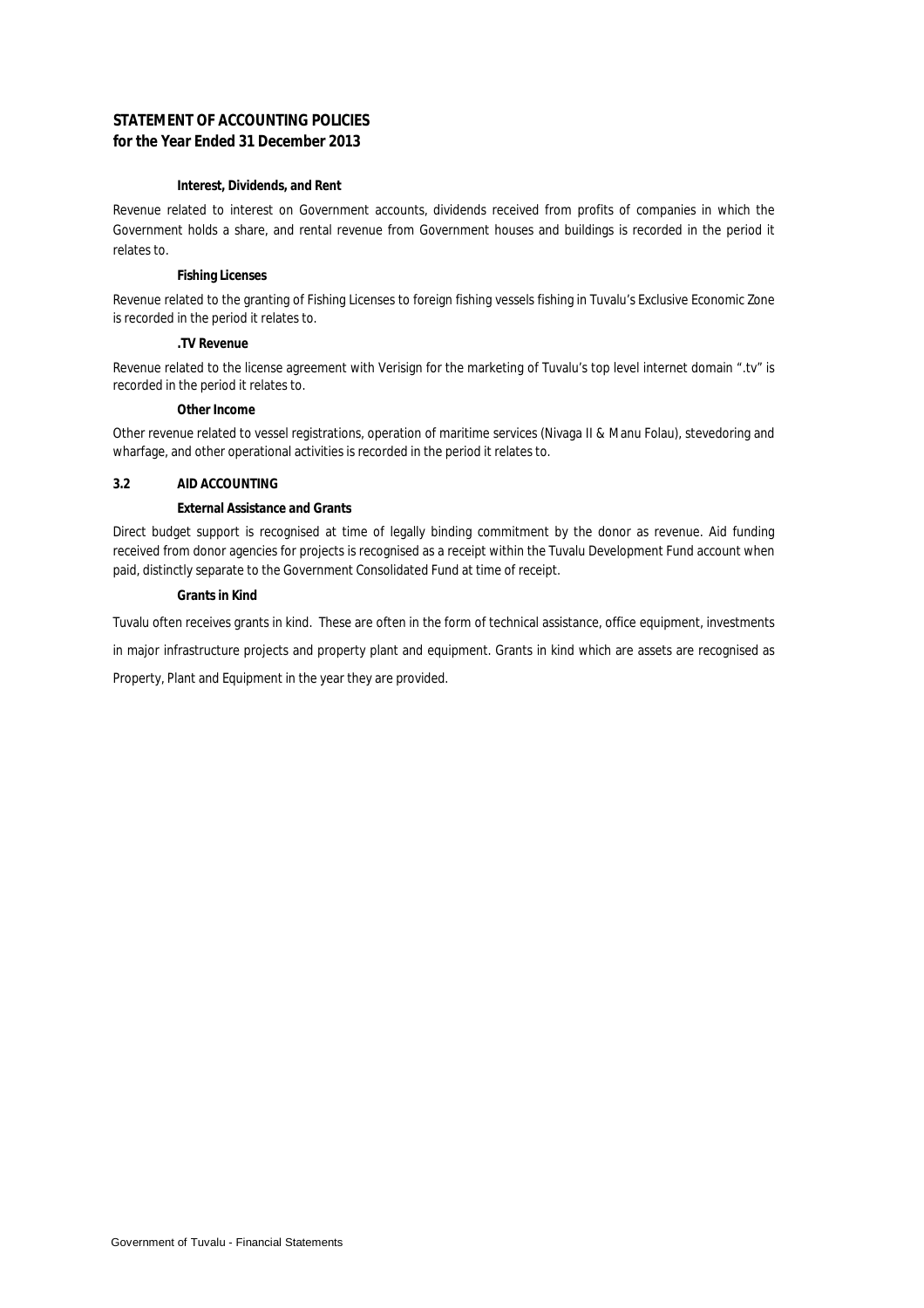## STATEMENT OF ACCOUNTING POLICIES
## for the Year Ended 31 December 2013

**Interest, Dividends, and Rent**

Revenue related to interest on Government accounts, dividends received from profits of companies in which the Government holds a share, and rental revenue from Government houses and buildings is recorded in the period it relates to.

**Fishing Licenses**

Revenue related to the granting of Fishing Licenses to foreign fishing vessels fishing in Tuvalu's Exclusive Economic Zone is recorded in the period it relates to.

**.TV Revenue**

Revenue related to the license agreement with Verisign for the marketing of Tuvalu's top level internet domain ".tv" is recorded in the period it relates to.

**Other Income**

Other revenue related to vessel registrations, operation of maritime services (Nivaga II & Manu Folau), stevedoring and wharfage, and other operational activities is recorded in the period it relates to.

### 3.2 AID ACCOUNTING

**External Assistance and Grants**

Direct budget support is recognised at time of legally binding commitment by the donor as revenue. Aid funding received from donor agencies for projects is recognised as a receipt within the Tuvalu Development Fund account when paid, distinctly separate to the Government Consolidated Fund at time of receipt.

**Grants in Kind**

Tuvalu often receives grants in kind. These are often in the form of technical assistance, office equipment, investments in major infrastructure projects and property plant and equipment. Grants in kind which are assets are recognised as Property, Plant and Equipment in the year they are provided.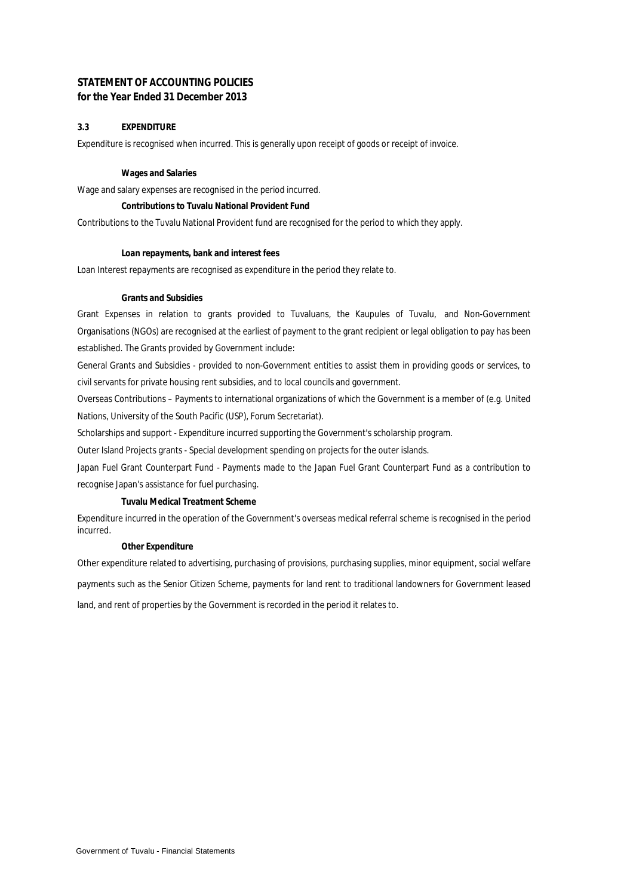# STATEMENT OF ACCOUNTING POLICIES
## for the Year Ended 31 December 2013

### 3.3 EXPENDITURE

Expenditure is recognised when incurred. This is generally upon receipt of goods or receipt of invoice.

**Wages and Salaries**

Wage and salary expenses are recognised in the period incurred.

**Contributions to Tuvalu National Provident Fund**

Contributions to the Tuvalu National Provident fund are recognised for the period to which they apply.

**Loan repayments, bank and interest fees**

Loan Interest repayments are recognised as expenditure in the period they relate to.

**Grants and Subsidies**

Grant Expenses in relation to grants provided to Tuvaluans, the Kaupules of Tuvalu, and Non-Government Organisations (NGOs) are recognised at the earliest of payment to the grant recipient or legal obligation to pay has been established. The Grants provided by Government include:

General Grants and Subsidies - provided to non-Government entities to assist them in providing goods or services, to civil servants for private housing rent subsidies, and to local councils and government.

Overseas Contributions – Payments to international organizations of which the Government is a member of (e.g. United Nations, University of the South Pacific (USP), Forum Secretariat).

Scholarships and support - Expenditure incurred supporting the Government's scholarship program.

Outer Island Projects grants - Special development spending on projects for the outer islands.

Japan Fuel Grant Counterpart Fund - Payments made to the Japan Fuel Grant Counterpart Fund as a contribution to recognise Japan's assistance for fuel purchasing.

**Tuvalu Medical Treatment Scheme**

Expenditure incurred in the operation of the Government's overseas medical referral scheme is recognised in the period incurred.

**Other Expenditure**

Other expenditure related to advertising, purchasing of provisions, purchasing supplies, minor equipment, social welfare payments such as the Senior Citizen Scheme, payments for land rent to traditional landowners for Government leased land, and rent of properties by the Government is recorded in the period it relates to.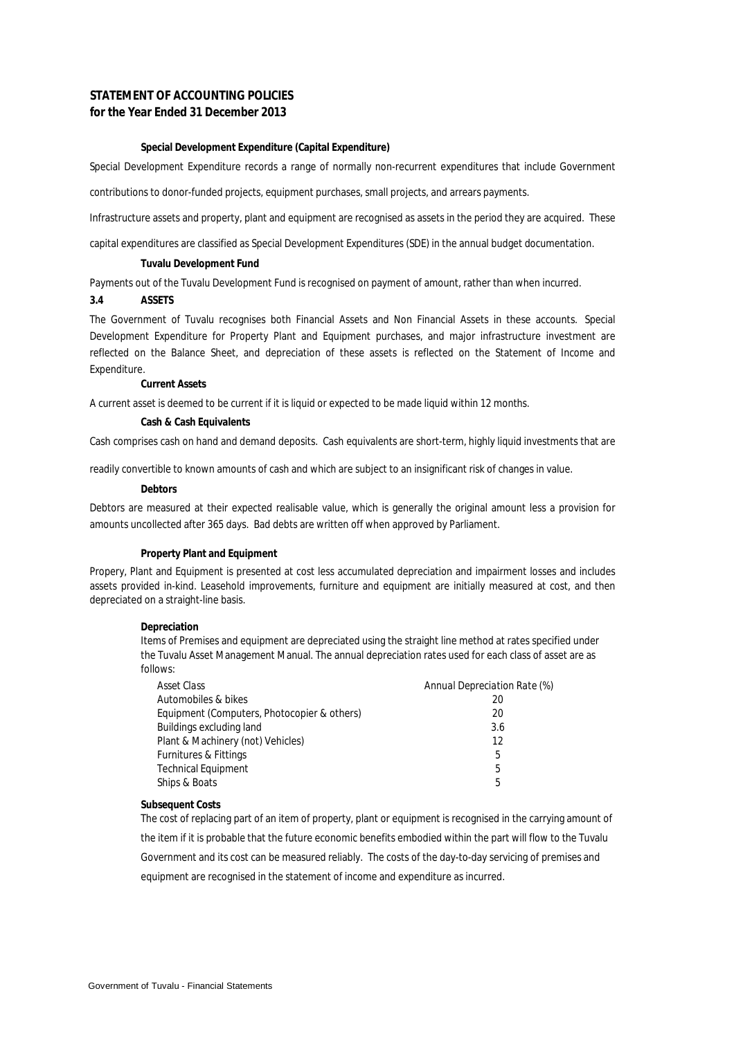# STATEMENT OF ACCOUNTING POLICIES
## for the Year Ended 31 December 2013

**Special Development Expenditure (Capital Expenditure)**

Special Development Expenditure records a range of normally non-recurrent expenditures that include Government contributions to donor-funded projects, equipment purchases, small projects, and arrears payments.

Infrastructure assets and property, plant and equipment are recognised as assets in the period they are acquired. These capital expenditures are classified as Special Development Expenditures (SDE) in the annual budget documentation.

**Tuvalu Development Fund**

Payments out of the Tuvalu Development Fund is recognised on payment of amount, rather than when incurred.

### 3.4 ASSETS

The Government of Tuvalu recognises both Financial Assets and Non Financial Assets in these accounts. Special Development Expenditure for Property Plant and Equipment purchases, and major infrastructure investment are reflected on the Balance Sheet, and depreciation of these assets is reflected on the Statement of Income and Expenditure.

**Current Assets**

A current asset is deemed to be current if it is liquid or expected to be made liquid within 12 months.

**Cash & Cash Equivalents**

Cash comprises cash on hand and demand deposits. Cash equivalents are short-term, highly liquid investments that are readily convertible to known amounts of cash and which are subject to an insignificant risk of changes in value.

**Debtors**

Debtors are measured at their expected realisable value, which is generally the original amount less a provision for amounts uncollected after 365 days. Bad debts are written off when approved by Parliament.

**Property Plant and Equipment**

Propery, Plant and Equipment is presented at cost less accumulated depreciation and impairment losses and includes assets provided in-kind. Leasehold improvements, furniture and equipment are initially measured at cost, and then depreciated on a straight-line basis.

**Depreciation**

Items of Premises and equipment are depreciated using the straight line method at rates specified under the Tuvalu Asset Management Manual. The annual depreciation rates used for each class of asset are as follows:

| Asset Class | Annual Depreciation Rate (%) |
|---|---|
| Automobiles & bikes | 20 |
| Equipment (Computers, Photocopier & others) | 20 |
| Buildings excluding land | 3.6 |
| Plant & Machinery (not) Vehicles) | 12 |
| Furnitures & Fittings | 5 |
| Technical Equipment | 5 |
| Ships & Boats | 5 |

**Subsequent Costs**

The cost of replacing part of an item of property, plant or equipment is recognised in the carrying amount of the item if it is probable that the future economic benefits embodied within the part will flow to the Tuvalu Government and its cost can be measured reliably. The costs of the day-to-day servicing of premises and equipment are recognised in the statement of income and expenditure as incurred.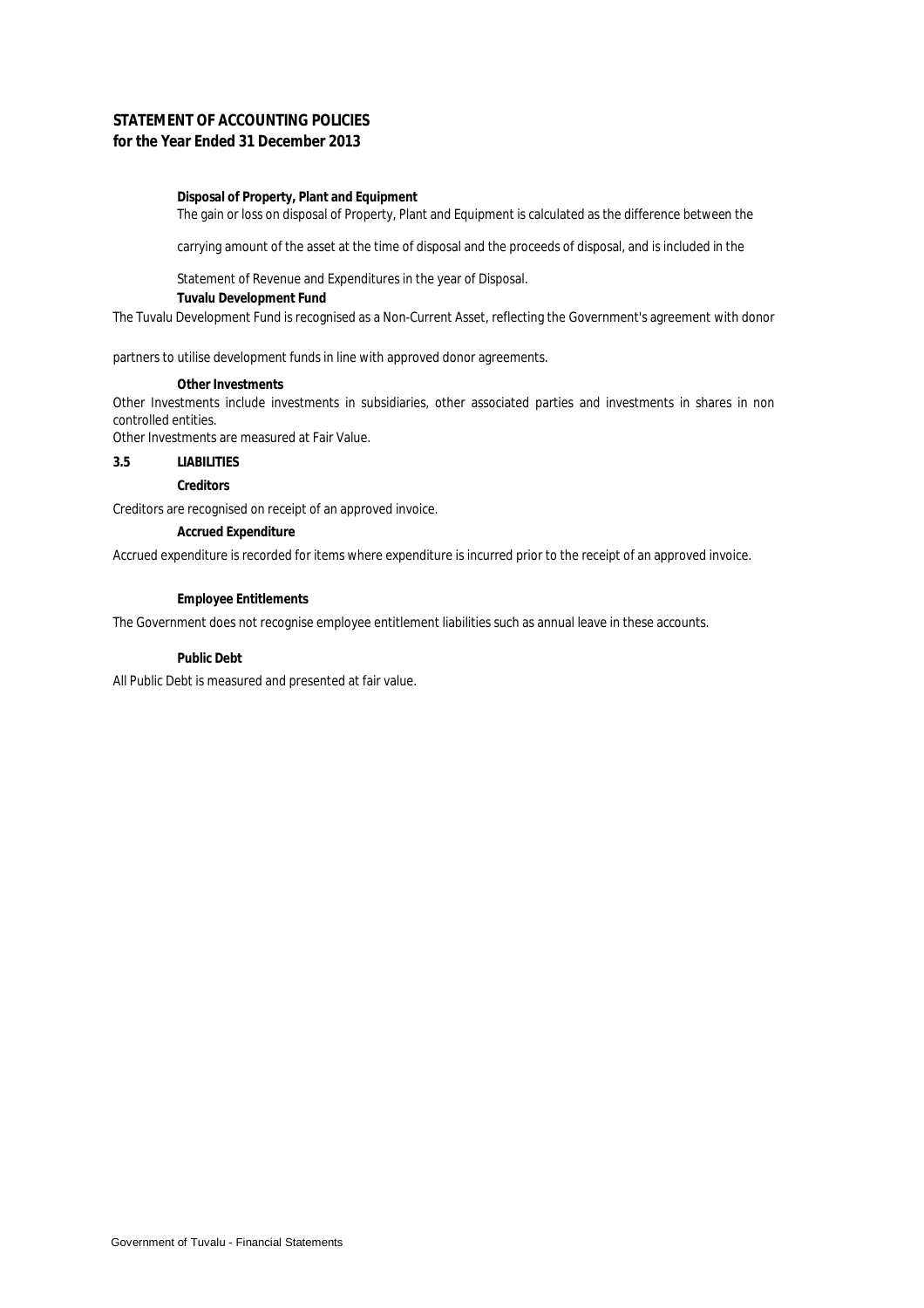# STATEMENT OF ACCOUNTING POLICIES
**for the Year Ended 31 December 2013**

**Disposal of Property, Plant and Equipment**

The gain or loss on disposal of Property, Plant and Equipment is calculated as the difference between the carrying amount of the asset at the time of disposal and the proceeds of disposal, and is included in the Statement of Revenue and Expenditures in the year of Disposal.

**Tuvalu Development Fund**

The Tuvalu Development Fund is recognised as a Non-Current Asset, reflecting the Government's agreement with donor partners to utilise development funds in line with approved donor agreements.

**Other Investments**

Other Investments include investments in subsidiaries, other associated parties and investments in shares in non controlled entities.

Other Investments are measured at Fair Value.

## 3.5 LIABILITIES

**Creditors**

Creditors are recognised on receipt of an approved invoice.

**Accrued Expenditure**

Accrued expenditure is recorded for items where expenditure is incurred prior to the receipt of an approved invoice.

**Employee Entitlements**

The Government does not recognise employee entitlement liabilities such as annual leave in these accounts.

**Public Debt**

All Public Debt is measured and presented at fair value.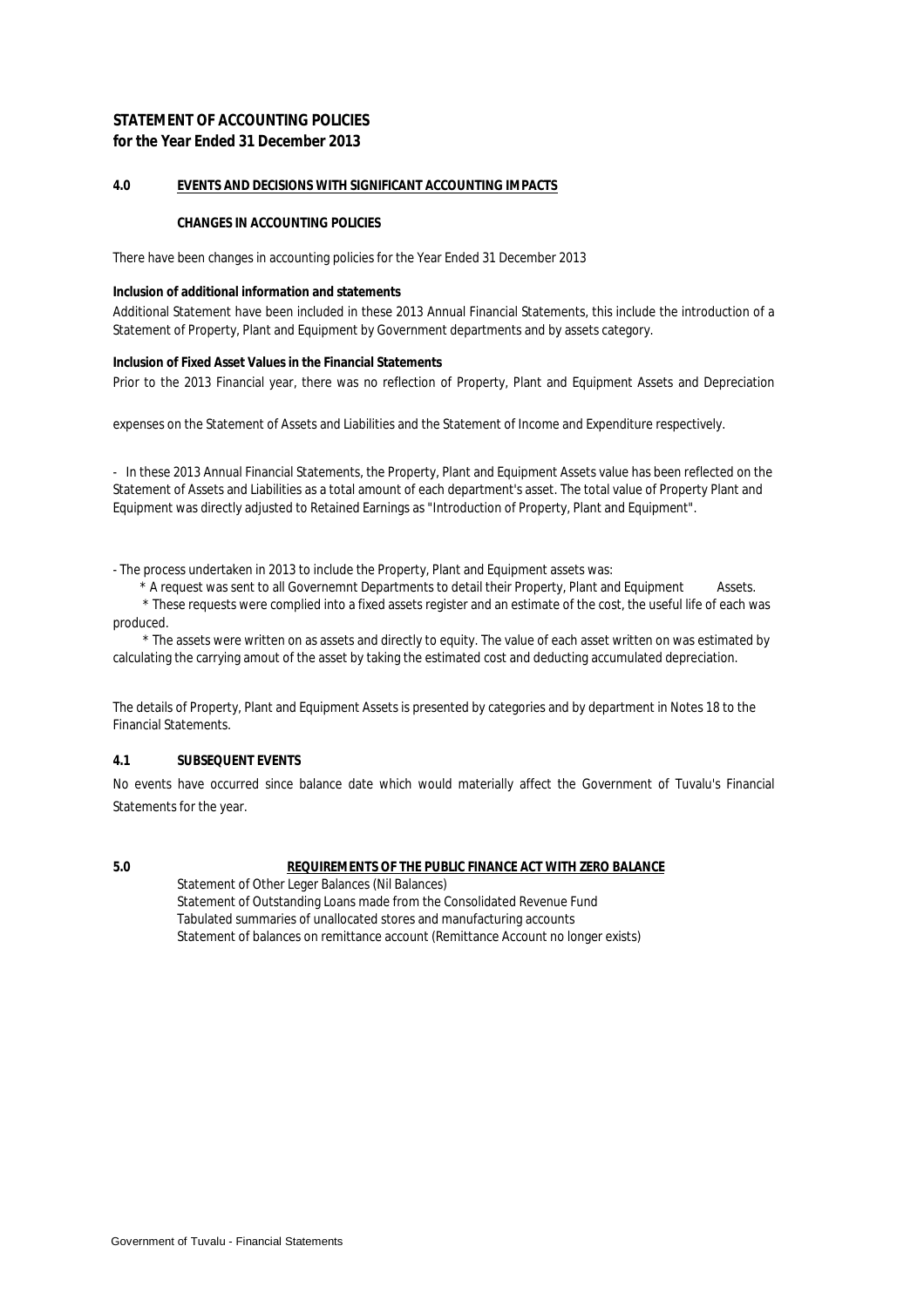## STATEMENT OF ACCOUNTING POLICIES
**for the Year Ended 31 December 2013**

### 4.0 EVENTS AND DECISIONS WITH SIGNIFICANT ACCOUNTING IMPACTS

**CHANGES IN ACCOUNTING POLICIES**

There have been changes in accounting policies for the Year Ended 31 December 2013

**Inclusion of additional information and statements**

Additional Statement have been included in these 2013 Annual Financial Statements, this include the introduction of a Statement of Property, Plant and Equipment by Government departments and by assets category.

**Inclusion of Fixed Asset Values in the Financial Statements**

Prior to the 2013 Financial year, there was no reflection of Property, Plant and Equipment Assets and Depreciation expenses on the Statement of Assets and Liabilities and the Statement of Income and Expenditure respectively.

- In these 2013 Annual Financial Statements, the Property, Plant and Equipment Assets value has been reflected on the Statement of Assets and Liabilities as a total amount of each department's asset. The total value of Property Plant and Equipment was directly adjusted to Retained Earnings as "Introduction of Property, Plant and Equipment".

- The process undertaken in 2013 to include the Property, Plant and Equipment assets was:
  * A request was sent to all Governemnt Departments to detail their Property, Plant and Equipment Assets.
  * These requests were complied into a fixed assets register and an estimate of the cost, the useful life of each was produced.
  * The assets were written on as assets and directly to equity. The value of each asset written on was estimated by calculating the carrying amout of the asset by taking the estimated cost and deducting accumulated depreciation.

The details of Property, Plant and Equipment Assets is presented by categories and by department in Notes 18 to the Financial Statements.

### 4.1 SUBSEQUENT EVENTS

No events have occurred since balance date which would materially affect the Government of Tuvalu's Financial Statements for the year.

### 5.0 REQUIREMENTS OF THE PUBLIC FINANCE ACT WITH ZERO BALANCE

Statement of Other Leger Balances (Nil Balances)
Statement of Outstanding Loans made from the Consolidated Revenue Fund
Tabulated summaries of unallocated stores and manufacturing accounts
Statement of balances on remittance account (Remittance Account no longer exists)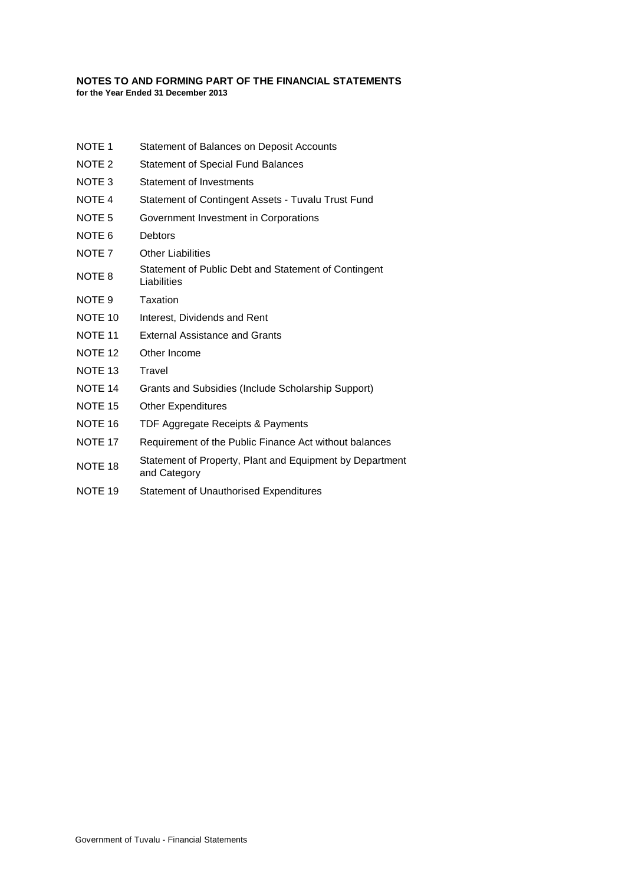**NOTES TO AND FORMING PART OF THE FINANCIAL STATEMENTS**
**for the Year Ended 31 December 2013**

| | |
|---|---|
| NOTE 1 | Statement of Balances on Deposit Accounts |
| NOTE 2 | Statement of Special Fund Balances |
| NOTE 3 | Statement of Investments |
| NOTE 4 | Statement of Contingent Assets - Tuvalu Trust Fund |
| NOTE 5 | Government Investment in Corporations |
| NOTE 6 | Debtors |
| NOTE 7 | Other Liabilities |
| NOTE 8 | Statement of Public Debt and Statement of Contingent Liabilities |
| NOTE 9 | Taxation |
| NOTE 10 | Interest, Dividends and Rent |
| NOTE 11 | External Assistance and Grants |
| NOTE 12 | Other Income |
| NOTE 13 | Travel |
| NOTE 14 | Grants and Subsidies (Include Scholarship Support) |
| NOTE 15 | Other Expenditures |
| NOTE 16 | TDF Aggregate Receipts & Payments |
| NOTE 17 | Requirement of the Public Finance Act without balances |
| NOTE 18 | Statement of Property, Plant and Equipment by Department and Category |
| NOTE 19 | Statement of Unauthorised Expenditures |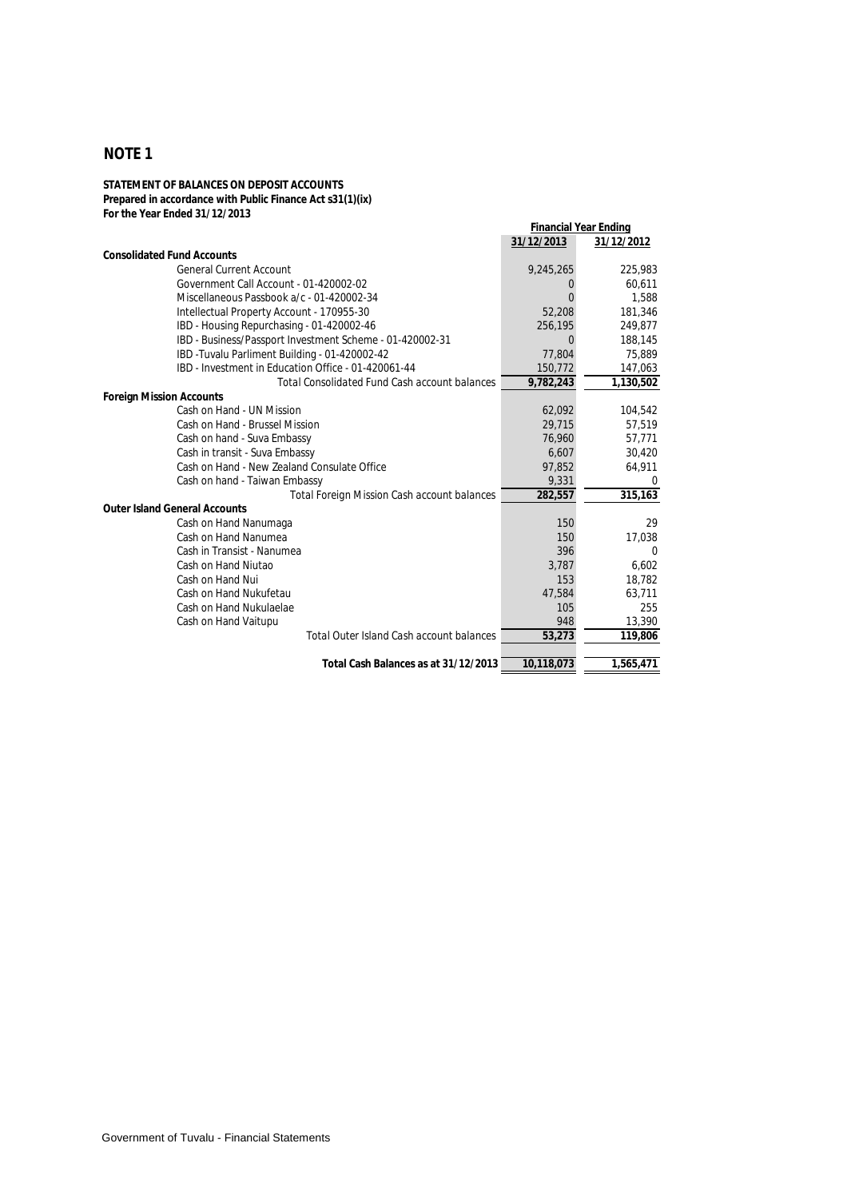## NOTE 1

**STATEMENT OF BALANCES ON DEPOSIT ACCOUNTS**
**Prepared in accordance with Public Finance Act s31(1)(ix)**
**For the Year Ended 31/12/2013**

| | Financial Year Ending | |
|---|---|---|
| | 31/12/2013 | 31/12/2012 |
| **Consolidated Fund Accounts** | | |
| General Current Account | 9,245,265 | 225,983 |
| Government Call Account - 01-420002-02 | 0 | 60,611 |
| Miscellaneous Passbook a/c - 01-420002-34 | 0 | 1,588 |
| Intellectual Property Account - 170955-30 | 52,208 | 181,346 |
| IBD - Housing Repurchasing - 01-420002-46 | 256,195 | 249,877 |
| IBD - Business/Passport Investment Scheme - 01-420002-31 | 0 | 188,145 |
| IBD -Tuvalu Parliment Building - 01-420002-42 | 77,804 | 75,889 |
| IBD - Investment in Education Office - 01-420061-44 | 150,772 | 147,063 |
| Total Consolidated Fund Cash account balances | **9,782,243** | **1,130,502** |
| **Foreign Mission Accounts** | | |
| Cash on Hand - UN Mission | 62,092 | 104,542 |
| Cash on Hand - Brussel Mission | 29,715 | 57,519 |
| Cash on hand - Suva Embassy | 76,960 | 57,771 |
| Cash in transit - Suva Embassy | 6,607 | 30,420 |
| Cash on Hand - New Zealand Consulate Office | 97,852 | 64,911 |
| Cash on hand - Taiwan Embassy | 9,331 | 0 |
| Total Foreign Mission Cash account balances | **282,557** | **315,163** |
| **Outer Island General Accounts** | | |
| Cash on Hand Nanumaga | 150 | 29 |
| Cash on Hand Nanumea | 150 | 17,038 |
| Cash in Transist - Nanumea | 396 | 0 |
| Cash on Hand Niutao | 3,787 | 6,602 |
| Cash on Hand Nui | 153 | 18,782 |
| Cash on Hand Nukufetau | 47,584 | 63,711 |
| Cash on Hand Nukulaelae | 105 | 255 |
| Cash on Hand Vaitupu | 948 | 13,390 |
| Total Outer Island Cash account balances | **53,273** | **119,806** |
| **Total Cash Balances as at 31/12/2013** | **10,118,073** | **1,565,471** |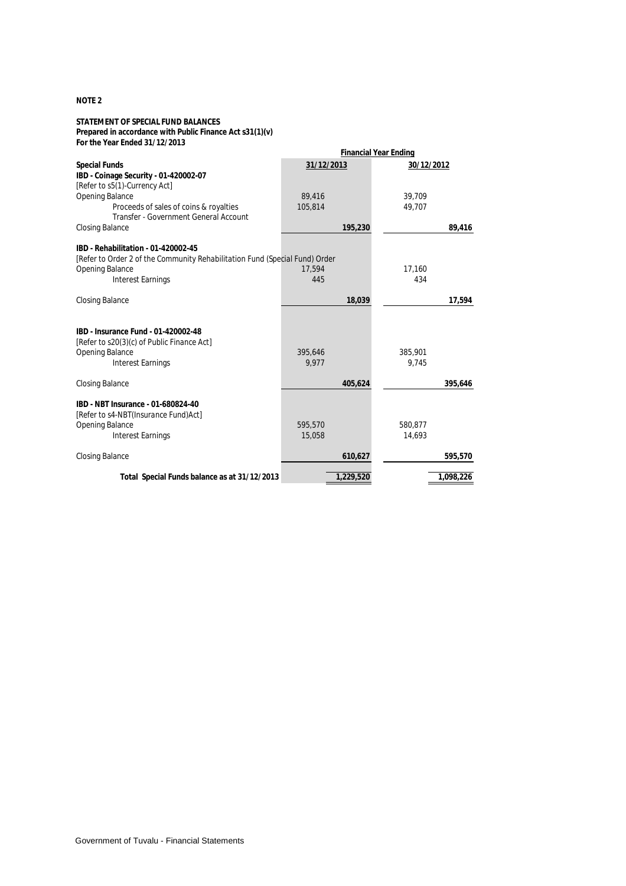**NOTE 2**

**STATEMENT OF SPECIAL FUND BALANCES**
**Prepared in accordance with Public Finance Act s31(1)(v)**
**For the Year Ended 31/12/2013**

| | Financial Year Ending | | | |
|---|---|---|---|---|
| **Special Funds** | 31/12/2013 | | 30/12/2012 | |
| **IBD - Coinage Security - 01-420002-07** | | | | |
| [Refer to s5(1)-Currency Act] | | | | |
| Opening Balance | 89,416 | | 39,709 | |
| Proceeds of sales of coins & royalties | 105,814 | | 49,707 | |
| Transfer - Government General Account | | | | |
| Closing Balance | | **195,230** | | **89,416** |
| **IBD - Rehabilitation - 01-420002-45** | | | | |
| [Refer to Order 2 of the Community Rehabilitation Fund (Special Fund) Order | | | | |
| Opening Balance | 17,594 | | 17,160 | |
| Interest Earnings | 445 | | 434 | |
| Closing Balance | | **18,039** | | **17,594** |
| **IBD - Insurance Fund - 01-420002-48** | | | | |
| [Refer to s20(3)(c) of Public Finance Act] | | | | |
| Opening Balance | 395,646 | | 385,901 | |
| Interest Earnings | 9,977 | | 9,745 | |
| Closing Balance | | **405,624** | | **395,646** |
| **IBD - NBT Insurance - 01-680824-40** | | | | |
| [Refer to s4-NBT(Insurance Fund)Act] | | | | |
| Opening Balance | 595,570 | | 580,877 | |
| Interest Earnings | 15,058 | | 14,693 | |
| Closing Balance | | **610,627** | | **595,570** |
| **Total Special Funds balance as at 31/12/2013** | | **1,229,520** | | **1,098,226** |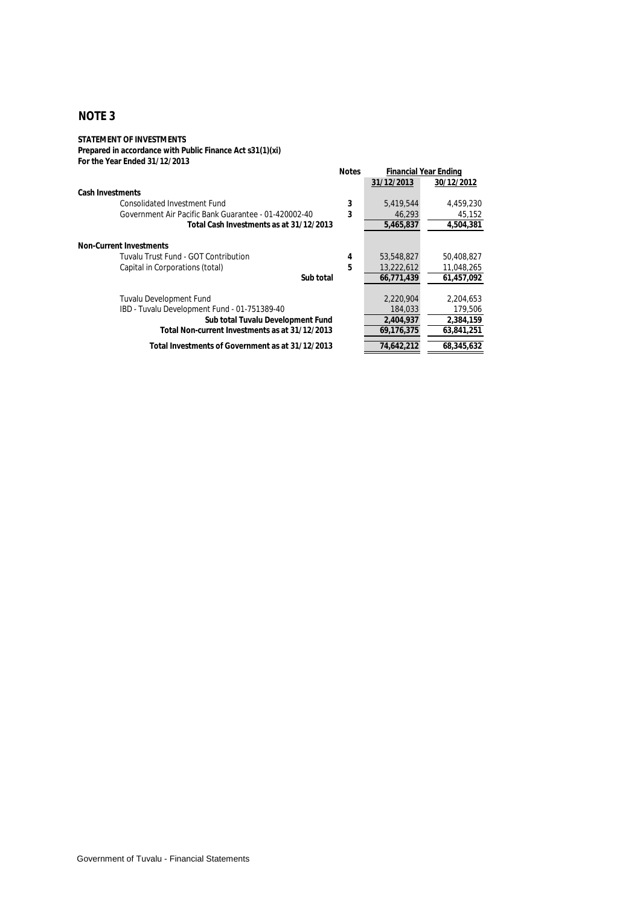## NOTE 3

**STATEMENT OF INVESTMENTS**
**Prepared in accordance with Public Finance Act s31(1)(xi)**
**For the Year Ended 31/12/2013**

| | Notes | Financial Year Ending | |
|---|---|---|---|
| | | 31/12/2013 | 30/12/2012 |
| **Cash Investments** | | | |
| Consolidated Investment Fund | 3 | 5,419,544 | 4,459,230 |
| Government Air Pacific Bank Guarantee - 01-420002-40 | 3 | 46,293 | 45,152 |
| **Total Cash Investments as at 31/12/2013** | | **5,465,837** | **4,504,381** |
| **Non-Current Investments** | | | |
| Tuvalu Trust Fund - GOT Contribution | 4 | 53,548,827 | 50,408,827 |
| Capital in Corporations (total) | 5 | 13,222,612 | 11,048,265 |
| **Sub total** | | **66,771,439** | **61,457,092** |
| Tuvalu Development Fund | | 2,220,904 | 2,204,653 |
| IBD - Tuvalu Development Fund - 01-751389-40 | | 184,033 | 179,506 |
| **Sub total Tuvalu Development Fund** | | **2,404,937** | **2,384,159** |
| **Total Non-current Investments as at 31/12/2013** | | **69,176,375** | **63,841,251** |
| **Total Investments of Government as at 31/12/2013** | | **74,642,212** | **68,345,632** |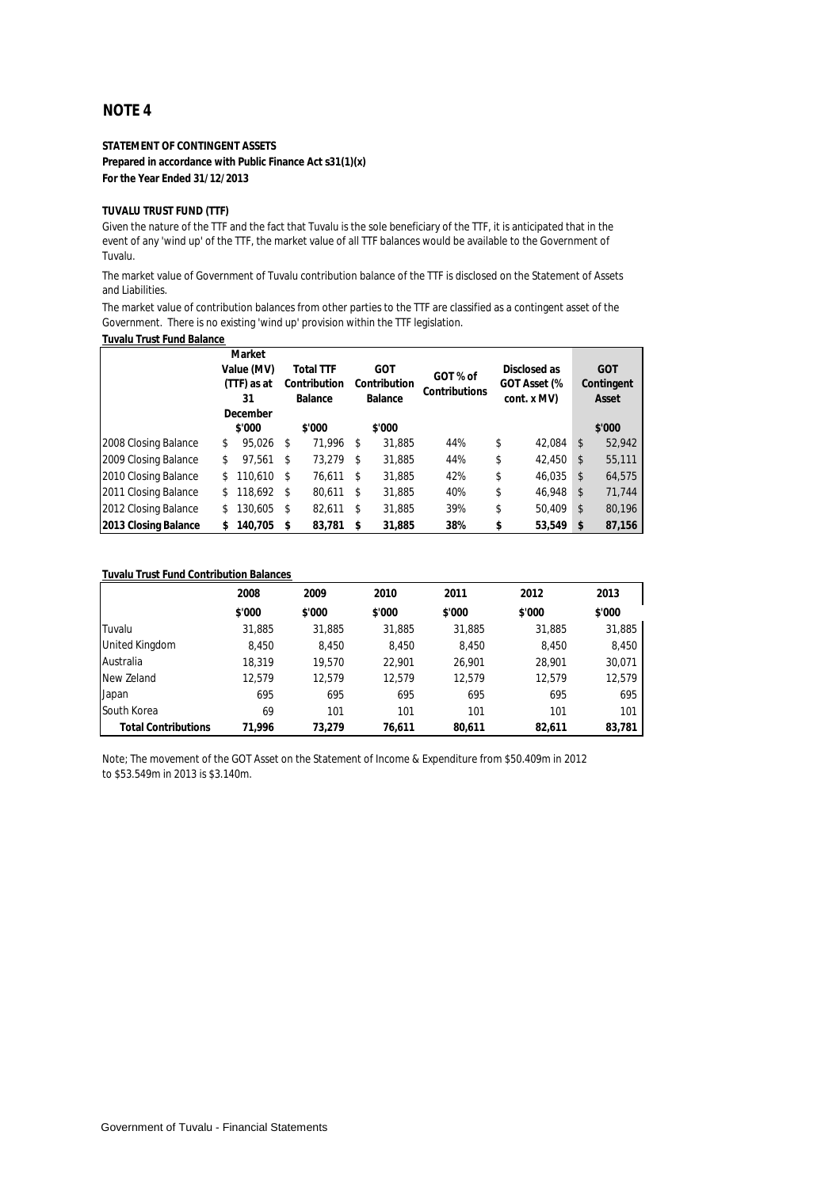# NOTE 4

**STATEMENT OF CONTINGENT ASSETS**
**Prepared in accordance with Public Finance Act s31(1)(x)**
**For the Year Ended 31/12/2013**

**TUVALU TRUST FUND (TTF)**

Given the nature of the TTF and the fact that Tuvalu is the sole beneficiary of the TTF, it is anticipated that in the event of any 'wind up' of the TTF, the market value of all TTF balances would be available to the Government of Tuvalu.

The market value of Government of Tuvalu contribution balance of the TTF is disclosed on the Statement of Assets and Liabilities.

The market value of contribution balances from other parties to the TTF are classified as a contingent asset of the Government. There is no existing 'wind up' provision within the TTF legislation.

**Tuvalu Trust Fund Balance**

| | Market Value (MV) (TTF) as at 31 December | Total TTF Contribution Balance | GOT Contribution Balance | GOT % of Contributions | Disclosed as GOT Asset (% cont. x MV) | GOT Contingent Asset |
|---|---|---|---|---|---|---|
| | $'000 | $'000 | $'000 | | | $'000 |
| 2008 Closing Balance | $ 95,026 | $ 71,996 | $ 31,885 | 44% | $ 42,084 | $ 52,942 |
| 2009 Closing Balance | $ 97,561 | $ 73,279 | $ 31,885 | 44% | $ 42,450 | $ 55,111 |
| 2010 Closing Balance | $ 110,610 | $ 76,611 | $ 31,885 | 42% | $ 46,035 | $ 64,575 |
| 2011 Closing Balance | $ 118,692 | $ 80,611 | $ 31,885 | 40% | $ 46,948 | $ 71,744 |
| 2012 Closing Balance | $ 130,605 | $ 82,611 | $ 31,885 | 39% | $ 50,409 | $ 80,196 |
| **2013 Closing Balance** | **$ 140,705** | **$ 83,781** | **$ 31,885** | **38%** | **$ 53,549** | **$ 87,156** |

**Tuvalu Trust Fund Contribution Balances**

| | 2008 | 2009 | 2010 | 2011 | 2012 | 2013 |
|---|---|---|---|---|---|---|
| | $'000 | $'000 | $'000 | $'000 | $'000 | $'000 |
| Tuvalu | 31,885 | 31,885 | 31,885 | 31,885 | 31,885 | 31,885 |
| United Kingdom | 8,450 | 8,450 | 8,450 | 8,450 | 8,450 | 8,450 |
| Australia | 18,319 | 19,570 | 22,901 | 26,901 | 28,901 | 30,071 |
| New Zeland | 12,579 | 12,579 | 12,579 | 12,579 | 12,579 | 12,579 |
| Japan | 695 | 695 | 695 | 695 | 695 | 695 |
| South Korea | 69 | 101 | 101 | 101 | 101 | 101 |
| **Total Contributions** | **71,996** | **73,279** | **76,611** | **80,611** | **82,611** | **83,781** |

Note; The movement of the GOT Asset on the Statement of Income & Expenditure from $50.409m in 2012 to $53.549m in 2013 is $3.140m.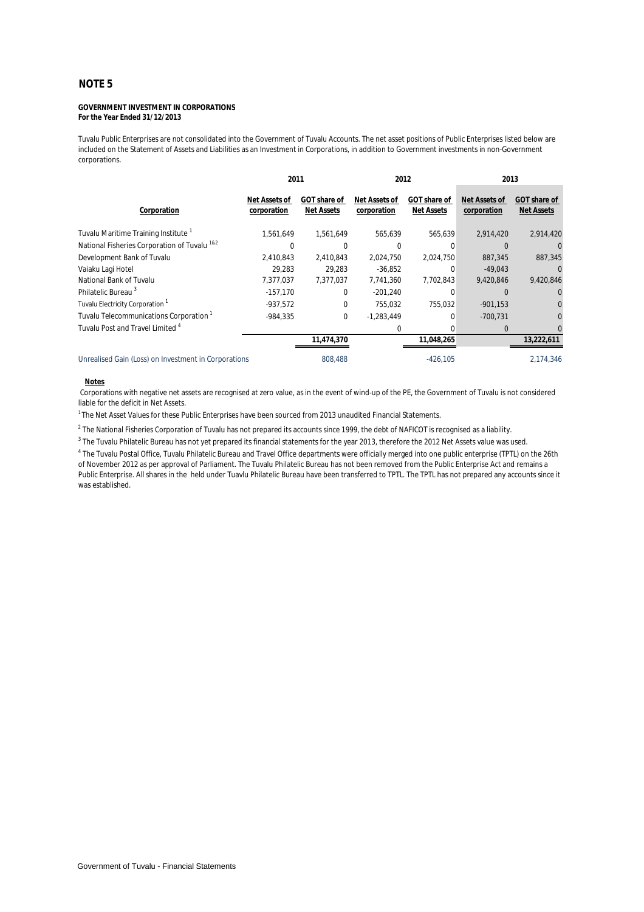# NOTE 5

**GOVERNMENT INVESTMENT IN CORPORATIONS**
**For the Year Ended 31/12/2013**

Tuvalu Public Enterprises are not consolidated into the Government of Tuvalu Accounts. The net asset positions of Public Enterprises listed below are included on the Statement of Assets and Liabilities as an Investment in Corporations, in addition to Government investments in non-Government corporations.

| | 2011 | | 2012 | | 2013 | |
|---|---|---|---|---|---|---|
| **Corporation** | **Net Assets of corporation** | **GOT share of Net Assets** | **Net Assets of corporation** | **GOT share of Net Assets** | **Net Assets of corporation** | **GOT share of Net Assets** |
| Tuvalu Maritime Training Institute [1] | 1,561,649 | 1,561,649 | 565,639 | 565,639 | 2,914,420 | 2,914,420 |
| National Fisheries Corporation of Tuvalu [1&2] | 0 | 0 | 0 | 0 | 0 | 0 |
| Development Bank of Tuvalu | 2,410,843 | 2,410,843 | 2,024,750 | 2,024,750 | 887,345 | 887,345 |
| Vaiaku Lagi Hotel | 29,283 | 29,283 | -36,852 | 0 | -49,043 | 0 |
| National Bank of Tuvalu | 7,377,037 | 7,377,037 | 7,741,360 | 7,702,843 | 9,420,846 | 9,420,846 |
| Philatelic Bureau [3] | -157,170 | 0 | -201,240 | 0 | 0 | 0 |
| Tuvalu Electricity Corporation [1] | -937,572 | 0 | 755,032 | 755,032 | -901,153 | 0 |
| Tuvalu Telecommunications Corporation [1] | -984,335 | 0 | -1,283,449 | 0 | -700,731 | 0 |
| Tuvalu Post and Travel Limited [4] | | | 0 | 0 | 0 | 0 |
| | | **11,474,370** | | **11,048,265** | | **13,222,611** |
| Unrealised Gain (Loss) on Investment in Corporations | | 808,488 | | -426,105 | | 2,174,346 |

**Notes**

Corporations with negative net assets are recognised at zero value, as in the event of wind-up of the PE, the Government of Tuvalu is not considered liable for the deficit in Net Assets.

[1] The Net Asset Values for these Public Enterprises have been sourced from 2013 unaudited Financial Statements.

[2] The National Fisheries Corporation of Tuvalu has not prepared its accounts since 1999, the debt of NAFICOT is recognised as a liability.

[3] The Tuvalu Philatelic Bureau has not yet prepared its financial statements for the year 2013, therefore the 2012 Net Assets value was used.

[4] The Tuvalu Postal Office, Tuvalu Philatelic Bureau and Travel Office departments were officially merged into one public enterprise (TPTL) on the 26th of November 2012 as per approval of Parliament. The Tuvalu Philatelic Bureau has not been removed from the Public Enterprise Act and remains a Public Enterprise. All shares in the held under Tuavlu Philatelic Bureau have been transferred to TPTL. The TPTL has not prepared any accounts since it was established.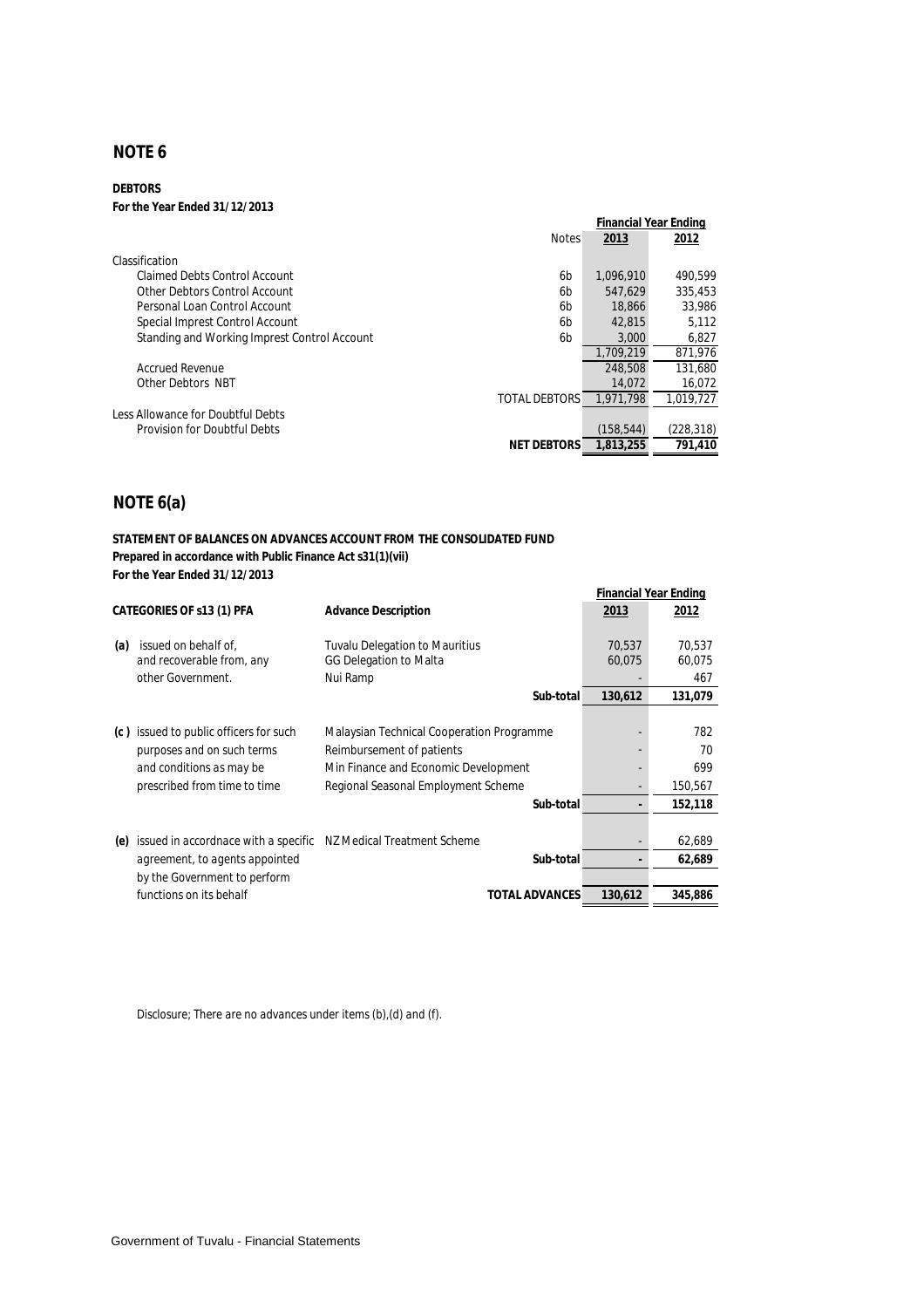## NOTE 6

**DEBTORS**
**For the Year Ended 31/12/2013**

| | Notes | Financial Year Ending 2013 | 2012 |
|---|---|---|---|
| Classification | | | |
| Claimed Debts Control Account | 6b | 1,096,910 | 490,599 |
| Other Debtors Control Account | 6b | 547,629 | 335,453 |
| Personal Loan Control Account | 6b | 18,866 | 33,986 |
| Special Imprest Control Account | 6b | 42,815 | 5,112 |
| Standing and Working Imprest Control Account | 6b | 3,000 | 6,827 |
| | | 1,709,219 | 871,976 |
| Accrued Revenue | | 248,508 | 131,680 |
| Other Debtors NBT | | 14,072 | 16,072 |
| | TOTAL DEBTORS | 1,971,798 | 1,019,727 |
| Less Allowance for Doubtful Debts | | | |
| Provision for Doubtful Debts | | (158,544) | (228,318) |
| | **NET DEBTORS** | **1,813,255** | **791,410** |

## NOTE 6(a)

**STATEMENT OF BALANCES ON ADVANCES ACCOUNT FROM THE CONSOLIDATED FUND**
**Prepared in accordance with Public Finance Act s31(1)(vii)**
**For the Year Ended 31/12/2013**

| CATEGORIES OF s13 (1) PFA | Advance Description | Financial Year Ending 2013 | 2012 |
|---|---|---|---|
| **(a)** issued on behalf of, and recoverable from, any other Government. | Tuvalu Delegation to Mauritius | 70,537 | 70,537 |
| | GG Delegation to Malta | 60,075 | 60,075 |
| | Nui Ramp | - | 467 |
| | **Sub-total** | **130,612** | **131,079** |
| **(c )** issued to public officers for such purposes and on such terms and conditions as may be prescribed from time to time | Malaysian Technical Cooperation Programme | - | 782 |
| | Reimbursement of patients | - | 70 |
| | Min Finance and Economic Development | - | 699 |
| | Regional Seasonal Employment Scheme | - | 150,567 |
| | **Sub-total** | **-** | **152,118** |
| **(e)** issued in accordnace with a specific agreement, to agents appointed by the Government to perform functions on its behalf | NZ Medical Treatment Scheme | - | 62,689 |
| | **Sub-total** | **-** | **62,689** |
| | **TOTAL ADVANCES** | **130,612** | **345,886** |

Disclosure; There are no advances under items (b),(d) and (f).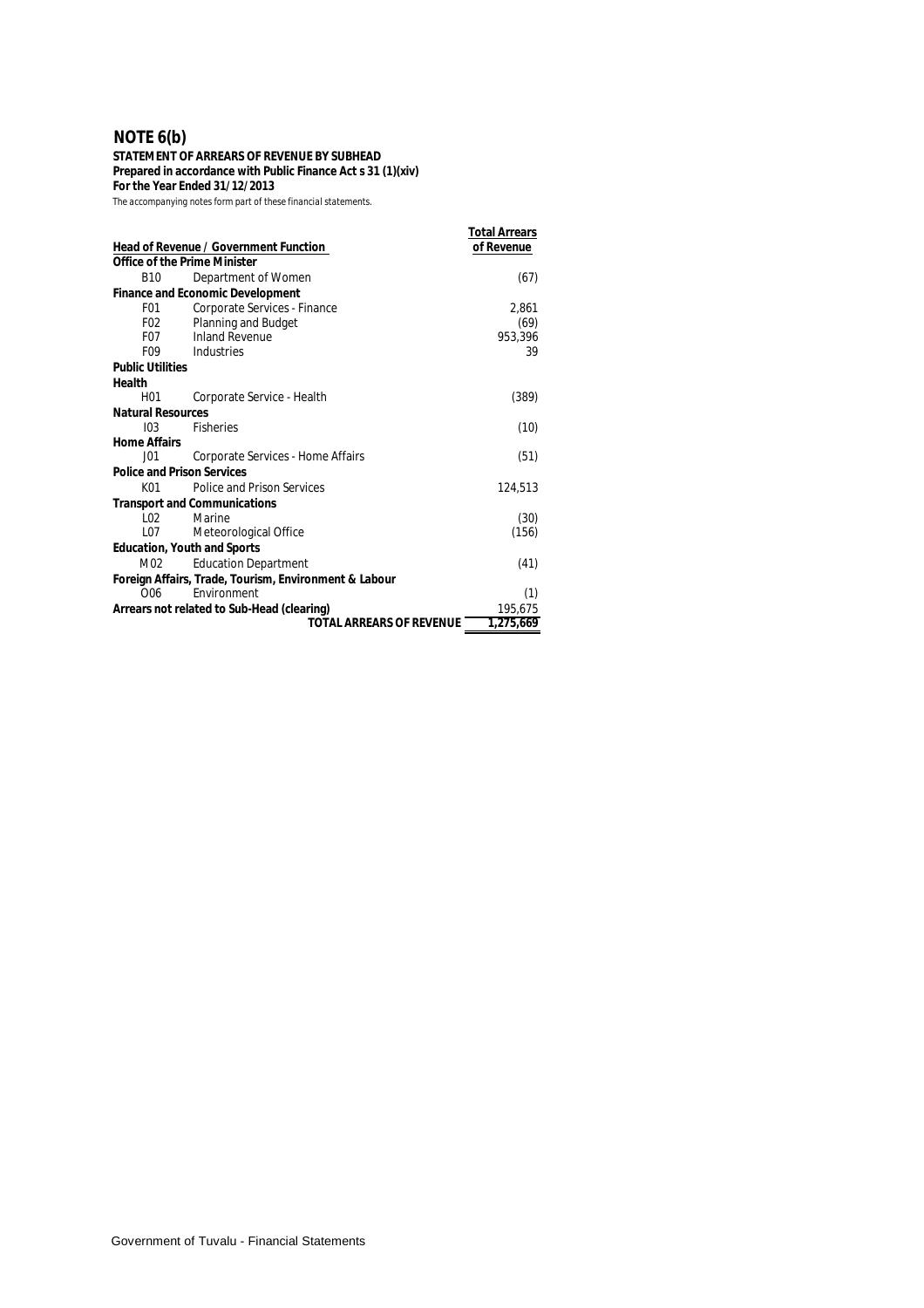## NOTE 6(b)

**STATEMENT OF ARREARS OF REVENUE BY SUBHEAD**
**Prepared in accordance with Public Finance Act s 31 (1)(xiv)**
**For the Year Ended 31/12/2013**

The accompanying notes form part of these financial statements.

| Head of Revenue / Government Function | | Total Arrears of Revenue |
|---|---|---|
| **Office of the Prime Minister** | | |
| B10 | Department of Women | (67) |
| **Finance and Economic Development** | | |
| F01 | Corporate Services - Finance | 2,861 |
| F02 | Planning and Budget | (69) |
| F07 | Inland Revenue | 953,396 |
| F09 | Industries | 39 |
| **Public Utilities** | | |
| **Health** | | |
| H01 | Corporate Service - Health | (389) |
| **Natural Resources** | | |
| I03 | Fisheries | (10) |
| **Home Affairs** | | |
| J01 | Corporate Services - Home Affairs | (51) |
| **Police and Prison Services** | | |
| K01 | Police and Prison Services | 124,513 |
| **Transport and Communications** | | |
| L02 | Marine | (30) |
| L07 | Meteorological Office | (156) |
| **Education, Youth and Sports** | | |
| M02 | Education Department | (41) |
| **Foreign Affairs, Trade, Tourism, Environment & Labour** | | |
| O06 | Environment | (1) |
| **Arrears not related to Sub-Head (clearing)** | | 195,675 |
| | **TOTAL ARREARS OF REVENUE** | **1,275,669** |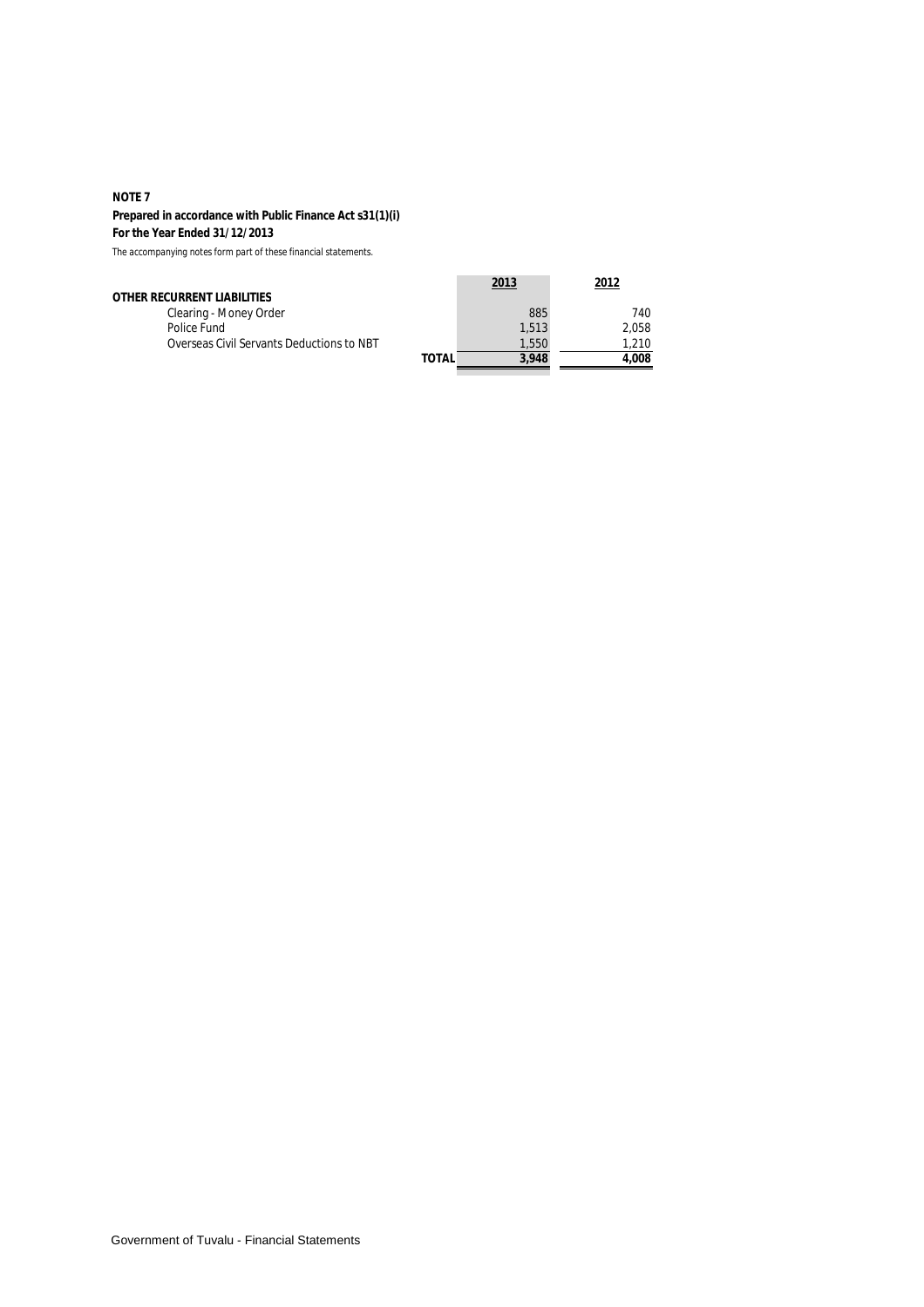**NOTE 7**

**Prepared in accordance with Public Finance Act s31(1)(i)**

**For the Year Ended 31/12/2013**

The accompanying notes form part of these financial statements.

| | | 2013 | 2012 |
|---|---|---|---|
| **OTHER RECURRENT LIABILITIES** | | | |
| Clearing - Money Order | | 885 | 740 |
| Police Fund | | 1,513 | 2,058 |
| Overseas Civil Servants Deductions to NBT | | 1,550 | 1,210 |
| | **TOTAL** | **3,948** | **4,008** |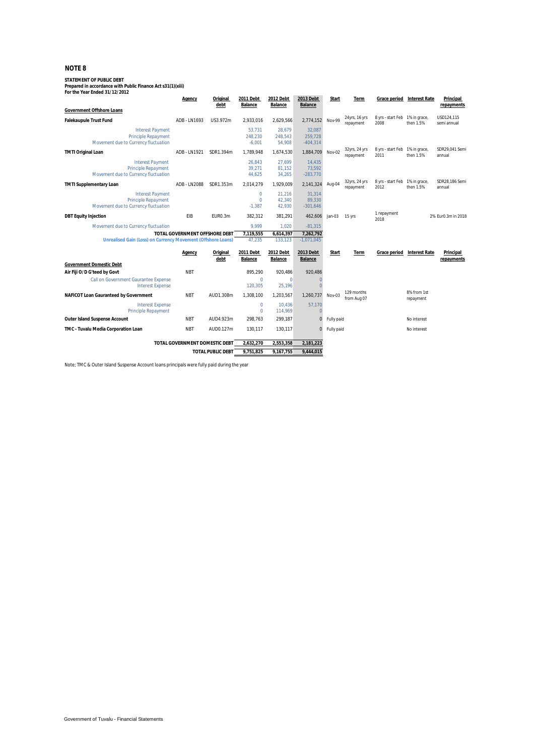## NOTE 8

**STATEMENT OF PUBLIC DEBT**
**Prepared in accordance with Public Finance Act s31(1)(xiii)**
**For the Year Ended 31/12/2012**

| | Agency | Original debt | 2011 Debt Balance | 2012 Debt Balance | 2013 Debt Balance | Start | Term | Grace period | Interest Rate | Principal repayments |
|---|---|---|---|---|---|---|---|---|---|---|
| **Government Offshore Loans** | | | | | | | | | | |
| **Falekaupule Trust Fund** | ADB - LN1693 | US3.972m | 2,933,016 | 2,629,566 | 2,774,152 | Nov-99 | 24yrs, 16 yrs repayment | 8 yrs - start Feb 2008 | 1% in grace, then 1.5% | USD124,115 semi annual |
| Interest Payment | | | 53,731 | 28,679 | 32,087 | | | | | |
| Principle Repayment | | | 248,230 | 248,543 | 259,728 | | | | | |
| Movement due to Currency fluctuation | | | -6,001 | 54,908 | -404,314 | | | | | |
| **TMTI Original Loan** | ADB - LN1921 | SDR1.394m | 1,789,948 | 1,674,530 | 1,884,709 | Nov-02 | 32yrs, 24 yrs repayment | 8 yrs - start Feb 2011 | 1% in grace, then 1.5% | SDR29,041 Semi annual |
| Interest Payment | | | 26,843 | 27,699 | 14,435 | | | | | |
| Principle Repayment | | | 39,271 | 81,152 | 73,592 | | | | | |
| Movement due to Currency fluctuation | | | 44,625 | 34,265 | -283,770 | | | | | |
| **TMTI Supplementary Loan** | ADB - LN2088 | SDR1.353m | 2,014,279 | 1,929,009 | 2,141,324 | Aug-04 | 32yrs, 24 yrs repayment | 8 yrs - start Feb 2012 | 1% in grace, then 1.5% | SDR28,186 Semi annual |
| Interest Payment | | | 0 | 21,216 | 31,314 | | | | | |
| Principle Repayment | | | 0 | 42,340 | 89,330 | | | | | |
| Movement due to Currency fluctuation | | | -1,387 | 42,930 | -301,646 | | | | | |
| **DBT Equity Injection** | EIB | EUR0.3m | 382,312 | 381,291 | 462,606 | Jan-03 | 15 yrs | 1 repayment 2018 | | 2% Eur0.3m in 2018 |
| Movement due to Currency fluctuation | | | 9,999 | 1,020 | -81,315 | | | | | |
| **TOTAL GOVERNMENT OFFSHORE DEBT** | | | **7,119,555** | **6,614,397** | **7,262,792** | | | | | |
| **Unrealised Gain (Loss) on Currency Movement (Offshore Loans)** | | | 47,235 | 133,123 | -1,071,045 | | | | | |

| | Agency | Original debt | 2011 Debt Balance | 2012 Debt Balance | 2013 Debt Balance | Start | Term | Grace period | Interest Rate | Principal repayments |
|---|---|---|---|---|---|---|---|---|---|---|
| **Government Domestic Debt** | | | | | | | | | | |
| **Air Fiji O/D G'teed by Govt** | NBT | | 895,290 | 920,486 | 920,486 | | | | | |
| Call on Government Gaurantee Expense | | | 0 | 0 | 0 | | | | | |
| Interest Expense | | | 120,305 | 25,196 | 0 | | | | | |
| **NAFICOT Loan Gauranteed by Government** | NBT | AUD1.308m | 1,308,100 | 1,203,567 | 1,260,737 | Nov-03 | 129 months from Aug 07 | | 8% from 1st repayment | |
| Interest Expense | | | 0 | 10,436 | 57,170 | | | | | |
| Principle Repayment | | | 0 | 114,969 | 0 | | | | | |
| **Outer Island Suspense Account** | NBT | AUD4.923m | 298,763 | 299,187 | 0 | Fully paid | | | No interest | |
| **TMC - Tuvalu Media Corporation Loan** | NBT | AUD0.127m | 130,117 | 130,117 | 0 | Fully paid | | | No interest | |
| **TOTAL GOVERNMENT DOMESTIC DEBT** | | | **2,632,270** | **2,553,358** | **2,181,223** | | | | | |
| **TOTAL PUBLIC DEBT** | | | **9,751,825** | **9,167,755** | **9,444,015** | | | | | |

Note; TMC & Outer Island Suspense Account loans principals were fully paid during the year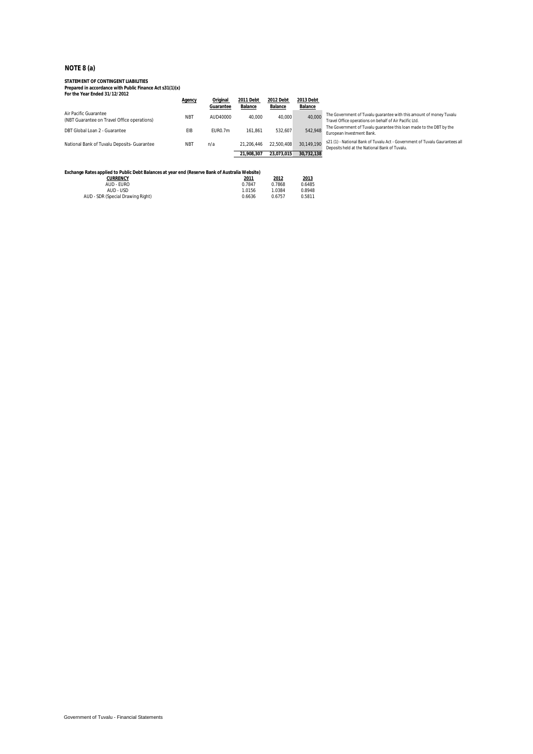## NOTE 8 (a)

**STATEMENT OF CONTINGENT LIABILITIES**
**Prepared in accordance with Public Finance Act s31(1)(x)**
**For the Year Ended 31/12/2012**

| | Agency | Original Guarantee | 2011 Debt Balance | 2012 Debt Balance | 2013 Debt Balance | |
|---|---|---|---|---|---|---|
| Air Pacific Guarantee (NBT Guarantee on Travel Office operations) | NBT | AUD40000 | 40,000 | 40,000 | 40,000 | The Government of Tuvalu guarantee with this amount of money Tuvalu Travel Office operations on behalf of Air Pacific Ltd. |
| DBT Global Loan 2 - Guarantee | EIB | EUR0.7m | 161,861 | 532,607 | 542,948 | The Government of Tuvalu guarantee this loan made to the DBT by the European Investment Bank. |
| National Bank of Tuvalu Deposits- Guarantee | NBT | n/a | 21,206,446 | 22,500,408 | 30,149,190 | s21 (1) - National Bank of Tuvalu Act - Government of Tuvalu Gaurantees all Deposits held at the National Bank of Tuvalu. |
| | | | 21,908,307 | 23,073,015 | 30,732,138 | |

**Exchange Rates applied to Public Debt Balances at year end (Reserve Bank of Australia Website)**

| CURRENCY | 2011 | 2012 | 2013 |
|---|---|---|---|
| AUD - EURO | 0.7847 | 0.7868 | 0.6485 |
| AUD - USD | 1.0156 | 1.0384 | 0.8948 |
| AUD - SDR (Special Drawing Right) | 0.6636 | 0.6757 | 0.5811 |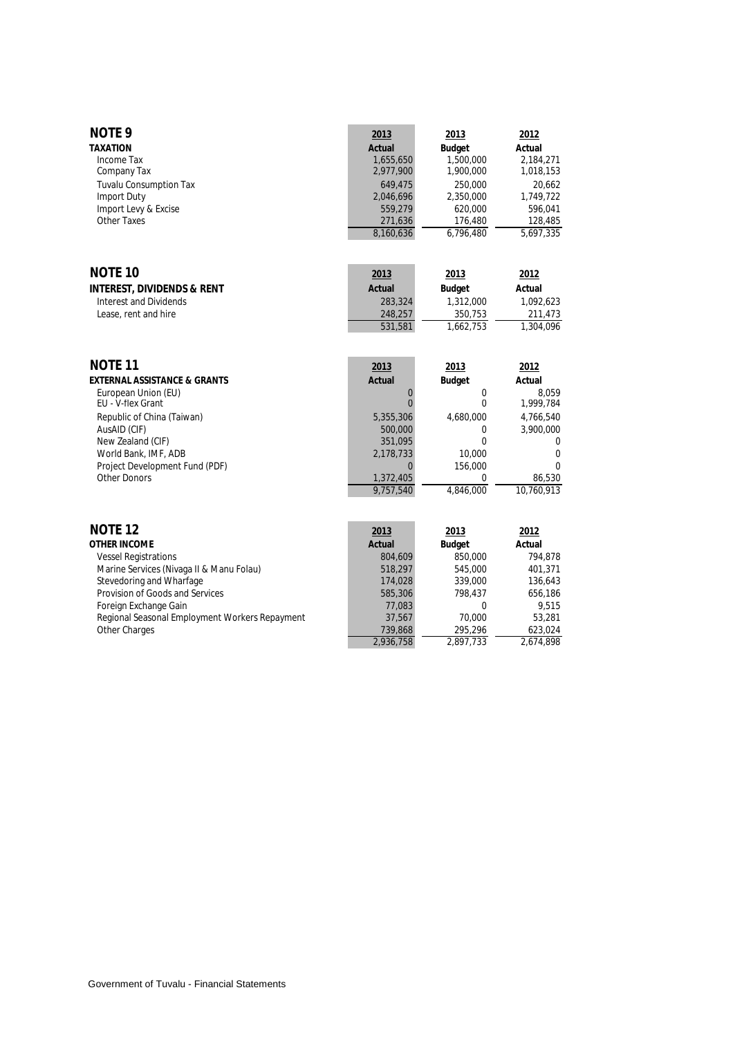## NOTE 9

| TAXATION | 2013 Actual | 2013 Budget | 2012 Actual |
|---|---|---|---|
| Income Tax | 1,655,650 | 1,500,000 | 2,184,271 |
| Company Tax | 2,977,900 | 1,900,000 | 1,018,153 |
| Tuvalu Consumption Tax | 649,475 | 250,000 | 20,662 |
| Import Duty | 2,046,696 | 2,350,000 | 1,749,722 |
| Import Levy & Excise | 559,279 | 620,000 | 596,041 |
| Other Taxes | 271,636 | 176,480 | 128,485 |
| | 8,160,636 | 6,796,480 | 5,697,335 |

## NOTE 10

| INTEREST, DIVIDENDS & RENT | 2013 Actual | 2013 Budget | 2012 Actual |
|---|---|---|---|
| Interest and Dividends | 283,324 | 1,312,000 | 1,092,623 |
| Lease, rent and hire | 248,257 | 350,753 | 211,473 |
| | 531,581 | 1,662,753 | 1,304,096 |

## NOTE 11

| EXTERNAL ASSISTANCE & GRANTS | 2013 Actual | 2013 Budget | 2012 Actual |
|---|---|---|---|
| European Union (EU) | 0 | 0 | 8,059 |
| EU - V-flex Grant | 0 | 0 | 1,999,784 |
| Republic of China (Taiwan) | 5,355,306 | 4,680,000 | 4,766,540 |
| AusAID (CIF) | 500,000 | 0 | 3,900,000 |
| New Zealand (CIF) | 351,095 | 0 | 0 |
| World Bank, IMF, ADB | 2,178,733 | 10,000 | 0 |
| Project Development Fund (PDF) | 0 | 156,000 | 0 |
| Other Donors | 1,372,405 | 0 | 86,530 |
| | 9,757,540 | 4,846,000 | 10,760,913 |

## NOTE 12

| OTHER INCOME | 2013 Actual | 2013 Budget | 2012 Actual |
|---|---|---|---|
| Vessel Registrations | 804,609 | 850,000 | 794,878 |
| Marine Services (Nivaga II & Manu Folau) | 518,297 | 545,000 | 401,371 |
| Stevedoring and Wharfage | 174,028 | 339,000 | 136,643 |
| Provision of Goods and Services | 585,306 | 798,437 | 656,186 |
| Foreign Exchange Gain | 77,083 | 0 | 9,515 |
| Regional Seasonal Employment Workers Repayment | 37,567 | 70,000 | 53,281 |
| Other Charges | 739,868 | 295,296 | 623,024 |
| | 2,936,758 | 2,897,733 | 2,674,898 |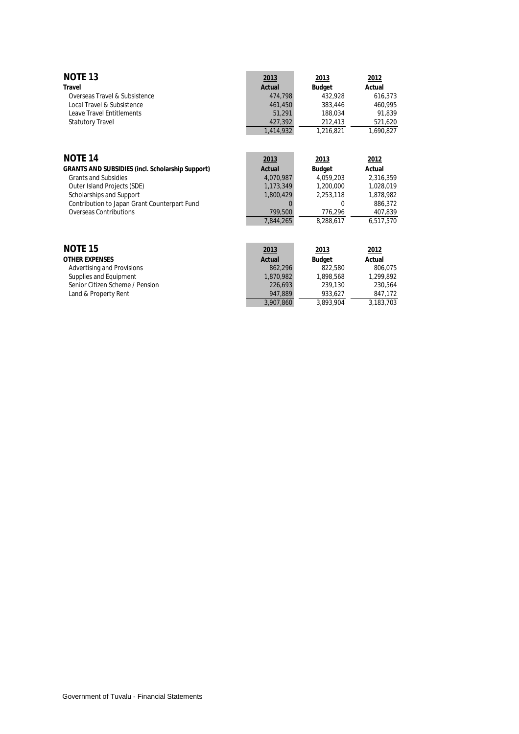## NOTE 13

| Travel | 2013 Actual | 2013 Budget | 2012 Actual |
|---|---|---|---|
| Overseas Travel & Subsistence | 474,798 | 432,928 | 616,373 |
| Local Travel & Subsistence | 461,450 | 383,446 | 460,995 |
| Leave Travel Entitlements | 51,291 | 188,034 | 91,839 |
| Statutory Travel | 427,392 | 212,413 | 521,620 |
| | 1,414,932 | 1,216,821 | 1,690,827 |

## NOTE 14

| GRANTS AND SUBSIDIES (incl. Scholarship Support) | 2013 Actual | 2013 Budget | 2012 Actual |
|---|---|---|---|
| Grants and Subsidies | 4,070,987 | 4,059,203 | 2,316,359 |
| Outer Island Projects (SDE) | 1,173,349 | 1,200,000 | 1,028,019 |
| Scholarships and Support | 1,800,429 | 2,253,118 | 1,878,982 |
| Contribution to Japan Grant Counterpart Fund | 0 | 0 | 886,372 |
| Overseas Contributions | 799,500 | 776,296 | 407,839 |
| | 7,844,265 | 8,288,617 | 6,517,570 |

## NOTE 15

| OTHER EXPENSES | 2013 Actual | 2013 Budget | 2012 Actual |
|---|---|---|---|
| Advertising and Provisions | 862,296 | 822,580 | 806,075 |
| Supplies and Equipment | 1,870,982 | 1,898,568 | 1,299,892 |
| Senior Citizen Scheme / Pension | 226,693 | 239,130 | 230,564 |
| Land & Property Rent | 947,889 | 933,627 | 847,172 |
| | 3,907,860 | 3,893,904 | 3,183,703 |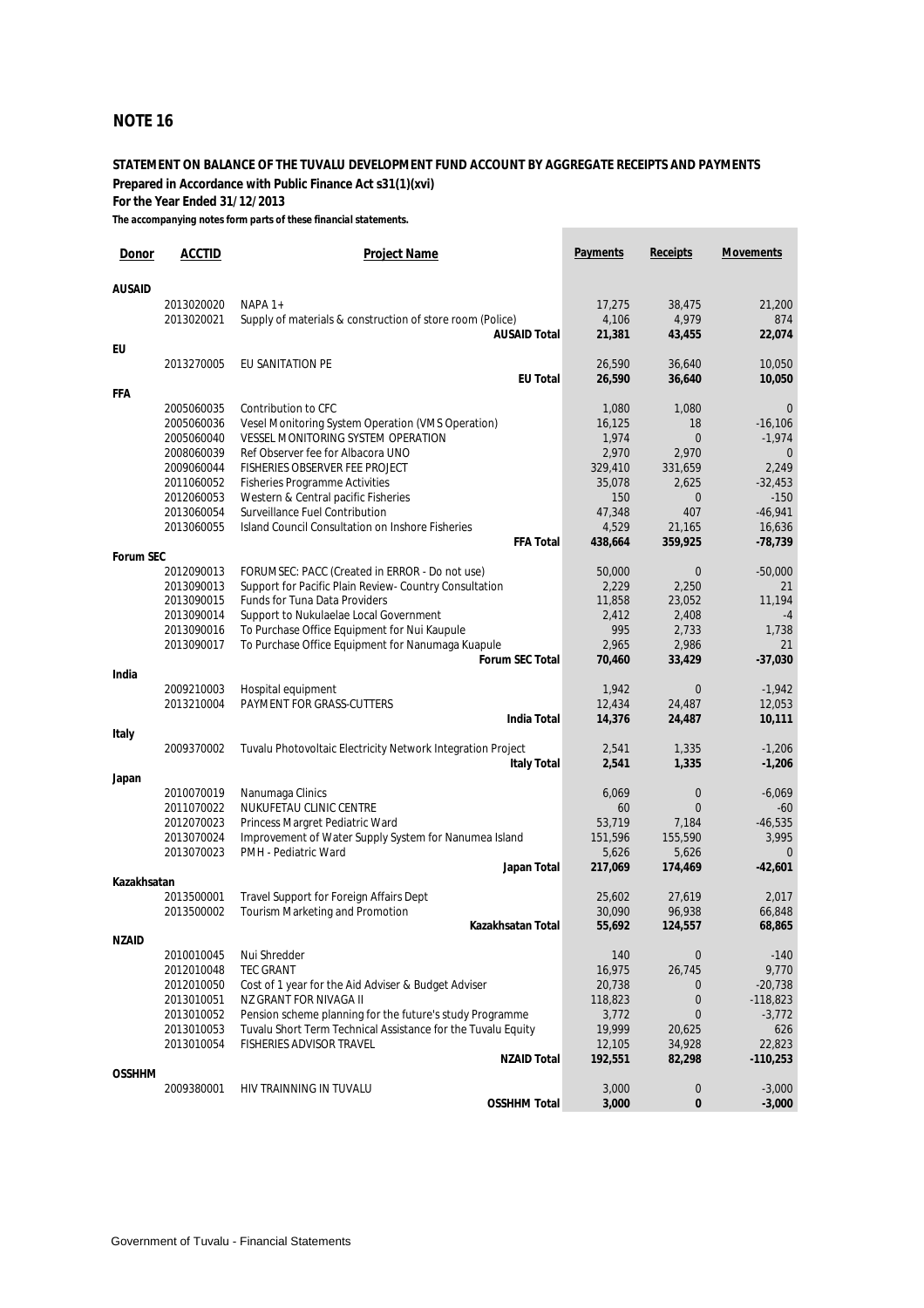## NOTE 16

**STATEMENT ON BALANCE OF THE TUVALU DEVELOPMENT FUND ACCOUNT BY AGGREGATE RECEIPTS AND PAYMENTS**

**Prepared in Accordance with Public Finance Act s31(1)(xvi)**

**For the Year Ended 31/12/2013**

***The accompanying notes form parts of these financial statements.***

| Donor | ACCTID | Project Name | Payments | Receipts | Movements |
|---|---|---|---|---|---|
| **AUSAID** | | | | | |
| | 2013020020 | NAPA 1+ | 17,275 | 38,475 | 21,200 |
| | 2013020021 | Supply of materials & construction of store room (Police) | 4,106 | 4,979 | 874 |
| | | **AUSAID Total** | **21,381** | **43,455** | **22,074** |
| **EU** | | | | | |
| | 2013270005 | EU SANITATION PE | 26,590 | 36,640 | 10,050 |
| | | **EU Total** | **26,590** | **36,640** | **10,050** |
| **FFA** | | | | | |
| | 2005060035 | Contribution to CFC | 1,080 | 1,080 | 0 |
| | 2005060036 | Vesel Monitoring System Operation (VMS Operation) | 16,125 | 18 | -16,106 |
| | 2005060040 | VESSEL MONITORING SYSTEM OPERATION | 1,974 | 0 | -1,974 |
| | 2008060039 | Ref Observer fee for Albacora UNO | 2,970 | 2,970 | 0 |
| | 2009060044 | FISHERIES OBSERVER FEE PROJECT | 329,410 | 331,659 | 2,249 |
| | 2011060052 | Fisheries Programme Activities | 35,078 | 2,625 | -32,453 |
| | 2012060053 | Western & Central pacific Fisheries | 150 | 0 | -150 |
| | 2013060054 | Surveillance Fuel Contribution | 47,348 | 407 | -46,941 |
| | 2013060055 | Island Council Consultation on Inshore Fisheries | 4,529 | 21,165 | 16,636 |
| | | **FFA Total** | **438,664** | **359,925** | **-78,739** |
| **Forum SEC** | | | | | |
| | 2012090013 | FORUMSEC: PACC (Created in ERROR - Do not use) | 50,000 | 0 | -50,000 |
| | 2013090013 | Support for Pacific Plain Review- Country Consultation | 2,229 | 2,250 | 21 |
| | 2013090015 | Funds for Tuna Data Providers | 11,858 | 23,052 | 11,194 |
| | 2013090014 | Support to Nukulaelae Local Government | 2,412 | 2,408 | -4 |
| | 2013090016 | To Purchase Office Equipment for Nui Kaupule | 995 | 2,733 | 1,738 |
| | 2013090017 | To Purchase Office Equipment for Nanumaga Kuapule | 2,965 | 2,986 | 21 |
| | | **Forum SEC Total** | **70,460** | **33,429** | **-37,030** |
| **India** | | | | | |
| | 2009210003 | Hospital equipment | 1,942 | 0 | -1,942 |
| | 2013210004 | PAYMENT FOR GRASS-CUTTERS | 12,434 | 24,487 | 12,053 |
| | | **India Total** | **14,376** | **24,487** | **10,111** |
| **Italy** | | | | | |
| | 2009370002 | Tuvalu Photovoltaic Electricity Network Integration Project | 2,541 | 1,335 | -1,206 |
| | | **Italy Total** | **2,541** | **1,335** | **-1,206** |
| **Japan** | | | | | |
| | 2010070019 | Nanumaga Clinics | 6,069 | 0 | -6,069 |
| | 2011070022 | NUKUFETAU CLINIC CENTRE | 60 | 0 | -60 |
| | 2012070023 | Princess Margret Pediatric Ward | 53,719 | 7,184 | -46,535 |
| | 2013070024 | Improvement of Water Supply System for Nanumea Island | 151,596 | 155,590 | 3,995 |
| | 2013070023 | PMH - Pediatric Ward | 5,626 | 5,626 | 0 |
| | | **Japan Total** | **217,069** | **174,469** | **-42,601** |
| **Kazakhsatan** | | | | | |
| | 2013500001 | Travel Support for Foreign Affairs Dept | 25,602 | 27,619 | 2,017 |
| | 2013500002 | Tourism Marketing and Promotion | 30,090 | 96,938 | 66,848 |
| | | **Kazakhsatan Total** | **55,692** | **124,557** | **68,865** |
| **NZAID** | | | | | |
| | 2010010045 | Nui Shredder | 140 | 0 | -140 |
| | 2012010048 | TEC GRANT | 16,975 | 26,745 | 9,770 |
| | 2012010050 | Cost of 1 year for the Aid Adviser & Budget Adviser | 20,738 | 0 | -20,738 |
| | 2013010051 | NZ GRANT FOR NIVAGA II | 118,823 | 0 | -118,823 |
| | 2013010052 | Pension scheme planning for the future's study Programme | 3,772 | 0 | -3,772 |
| | 2013010053 | Tuvalu Short Term Technical Assistance for the Tuvalu Equity | 19,999 | 20,625 | 626 |
| | 2013010054 | FISHERIES ADVISOR TRAVEL | 12,105 | 34,928 | 22,823 |
| | | **NZAID Total** | **192,551** | **82,298** | **-110,253** |
| **OSSHHM** | | | | | |
| | 2009380001 | HIV TRAINNING IN TUVALU | 3,000 | 0 | -3,000 |
| | | **OSSHHM Total** | **3,000** | **0** | **-3,000** |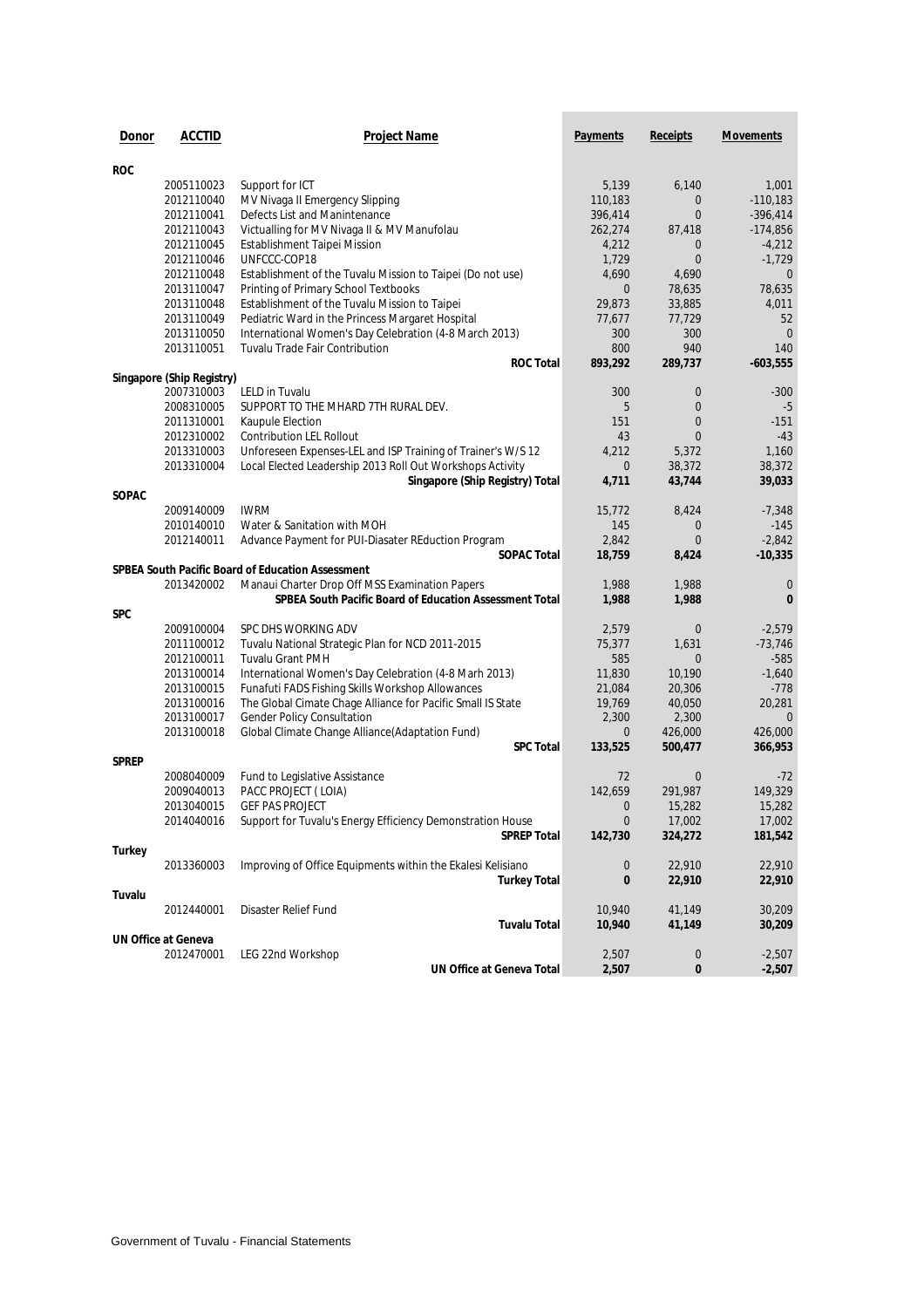| Donor | ACCTID | Project Name | Payments | Receipts | Movements |
|---|---|---|---|---|---|
| **ROC** | | | | | |
| | 2005110023 | Support for ICT | 5,139 | 6,140 | 1,001 |
| | 2012110040 | MV Nivaga II Emergency Slipping | 110,183 | 0 | -110,183 |
| | 2012110041 | Defects List and Manintenance | 396,414 | 0 | -396,414 |
| | 2012110043 | Victualling for MV Nivaga II & MV Manufolau | 262,274 | 87,418 | -174,856 |
| | 2012110045 | Establishment Taipei Mission | 4,212 | 0 | -4,212 |
| | 2012110046 | UNFCCC-COP18 | 1,729 | 0 | -1,729 |
| | 2012110048 | Establishment of the Tuvalu Mission to Taipei (Do not use) | 4,690 | 4,690 | 0 |
| | 2013110047 | Printing of Primary School Textbooks | 0 | 78,635 | 78,635 |
| | 2013110048 | Establishment of the Tuvalu Mission to Taipei | 29,873 | 33,885 | 4,011 |
| | 2013110049 | Pediatric Ward in the Princess Margaret Hospital | 77,677 | 77,729 | 52 |
| | 2013110050 | International Women's Day Celebration (4-8 March 2013) | 300 | 300 | 0 |
| | 2013110051 | Tuvalu Trade Fair Contribution | 800 | 940 | 140 |
| | | **ROC Total** | **893,292** | **289,737** | **-603,555** |
| **Singapore (Ship Registry)** | | | | | |
| | 2007310003 | LELD in Tuvalu | 300 | 0 | -300 |
| | 2008310005 | SUPPORT TO THE MHARD 7TH RURAL DEV. | 5 | 0 | -5 |
| | 2011310001 | Kaupule Election | 151 | 0 | -151 |
| | 2012310002 | Contribution LEL Rollout | 43 | 0 | -43 |
| | 2013310003 | Unforeseen Expenses-LEL and ISP Training of Trainer's W/S 12 | 4,212 | 5,372 | 1,160 |
| | 2013310004 | Local Elected Leadership 2013 Roll Out Workshops Activity | 0 | 38,372 | 38,372 |
| | | **Singapore (Ship Registry) Total** | **4,711** | **43,744** | **39,033** |
| **SOPAC** | | | | | |
| | 2009140009 | IWRM | 15,772 | 8,424 | -7,348 |
| | 2010140010 | Water & Sanitation with MOH | 145 | 0 | -145 |
| | 2012140011 | Advance Payment for PUI-Diasater REduction Program | 2,842 | 0 | -2,842 |
| | | **SOPAC Total** | **18,759** | **8,424** | **-10,335** |
| **SPBEA South Pacific Board of Education Assessment** | | | | | |
| | 2013420002 | Manaui Charter Drop Off MSS Examination Papers | 1,988 | 1,988 | 0 |
| | | **SPBEA South Pacific Board of Education Assessment Total** | **1,988** | **1,988** | **0** |
| **SPC** | | | | | |
| | 2009100004 | SPC DHS WORKING ADV | 2,579 | 0 | -2,579 |
| | 2011100012 | Tuvalu National Strategic Plan for NCD 2011-2015 | 75,377 | 1,631 | -73,746 |
| | 2012100011 | Tuvalu Grant PMH | 585 | 0 | -585 |
| | 2013100014 | International Women's Day Celebration (4-8 Marh 2013) | 11,830 | 10,190 | -1,640 |
| | 2013100015 | Funafuti FADS Fishing Skills Workshop Allowances | 21,084 | 20,306 | -778 |
| | 2013100016 | The Global Cimate Chage Alliance for Pacific Small IS State | 19,769 | 40,050 | 20,281 |
| | 2013100017 | Gender Policy Consultation | 2,300 | 2,300 | 0 |
| | 2013100018 | Global Climate Change Alliance(Adaptation Fund) | 0 | 426,000 | 426,000 |
| | | **SPC Total** | **133,525** | **500,477** | **366,953** |
| **SPREP** | | | | | |
| | 2008040009 | Fund to Legislative Assistance | 72 | 0 | -72 |
| | 2009040013 | PACC PROJECT ( LOIA) | 142,659 | 291,987 | 149,329 |
| | 2013040015 | GEF PAS PROJECT | 0 | 15,282 | 15,282 |
| | 2014040016 | Support for Tuvalu's Energy Efficiency Demonstration House | 0 | 17,002 | 17,002 |
| | | **SPREP Total** | **142,730** | **324,272** | **181,542** |
| **Turkey** | | | | | |
| | 2013360003 | Improving of Office Equipments within the Ekalesi Kelisiano | 0 | 22,910 | 22,910 |
| | | **Turkey Total** | **0** | **22,910** | **22,910** |
| **Tuvalu** | | | | | |
| | 2012440001 | Disaster Relief Fund | 10,940 | 41,149 | 30,209 |
| | | **Tuvalu Total** | **10,940** | **41,149** | **30,209** |
| **UN Office at Geneva** | | | | | |
| | 2012470001 | LEG 22nd Workshop | 2,507 | 0 | -2,507 |
| | | **UN Office at Geneva Total** | **2,507** | **0** | **-2,507** |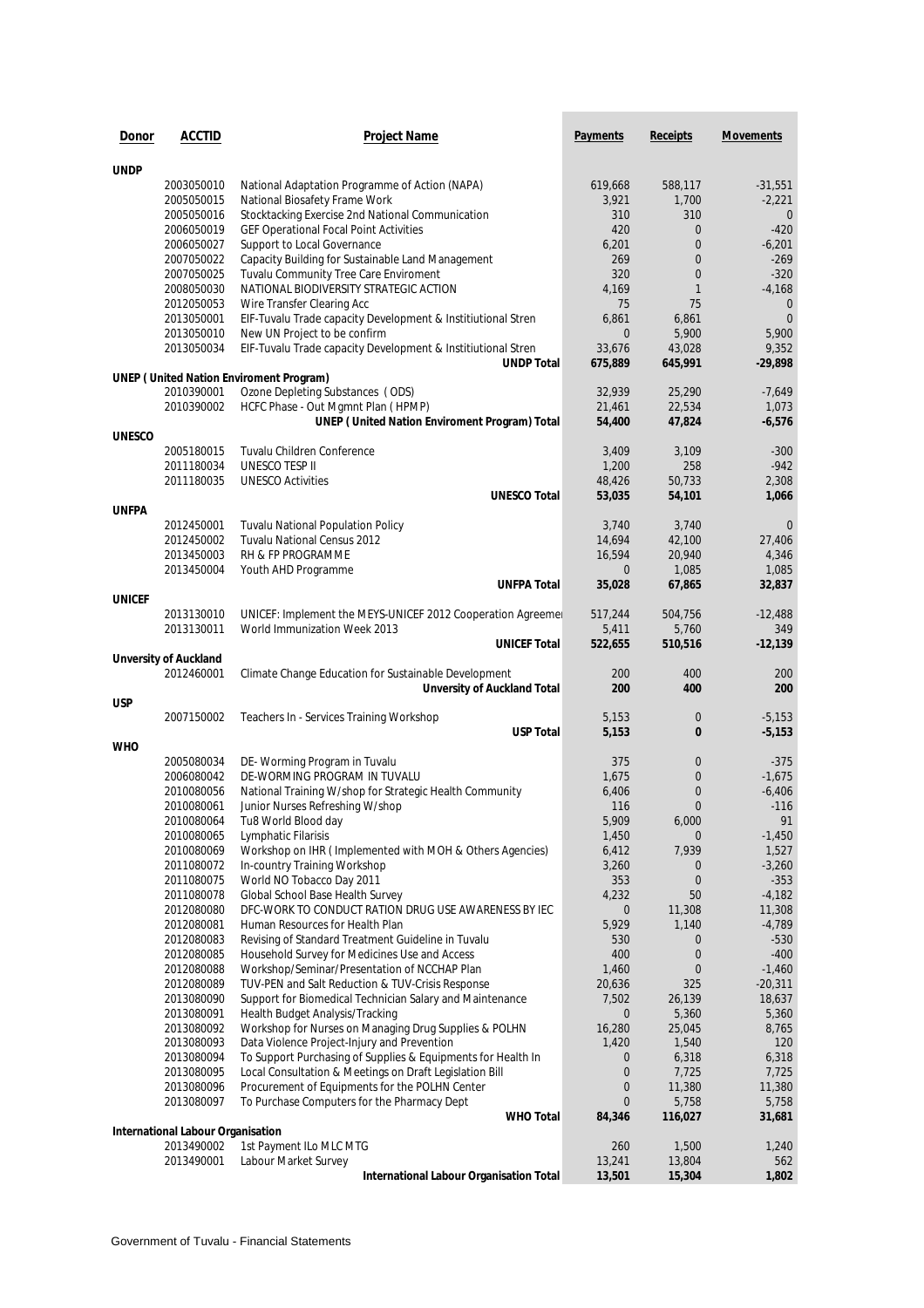| Donor | ACCTID | Project Name | Payments | Receipts | Movements |
|---|---|---|---|---|---|
| **UNDP** | | | | | |
| | 2003050010 | National Adaptation Programme of Action (NAPA) | 619,668 | 588,117 | -31,551 |
| | 2005050015 | National Biosafety Frame Work | 3,921 | 1,700 | -2,221 |
| | 2005050016 | Stocktacking Exercise 2nd National Communication | 310 | 310 | 0 |
| | 2006050019 | GEF Operational Focal Point Activities | 420 | 0 | -420 |
| | 2006050027 | Support to Local Governance | 6,201 | 0 | -6,201 |
| | 2007050022 | Capacity Building for Sustainable Land Management | 269 | 0 | -269 |
| | 2007050025 | Tuvalu Community Tree Care Enviroment | 320 | 0 | -320 |
| | 2008050030 | NATIONAL BIODIVERSITY STRATEGIC ACTION | 4,169 | 1 | -4,168 |
| | 2012050053 | Wire Transfer Clearing Acc | 75 | 75 | 0 |
| | 2013050001 | EIF-Tuvalu Trade capacity Development & Institiutional Stren | 6,861 | 6,861 | 0 |
| | 2013050010 | New UN Project to be confirm | 0 | 5,900 | 5,900 |
| | 2013050034 | EIF-Tuvalu Trade capacity Development & Institiutional Stren | 33,676 | 43,028 | 9,352 |
| | | **UNDP Total** | **675,889** | **645,991** | **-29,898** |
| **UNEP ( United Nation Enviroment Program)** | | | | | |
| | 2010390001 | Ozone Depleting Substances ( ODS) | 32,939 | 25,290 | -7,649 |
| | 2010390002 | HCFC Phase - Out Mgmnt Plan ( HPMP) | 21,461 | 22,534 | 1,073 |
| | | **UNEP ( United Nation Enviroment Program) Total** | **54,400** | **47,824** | **-6,576** |
| **UNESCO** | | | | | |
| | 2005180015 | Tuvalu Children Conference | 3,409 | 3,109 | -300 |
| | 2011180034 | UNESCO TESP II | 1,200 | 258 | -942 |
| | 2011180035 | UNESCO Activities | 48,426 | 50,733 | 2,308 |
| | | **UNESCO Total** | **53,035** | **54,101** | **1,066** |
| **UNFPA** | | | | | |
| | 2012450001 | Tuvalu National Population Policy | 3,740 | 3,740 | 0 |
| | 2012450002 | Tuvalu National Census 2012 | 14,694 | 42,100 | 27,406 |
| | 2013450003 | RH & FP PROGRAMME | 16,594 | 20,940 | 4,346 |
| | 2013450004 | Youth AHD Programme | 0 | 1,085 | 1,085 |
| | | **UNFPA Total** | **35,028** | **67,865** | **32,837** |
| **UNICEF** | | | | | |
| | 2013130010 | UNICEF: Implement the MEYS-UNICEF 2012 Cooperation Agreeme | 517,244 | 504,756 | -12,488 |
| | 2013130011 | World Immunization Week 2013 | 5,411 | 5,760 | 349 |
| | | **UNICEF Total** | **522,655** | **510,516** | **-12,139** |
| **Unversity of Auckland** | | | | | |
| | 2012460001 | Climate Change Education for Sustainable Development | 200 | 400 | 200 |
| | | **Unversity of Auckland Total** | **200** | **400** | **200** |
| **USP** | | | | | |
| | 2007150002 | Teachers In - Services Training Workshop | 5,153 | 0 | -5,153 |
| | | **USP Total** | **5,153** | **0** | **-5,153** |
| **WHO** | | | | | |
| | 2005080034 | DE- Worming Program in Tuvalu | 375 | 0 | -375 |
| | 2006080042 | DE-WORMING PROGRAM IN TUVALU | 1,675 | 0 | -1,675 |
| | 2010080056 | National Training W/shop for Strategic Health Community | 6,406 | 0 | -6,406 |
| | 2010080061 | Junior Nurses Refreshing W/shop | 116 | 0 | -116 |
| | 2010080064 | Tu8 World Blood day | 5,909 | 6,000 | 91 |
| | 2010080065 | Lymphatic Filarisis | 1,450 | 0 | -1,450 |
| | 2010080069 | Workshop on IHR ( Implemented with MOH & Others Agencies) | 6,412 | 7,939 | 1,527 |
| | 2011080072 | In-country Training Workshop | 3,260 | 0 | -3,260 |
| | 2011080075 | World NO Tobacco Day 2011 | 353 | 0 | -353 |
| | 2011080078 | Global School Base Health Survey | 4,232 | 50 | -4,182 |
| | 2012080080 | DFC-WORK TO CONDUCT RATION DRUG USE AWARENESS BY IEC | 0 | 11,308 | 11,308 |
| | 2012080081 | Human Resources for Health Plan | 5,929 | 1,140 | -4,789 |
| | 2012080083 | Revising of Standard Treatment Guideline in Tuvalu | 530 | 0 | -530 |
| | 2012080085 | Household Survey for Medicines Use and Access | 400 | 0 | -400 |
| | 2012080088 | Workshop/Seminar/Presentation of NCCHAP Plan | 1,460 | 0 | -1,460 |
| | 2012080089 | TUV-PEN and Salt Reduction & TUV-Crisis Response | 20,636 | 325 | -20,311 |
| | 2013080090 | Support for Biomedical Technician Salary and Maintenance | 7,502 | 26,139 | 18,637 |
| | 2013080091 | Health Budget Analysis/Tracking | 0 | 5,360 | 5,360 |
| | 2013080092 | Workshop for Nurses on Managing Drug Supplies & POLHN | 16,280 | 25,045 | 8,765 |
| | 2013080093 | Data Violence Project-Injury and Prevention | 1,420 | 1,540 | 120 |
| | 2013080094 | To Support Purchasing of Supplies & Equipments for Health In | 0 | 6,318 | 6,318 |
| | 2013080095 | Local Consultation & Meetings on Draft Legislation Bill | 0 | 7,725 | 7,725 |
| | 2013080096 | Procurement of Equipments for the POLHN Center | 0 | 11,380 | 11,380 |
| | 2013080097 | To Purchase Computers for the Pharmacy Dept | 0 | 5,758 | 5,758 |
| | | **WHO Total** | **84,346** | **116,027** | **31,681** |
| **International Labour Organisation** | | | | | |
| | 2013490002 | 1st Payment ILo MLC MTG | 260 | 1,500 | 1,240 |
| | 2013490001 | Labour Market Survey | 13,241 | 13,804 | 562 |
| | | **International Labour Organisation Total** | **13,501** | **15,304** | **1,802** |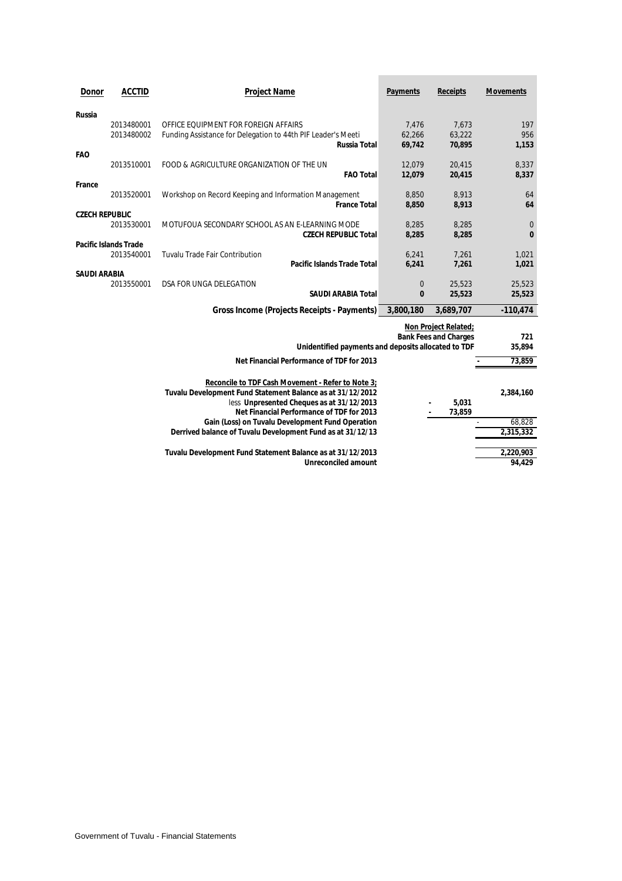| Donor | ACCTID | Project Name | Payments | Receipts | Movements |
|---|---|---|---|---|---|
| **Russia** | | | | | |
| | 2013480001 | OFFICE EQUIPMENT FOR FOREIGN AFFAIRS | 7,476 | 7,673 | 197 |
| | 2013480002 | Funding Assistance for Delegation to 44th PIF Leader's Meeti | 62,266 | 63,222 | 956 |
| | | **Russia Total** | **69,742** | **70,895** | **1,153** |
| **FAO** | | | | | |
| | 2013510001 | FOOD & AGRICULTURE ORGANIZATION OF THE UN | 12,079 | 20,415 | 8,337 |
| | | **FAO Total** | **12,079** | **20,415** | **8,337** |
| **France** | | | | | |
| | 2013520001 | Workshop on Record Keeping and Information Management | 8,850 | 8,913 | 64 |
| | | **France Total** | **8,850** | **8,913** | **64** |
| **CZECH REPUBLIC** | | | | | |
| | 2013530001 | MOTUFOUA SECONDARY SCHOOL AS AN E-LEARNING MODE | 8,285 | 8,285 | 0 |
| | | **CZECH REPUBLIC Total** | **8,285** | **8,285** | **0** |
| **Pacific Islands Trade** | | | | | |
| | 2013540001 | Tuvalu Trade Fair Contribution | 6,241 | 7,261 | 1,021 |
| | | **Pacific Islands Trade Total** | **6,241** | **7,261** | **1,021** |
| **SAUDI ARABIA** | | | | | |
| | 2013550001 | DSA FOR UNGA DELEGATION | 0 | 25,523 | 25,523 |
| | | **SAUDI ARABIA Total** | **0** | **25,523** | **25,523** |
| | | **Gross Income (Projects Receipts - Payments)** | **3,800,180** | **3,689,707** | **-110,474** |

| | | |
|---|---|---|
| **Non Project Related;** | | |
| **Bank Fees and Charges** | | **721** |
| **Unidentified payments and deposits allocated to TDF** | | **35,894** |
| **Net Financial Performance of TDF for 2013** | | **- 73,859** |
| **Reconcile to TDF Cash Movement - Refer to Note 3;** | | |
| **Tuvalu Development Fund Statement Balance as at 31/12/2012** | | **2,384,160** |
| less **Unpresented Cheques as at 31/12/2013** | **- 5,031** | |
| **Net Financial Performance of TDF for 2013** | **- 73,859** | |
| **Gain (Loss) on Tuvalu Development Fund Operation** | | - 68,828 |
| **Derrived balance of Tuvalu Development Fund as at 31/12/13** | | **2,315,332** |
| **Tuvalu Development Fund Statement Balance as at 31/12/2013** | | **2,220,903** |
| **Unreconciled amount** | | **94,429** |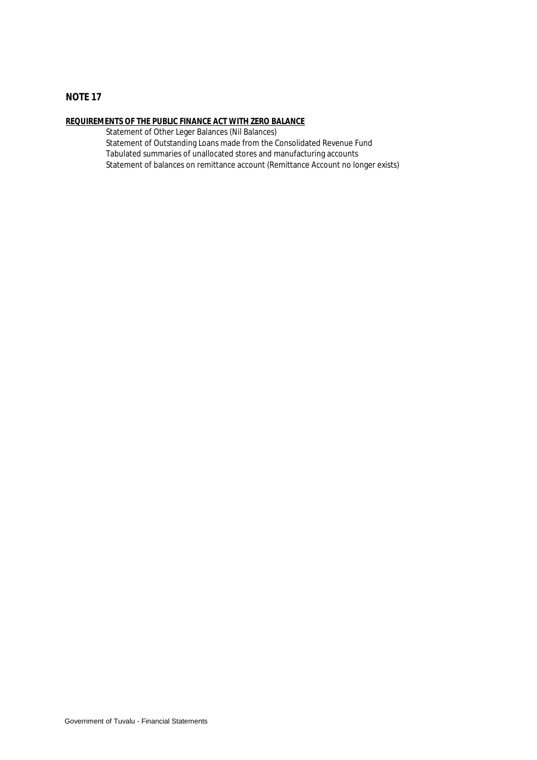## NOTE 17

**REQUIREMENTS OF THE PUBLIC FINANCE ACT WITH ZERO BALANCE**

Statement of Other Leger Balances (Nil Balances)
Statement of Outstanding Loans made from the Consolidated Revenue Fund
Tabulated summaries of unallocated stores and manufacturing accounts
Statement of balances on remittance account (Remittance Account no longer exists)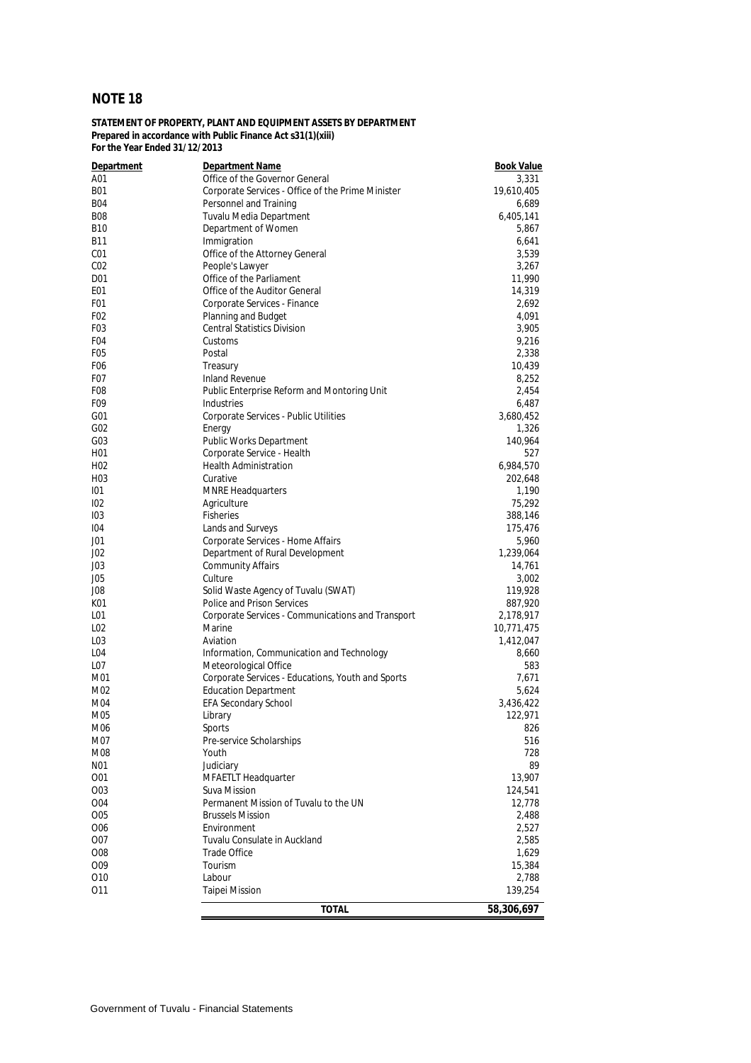# NOTE 18

**STATEMENT OF PROPERTY, PLANT AND EQUIPMENT ASSETS BY DEPARTMENT**
**Prepared in accordance with Public Finance Act s31(1)(xiii)**
**For the Year Ended 31/12/2013**

| Department | Department Name | Book Value |
|---|---|---|
| A01 | Office of the Governor General | 3,331 |
| B01 | Corporate Services - Office of the Prime Minister | 19,610,405 |
| B04 | Personnel and Training | 6,689 |
| B08 | Tuvalu Media Department | 6,405,141 |
| B10 | Department of Women | 5,867 |
| B11 | Immigration | 6,641 |
| C01 | Office of the Attorney General | 3,539 |
| C02 | People's Lawyer | 3,267 |
| D01 | Office of the Parliament | 11,990 |
| E01 | Office of the Auditor General | 14,319 |
| F01 | Corporate Services - Finance | 2,692 |
| F02 | Planning and Budget | 4,091 |
| F03 | Central Statistics Division | 3,905 |
| F04 | Customs | 9,216 |
| F05 | Postal | 2,338 |
| F06 | Treasury | 10,439 |
| F07 | Inland Revenue | 8,252 |
| F08 | Public Enterprise Reform and Montoring Unit | 2,454 |
| F09 | Industries | 6,487 |
| G01 | Corporate Services - Public Utilities | 3,680,452 |
| G02 | Energy | 1,326 |
| G03 | Public Works Department | 140,964 |
| H01 | Corporate Service - Health | 527 |
| H02 | Health Administration | 6,984,570 |
| H03 | Curative | 202,648 |
| I01 | MNRE Headquarters | 1,190 |
| I02 | Agriculture | 75,292 |
| I03 | Fisheries | 388,146 |
| I04 | Lands and Surveys | 175,476 |
| J01 | Corporate Services - Home Affairs | 5,960 |
| J02 | Department of Rural Development | 1,239,064 |
| J03 | Community Affairs | 14,761 |
| J05 | Culture | 3,002 |
| J08 | Solid Waste Agency of Tuvalu (SWAT) | 119,928 |
| K01 | Police and Prison Services | 887,920 |
| L01 | Corporate Services - Communications and Transport | 2,178,917 |
| L02 | Marine | 10,771,475 |
| L03 | Aviation | 1,412,047 |
| L04 | Information, Communication and Technology | 8,660 |
| L07 | Meteorological Office | 583 |
| M01 | Corporate Services - Educations, Youth and Sports | 7,671 |
| M02 | Education Department | 5,624 |
| M04 | EFA Secondary School | 3,436,422 |
| M05 | Library | 122,971 |
| M06 | Sports | 826 |
| M07 | Pre-service Scholarships | 516 |
| M08 | Youth | 728 |
| N01 | Judiciary | 89 |
| O01 | MFAETLT Headquarter | 13,907 |
| O03 | Suva Mission | 124,541 |
| O04 | Permanent Mission of Tuvalu to the UN | 12,778 |
| O05 | Brussels Mission | 2,488 |
| O06 | Environment | 2,527 |
| O07 | Tuvalu Consulate in Auckland | 2,585 |
| O08 | Trade Office | 1,629 |
| O09 | Tourism | 15,384 |
| O10 | Labour | 2,788 |
| O11 | Taipei Mission | 139,254 |
| | **TOTAL** | **58,306,697** |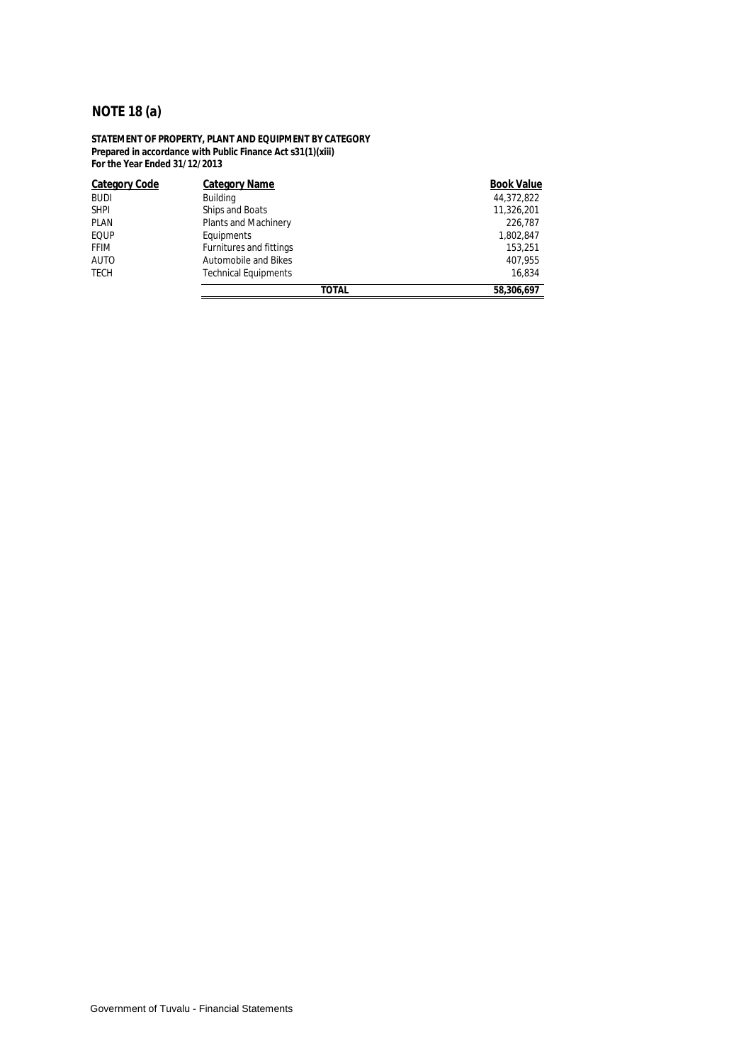# NOTE 18 (a)

**STATEMENT OF PROPERTY, PLANT AND EQUIPMENT BY CATEGORY**
**Prepared in accordance with Public Finance Act s31(1)(xiii)**
**For the Year Ended 31/12/2013**

| Category Code | Category Name | Book Value |
|---|---|---|
| BUDI | Building | 44,372,822 |
| SHPI | Ships and Boats | 11,326,201 |
| PLAN | Plants and Machinery | 226,787 |
| EQUP | Equipments | 1,802,847 |
| FFIM | Furnitures and fittings | 153,251 |
| AUTO | Automobile and Bikes | 407,955 |
| TECH | Technical Equipments | 16,834 |
| | **TOTAL** | **58,306,697** |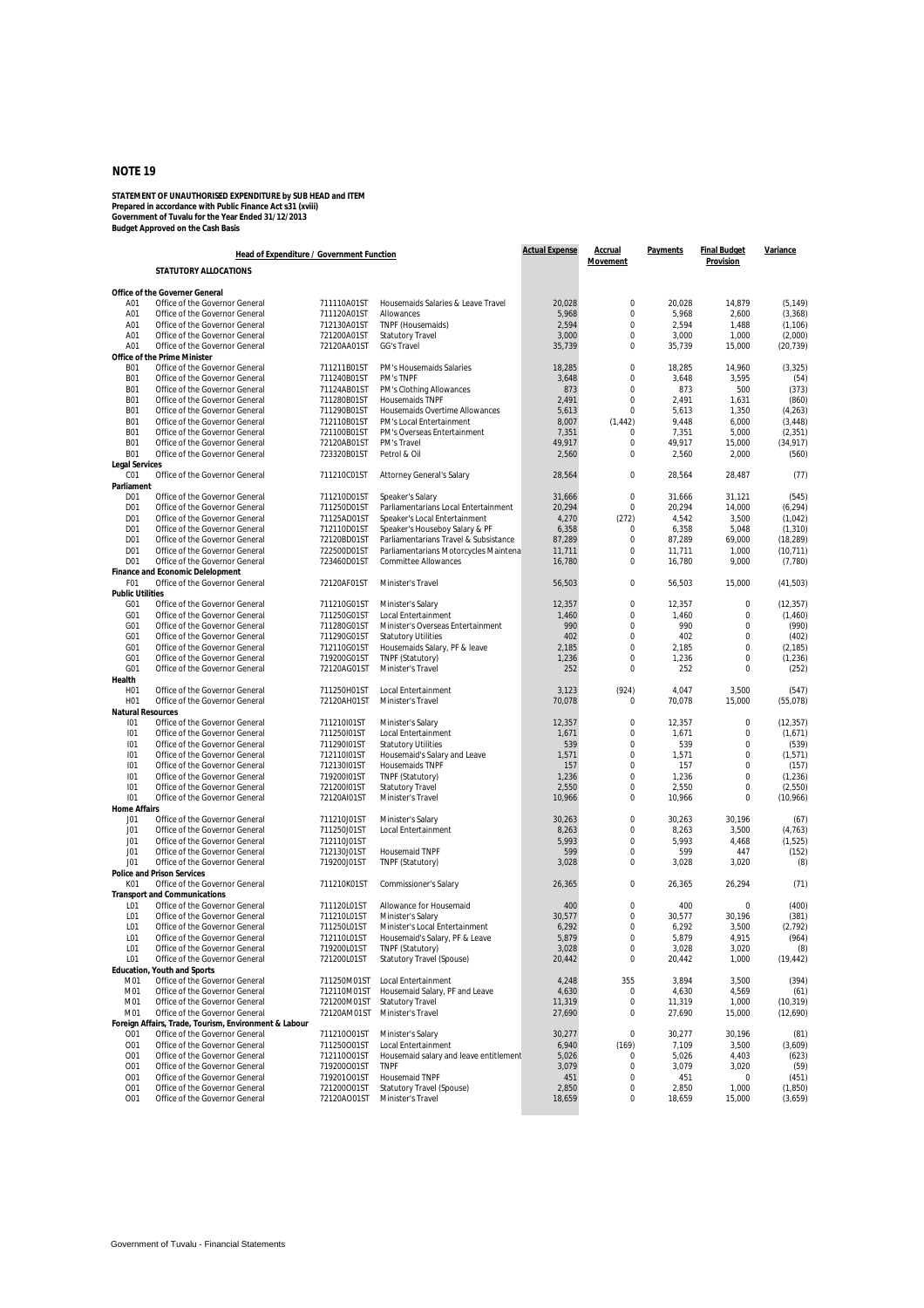## NOTE 19

**STATEMENT OF UNAUTHORISED EXPENDITURE by SUB HEAD and ITEM**
**Prepared in accordance with Public Finance Act s31 (xviii)**
**Government of Tuvalu for the Year Ended 31/12/2013**
**Budget Approved on the Cash Basis**

| Head of Expenditure / Government Function | | | | Actual Expense | Accrual Movement | Payments | Final Budget Provision | Variance |
|---|---|---|---|---|---|---|---|---|
| **STATUTORY ALLOCATIONS** | | | | | | | | |
| **Office of the Governor General** | | | | | | | | |
| A01 | Office of the Governor General | 711110A01ST | Housemaids Salaries & Leave Travel | 20,028 | 0 | 20,028 | 14,879 | (5,149) |
| A01 | Office of the Governor General | 711120A01ST | Allowances | 5,968 | 0 | 5,968 | 2,600 | (3,368) |
| A01 | Office of the Governor General | 712130A01ST | TNPF (Housemaids) | 2,594 | 0 | 2,594 | 1,488 | (1,106) |
| A01 | Office of the Governor General | 721200A01ST | Statutory Travel | 3,000 | 0 | 3,000 | 1,000 | (2,000) |
| A01 | Office of the Governor General | 72120AA01ST | GG's Travel | 35,739 | 0 | 35,739 | 15,000 | (20,739) |
| **Office of the Prime Minister** | | | | | | | | |
| B01 | Office of the Governor General | 711211B01ST | PM's Housemaids Salaries | 18,285 | 0 | 18,285 | 14,960 | (3,325) |
| B01 | Office of the Governor General | 711240B01ST | PM's TNPF | 3,648 | 0 | 3,648 | 3,595 | (54) |
| B01 | Office of the Governor General | 71124AB01ST | PM's Clothing Allowances | 873 | 0 | 873 | 500 | (373) |
| B01 | Office of the Governor General | 711280B01ST | Housemaids TNPF | 2,491 | 0 | 2,491 | 1,631 | (860) |
| B01 | Office of the Governor General | 711290B01ST | Housemaids Overtime Allowances | 5,613 | 0 | 5,613 | 1,350 | (4,263) |
| B01 | Office of the Governor General | 712110B01ST | PM's Local Entertainment | 8,007 | (1,442) | 9,448 | 6,000 | (3,448) |
| B01 | Office of the Governor General | 721100B01ST | PM's Overseas Entertainment | 7,351 | 0 | 7,351 | 5,000 | (2,351) |
| B01 | Office of the Governor General | 72120AB01ST | PM's Travel | 49,917 | 0 | 49,917 | 15,000 | (34,917) |
| B01 | Office of the Governor General | 723320B01ST | Petrol & Oil | 2,560 | 0 | 2,560 | 2,000 | (560) |
| **Legal Services** | | | | | | | | |
| C01 | Office of the Governor General | 711210C01ST | Attorney General's Salary | 28,564 | 0 | 28,564 | 28,487 | (77) |
| **Parliament** | | | | | | | | |
| D01 | Office of the Governor General | 711210D01ST | Speaker's Salary | 31,666 | 0 | 31,666 | 31,121 | (545) |
| D01 | Office of the Governor General | 711250D01ST | Parliamentarians Local Entertainment | 20,294 | 0 | 20,294 | 14,000 | (6,294) |
| D01 | Office of the Governor General | 71125AD01ST | Speaker's Local Entertainment | 4,270 | (272) | 4,542 | 3,500 | (1,042) |
| D01 | Office of the Governor General | 712110D01ST | Speaker's Houseboy Salary & PF | 6,358 | 0 | 6,358 | 5,048 | (1,310) |
| D01 | Office of the Governor General | 72120BD01ST | Parliamentarians Travel & Subsistance | 87,289 | 0 | 87,289 | 69,000 | (18,289) |
| D01 | Office of the Governor General | 722500D01ST | Parliamentarians Motorcycles Maintena | 11,711 | 0 | 11,711 | 1,000 | (10,711) |
| D01 | Office of the Governor General | 723460D01ST | Committee Allowances | 16,780 | 0 | 16,780 | 9,000 | (7,780) |
| **Finance and Economic Delelopment** | | | | | | | | |
| F01 | Office of the Governor General | 72120AF01ST | Minister's Travel | 56,503 | 0 | 56,503 | 15,000 | (41,503) |
| **Public Utilities** | | | | | | | | |
| G01 | Office of the Governor General | 711210G01ST | Minister's Salary | 12,357 | 0 | 12,357 | 0 | (12,357) |
| G01 | Office of the Governor General | 711250G01ST | Local Entertainment | 1,460 | 0 | 1,460 | 0 | (1,460) |
| G01 | Office of the Governor General | 711280G01ST | Minister's Overseas Entertainment | 990 | 0 | 990 | 0 | (990) |
| G01 | Office of the Governor General | 711290G01ST | Statutory Utilities | 402 | 0 | 402 | 0 | (402) |
| G01 | Office of the Governor General | 712110G01ST | Housemaids Salary, PF & leave | 2,185 | 0 | 2,185 | 0 | (2,185) |
| G01 | Office of the Governor General | 719200G01ST | TNPF (Statutory) | 1,236 | 0 | 1,236 | 0 | (1,236) |
| G01 | Office of the Governor General | 72120AG01ST | Minister's Travel | 252 | 0 | 252 | 0 | (252) |
| **Health** | | | | | | | | |
| H01 | Office of the Governor General | 711250H01ST | Local Entertainment | 3,123 | (924) | 4,047 | 3,500 | (547) |
| H01 | Office of the Governor General | 72120AH01ST | Minister's Travel | 70,078 | 0 | 70,078 | 15,000 | (55,078) |
| **Natural Resources** | | | | | | | | |
| I01 | Office of the Governor General | 711210I01ST | Minister's Salary | 12,357 | 0 | 12,357 | 0 | (12,357) |
| I01 | Office of the Governor General | 711250I01ST | Local Entertainment | 1,671 | 0 | 1,671 | 0 | (1,671) |
| I01 | Office of the Governor General | 711290I01ST | Statutory Utilities | 539 | 0 | 539 | 0 | (539) |
| I01 | Office of the Governor General | 712110I01ST | Housemaid's Salary and Leave | 1,571 | 0 | 1,571 | 0 | (1,571) |
| I01 | Office of the Governor General | 712130I01ST | Housemaids TNPF | 157 | 0 | 157 | 0 | (157) |
| I01 | Office of the Governor General | 719200I01ST | TNPF (Statutory) | 1,236 | 0 | 1,236 | 0 | (1,236) |
| I01 | Office of the Governor General | 721200I01ST | Statutory Travel | 2,550 | 0 | 2,550 | 0 | (2,550) |
| I01 | Office of the Governor General | 72120AI01ST | Minister's Travel | 10,966 | 0 | 10,966 | 0 | (10,966) |
| **Home Affairs** | | | | | | | | |
| J01 | Office of the Governor General | 711210J01ST | Minister's Salary | 30,263 | 0 | 30,263 | 30,196 | (67) |
| J01 | Office of the Governor General | 711250J01ST | Local Entertainment | 8,263 | 0 | 8,263 | 3,500 | (4,763) |
| J01 | Office of the Governor General | 712110J01ST | | 5,993 | 0 | 5,993 | 4,468 | (1,525) |
| J01 | Office of the Governor General | 712130J01ST | Housemaid TNPF | 599 | 0 | 599 | 447 | (152) |
| J01 | Office of the Governor General | 719200J01ST | TNPF (Statutory) | 3,028 | 0 | 3,028 | 3,020 | (8) |
| **Police and Prison Services** | | | | | | | | |
| K01 | Office of the Governor General | 711210K01ST | Commissioner's Salary | 26,365 | 0 | 26,365 | 26,294 | (71) |
| **Transport and Communications** | | | | | | | | |
| L01 | Office of the Governor General | 711120L01ST | Allowance for Housemaid | 400 | 0 | 400 | 0 | (400) |
| L01 | Office of the Governor General | 711210L01ST | Minister's Salary | 30,577 | 0 | 30,577 | 30,196 | (381) |
| L01 | Office of the Governor General | 711250L01ST | Minister's Local Entertainment | 6,292 | 0 | 6,292 | 3,500 | (2,792) |
| L01 | Office of the Governor General | 712110L01ST | Housemaid's Salary, PF & Leave | 5,879 | 0 | 5,879 | 4,915 | (964) |
| L01 | Office of the Governor General | 719200L01ST | TNPF (Statutory) | 3,028 | 0 | 3,028 | 3,020 | (8) |
| L01 | Office of the Governor General | 721200L01ST | Statutory Travel (Spouse) | 20,442 | 0 | 20,442 | 1,000 | (19,442) |
| **Education, Youth and Sports** | | | | | | | | |
| M01 | Office of the Governor General | 711250M01ST | Local Entertainment | 4,248 | 355 | 3,894 | 3,500 | (394) |
| M01 | Office of the Governor General | 712110M01ST | Housemaid Salary, PF and Leave | 4,630 | 0 | 4,630 | 4,569 | (61) |
| M01 | Office of the Governor General | 721200M01ST | Statutory Travel | 11,319 | 0 | 11,319 | 1,000 | (10,319) |
| M01 | Office of the Governor General | 72120AM01ST | Minister's Travel | 27,690 | 0 | 27,690 | 15,000 | (12,690) |
| **Foreign Affairs, Trade, Tourism, Environment & Labour** | | | | | | | | |
| O01 | Office of the Governor General | 711210O01ST | Minister's Salary | 30,277 | 0 | 30,277 | 30,196 | (81) |
| O01 | Office of the Governor General | 711250O01ST | Local Entertainment | 6,940 | (169) | 7,109 | 3,500 | (3,609) |
| O01 | Office of the Governor General | 712110O01ST | Housemaid salary and leave entitlement | 5,026 | 0 | 5,026 | 4,403 | (623) |
| O01 | Office of the Governor General | 719200O01ST | TNPF | 3,079 | 0 | 3,079 | 3,020 | (59) |
| O01 | Office of the Governor General | 719201O01ST | Housemaid TNPF | 451 | 0 | 451 | 0 | (451) |
| O01 | Office of the Governor General | 721200O01ST | Statutory Travel (Spouse) | 2,850 | 0 | 2,850 | 1,000 | (1,850) |
| O01 | Office of the Governor General | 72120AO01ST | Minister's Travel | 18,659 | 0 | 18,659 | 15,000 | (3,659) |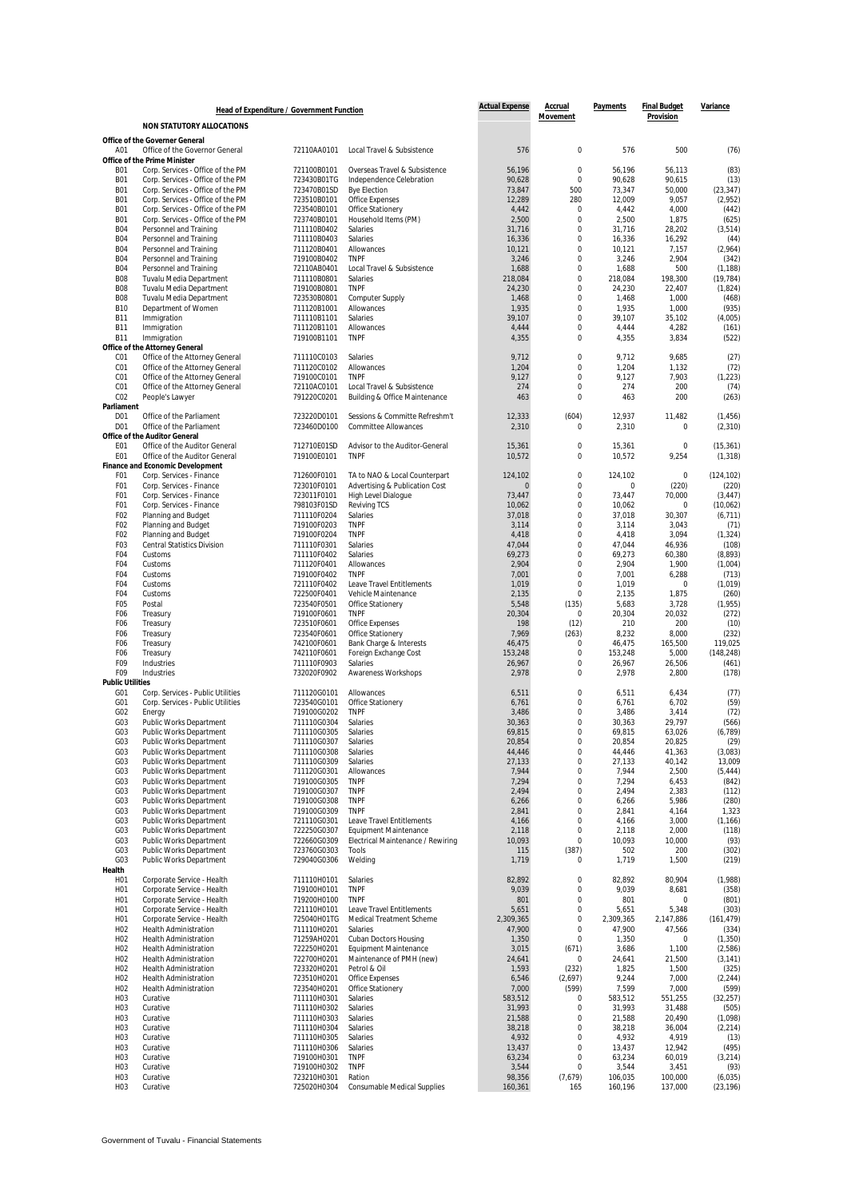| Head of Expenditure / Government Function | | | | Actual Expense | Accrual Movement | Payments | Final Budget Provision | Variance |
|---|---|---|---|---|---|---|---|---|
| | **NON STATUTORY ALLOCATIONS** | | | | | | | |
| **Office of the Governor General** | | | | | | | | |
| A01 | Office of the Governor General | 72110AA0101 | Local Travel & Subsistence | 576 | 0 | 576 | 500 | (76) |
| **Office of the Prime Minister** | | | | | | | | |
| B01 | Corp. Services - Office of the PM | 721100B0101 | Overseas Travel & Subsistence | 56,196 | 0 | 56,196 | 56,113 | (83) |
| B01 | Corp. Services - Office of the PM | 723430B01TG | Independence Celebration | 90,628 | 0 | 90,628 | 90,615 | (13) |
| B01 | Corp. Services - Office of the PM | 723470B01SD | Bye Election | 73,847 | 500 | 73,347 | 50,000 | (23,347) |
| B01 | Corp. Services - Office of the PM | 723510B0101 | Office Expenses | 12,289 | 280 | 12,009 | 9,057 | (2,952) |
| B01 | Corp. Services - Office of the PM | 723540B0101 | Office Stationery | 4,442 | 0 | 4,442 | 4,000 | (442) |
| B01 | Corp. Services - Office of the PM | 723740B0101 | Household Items (PM) | 2,500 | 0 | 2,500 | 1,875 | (625) |
| B04 | Personnel and Training | 711110B0402 | Salaries | 31,716 | 0 | 31,716 | 28,202 | (3,514) |
| B04 | Personnel and Training | 711110B0403 | Salaries | 16,336 | 0 | 16,336 | 16,292 | (44) |
| B04 | Personnel and Training | 711120B0401 | Allowances | 10,121 | 0 | 10,121 | 7,157 | (2,964) |
| B04 | Personnel and Training | 719100B0402 | TNPF | 3,246 | 0 | 3,246 | 2,904 | (342) |
| B04 | Personnel and Training | 72110AB0401 | Local Travel & Subsistence | 1,688 | 0 | 1,688 | 500 | (1,188) |
| B08 | Tuvalu Media Department | 711110B0801 | Salaries | 218,084 | 0 | 218,084 | 198,300 | (19,784) |
| B08 | Tuvalu Media Department | 719100B0801 | TNPF | 24,230 | 0 | 24,230 | 22,407 | (1,824) |
| B08 | Tuvalu Media Department | 723530B0801 | Computer Supply | 1,468 | 0 | 1,468 | 1,000 | (468) |
| B10 | Department of Women | 711120B1001 | Allowances | 1,935 | 0 | 1,935 | 1,000 | (935) |
| B11 | Immigration | 711110B1101 | Salaries | 39,107 | 0 | 39,107 | 35,102 | (4,005) |
| B11 | Immigration | 711120B1101 | Allowances | 4,444 | 0 | 4,444 | 4,282 | (161) |
| B11 | Immigration | 719100B1101 | TNPF | 4,355 | 0 | 4,355 | 3,834 | (522) |
| **Office of the Attorney General** | | | | | | | | |
| C01 | Office of the Attorney General | 711110C0103 | Salaries | 9,712 | 0 | 9,712 | 9,685 | (27) |
| C01 | Office of the Attorney General | 711120C0102 | Allowances | 1,204 | 0 | 1,204 | 1,132 | (72) |
| C01 | Office of the Attorney General | 719100C0101 | TNPF | 9,127 | 0 | 9,127 | 7,903 | (1,223) |
| C01 | Office of the Attorney General | 72110AC0101 | Local Travel & Subsistence | 274 | 0 | 274 | 200 | (74) |
| C02 | People's Lawyer | 791220C0201 | Building & Office Maintenance | 463 | 0 | 463 | 200 | (263) |
| **Parliament** | | | | | | | | |
| D01 | Office of the Parliament | 723220D0101 | Sessions & Committe Refreshm't | 12,333 | (604) | 12,937 | 11,482 | (1,456) |
| D01 | Office of the Parliament | 723460D0100 | Committee Allowances | 2,310 | 0 | 2,310 | 0 | (2,310) |
| **Office of the Auditor General** | | | | | | | | |
| E01 | Office of the Auditor General | 712710E01SD | Advisor to the Auditor-General | 15,361 | 0 | 15,361 | 0 | (15,361) |
| E01 | Office of the Auditor General | 719100E0101 | TNPF | 10,572 | 0 | 10,572 | 9,254 | (1,318) |
| **Finance and Economic Development** | | | | | | | | |
| F01 | Corp. Services - Finance | 712600F0101 | TA to NAO & Local Counterpart | 124,102 | 0 | 124,102 | 0 | (124,102) |
| F01 | Corp. Services - Finance | 723010F0101 | Advertising & Publication Cost | 0 | 0 | 0 | (220) | (220) |
| F01 | Corp. Services - Finance | 723011F0101 | High Level Dialogue | 73,447 | 0 | 73,447 | 70,000 | (3,447) |
| F01 | Corp. Services - Finance | 798103F01SD | Reviving TCS | 10,062 | 0 | 10,062 | 0 | (10,062) |
| F02 | Planning and Budget | 711110F0204 | Salaries | 37,018 | 0 | 37,018 | 30,307 | (6,711) |
| F02 | Planning and Budget | 719100F0203 | TNPF | 3,114 | 0 | 3,114 | 3,043 | (71) |
| F02 | Planning and Budget | 719100F0204 | TNPF | 4,418 | 0 | 4,418 | 3,094 | (1,324) |
| F03 | Central Statistics Division | 711110F0301 | Salaries | 47,044 | 0 | 47,044 | 46,936 | (108) |
| F04 | Customs | 711110F0402 | Salaries | 69,273 | 0 | 69,273 | 60,380 | (8,893) |
| F04 | Customs | 711120F0401 | Allowances | 2,904 | 0 | 2,904 | 1,900 | (1,004) |
| F04 | Customs | 719100F0402 | TNPF | 7,001 | 0 | 7,001 | 6,288 | (713) |
| F04 | Customs | 721110F0402 | Leave Travel Entitlements | 1,019 | 0 | 1,019 | 0 | (1,019) |
| F04 | Customs | 722500F0401 | Vehicle Maintenance | 2,135 | 0 | 2,135 | 1,875 | (260) |
| F05 | Postal | 723540F0501 | Office Stationery | 5,548 | (135) | 5,683 | 3,728 | (1,955) |
| F06 | Treasury | 719100F0601 | TNPF | 20,304 | 0 | 20,304 | 20,032 | (272) |
| F06 | Treasury | 723510F0601 | Office Expenses | 198 | (12) | 210 | 200 | (10) |
| F06 | Treasury | 723540F0601 | Office Stationery | 7,969 | (263) | 8,232 | 8,000 | (232) |
| F06 | Treasury | 742100F0601 | Bank Charge & Interests | 46,475 | 0 | 46,475 | 165,500 | 119,025 |
| F06 | Treasury | 742110F0601 | Foreign Exchange Cost | 153,248 | 0 | 153,248 | 5,000 | (148,248) |
| F09 | Industries | 711110F0903 | Salaries | 26,967 | 0 | 26,967 | 26,506 | (461) |
| F09 | Industries | 732020F0902 | Awareness Workshops | 2,978 | 0 | 2,978 | 2,800 | (178) |
| **Public Utilities** | | | | | | | | |
| G01 | Corp. Services - Public Utilities | 711120G0101 | Allowances | 6,511 | 0 | 6,511 | 6,434 | (77) |
| G01 | Corp. Services - Public Utilities | 723540G0101 | Office Stationery | 6,761 | 0 | 6,761 | 6,702 | (59) |
| G02 | Energy | 719100G0202 | TNPF | 3,486 | 0 | 3,486 | 3,414 | (72) |
| G03 | Public Works Department | 711110G0304 | Salaries | 30,363 | 0 | 30,363 | 29,797 | (566) |
| G03 | Public Works Department | 711110G0305 | Salaries | 69,815 | 0 | 69,815 | 63,026 | (6,789) |
| G03 | Public Works Department | 711110G0307 | Salaries | 20,854 | 0 | 20,854 | 20,825 | (29) |
| G03 | Public Works Department | 711110G0308 | Salaries | 44,446 | 0 | 44,446 | 41,363 | (3,083) |
| G03 | Public Works Department | 711110G0309 | Salaries | 27,133 | 0 | 27,133 | 40,142 | 13,009 |
| G03 | Public Works Department | 711120G0301 | Allowances | 7,944 | 0 | 7,944 | 2,500 | (5,444) |
| G03 | Public Works Department | 719100G0305 | TNPF | 7,294 | 0 | 7,294 | 6,453 | (842) |
| G03 | Public Works Department | 719100G0307 | TNPF | 2,494 | 0 | 2,494 | 2,383 | (112) |
| G03 | Public Works Department | 719100G0308 | TNPF | 6,266 | 0 | 6,266 | 5,986 | (280) |
| G03 | Public Works Department | 719100G0309 | TNPF | 2,841 | 0 | 2,841 | 4,164 | 1,323 |
| G03 | Public Works Department | 721110G0301 | Leave Travel Entitlements | 4,166 | 0 | 4,166 | 3,000 | (1,166) |
| G03 | Public Works Department | 722250G0307 | Equipment Maintenance | 2,118 | 0 | 2,118 | 2,000 | (118) |
| G03 | Public Works Department | 722660G0309 | Electrical Maintenance / Rewiring | 10,093 | 0 | 10,093 | 10,000 | (93) |
| G03 | Public Works Department | 723760G0303 | Tools | 115 | (387) | 502 | 200 | (302) |
| G03 | Public Works Department | 729040G0306 | Welding | 1,719 | 0 | 1,719 | 1,500 | (219) |
| **Health** | | | | | | | | |
| H01 | Corporate Service - Health | 711110H0101 | Salaries | 82,892 | 0 | 82,892 | 80,904 | (1,988) |
| H01 | Corporate Service - Health | 719100H0101 | TNPF | 9,039 | 0 | 9,039 | 8,681 | (358) |
| H01 | Corporate Service - Health | 719200H0100 | TNPF | 801 | 0 | 801 | 0 | (801) |
| H01 | Corporate Service - Health | 721110H0101 | Leave Travel Entitlements | 5,651 | 0 | 5,651 | 5,348 | (303) |
| H01 | Corporate Service - Health | 725040H01TG | Medical Treatment Scheme | 2,309,365 | 0 | 2,309,365 | 2,147,886 | (161,479) |
| H02 | Health Administration | 711110H0201 | Salaries | 47,900 | 0 | 47,900 | 47,566 | (334) |
| H02 | Health Administration | 71259AH0201 | Cuban Doctors Housing | 1,350 | 0 | 1,350 | 0 | (1,350) |
| H02 | Health Administration | 722250H0201 | Equipment Maintenance | 3,015 | (671) | 3,686 | 1,100 | (2,586) |
| H02 | Health Administration | 722700H0201 | Maintenance of PMH (new) | 24,641 | 0 | 24,641 | 21,500 | (3,141) |
| H02 | Health Administration | 723320H0201 | Petrol & Oil | 1,593 | (232) | 1,825 | 1,500 | (325) |
| H02 | Health Administration | 723510H0201 | Office Expenses | 6,546 | (2,697) | 9,244 | 7,000 | (2,244) |
| H02 | Health Administration | 723540H0201 | Office Stationery | 7,000 | (599) | 7,599 | 7,000 | (599) |
| H03 | Curative | 711110H0301 | Salaries | 583,512 | 0 | 583,512 | 551,255 | (32,257) |
| H03 | Curative | 711110H0302 | Salaries | 31,993 | 0 | 31,993 | 31,488 | (505) |
| H03 | Curative | 711110H0303 | Salaries | 21,588 | 0 | 21,588 | 20,490 | (1,098) |
| H03 | Curative | 711110H0304 | Salaries | 38,218 | 0 | 38,218 | 36,004 | (2,214) |
| H03 | Curative | 711110H0305 | Salaries | 4,932 | 0 | 4,932 | 4,919 | (13) |
| H03 | Curative | 711110H0306 | Salaries | 13,437 | 0 | 13,437 | 12,942 | (495) |
| H03 | Curative | 719100H0301 | TNPF | 63,234 | 0 | 63,234 | 60,019 | (3,214) |
| H03 | Curative | 719100H0302 | TNPF | 3,544 | 0 | 3,544 | 3,451 | (93) |
| H03 | Curative | 723210H0301 | Ration | 98,356 | (7,679) | 106,035 | 100,000 | (6,035) |
| H03 | Curative | 725020H0304 | Consumable Medical Supplies | 160,361 | 165 | 160,196 | 137,000 | (23,196) |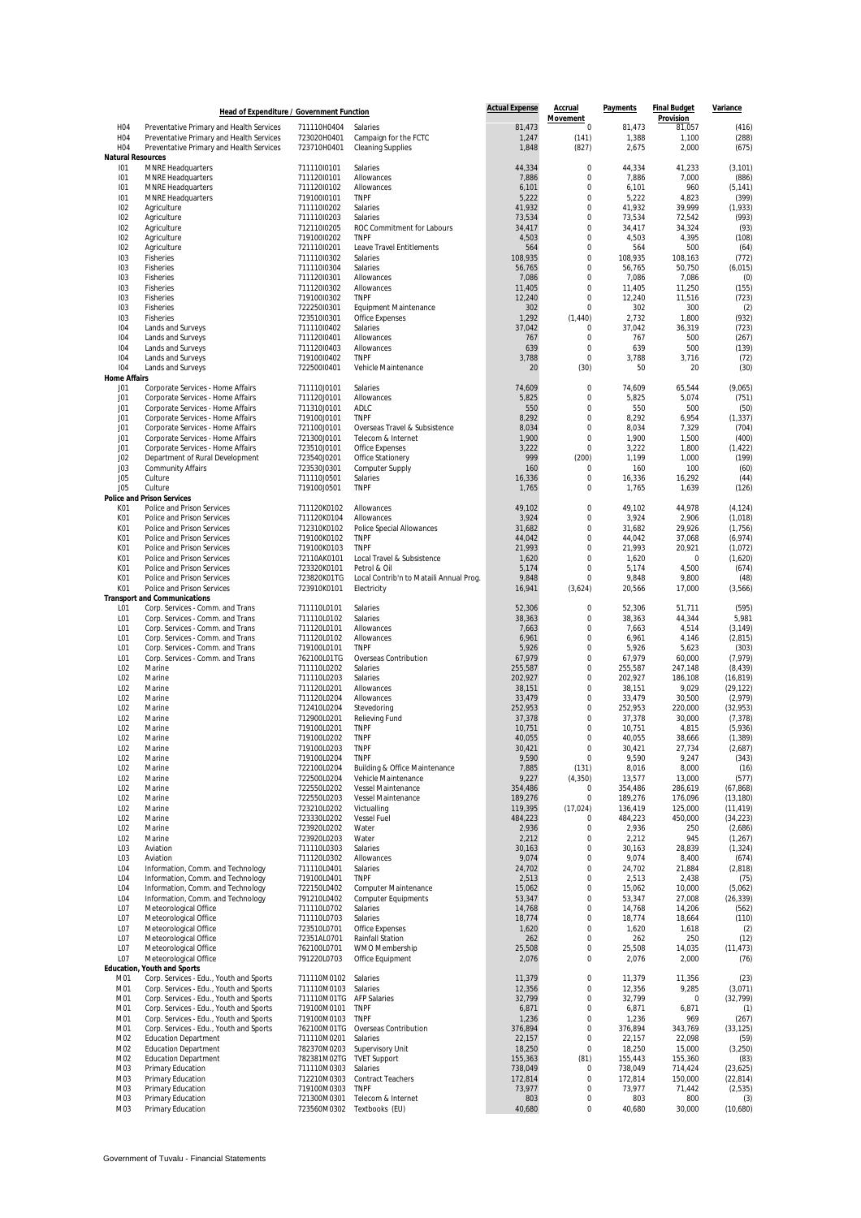| Head of Expenditure / Government Function | | | | Actual Expense | Accrual Movement | Payments | Final Budget Provision | Variance |
|---|---|---|---|---|---|---|---|---|
| H04 | Preventative Primary and Health Services | 711110H0404 | Salaries | 81,473 | 0 | 81,473 | 81,057 | (416) |
| H04 | Preventative Primary and Health Services | 723020H0401 | Campaign for the FCTC | 1,247 | (141) | 1,388 | 1,100 | (288) |
| H04 | Preventative Primary and Health Services | 723710H0401 | Cleaning Supplies | 1,848 | (827) | 2,675 | 2,000 | (675) |
| **Natural Resources** | | | | | | | | |
| I01 | MNRE Headquarters | 711110I0101 | Salaries | 44,334 | 0 | 44,334 | 41,233 | (3,101) |
| I01 | MNRE Headquarters | 711120I0101 | Allowances | 7,886 | 0 | 7,886 | 7,000 | (886) |
| I01 | MNRE Headquarters | 711120I0102 | Allowances | 6,101 | 0 | 6,101 | 960 | (5,141) |
| I01 | MNRE Headquarters | 719100I0101 | TNPF | 5,222 | 0 | 5,222 | 4,823 | (399) |
| I02 | Agriculture | 711110I0202 | Salaries | 41,932 | 0 | 41,932 | 39,999 | (1,933) |
| I02 | Agriculture | 711110I0203 | Salaries | 73,534 | 0 | 73,534 | 72,542 | (993) |
| I02 | Agriculture | 712110I0205 | ROC Commitment for Labours | 34,417 | 0 | 34,417 | 34,324 | (93) |
| I02 | Agriculture | 719100I0202 | TNPF | 4,503 | 0 | 4,503 | 4,395 | (108) |
| I02 | Agriculture | 721110I0201 | Leave Travel Entitlements | 564 | 0 | 564 | 500 | (64) |
| I03 | Fisheries | 711110I0302 | Salaries | 108,935 | 0 | 108,935 | 108,163 | (772) |
| I03 | Fisheries | 711110I0304 | Salaries | 56,765 | 0 | 56,765 | 50,750 | (6,015) |
| I03 | Fisheries | 711120I0301 | Allowances | 7,086 | 0 | 7,086 | 7,086 | (0) |
| I03 | Fisheries | 711120I0302 | Allowances | 11,405 | 0 | 11,405 | 11,250 | (155) |
| I03 | Fisheries | 719100I0302 | TNPF | 12,240 | 0 | 12,240 | 11,516 | (723) |
| I03 | Fisheries | 722250I0301 | Equipment Maintenance | 302 | 0 | 302 | 300 | (2) |
| I03 | Fisheries | 723510I0301 | Office Expenses | 1,292 | (1,440) | 2,732 | 1,800 | (932) |
| I04 | Lands and Surveys | 711110I0402 | Salaries | 37,042 | 0 | 37,042 | 36,319 | (723) |
| I04 | Lands and Surveys | 711120I0401 | Allowances | 767 | 0 | 767 | 500 | (267) |
| I04 | Lands and Surveys | 711120I0403 | Allowances | 639 | 0 | 639 | 500 | (139) |
| I04 | Lands and Surveys | 719100I0402 | TNPF | 3,788 | 0 | 3,788 | 3,716 | (72) |
| I04 | Lands and Surveys | 722500I0401 | Vehicle Maintenance | 20 | (30) | 50 | 20 | (30) |
| **Home Affairs** | | | | | | | | |
| J01 | Corporate Services - Home Affairs | 711110J0101 | Salaries | 74,609 | 0 | 74,609 | 65,544 | (9,065) |
| J01 | Corporate Services - Home Affairs | 711120J0101 | Allowances | 5,825 | 0 | 5,825 | 5,074 | (751) |
| J01 | Corporate Services - Home Affairs | 711310J0101 | ADLC | 550 | 0 | 550 | 500 | (50) |
| J01 | Corporate Services - Home Affairs | 719100J0101 | TNPF | 8,292 | 0 | 8,292 | 6,954 | (1,337) |
| J01 | Corporate Services - Home Affairs | 721100J0101 | Overseas Travel & Subsistence | 8,034 | 0 | 8,034 | 7,329 | (704) |
| J01 | Corporate Services - Home Affairs | 721300J0101 | Telecom & Internet | 1,900 | 0 | 1,900 | 1,500 | (400) |
| J01 | Corporate Services - Home Affairs | 723510J0101 | Office Expenses | 3,222 | 0 | 3,222 | 1,800 | (1,422) |
| J02 | Department of Rural Development | 723540J0201 | Office Stationery | 999 | (200) | 1,199 | 1,000 | (199) |
| J03 | Community Affairs | 723530J0301 | Computer Supply | 160 | 0 | 160 | 100 | (60) |
| J05 | Culture | 711110J0501 | Salaries | 16,336 | 0 | 16,336 | 16,292 | (44) |
| J05 | Culture | 719100J0501 | TNPF | 1,765 | 0 | 1,765 | 1,639 | (126) |
| **Police and Prison Services** | | | | | | | | |
| K01 | Police and Prison Services | 711120K0102 | Allowances | 49,102 | 0 | 49,102 | 44,978 | (4,124) |
| K01 | Police and Prison Services | 711120K0104 | Allowances | 3,924 | 0 | 3,924 | 2,906 | (1,018) |
| K01 | Police and Prison Services | 712310K0102 | Police Special Allowances | 31,682 | 0 | 31,682 | 29,926 | (1,756) |
| K01 | Police and Prison Services | 719100K0102 | TNPF | 44,042 | 0 | 44,042 | 37,068 | (6,974) |
| K01 | Police and Prison Services | 719100K0103 | TNPF | 21,993 | 0 | 21,993 | 20,921 | (1,072) |
| K01 | Police and Prison Services | 72110AK0101 | Local Travel & Subsistence | 1,620 | 0 | 1,620 | 0 | (1,620) |
| K01 | Police and Prison Services | 722320K0101 | Petrol & Oil | 5,174 | 0 | 5,174 | 4,500 | (674) |
| K01 | Police and Prison Services | 723820K01TG | Local Contrib'n to Mataili Annual Prog. | 9,848 | 0 | 9,848 | 9,800 | (48) |
| K01 | Police and Prison Services | 723910K0101 | Electricity | 16,941 | (3,624) | 20,566 | 17,000 | (3,566) |
| **Transport and Communications** | | | | | | | | |
| L01 | Corp. Services - Comm. and Trans | 711110L0101 | Salaries | 52,306 | 0 | 52,306 | 51,711 | (595) |
| L01 | Corp. Services - Comm. and Trans | 711110L0102 | Salaries | 38,363 | 0 | 38,363 | 44,344 | 5,981 |
| L01 | Corp. Services - Comm. and Trans | 711120L0101 | Allowances | 7,663 | 0 | 7,663 | 4,514 | (3,149) |
| L01 | Corp. Services - Comm. and Trans | 711120L0102 | Allowances | 6,961 | 0 | 6,961 | 4,146 | (2,815) |
| L01 | Corp. Services - Comm. and Trans | 719100L0101 | TNPF | 5,926 | 0 | 5,926 | 5,623 | (303) |
| L01 | Corp. Services - Comm. and Trans | 762100L01TG | Overseas Contribution | 67,979 | 0 | 67,979 | 60,000 | (7,979) |
| L02 | Marine | 711110L0202 | Salaries | 255,587 | 0 | 255,587 | 247,148 | (8,439) |
| L02 | Marine | 711110L0203 | Salaries | 202,927 | 0 | 202,927 | 186,108 | (16,819) |
| L02 | Marine | 711120L0201 | Allowances | 38,151 | 0 | 38,151 | 9,029 | (29,122) |
| L02 | Marine | 711120L0204 | Allowances | 33,479 | 0 | 33,479 | 30,500 | (2,979) |
| L02 | Marine | 712410L0204 | Stevedoring | 252,953 | 0 | 252,953 | 220,000 | (32,953) |
| L02 | Marine | 712900L0201 | Relieving Fund | 37,378 | 0 | 37,378 | 30,000 | (7,378) |
| L02 | Marine | 719100L0201 | TNPF | 10,751 | 0 | 10,751 | 4,815 | (5,936) |
| L02 | Marine | 719100L0202 | TNPF | 40,055 | 0 | 40,055 | 38,666 | (1,389) |
| L02 | Marine | 719100L0203 | TNPF | 30,421 | 0 | 30,421 | 27,734 | (2,687) |
| L02 | Marine | 719100L0204 | TNPF | 9,590 | 0 | 9,590 | 9,247 | (343) |
| L02 | Marine | 722100L0204 | Building & Office Maintenance | 7,885 | (131) | 8,016 | 8,000 | (16) |
| L02 | Marine | 722500L0204 | Vehicle Maintenance | 9,227 | (4,350) | 13,577 | 13,000 | (577) |
| L02 | Marine | 722550L0202 | Vessel Maintenance | 354,486 | 0 | 354,486 | 286,619 | (67,868) |
| L02 | Marine | 722550L0203 | Vessel Maintenance | 189,276 | 0 | 189,276 | 176,096 | (13,180) |
| L02 | Marine | 723210L0202 | Victualling | 119,395 | (17,024) | 136,419 | 125,000 | (11,419) |
| L02 | Marine | 723330L0202 | Vessel Fuel | 484,223 | 0 | 484,223 | 450,000 | (34,223) |
| L02 | Marine | 723920L0202 | Water | 2,936 | 0 | 2,936 | 250 | (2,686) |
| L02 | Marine | 723920L0203 | Water | 2,212 | 0 | 2,212 | 945 | (1,267) |
| L03 | Aviation | 711110L0303 | Salaries | 30,163 | 0 | 30,163 | 28,839 | (1,324) |
| L03 | Aviation | 711120L0302 | Allowances | 9,074 | 0 | 9,074 | 8,400 | (674) |
| L04 | Information, Comm. and Technology | 711110L0401 | Salaries | 24,702 | 0 | 24,702 | 21,884 | (2,818) |
| L04 | Information, Comm. and Technology | 719100L0401 | TNPF | 2,513 | 0 | 2,513 | 2,438 | (75) |
| L04 | Information, Comm. and Technology | 722150L0402 | Computer Maintenance | 15,062 | 0 | 15,062 | 10,000 | (5,062) |
| L04 | Information, Comm. and Technology | 791210L0402 | Computer Equipments | 53,347 | 0 | 53,347 | 27,008 | (26,339) |
| L07 | Meteorological Office | 711110L0702 | Salaries | 14,768 | 0 | 14,768 | 14,206 | (562) |
| L07 | Meteorological Office | 711110L0703 | Salaries | 18,774 | 0 | 18,774 | 18,664 | (110) |
| L07 | Meteorological Office | 723510L0701 | Office Expenses | 1,620 | 0 | 1,620 | 1,618 | (2) |
| L07 | Meteorological Office | 72351AL0701 | Rainfall Station | 262 | 0 | 262 | 250 | (12) |
| L07 | Meteorological Office | 762100L0701 | WMO Membership | 25,508 | 0 | 25,508 | 14,035 | (11,473) |
| L07 | Meteorological Office | 791220L0703 | Office Equipment | 2,076 | 0 | 2,076 | 2,000 | (76) |
| **Education, Youth and Sports** | | | | | | | | |
| M01 | Corp. Services - Edu., Youth and Sports | 711110M0102 | Salaries | 11,379 | 0 | 11,379 | 11,356 | (23) |
| M01 | Corp. Services - Edu., Youth and Sports | 711110M0103 | Salaries | 12,356 | 0 | 12,356 | 9,285 | (3,071) |
| M01 | Corp. Services - Edu., Youth and Sports | 711110M01TG | AFP Salaries | 32,799 | 0 | 32,799 | 0 | (32,799) |
| M01 | Corp. Services - Edu., Youth and Sports | 719100M0101 | TNPF | 6,871 | 0 | 6,871 | 6,871 | (1) |
| M01 | Corp. Services - Edu., Youth and Sports | 719100M0103 | TNPF | 1,236 | 0 | 1,236 | 969 | (267) |
| M01 | Corp. Services - Edu., Youth and Sports | 762100M01TG | Overseas Contribution | 376,894 | 0 | 376,894 | 343,769 | (33,125) |
| M02 | Education Department | 711110M0201 | Salaries | 22,157 | 0 | 22,157 | 22,098 | (59) |
| M02 | Education Department | 782370M0203 | Supervisory Unit | 18,250 | 0 | 18,250 | 15,000 | (3,250) |
| M02 | Education Department | 782381M02TG | TVET Support | 155,363 | (81) | 155,443 | 155,360 | (83) |
| M03 | Primary Education | 711110M0303 | Salaries | 738,049 | 0 | 738,049 | 714,424 | (23,625) |
| M03 | Primary Education | 712210M0303 | Contract Teachers | 172,814 | 0 | 172,814 | 150,000 | (22,814) |
| M03 | Primary Education | 719100M0303 | TNPF | 73,977 | 0 | 73,977 | 71,442 | (2,535) |
| M03 | Primary Education | 721300M0301 | Telecom & Internet | 803 | 0 | 803 | 800 | (3) |
| M03 | Primary Education | 723560M0302 | Textbooks (EU) | 40,680 | 0 | 40,680 | 30,000 | (10,680) |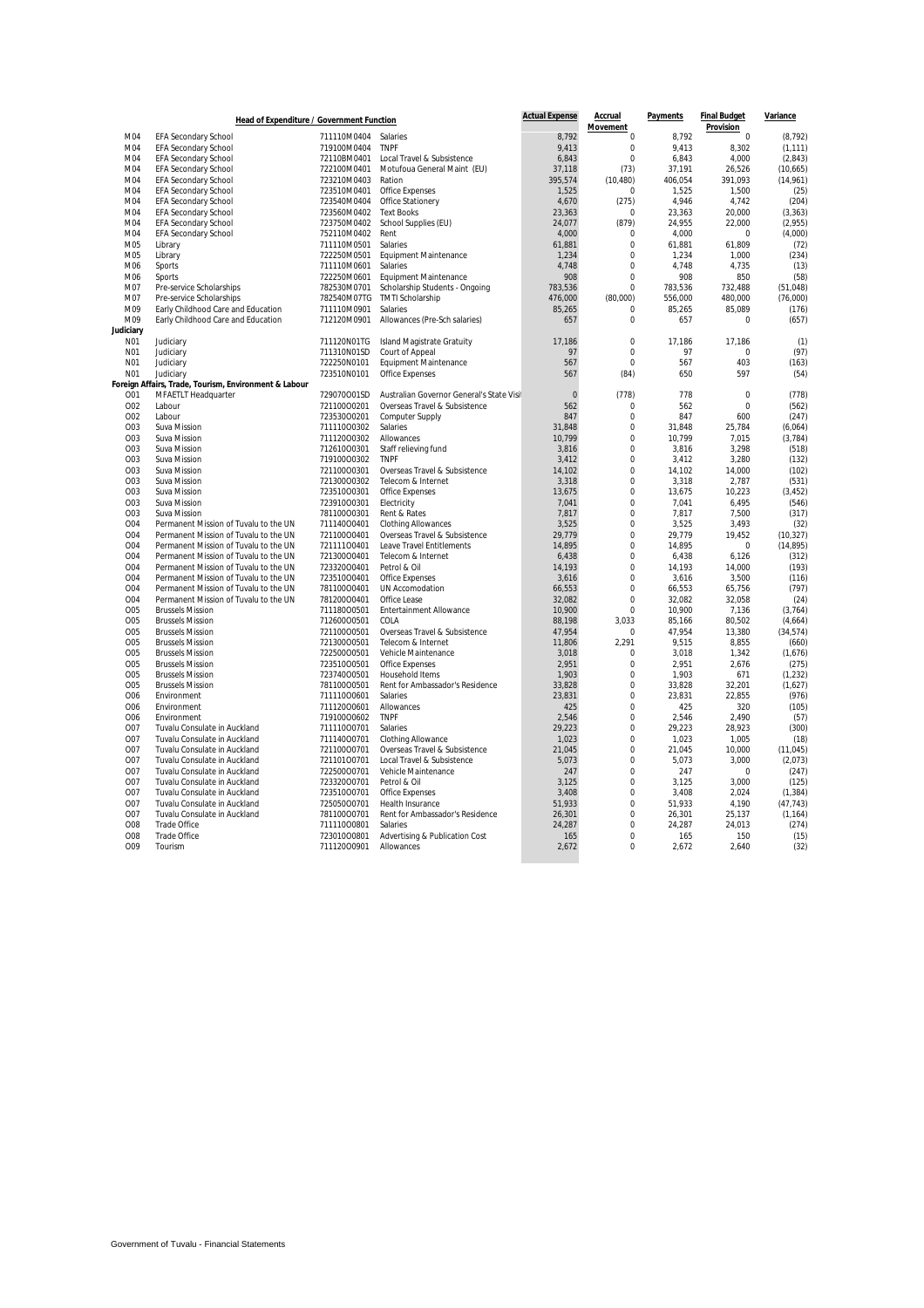| Head of Expenditure / Government Function | | | | Actual Expense | Accrual Movement | Payments | Final Budget Provision | Variance |
|---|---|---|---|---|---|---|---|---|
| M04 | EFA Secondary School | 711110M0404 | Salaries | 8,792 | 0 | 8,792 | 0 | (8,792) |
| M04 | EFA Secondary School | 719100M0404 | TNPF | 9,413 | 0 | 9,413 | 8,302 | (1,111) |
| M04 | EFA Secondary School | 72110BM0401 | Local Travel & Subsistence | 6,843 | 0 | 6,843 | 4,000 | (2,843) |
| M04 | EFA Secondary School | 722100M0401 | Motufoua General Maint (EU) | 37,118 | (73) | 37,191 | 26,526 | (10,665) |
| M04 | EFA Secondary School | 723210M0403 | Ration | 395,574 | (10,480) | 406,054 | 391,093 | (14,961) |
| M04 | EFA Secondary School | 723510M0401 | Office Expenses | 1,525 | 0 | 1,525 | 1,500 | (25) |
| M04 | EFA Secondary School | 723540M0404 | Office Stationery | 4,670 | (275) | 4,946 | 4,742 | (204) |
| M04 | EFA Secondary School | 723560M0402 | Text Books | 23,363 | 0 | 23,363 | 20,000 | (3,363) |
| M04 | EFA Secondary School | 723750M0402 | School Supplies (EU) | 24,077 | (879) | 24,955 | 22,000 | (2,955) |
| M04 | EFA Secondary School | 752110M0402 | Rent | 4,000 | 0 | 4,000 | 0 | (4,000) |
| M05 | Library | 711110M0501 | Salaries | 61,881 | 0 | 61,881 | 61,809 | (72) |
| M05 | Library | 722250M0501 | Equipment Maintenance | 1,234 | 0 | 1,234 | 1,000 | (234) |
| M06 | Sports | 711110M0601 | Salaries | 4,748 | 0 | 4,748 | 4,735 | (13) |
| M06 | Sports | 722250M0601 | Equipment Maintenance | 908 | 0 | 908 | 850 | (58) |
| M07 | Pre-service Scholarships | 782530M0701 | Scholarship Students - Ongoing | 783,536 | 0 | 783,536 | 732,488 | (51,048) |
| M07 | Pre-service Scholarships | 782540M07TG | TMTI Scholarship | 476,000 | (80,000) | 556,000 | 480,000 | (76,000) |
| M09 | Early Childhood Care and Education | 711110M0901 | Salaries | 85,265 | 0 | 85,265 | 85,089 | (176) |
| M09 | Early Childhood Care and Education | 712120M0901 | Allowances (Pre-Sch salaries) | 657 | 0 | 657 | 0 | (657) |
| **Judiciary** | | | | | | | | |
| N01 | Judiciary | 711120N01TG | Island Magistrate Gratuity | 17,186 | 0 | 17,186 | 17,186 | (1) |
| N01 | Judiciary | 711310N01SD | Court of Appeal | 97 | 0 | 97 | 0 | (97) |
| N01 | Judiciary | 722250N0101 | Equipment Maintenance | 567 | 0 | 567 | 403 | (163) |
| N01 | Judiciary | 723510N0101 | Office Expenses | 567 | (84) | 650 | 597 | (54) |
| **Foreign Affairs, Trade, Tourism, Environment & Labour** | | | | | | | | |
| O01 | MFAETLT Headquarter | 729070O01SD | Australian Governor General's State Visi | 0 | (778) | 778 | 0 | (778) |
| O02 | Labour | 72110O0201 | Overseas Travel & Subsistence | 562 | 0 | 562 | 0 | (562) |
| O02 | Labour | 72353O0201 | Computer Supply | 847 | 0 | 847 | 600 | (247) |
| O03 | Suva Mission | 71111O0302 | Salaries | 31,848 | 0 | 31,848 | 25,784 | (6,064) |
| O03 | Suva Mission | 71112O0302 | Allowances | 10,799 | 0 | 10,799 | 7,015 | (3,784) |
| O03 | Suva Mission | 71261O0301 | Staff relieving fund | 3,816 | 0 | 3,816 | 3,298 | (518) |
| O03 | Suva Mission | 71910O0302 | TNPF | 3,412 | 0 | 3,412 | 3,280 | (132) |
| O03 | Suva Mission | 72110O0301 | Overseas Travel & Subsistence | 14,102 | 0 | 14,102 | 14,000 | (102) |
| O03 | Suva Mission | 72130O0302 | Telecom & Internet | 3,318 | 0 | 3,318 | 2,787 | (531) |
| O03 | Suva Mission | 72351O0301 | Office Expenses | 13,675 | 0 | 13,675 | 10,223 | (3,452) |
| O03 | Suva Mission | 72391O0301 | Electricity | 7,041 | 0 | 7,041 | 6,495 | (546) |
| O03 | Suva Mission | 78110O0301 | Rent & Rates | 7,817 | 0 | 7,817 | 7,500 | (317) |
| O04 | Permanent Mission of Tuvalu to the UN | 71114O0401 | Clothing Allowances | 3,525 | 0 | 3,525 | 3,493 | (32) |
| O04 | Permanent Mission of Tuvalu to the UN | 72110O0401 | Overseas Travel & Subsistence | 29,779 | 0 | 29,779 | 19,452 | (10,327) |
| O04 | Permanent Mission of Tuvalu to the UN | 72111O0401 | Leave Travel Entitlements | 14,895 | 0 | 14,895 | 0 | (14,895) |
| O04 | Permanent Mission of Tuvalu to the UN | 72130O0401 | Telecom & Internet | 6,438 | 0 | 6,438 | 6,126 | (312) |
| O04 | Permanent Mission of Tuvalu to the UN | 72332O0401 | Petrol & Oil | 14,193 | 0 | 14,193 | 14,000 | (193) |
| O04 | Permanent Mission of Tuvalu to the UN | 72351O0401 | Office Expenses | 3,616 | 0 | 3,616 | 3,500 | (116) |
| O04 | Permanent Mission of Tuvalu to the UN | 78110O0401 | UN Accomodation | 66,553 | 0 | 66,553 | 65,756 | (797) |
| O04 | Permanent Mission of Tuvalu to the UN | 78120O0401 | Office Lease | 32,082 | 0 | 32,082 | 32,058 | (24) |
| O05 | Brussels Mission | 71118O0501 | Entertainment Allowance | 10,900 | 0 | 10,900 | 7,136 | (3,764) |
| O05 | Brussels Mission | 71260O0501 | COLA | 88,198 | 3,033 | 85,166 | 80,502 | (4,664) |
| O05 | Brussels Mission | 72110O0501 | Overseas Travel & Subsistence | 47,954 | 0 | 47,954 | 13,380 | (34,574) |
| O05 | Brussels Mission | 72130O0501 | Telecom & Internet | 11,806 | 2,291 | 9,515 | 8,855 | (660) |
| O05 | Brussels Mission | 72250O0501 | Vehicle Maintenance | 3,018 | 0 | 3,018 | 1,342 | (1,676) |
| O05 | Brussels Mission | 72351O0501 | Office Expenses | 2,951 | 0 | 2,951 | 2,676 | (275) |
| O05 | Brussels Mission | 72374O0501 | Household Items | 1,903 | 0 | 1,903 | 671 | (1,232) |
| O05 | Brussels Mission | 78110O0501 | Rent for Ambassador's Residence | 33,828 | 0 | 33,828 | 32,201 | (1,627) |
| O06 | Environment | 71111O0601 | Salaries | 23,831 | 0 | 23,831 | 22,855 | (976) |
| O06 | Environment | 71112O0601 | Allowances | 425 | 0 | 425 | 320 | (105) |
| O06 | Environment | 71910O0602 | TNPF | 2,546 | 0 | 2,546 | 2,490 | (57) |
| O07 | Tuvalu Consulate in Auckland | 71111O0701 | Salaries | 29,223 | 0 | 29,223 | 28,923 | (300) |
| O07 | Tuvalu Consulate in Auckland | 71114O0701 | Clothing Allowance | 1,023 | 0 | 1,023 | 1,005 | (18) |
| O07 | Tuvalu Consulate in Auckland | 72110O0701 | Overseas Travel & Subsistence | 21,045 | 0 | 21,045 | 10,000 | (11,045) |
| O07 | Tuvalu Consulate in Auckland | 72101O0701 | Local Travel & Subsistence | 5,073 | 0 | 5,073 | 3,000 | (2,073) |
| O07 | Tuvalu Consulate in Auckland | 72250O0701 | Vehicle Maintenance | 247 | 0 | 247 | 0 | (247) |
| O07 | Tuvalu Consulate in Auckland | 72332O0701 | Petrol & Oil | 3,125 | 0 | 3,125 | 3,000 | (125) |
| O07 | Tuvalu Consulate in Auckland | 72351O0701 | Office Expenses | 3,408 | 0 | 3,408 | 2,024 | (1,384) |
| O07 | Tuvalu Consulate in Auckland | 72505O0701 | Health Insurance | 51,933 | 0 | 51,933 | 4,190 | (47,743) |
| O07 | Tuvalu Consulate in Auckland | 78110O0701 | Rent for Ambassador's Residence | 26,301 | 0 | 26,301 | 25,137 | (1,164) |
| O08 | Trade Office | 71111O0801 | Salaries | 24,287 | 0 | 24,287 | 24,013 | (274) |
| O08 | Trade Office | 72301O0801 | Advertising & Publication Cost | 165 | 0 | 165 | 150 | (15) |
| O09 | Tourism | 71112O0901 | Allowances | 2,672 | 0 | 2,672 | 2,640 | (32) |